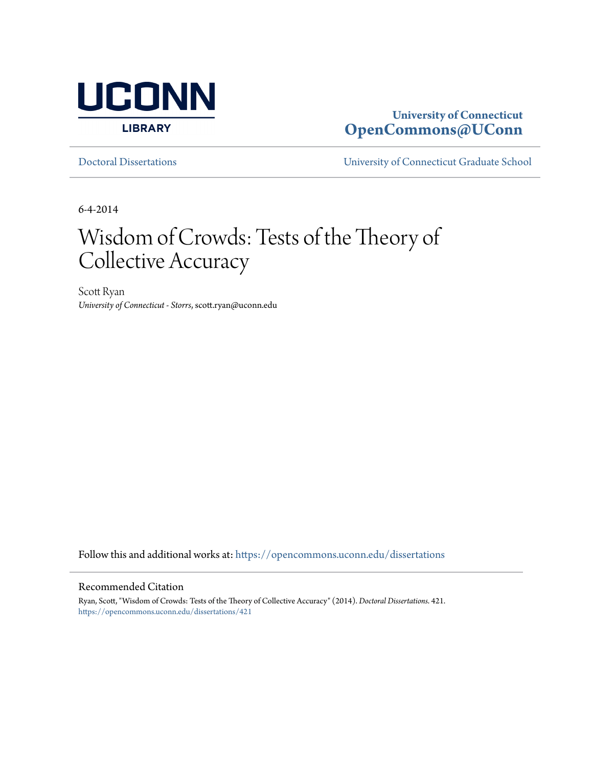UCONN LIBRARY

**University of Connecticut**
**OpenCommons@UConn**

Doctoral Dissertations | University of Connecticut Graduate School

6-4-2014

# Wisdom of Crowds: Tests of the Theory of Collective Accuracy

Scott Ryan
*University of Connecticut - Storrs*, scott.ryan@uconn.edu

Follow this and additional works at: https://opencommons.uconn.edu/dissertations

## Recommended Citation

Ryan, Scott, "Wisdom of Crowds: Tests of the Theory of Collective Accuracy" (2014). *Doctoral Dissertations*. 421.
https://opencommons.uconn.edu/dissertations/421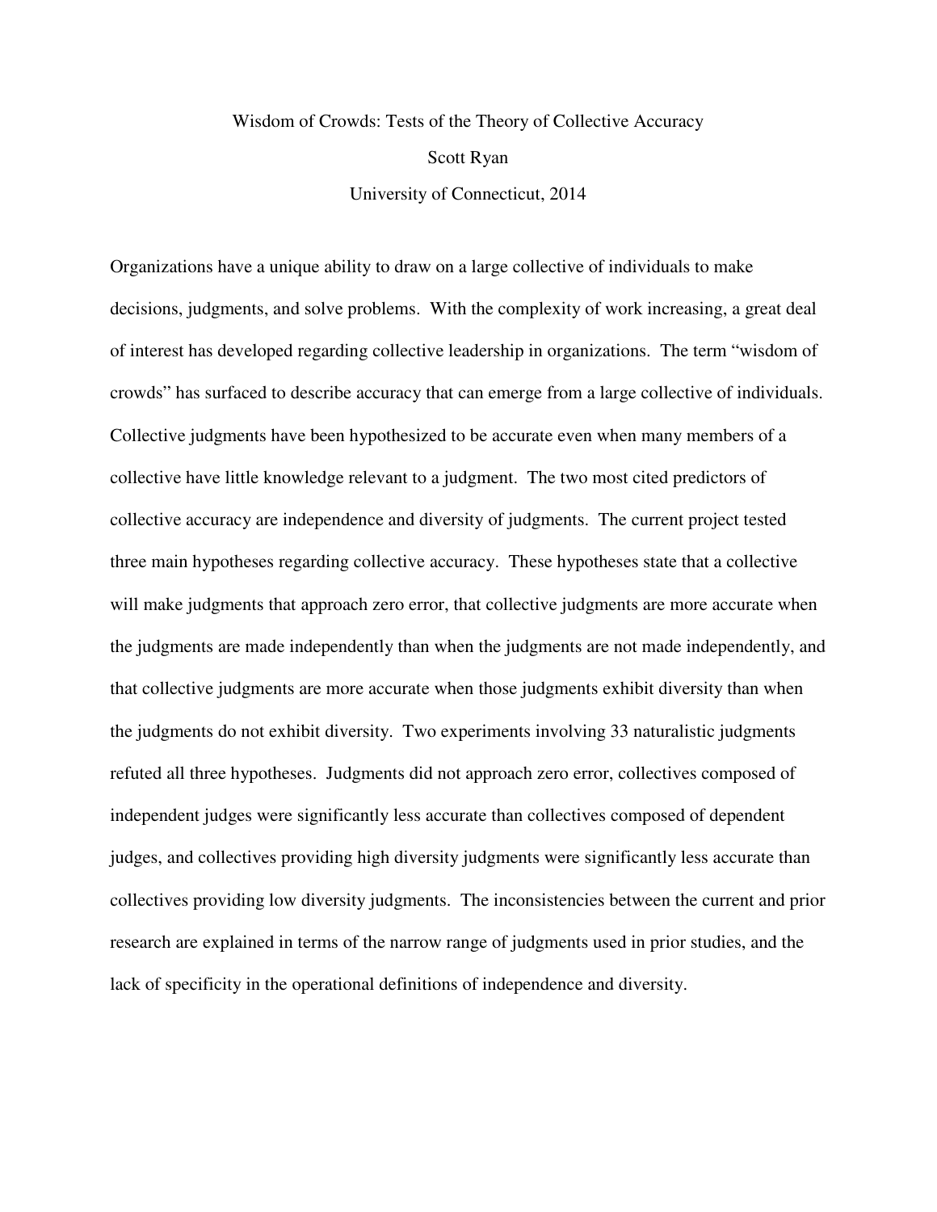Wisdom of Crowds: Tests of the Theory of Collective Accuracy

Scott Ryan

University of Connecticut, 2014

Organizations have a unique ability to draw on a large collective of individuals to make decisions, judgments, and solve problems. With the complexity of work increasing, a great deal of interest has developed regarding collective leadership in organizations. The term "wisdom of crowds" has surfaced to describe accuracy that can emerge from a large collective of individuals. Collective judgments have been hypothesized to be accurate even when many members of a collective have little knowledge relevant to a judgment. The two most cited predictors of collective accuracy are independence and diversity of judgments. The current project tested three main hypotheses regarding collective accuracy. These hypotheses state that a collective will make judgments that approach zero error, that collective judgments are more accurate when the judgments are made independently than when the judgments are not made independently, and that collective judgments are more accurate when those judgments exhibit diversity than when the judgments do not exhibit diversity. Two experiments involving 33 naturalistic judgments refuted all three hypotheses. Judgments did not approach zero error, collectives composed of independent judges were significantly less accurate than collectives composed of dependent judges, and collectives providing high diversity judgments were significantly less accurate than collectives providing low diversity judgments. The inconsistencies between the current and prior research are explained in terms of the narrow range of judgments used in prior studies, and the lack of specificity in the operational definitions of independence and diversity.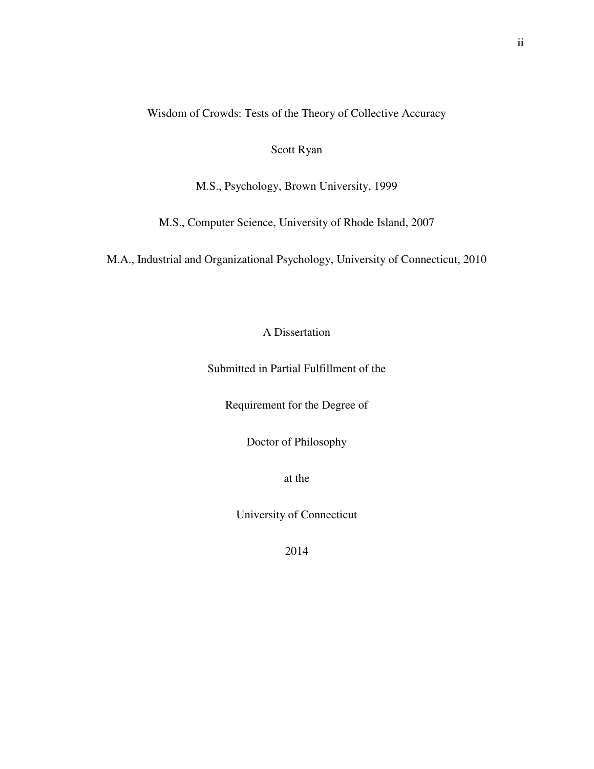Wisdom of Crowds: Tests of the Theory of Collective Accuracy

Scott Ryan

M.S., Psychology, Brown University, 1999

M.S., Computer Science, University of Rhode Island, 2007

M.A., Industrial and Organizational Psychology, University of Connecticut, 2010

A Dissertation

Submitted in Partial Fulfillment of the

Requirement for the Degree of

Doctor of Philosophy

at the

University of Connecticut

2014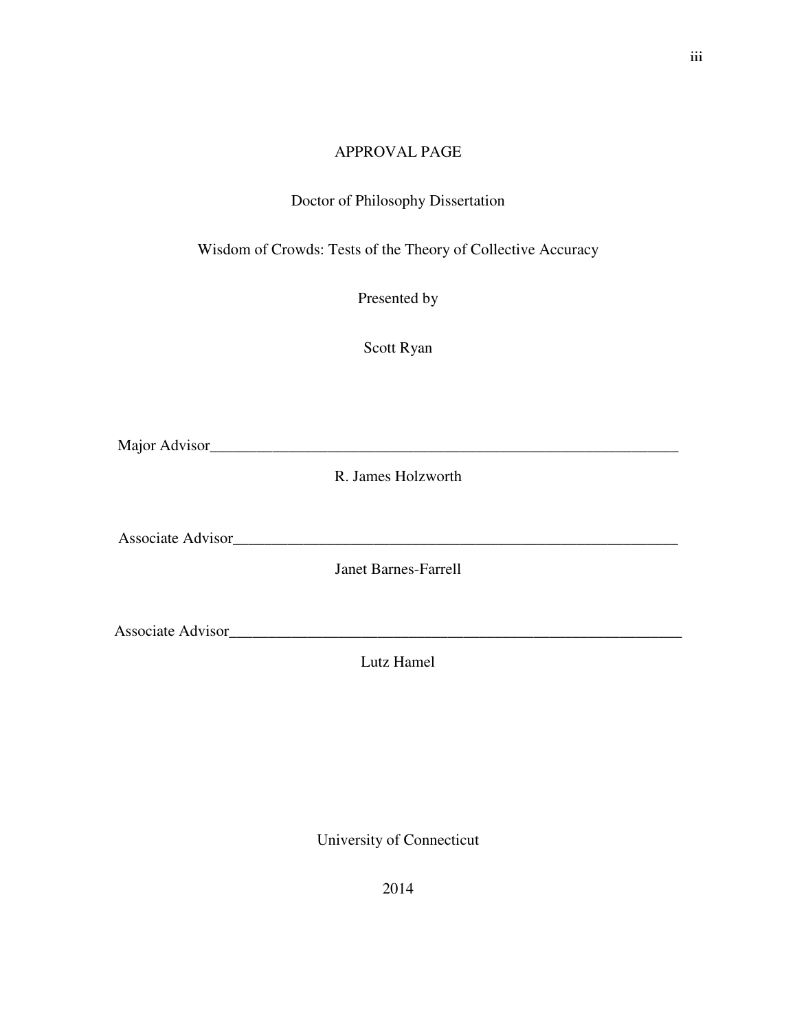APPROVAL PAGE

Doctor of Philosophy Dissertation

Wisdom of Crowds: Tests of the Theory of Collective Accuracy

Presented by

Scott Ryan

Major Advisor_______________________________________________________________

R. James Holzworth

Associate Advisor____________________________________________________________

Janet Barnes-Farrell

Associate Advisor____________________________________________________________

Lutz Hamel

University of Connecticut

2014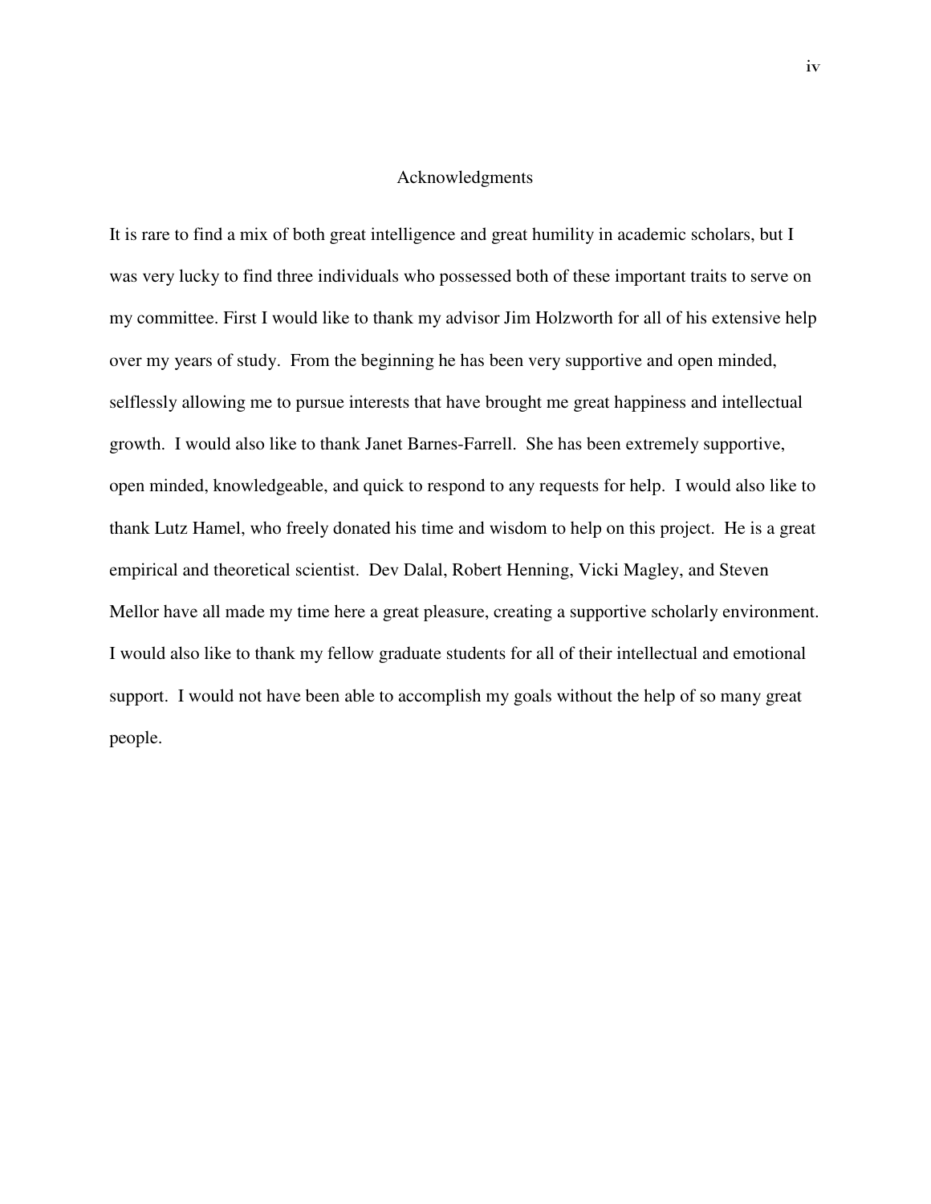## Acknowledgments

It is rare to find a mix of both great intelligence and great humility in academic scholars, but I was very lucky to find three individuals who possessed both of these important traits to serve on my committee. First I would like to thank my advisor Jim Holzworth for all of his extensive help over my years of study. From the beginning he has been very supportive and open minded, selflessly allowing me to pursue interests that have brought me great happiness and intellectual growth. I would also like to thank Janet Barnes-Farrell. She has been extremely supportive, open minded, knowledgeable, and quick to respond to any requests for help. I would also like to thank Lutz Hamel, who freely donated his time and wisdom to help on this project. He is a great empirical and theoretical scientist. Dev Dalal, Robert Henning, Vicki Magley, and Steven Mellor have all made my time here a great pleasure, creating a supportive scholarly environment. I would also like to thank my fellow graduate students for all of their intellectual and emotional support. I would not have been able to accomplish my goals without the help of so many great people.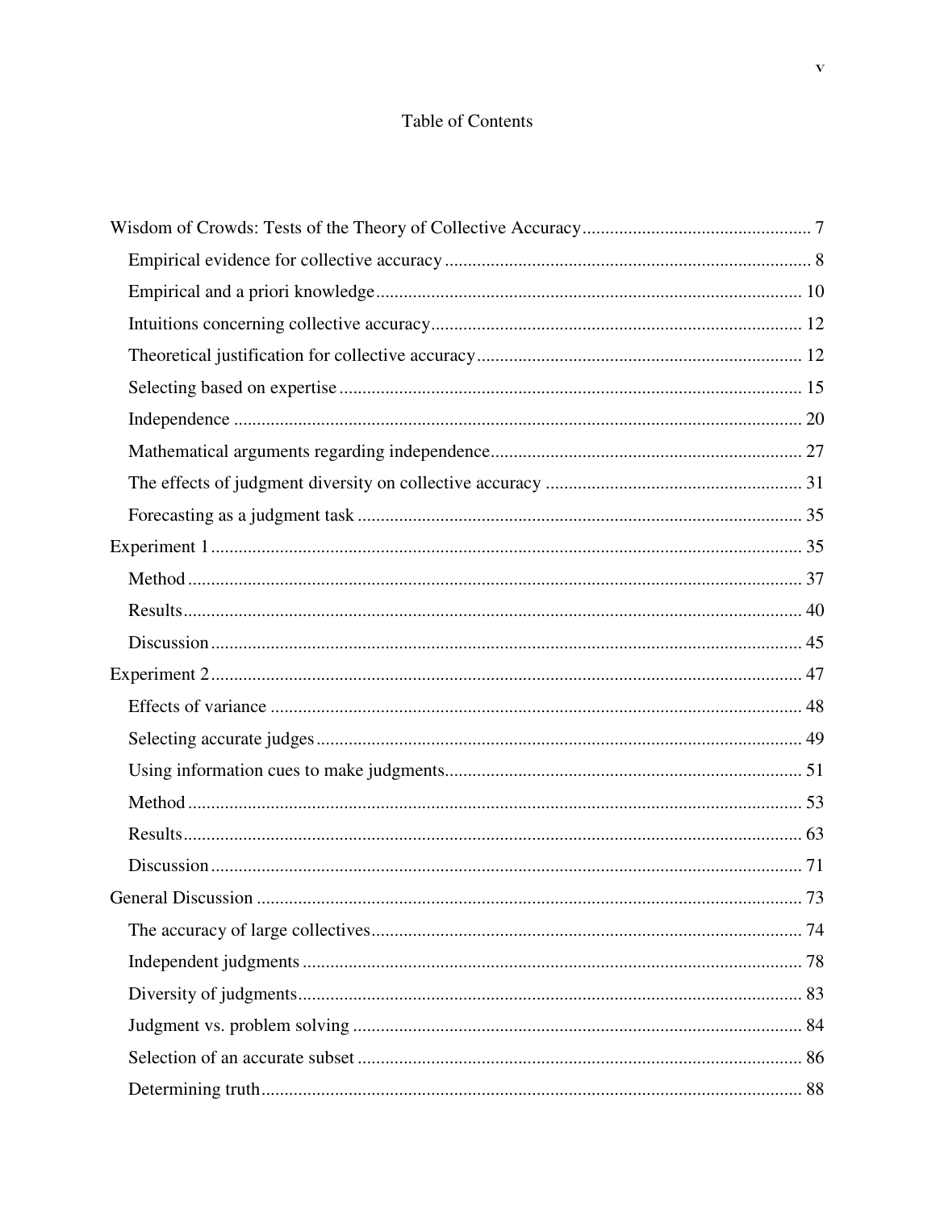# Table of Contents

Wisdom of Crowds: Tests of the Theory of Collective Accuracy ........................................ 7

- Empirical evidence for collective accuracy ........................................ 8
- Empirical and a priori knowledge ........................................ 10
- Intuitions concerning collective accuracy ........................................ 12
- Theoretical justification for collective accuracy ........................................ 12
- Selecting based on expertise ........................................ 15
- Independence ........................................ 20
- Mathematical arguments regarding independence ........................................ 27
- The effects of judgment diversity on collective accuracy ........................................ 31
- Forecasting as a judgment task ........................................ 35

Experiment 1 ........................................ 35

- Method ........................................ 37
- Results ........................................ 40
- Discussion ........................................ 45

Experiment 2 ........................................ 47

- Effects of variance ........................................ 48
- Selecting accurate judges ........................................ 49
- Using information cues to make judgments ........................................ 51
- Method ........................................ 53
- Results ........................................ 63
- Discussion ........................................ 71

General Discussion ........................................ 73

- The accuracy of large collectives ........................................ 74
- Independent judgments ........................................ 78
- Diversity of judgments ........................................ 83
- Judgment vs. problem solving ........................................ 84
- Selection of an accurate subset ........................................ 86
- Determining truth ........................................ 88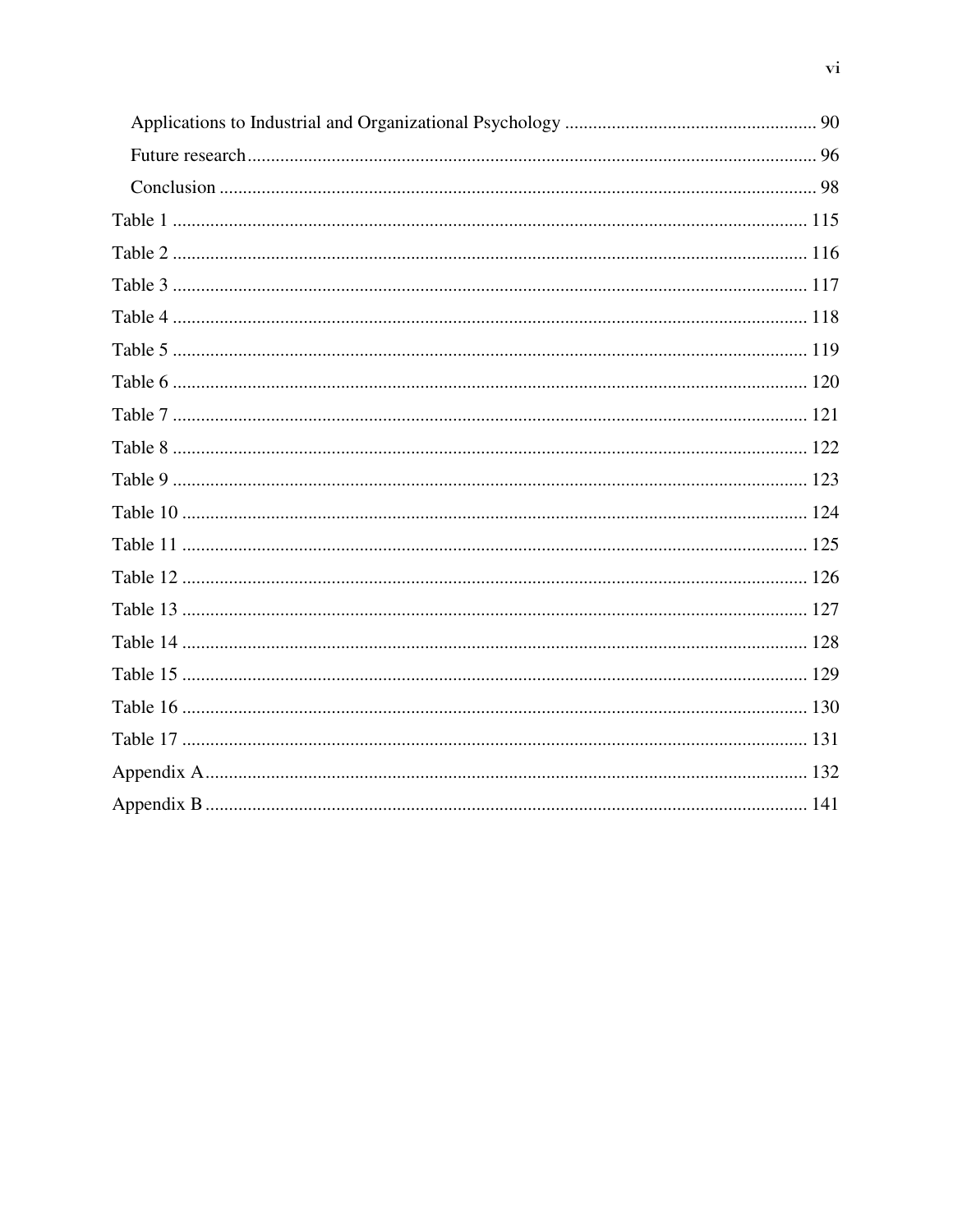Applications to Industrial and Organizational Psychology ..................................................... 90

Future research ........................................................................................................................ 96

Conclusion .............................................................................................................................. 98

Table 1 ...................................................................................................................................... 115

Table 2 ...................................................................................................................................... 116

Table 3 ...................................................................................................................................... 117

Table 4 ...................................................................................................................................... 118

Table 5 ...................................................................................................................................... 119

Table 6 ...................................................................................................................................... 120

Table 7 ...................................................................................................................................... 121

Table 8 ...................................................................................................................................... 122

Table 9 ...................................................................................................................................... 123

Table 10 .................................................................................................................................... 124

Table 11 .................................................................................................................................... 125

Table 12 .................................................................................................................................... 126

Table 13 .................................................................................................................................... 127

Table 14 .................................................................................................................................... 128

Table 15 .................................................................................................................................... 129

Table 16 .................................................................................................................................... 130

Table 17 .................................................................................................................................... 131

Appendix A ............................................................................................................................... 132

Appendix B ............................................................................................................................... 141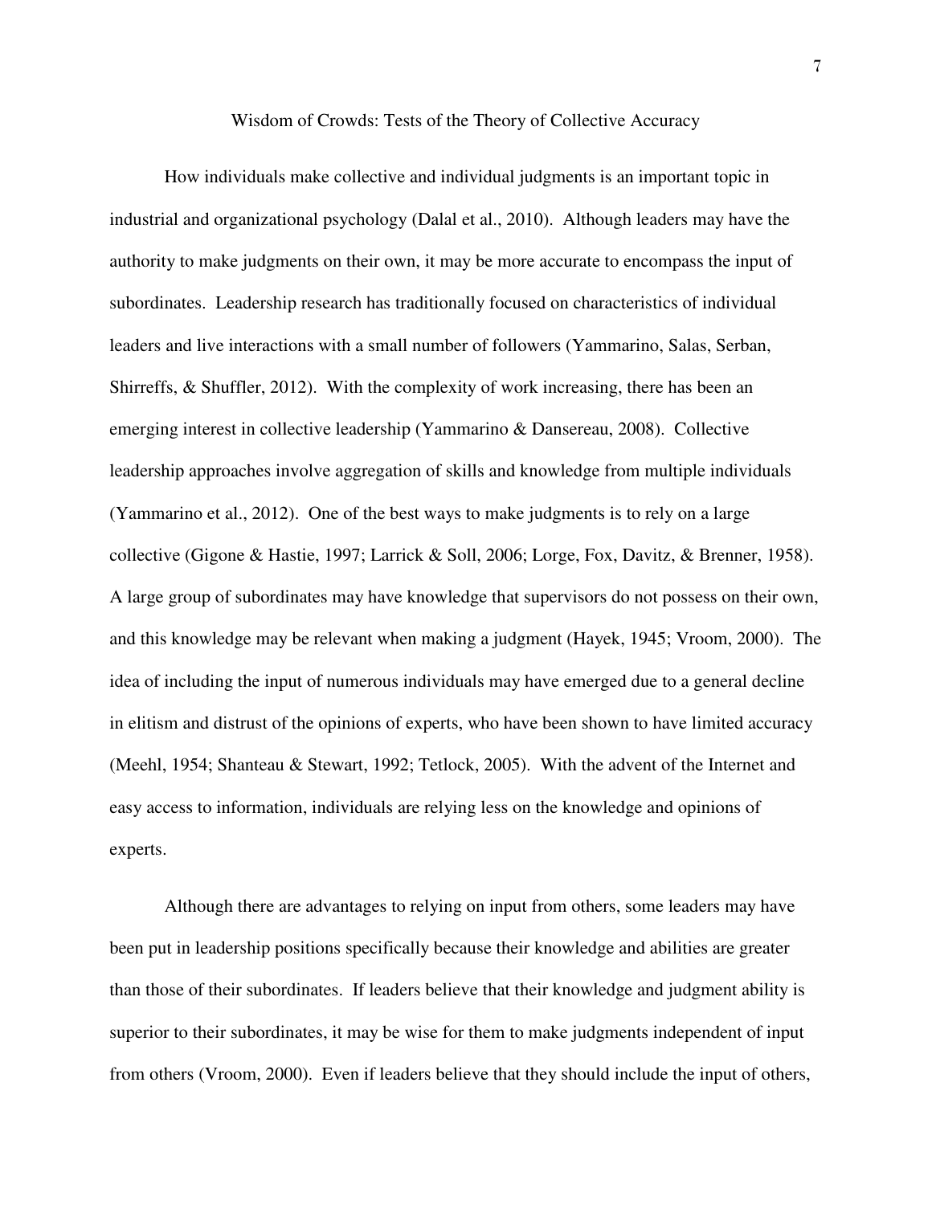# Wisdom of Crowds: Tests of the Theory of Collective Accuracy

How individuals make collective and individual judgments is an important topic in industrial and organizational psychology (Dalal et al., 2010). Although leaders may have the authority to make judgments on their own, it may be more accurate to encompass the input of subordinates. Leadership research has traditionally focused on characteristics of individual leaders and live interactions with a small number of followers (Yammarino, Salas, Serban, Shirreffs, & Shuffler, 2012). With the complexity of work increasing, there has been an emerging interest in collective leadership (Yammarino & Dansereau, 2008). Collective leadership approaches involve aggregation of skills and knowledge from multiple individuals (Yammarino et al., 2012). One of the best ways to make judgments is to rely on a large collective (Gigone & Hastie, 1997; Larrick & Soll, 2006; Lorge, Fox, Davitz, & Brenner, 1958). A large group of subordinates may have knowledge that supervisors do not possess on their own, and this knowledge may be relevant when making a judgment (Hayek, 1945; Vroom, 2000). The idea of including the input of numerous individuals may have emerged due to a general decline in elitism and distrust of the opinions of experts, who have been shown to have limited accuracy (Meehl, 1954; Shanteau & Stewart, 1992; Tetlock, 2005). With the advent of the Internet and easy access to information, individuals are relying less on the knowledge and opinions of experts.

Although there are advantages to relying on input from others, some leaders may have been put in leadership positions specifically because their knowledge and abilities are greater than those of their subordinates. If leaders believe that their knowledge and judgment ability is superior to their subordinates, it may be wise for them to make judgments independent of input from others (Vroom, 2000). Even if leaders believe that they should include the input of others,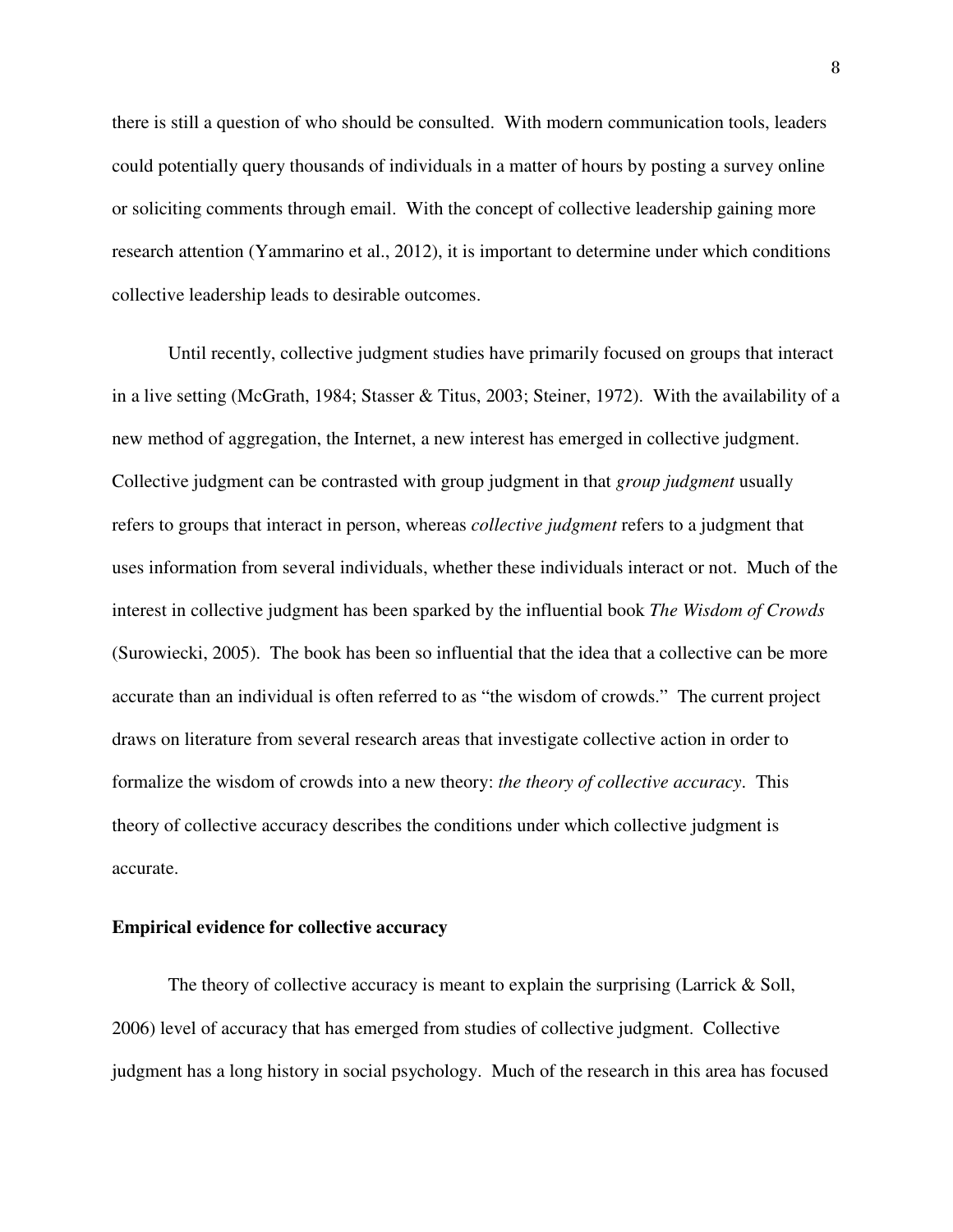there is still a question of who should be consulted. With modern communication tools, leaders could potentially query thousands of individuals in a matter of hours by posting a survey online or soliciting comments through email. With the concept of collective leadership gaining more research attention (Yammarino et al., 2012), it is important to determine under which conditions collective leadership leads to desirable outcomes.

Until recently, collective judgment studies have primarily focused on groups that interact in a live setting (McGrath, 1984; Stasser & Titus, 2003; Steiner, 1972). With the availability of a new method of aggregation, the Internet, a new interest has emerged in collective judgment. Collective judgment can be contrasted with group judgment in that *group judgment* usually refers to groups that interact in person, whereas *collective judgment* refers to a judgment that uses information from several individuals, whether these individuals interact or not. Much of the interest in collective judgment has been sparked by the influential book *The Wisdom of Crowds* (Surowiecki, 2005). The book has been so influential that the idea that a collective can be more accurate than an individual is often referred to as "the wisdom of crowds." The current project draws on literature from several research areas that investigate collective action in order to formalize the wisdom of crowds into a new theory: *the theory of collective accuracy*. This theory of collective accuracy describes the conditions under which collective judgment is accurate.

**Empirical evidence for collective accuracy**

The theory of collective accuracy is meant to explain the surprising (Larrick & Soll, 2006) level of accuracy that has emerged from studies of collective judgment. Collective judgment has a long history in social psychology. Much of the research in this area has focused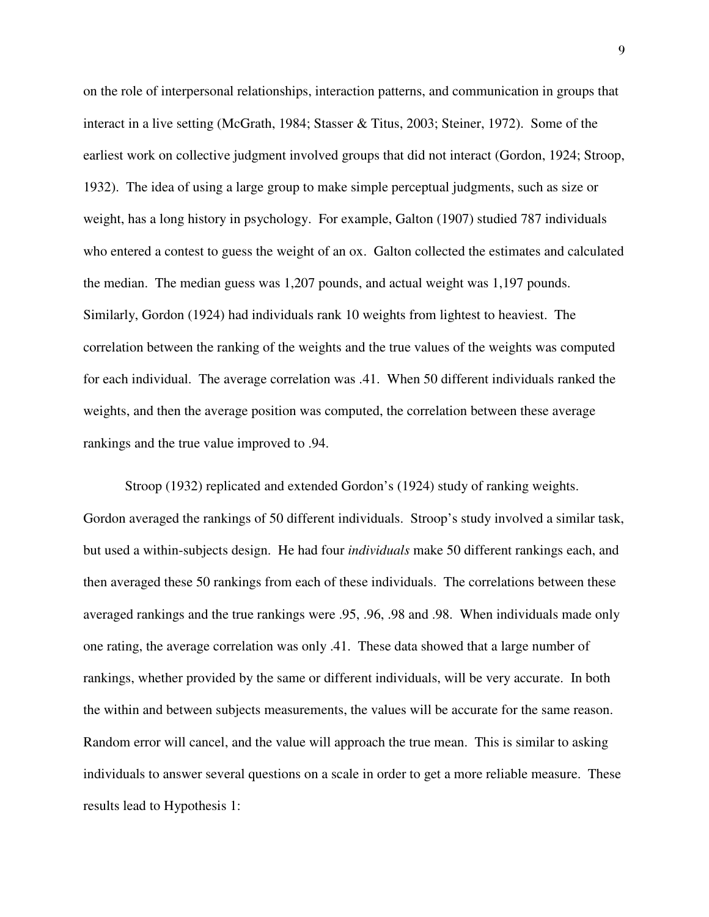on the role of interpersonal relationships, interaction patterns, and communication in groups that interact in a live setting (McGrath, 1984; Stasser & Titus, 2003; Steiner, 1972). Some of the earliest work on collective judgment involved groups that did not interact (Gordon, 1924; Stroop, 1932). The idea of using a large group to make simple perceptual judgments, such as size or weight, has a long history in psychology. For example, Galton (1907) studied 787 individuals who entered a contest to guess the weight of an ox. Galton collected the estimates and calculated the median. The median guess was 1,207 pounds, and actual weight was 1,197 pounds. Similarly, Gordon (1924) had individuals rank 10 weights from lightest to heaviest. The correlation between the ranking of the weights and the true values of the weights was computed for each individual. The average correlation was .41. When 50 different individuals ranked the weights, and then the average position was computed, the correlation between these average rankings and the true value improved to .94.

Stroop (1932) replicated and extended Gordon's (1924) study of ranking weights. Gordon averaged the rankings of 50 different individuals. Stroop's study involved a similar task, but used a within-subjects design. He had four *individuals* make 50 different rankings each, and then averaged these 50 rankings from each of these individuals. The correlations between these averaged rankings and the true rankings were .95, .96, .98 and .98. When individuals made only one rating, the average correlation was only .41. These data showed that a large number of rankings, whether provided by the same or different individuals, will be very accurate. In both the within and between subjects measurements, the values will be accurate for the same reason. Random error will cancel, and the value will approach the true mean. This is similar to asking individuals to answer several questions on a scale in order to get a more reliable measure. These results lead to Hypothesis 1: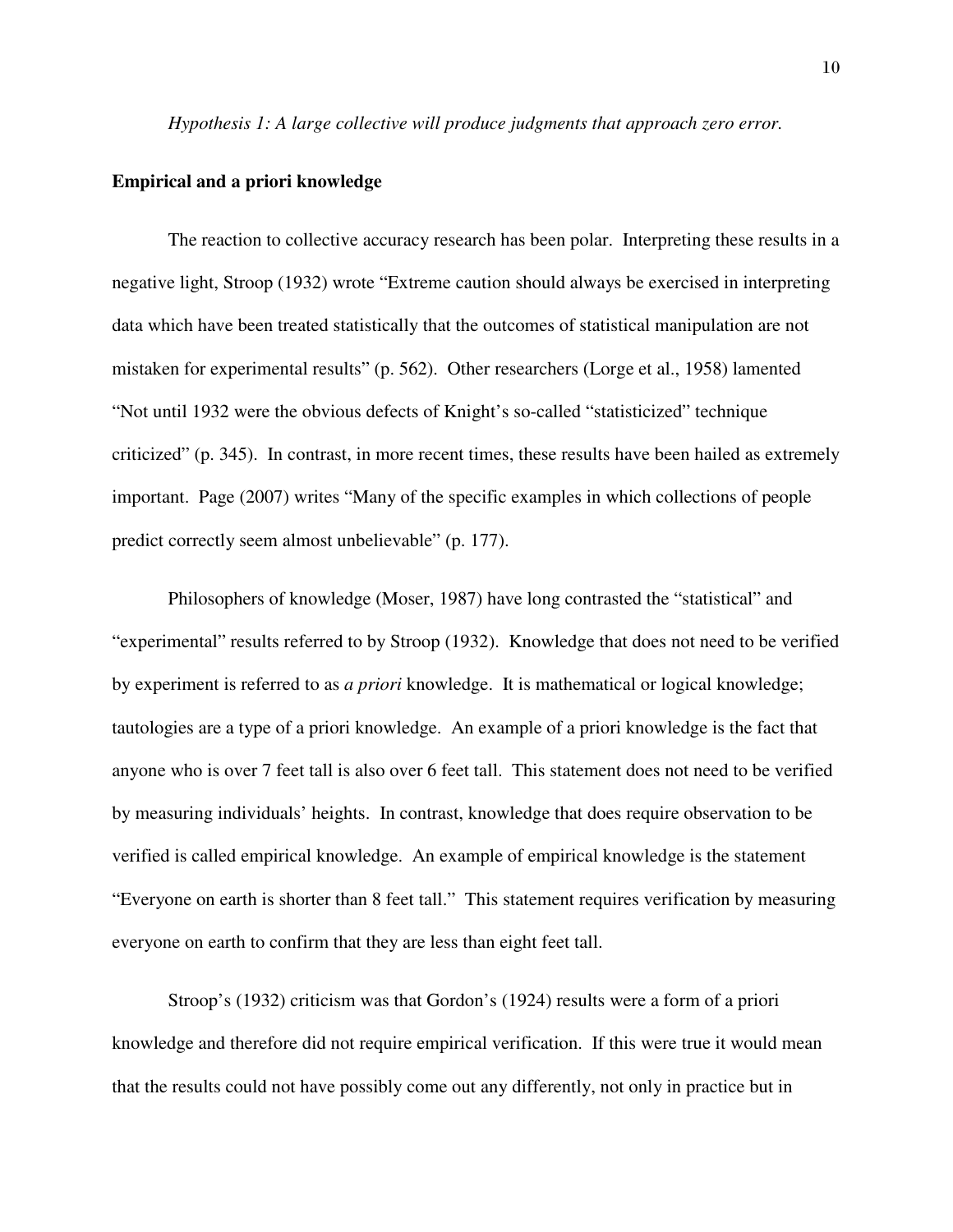*Hypothesis 1: A large collective will produce judgments that approach zero error.*

**Empirical and a priori knowledge**

The reaction to collective accuracy research has been polar. Interpreting these results in a negative light, Stroop (1932) wrote "Extreme caution should always be exercised in interpreting data which have been treated statistically that the outcomes of statistical manipulation are not mistaken for experimental results" (p. 562). Other researchers (Lorge et al., 1958) lamented "Not until 1932 were the obvious defects of Knight's so-called "statisticized" technique criticized" (p. 345). In contrast, in more recent times, these results have been hailed as extremely important. Page (2007) writes "Many of the specific examples in which collections of people predict correctly seem almost unbelievable" (p. 177).

Philosophers of knowledge (Moser, 1987) have long contrasted the "statistical" and "experimental" results referred to by Stroop (1932). Knowledge that does not need to be verified by experiment is referred to as *a priori* knowledge. It is mathematical or logical knowledge; tautologies are a type of a priori knowledge. An example of a priori knowledge is the fact that anyone who is over 7 feet tall is also over 6 feet tall. This statement does not need to be verified by measuring individuals' heights. In contrast, knowledge that does require observation to be verified is called empirical knowledge. An example of empirical knowledge is the statement "Everyone on earth is shorter than 8 feet tall." This statement requires verification by measuring everyone on earth to confirm that they are less than eight feet tall.

Stroop's (1932) criticism was that Gordon's (1924) results were a form of a priori knowledge and therefore did not require empirical verification. If this were true it would mean that the results could not have possibly come out any differently, not only in practice but in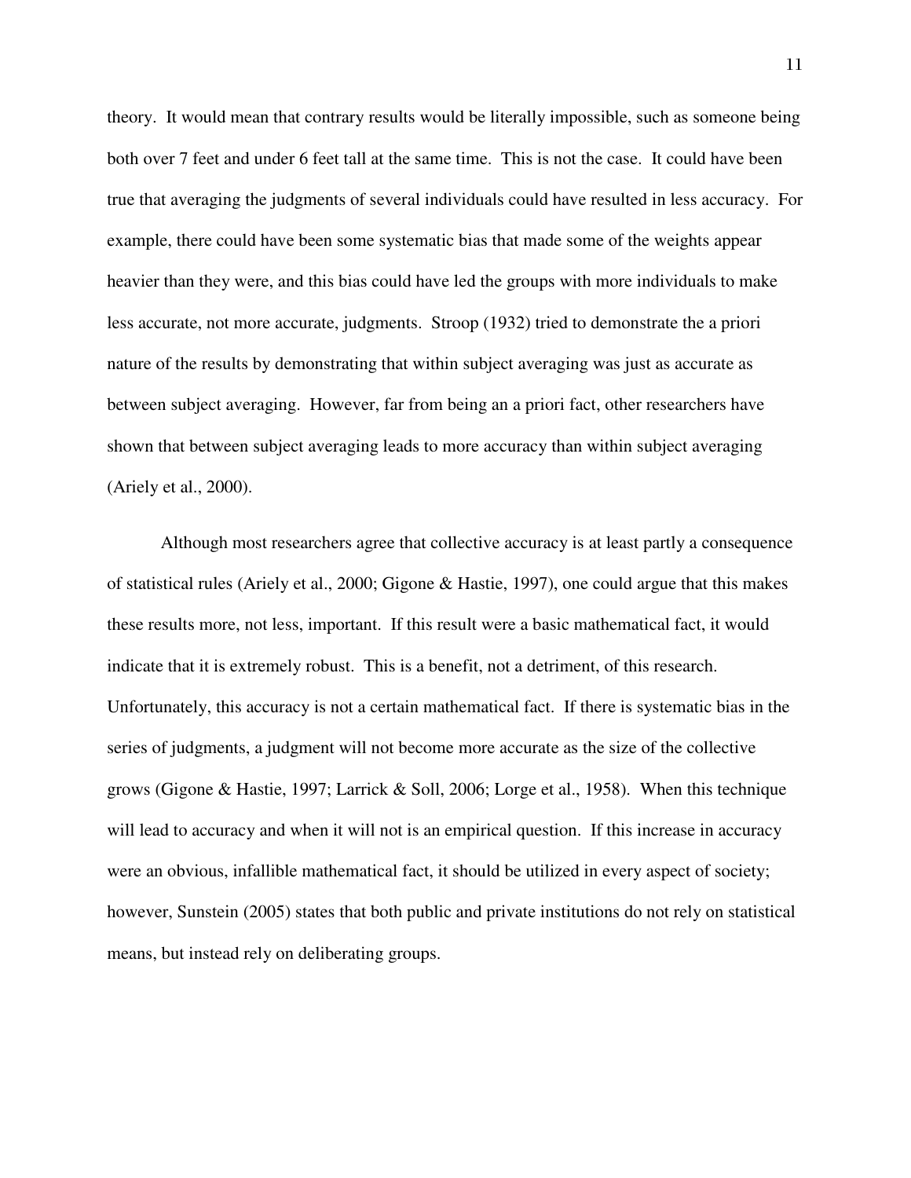theory. It would mean that contrary results would be literally impossible, such as someone being both over 7 feet and under 6 feet tall at the same time. This is not the case. It could have been true that averaging the judgments of several individuals could have resulted in less accuracy. For example, there could have been some systematic bias that made some of the weights appear heavier than they were, and this bias could have led the groups with more individuals to make less accurate, not more accurate, judgments. Stroop (1932) tried to demonstrate the a priori nature of the results by demonstrating that within subject averaging was just as accurate as between subject averaging. However, far from being an a priori fact, other researchers have shown that between subject averaging leads to more accuracy than within subject averaging (Ariely et al., 2000).

Although most researchers agree that collective accuracy is at least partly a consequence of statistical rules (Ariely et al., 2000; Gigone & Hastie, 1997), one could argue that this makes these results more, not less, important. If this result were a basic mathematical fact, it would indicate that it is extremely robust. This is a benefit, not a detriment, of this research. Unfortunately, this accuracy is not a certain mathematical fact. If there is systematic bias in the series of judgments, a judgment will not become more accurate as the size of the collective grows (Gigone & Hastie, 1997; Larrick & Soll, 2006; Lorge et al., 1958). When this technique will lead to accuracy and when it will not is an empirical question. If this increase in accuracy were an obvious, infallible mathematical fact, it should be utilized in every aspect of society; however, Sunstein (2005) states that both public and private institutions do not rely on statistical means, but instead rely on deliberating groups.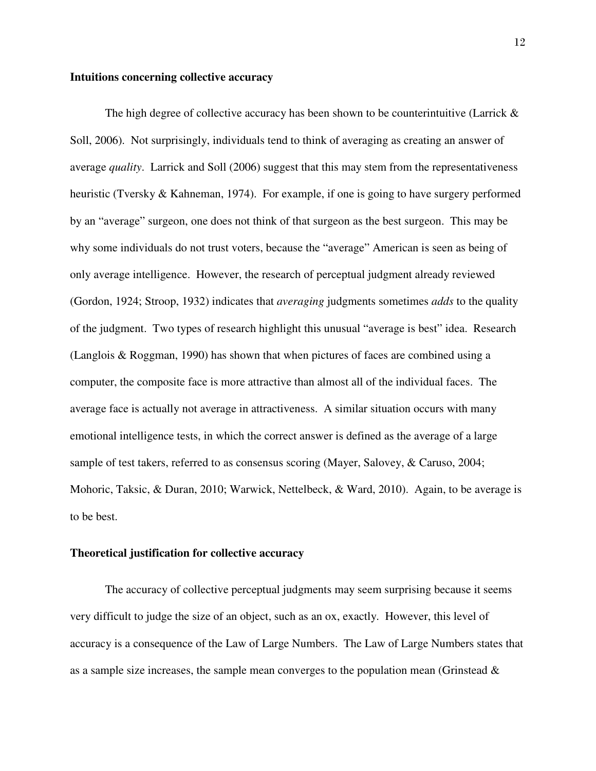**Intuitions concerning collective accuracy**

The high degree of collective accuracy has been shown to be counterintuitive (Larrick & Soll, 2006). Not surprisingly, individuals tend to think of averaging as creating an answer of average *quality*. Larrick and Soll (2006) suggest that this may stem from the representativeness heuristic (Tversky & Kahneman, 1974). For example, if one is going to have surgery performed by an "average" surgeon, one does not think of that surgeon as the best surgeon. This may be why some individuals do not trust voters, because the "average" American is seen as being of only average intelligence. However, the research of perceptual judgment already reviewed (Gordon, 1924; Stroop, 1932) indicates that *averaging* judgments sometimes *adds* to the quality of the judgment. Two types of research highlight this unusual "average is best" idea. Research (Langlois & Roggman, 1990) has shown that when pictures of faces are combined using a computer, the composite face is more attractive than almost all of the individual faces. The average face is actually not average in attractiveness. A similar situation occurs with many emotional intelligence tests, in which the correct answer is defined as the average of a large sample of test takers, referred to as consensus scoring (Mayer, Salovey, & Caruso, 2004; Mohoric, Taksic, & Duran, 2010; Warwick, Nettelbeck, & Ward, 2010). Again, to be average is to be best.

**Theoretical justification for collective accuracy**

The accuracy of collective perceptual judgments may seem surprising because it seems very difficult to judge the size of an object, such as an ox, exactly. However, this level of accuracy is a consequence of the Law of Large Numbers. The Law of Large Numbers states that as a sample size increases, the sample mean converges to the population mean (Grinstead &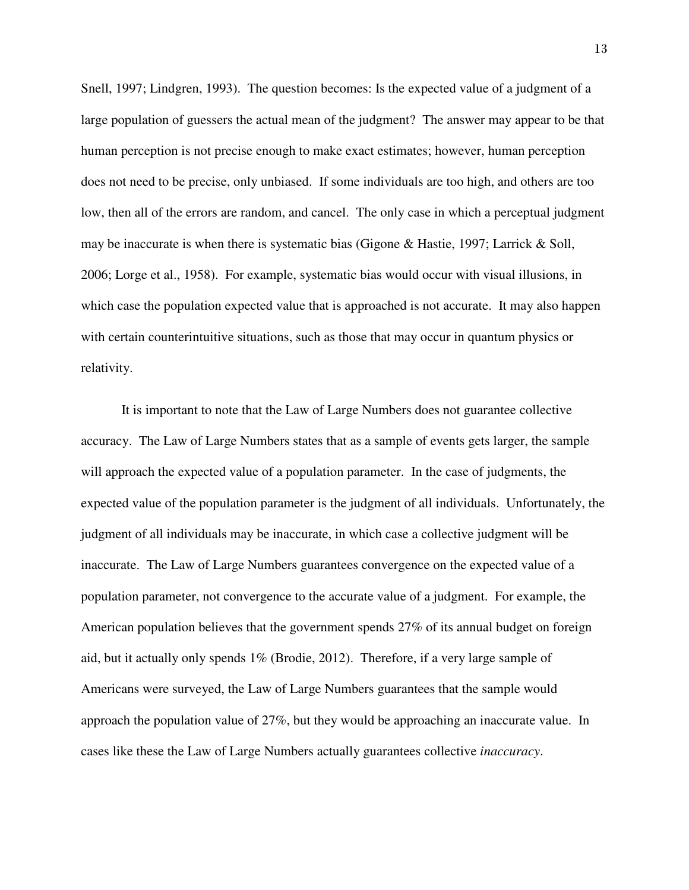Snell, 1997; Lindgren, 1993). The question becomes: Is the expected value of a judgment of a large population of guessers the actual mean of the judgment? The answer may appear to be that human perception is not precise enough to make exact estimates; however, human perception does not need to be precise, only unbiased. If some individuals are too high, and others are too low, then all of the errors are random, and cancel. The only case in which a perceptual judgment may be inaccurate is when there is systematic bias (Gigone & Hastie, 1997; Larrick & Soll, 2006; Lorge et al., 1958). For example, systematic bias would occur with visual illusions, in which case the population expected value that is approached is not accurate. It may also happen with certain counterintuitive situations, such as those that may occur in quantum physics or relativity.

It is important to note that the Law of Large Numbers does not guarantee collective accuracy. The Law of Large Numbers states that as a sample of events gets larger, the sample will approach the expected value of a population parameter. In the case of judgments, the expected value of the population parameter is the judgment of all individuals. Unfortunately, the judgment of all individuals may be inaccurate, in which case a collective judgment will be inaccurate. The Law of Large Numbers guarantees convergence on the expected value of a population parameter, not convergence to the accurate value of a judgment. For example, the American population believes that the government spends 27% of its annual budget on foreign aid, but it actually only spends 1% (Brodie, 2012). Therefore, if a very large sample of Americans were surveyed, the Law of Large Numbers guarantees that the sample would approach the population value of 27%, but they would be approaching an inaccurate value. In cases like these the Law of Large Numbers actually guarantees collective *inaccuracy*.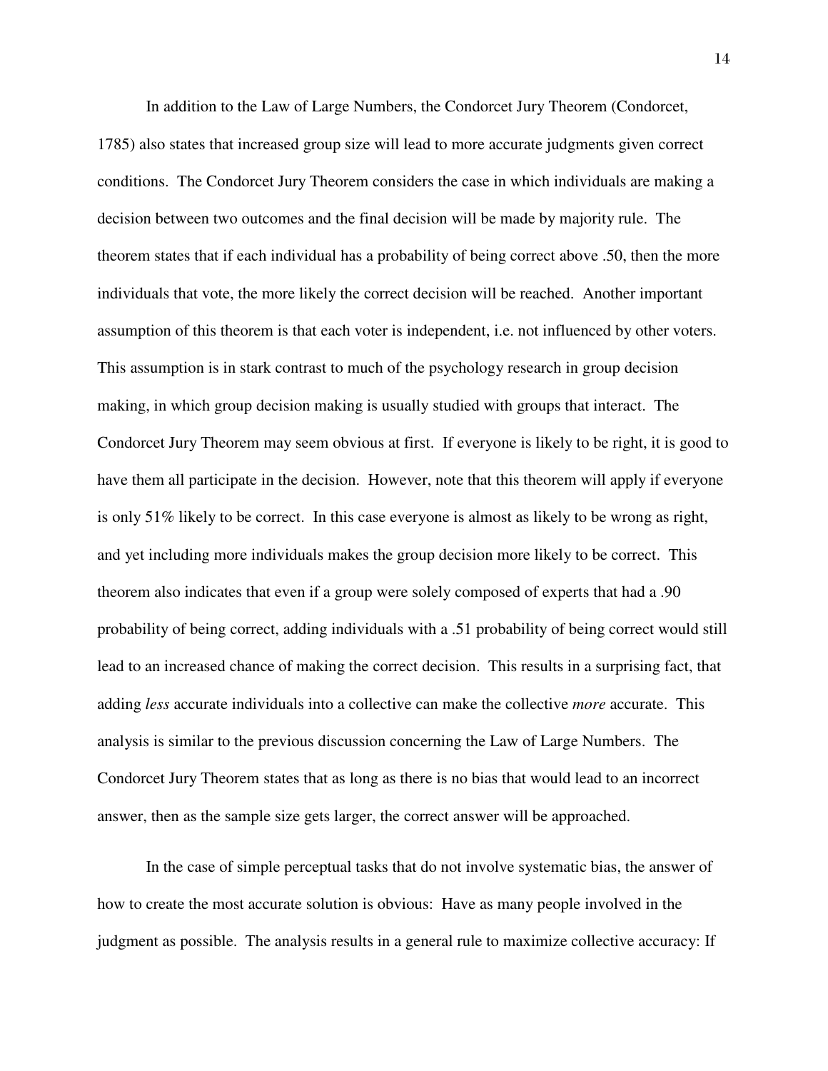In addition to the Law of Large Numbers, the Condorcet Jury Theorem (Condorcet, 1785) also states that increased group size will lead to more accurate judgments given correct conditions. The Condorcet Jury Theorem considers the case in which individuals are making a decision between two outcomes and the final decision will be made by majority rule. The theorem states that if each individual has a probability of being correct above .50, then the more individuals that vote, the more likely the correct decision will be reached. Another important assumption of this theorem is that each voter is independent, i.e. not influenced by other voters. This assumption is in stark contrast to much of the psychology research in group decision making, in which group decision making is usually studied with groups that interact. The Condorcet Jury Theorem may seem obvious at first. If everyone is likely to be right, it is good to have them all participate in the decision. However, note that this theorem will apply if everyone is only 51% likely to be correct. In this case everyone is almost as likely to be wrong as right, and yet including more individuals makes the group decision more likely to be correct. This theorem also indicates that even if a group were solely composed of experts that had a .90 probability of being correct, adding individuals with a .51 probability of being correct would still lead to an increased chance of making the correct decision. This results in a surprising fact, that adding *less* accurate individuals into a collective can make the collective *more* accurate. This analysis is similar to the previous discussion concerning the Law of Large Numbers. The Condorcet Jury Theorem states that as long as there is no bias that would lead to an incorrect answer, then as the sample size gets larger, the correct answer will be approached.

In the case of simple perceptual tasks that do not involve systematic bias, the answer of how to create the most accurate solution is obvious: Have as many people involved in the judgment as possible. The analysis results in a general rule to maximize collective accuracy: If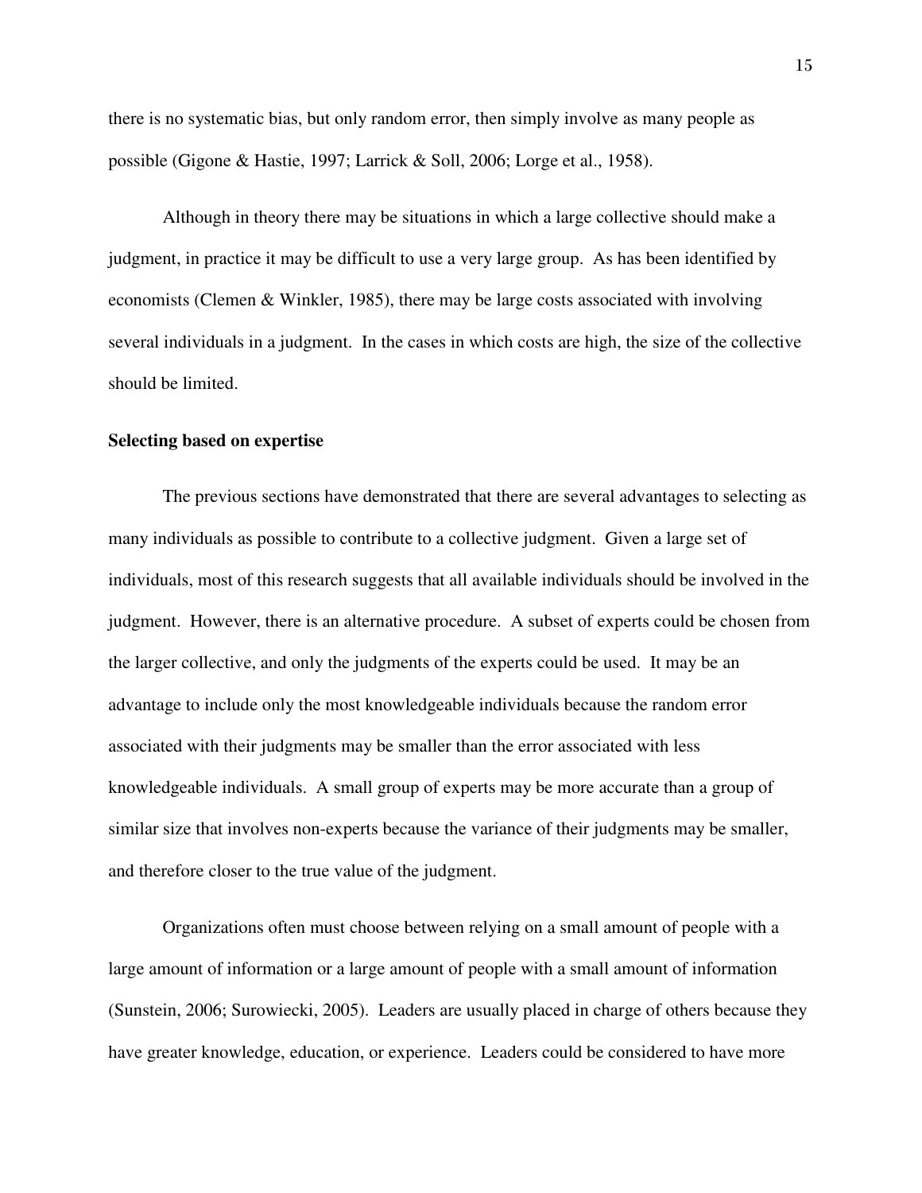there is no systematic bias, but only random error, then simply involve as many people as possible (Gigone & Hastie, 1997; Larrick & Soll, 2006; Lorge et al., 1958).

Although in theory there may be situations in which a large collective should make a judgment, in practice it may be difficult to use a very large group. As has been identified by economists (Clemen & Winkler, 1985), there may be large costs associated with involving several individuals in a judgment. In the cases in which costs are high, the size of the collective should be limited.

**Selecting based on expertise**

The previous sections have demonstrated that there are several advantages to selecting as many individuals as possible to contribute to a collective judgment. Given a large set of individuals, most of this research suggests that all available individuals should be involved in the judgment. However, there is an alternative procedure. A subset of experts could be chosen from the larger collective, and only the judgments of the experts could be used. It may be an advantage to include only the most knowledgeable individuals because the random error associated with their judgments may be smaller than the error associated with less knowledgeable individuals. A small group of experts may be more accurate than a group of similar size that involves non-experts because the variance of their judgments may be smaller, and therefore closer to the true value of the judgment.

Organizations often must choose between relying on a small amount of people with a large amount of information or a large amount of people with a small amount of information (Sunstein, 2006; Surowiecki, 2005). Leaders are usually placed in charge of others because they have greater knowledge, education, or experience. Leaders could be considered to have more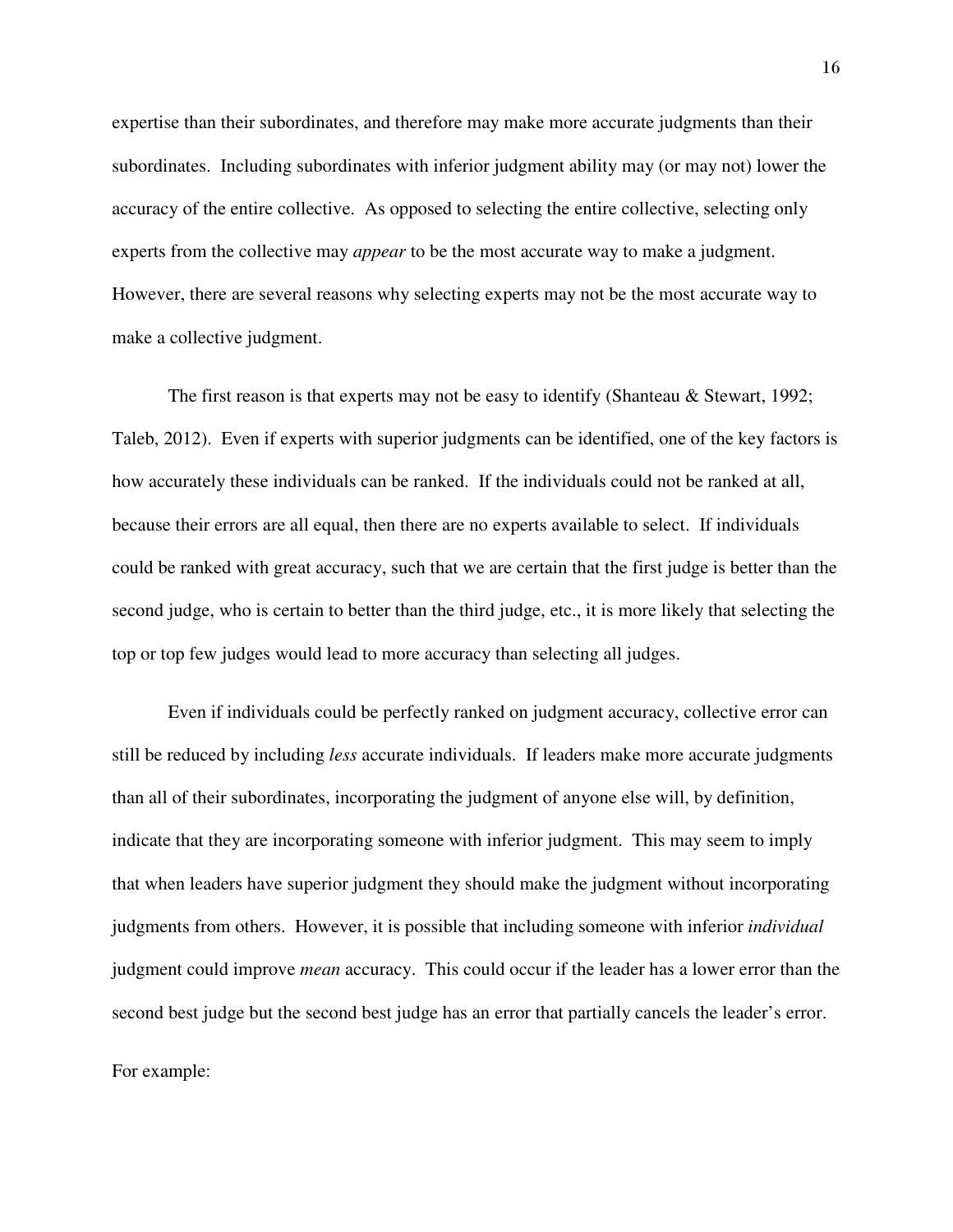expertise than their subordinates, and therefore may make more accurate judgments than their subordinates. Including subordinates with inferior judgment ability may (or may not) lower the accuracy of the entire collective. As opposed to selecting the entire collective, selecting only experts from the collective may *appear* to be the most accurate way to make a judgment. However, there are several reasons why selecting experts may not be the most accurate way to make a collective judgment.

The first reason is that experts may not be easy to identify (Shanteau & Stewart, 1992; Taleb, 2012). Even if experts with superior judgments can be identified, one of the key factors is how accurately these individuals can be ranked. If the individuals could not be ranked at all, because their errors are all equal, then there are no experts available to select. If individuals could be ranked with great accuracy, such that we are certain that the first judge is better than the second judge, who is certain to better than the third judge, etc., it is more likely that selecting the top or top few judges would lead to more accuracy than selecting all judges.

Even if individuals could be perfectly ranked on judgment accuracy, collective error can still be reduced by including *less* accurate individuals. If leaders make more accurate judgments than all of their subordinates, incorporating the judgment of anyone else will, by definition, indicate that they are incorporating someone with inferior judgment. This may seem to imply that when leaders have superior judgment they should make the judgment without incorporating judgments from others. However, it is possible that including someone with inferior *individual* judgment could improve *mean* accuracy. This could occur if the leader has a lower error than the second best judge but the second best judge has an error that partially cancels the leader's error.

For example: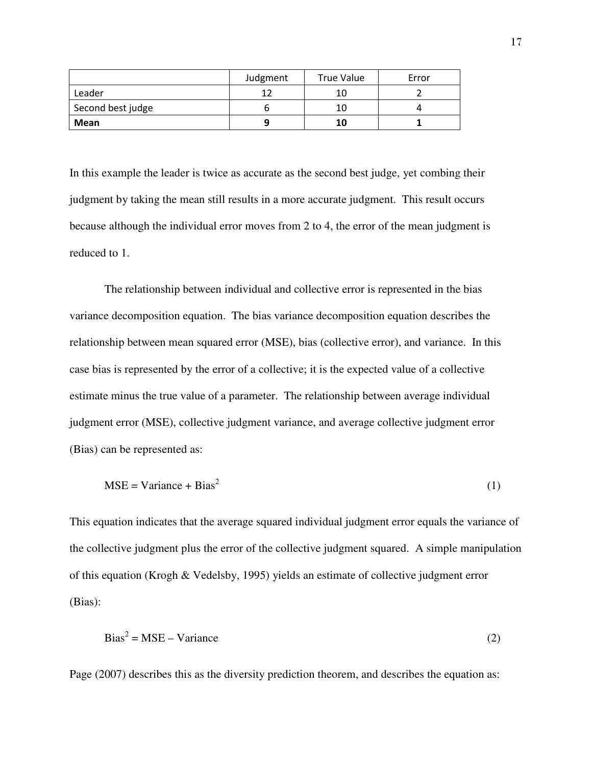| | Judgment | True Value | Error |
|---|---|---|---|
| Leader | 12 | 10 | 2 |
| Second best judge | 6 | 10 | 4 |
| **Mean** | **9** | **10** | **1** |

In this example the leader is twice as accurate as the second best judge, yet combing their judgment by taking the mean still results in a more accurate judgment. This result occurs because although the individual error moves from 2 to 4, the error of the mean judgment is reduced to 1.

The relationship between individual and collective error is represented in the bias variance decomposition equation. The bias variance decomposition equation describes the relationship between mean squared error (MSE), bias (collective error), and variance. In this case bias is represented by the error of a collective; it is the expected value of a collective estimate minus the true value of a parameter. The relationship between average individual judgment error (MSE), collective judgment variance, and average collective judgment error (Bias) can be represented as:

$$\text{MSE} = \text{Variance} + \text{Bias}^2 \tag{1}$$

This equation indicates that the average squared individual judgment error equals the variance of the collective judgment plus the error of the collective judgment squared. A simple manipulation of this equation (Krogh & Vedelsby, 1995) yields an estimate of collective judgment error (Bias):

$$\text{Bias}^2 = \text{MSE} - \text{Variance} \tag{2}$$

Page (2007) describes this as the diversity prediction theorem, and describes the equation as: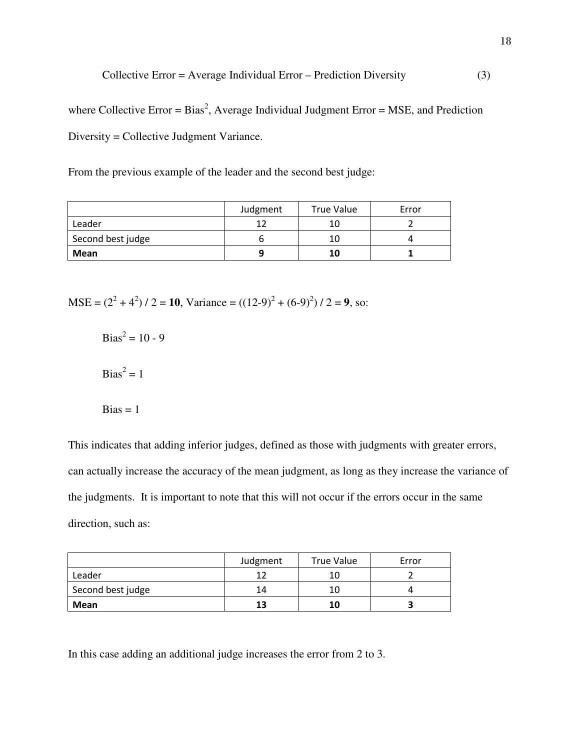$$\text{Collective Error} = \text{Average Individual Error} - \text{Prediction Diversity} \qquad (3)$$

where Collective Error = $\text{Bias}^2$, Average Individual Judgment Error = MSE, and Prediction Diversity = Collective Judgment Variance.

From the previous example of the leader and the second best judge:

| | Judgment | True Value | Error |
|---|---|---|---|
| Leader | 12 | 10 | 2 |
| Second best judge | 6 | 10 | 4 |
| **Mean** | **9** | **10** | **1** |

MSE = $(2^2 + 4^2) / 2 = \mathbf{10}$, Variance = $((12-9)^2 + (6-9)^2) / 2 = \mathbf{9}$, so:

$$\text{Bias}^2 = 10 - 9$$

$$\text{Bias}^2 = 1$$

$$\text{Bias} = 1$$

This indicates that adding inferior judges, defined as those with judgments with greater errors, can actually increase the accuracy of the mean judgment, as long as they increase the variance of the judgments. It is important to note that this will not occur if the errors occur in the same direction, such as:

| | Judgment | True Value | Error |
|---|---|---|---|
| Leader | 12 | 10 | 2 |
| Second best judge | 14 | 10 | 4 |
| **Mean** | **13** | **10** | **3** |

In this case adding an additional judge increases the error from 2 to 3.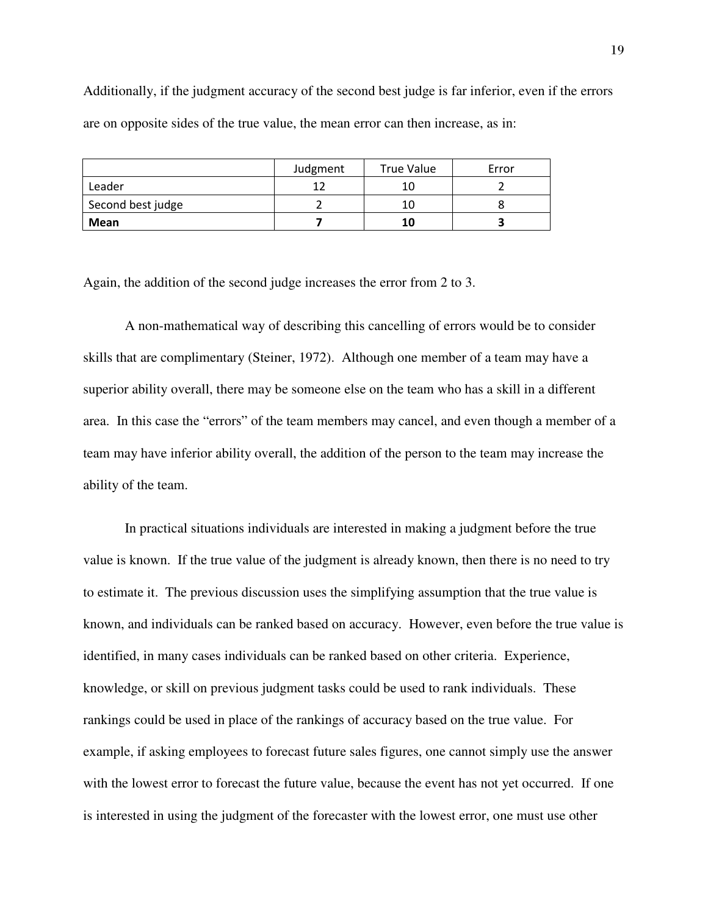Additionally, if the judgment accuracy of the second best judge is far inferior, even if the errors are on opposite sides of the true value, the mean error can then increase, as in:

| | Judgment | True Value | Error |
|---|---|---|---|
| Leader | 12 | 10 | 2 |
| Second best judge | 2 | 10 | 8 |
| **Mean** | **7** | **10** | **3** |

Again, the addition of the second judge increases the error from 2 to 3.

A non-mathematical way of describing this cancelling of errors would be to consider skills that are complimentary (Steiner, 1972). Although one member of a team may have a superior ability overall, there may be someone else on the team who has a skill in a different area. In this case the "errors" of the team members may cancel, and even though a member of a team may have inferior ability overall, the addition of the person to the team may increase the ability of the team.

In practical situations individuals are interested in making a judgment before the true value is known. If the true value of the judgment is already known, then there is no need to try to estimate it. The previous discussion uses the simplifying assumption that the true value is known, and individuals can be ranked based on accuracy. However, even before the true value is identified, in many cases individuals can be ranked based on other criteria. Experience, knowledge, or skill on previous judgment tasks could be used to rank individuals. These rankings could be used in place of the rankings of accuracy based on the true value. For example, if asking employees to forecast future sales figures, one cannot simply use the answer with the lowest error to forecast the future value, because the event has not yet occurred. If one is interested in using the judgment of the forecaster with the lowest error, one must use other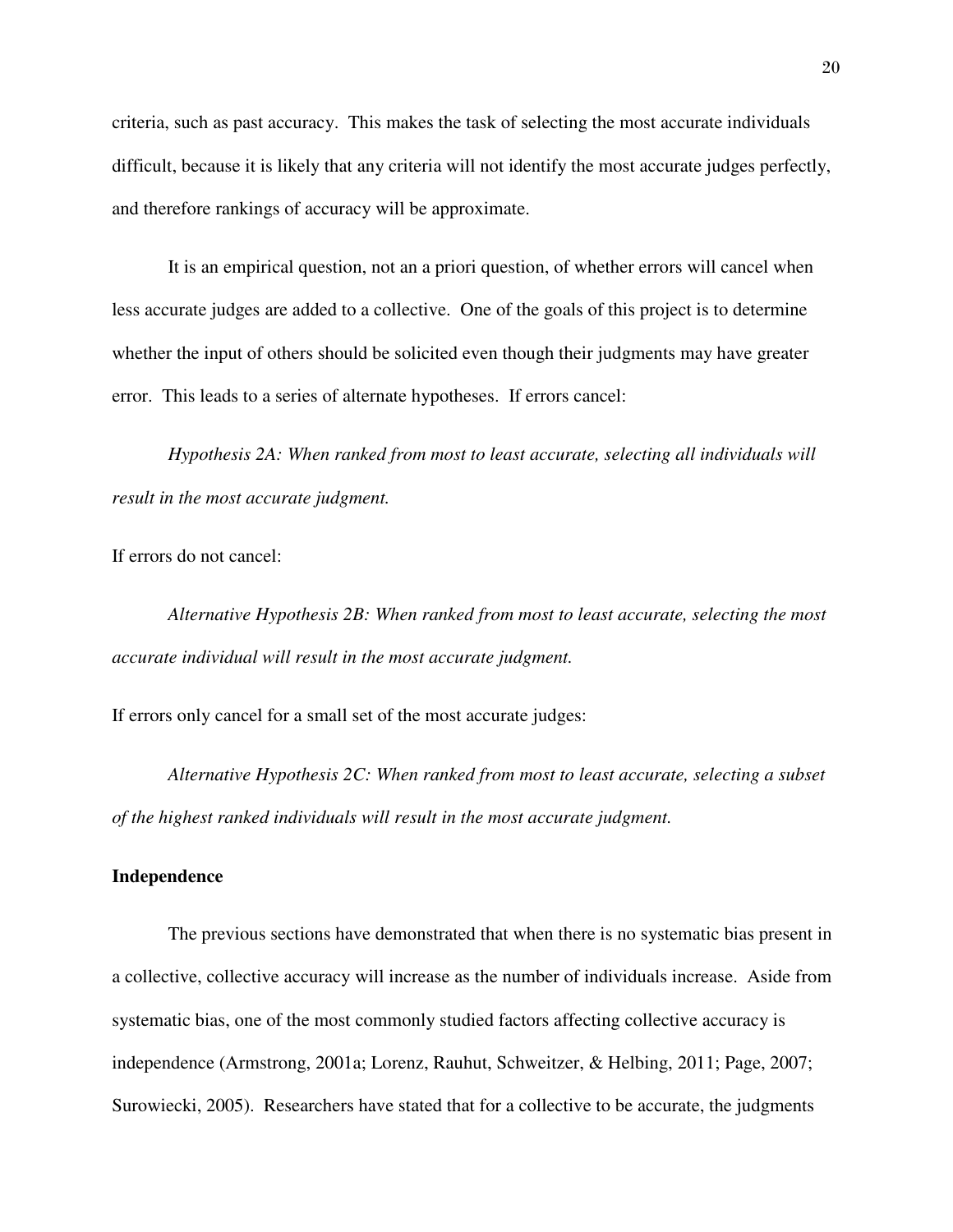criteria, such as past accuracy. This makes the task of selecting the most accurate individuals difficult, because it is likely that any criteria will not identify the most accurate judges perfectly, and therefore rankings of accuracy will be approximate.

It is an empirical question, not an a priori question, of whether errors will cancel when less accurate judges are added to a collective. One of the goals of this project is to determine whether the input of others should be solicited even though their judgments may have greater error. This leads to a series of alternate hypotheses. If errors cancel:

*Hypothesis 2A: When ranked from most to least accurate, selecting all individuals will result in the most accurate judgment.*

If errors do not cancel:

*Alternative Hypothesis 2B: When ranked from most to least accurate, selecting the most accurate individual will result in the most accurate judgment.*

If errors only cancel for a small set of the most accurate judges:

*Alternative Hypothesis 2C: When ranked from most to least accurate, selecting a subset of the highest ranked individuals will result in the most accurate judgment.*

**Independence**

The previous sections have demonstrated that when there is no systematic bias present in a collective, collective accuracy will increase as the number of individuals increase. Aside from systematic bias, one of the most commonly studied factors affecting collective accuracy is independence (Armstrong, 2001a; Lorenz, Rauhut, Schweitzer, & Helbing, 2011; Page, 2007; Surowiecki, 2005). Researchers have stated that for a collective to be accurate, the judgments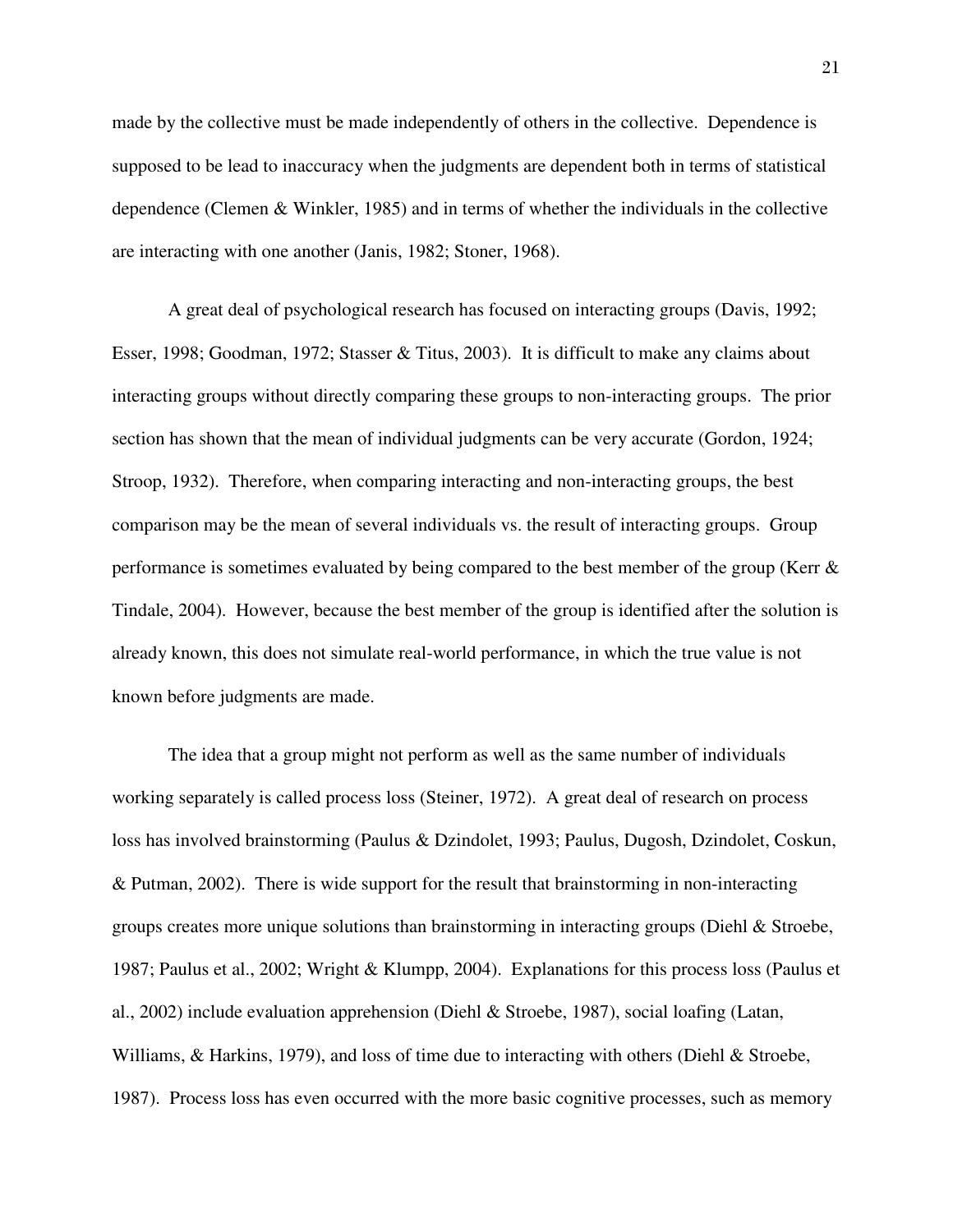made by the collective must be made independently of others in the collective. Dependence is supposed to be lead to inaccuracy when the judgments are dependent both in terms of statistical dependence (Clemen & Winkler, 1985) and in terms of whether the individuals in the collective are interacting with one another (Janis, 1982; Stoner, 1968).

A great deal of psychological research has focused on interacting groups (Davis, 1992; Esser, 1998; Goodman, 1972; Stasser & Titus, 2003). It is difficult to make any claims about interacting groups without directly comparing these groups to non-interacting groups. The prior section has shown that the mean of individual judgments can be very accurate (Gordon, 1924; Stroop, 1932). Therefore, when comparing interacting and non-interacting groups, the best comparison may be the mean of several individuals vs. the result of interacting groups. Group performance is sometimes evaluated by being compared to the best member of the group (Kerr & Tindale, 2004). However, because the best member of the group is identified after the solution is already known, this does not simulate real-world performance, in which the true value is not known before judgments are made.

The idea that a group might not perform as well as the same number of individuals working separately is called process loss (Steiner, 1972). A great deal of research on process loss has involved brainstorming (Paulus & Dzindolet, 1993; Paulus, Dugosh, Dzindolet, Coskun, & Putman, 2002). There is wide support for the result that brainstorming in non-interacting groups creates more unique solutions than brainstorming in interacting groups (Diehl & Stroebe, 1987; Paulus et al., 2002; Wright & Klumpp, 2004). Explanations for this process loss (Paulus et al., 2002) include evaluation apprehension (Diehl & Stroebe, 1987), social loafing (Latan, Williams, & Harkins, 1979), and loss of time due to interacting with others (Diehl & Stroebe, 1987). Process loss has even occurred with the more basic cognitive processes, such as memory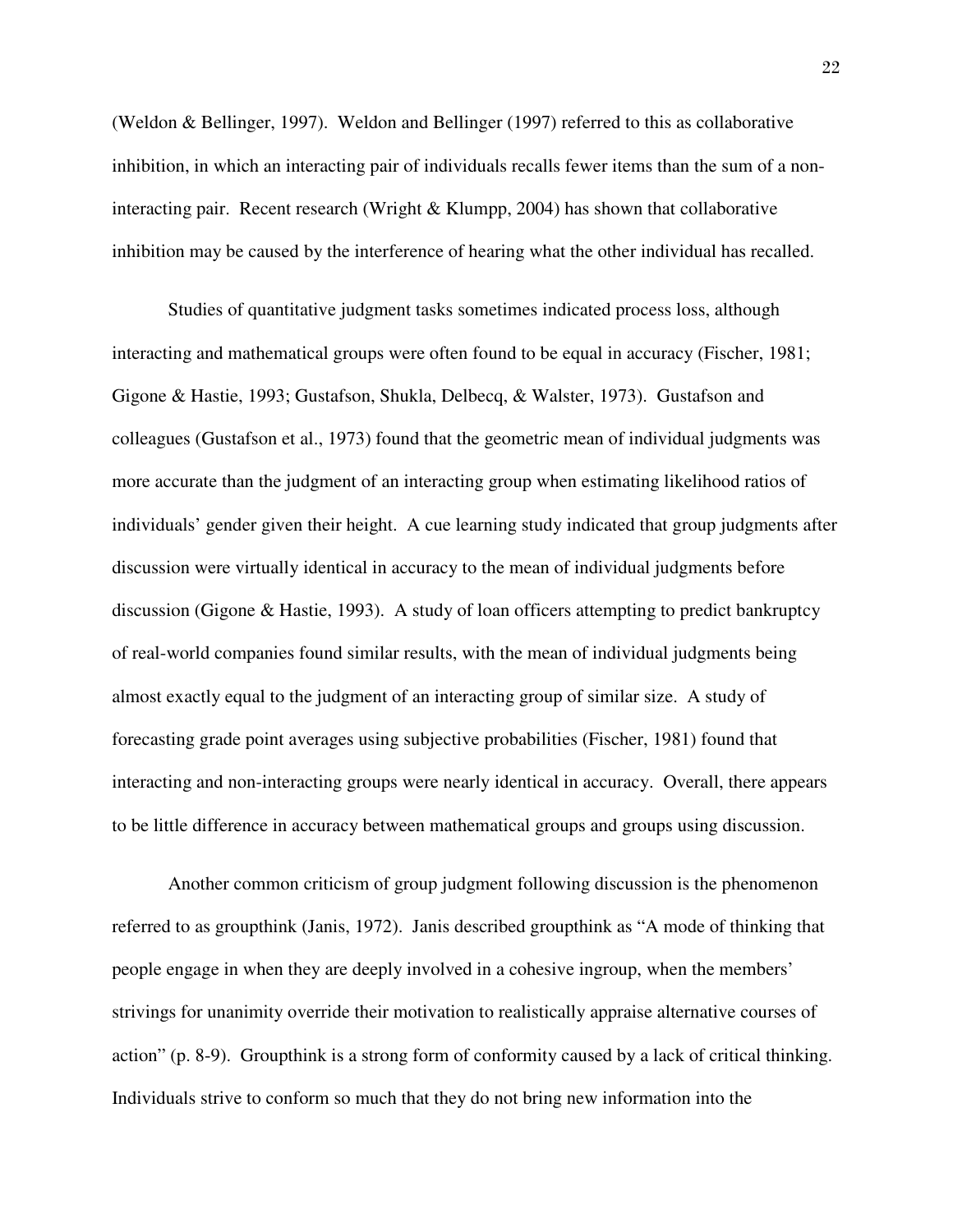(Weldon & Bellinger, 1997). Weldon and Bellinger (1997) referred to this as collaborative inhibition, in which an interacting pair of individuals recalls fewer items than the sum of a non-interacting pair. Recent research (Wright & Klumpp, 2004) has shown that collaborative inhibition may be caused by the interference of hearing what the other individual has recalled.

Studies of quantitative judgment tasks sometimes indicated process loss, although interacting and mathematical groups were often found to be equal in accuracy (Fischer, 1981; Gigone & Hastie, 1993; Gustafson, Shukla, Delbecq, & Walster, 1973). Gustafson and colleagues (Gustafson et al., 1973) found that the geometric mean of individual judgments was more accurate than the judgment of an interacting group when estimating likelihood ratios of individuals' gender given their height. A cue learning study indicated that group judgments after discussion were virtually identical in accuracy to the mean of individual judgments before discussion (Gigone & Hastie, 1993). A study of loan officers attempting to predict bankruptcy of real-world companies found similar results, with the mean of individual judgments being almost exactly equal to the judgment of an interacting group of similar size. A study of forecasting grade point averages using subjective probabilities (Fischer, 1981) found that interacting and non-interacting groups were nearly identical in accuracy. Overall, there appears to be little difference in accuracy between mathematical groups and groups using discussion.

Another common criticism of group judgment following discussion is the phenomenon referred to as groupthink (Janis, 1972). Janis described groupthink as "A mode of thinking that people engage in when they are deeply involved in a cohesive ingroup, when the members' strivings for unanimity override their motivation to realistically appraise alternative courses of action" (p. 8-9). Groupthink is a strong form of conformity caused by a lack of critical thinking. Individuals strive to conform so much that they do not bring new information into the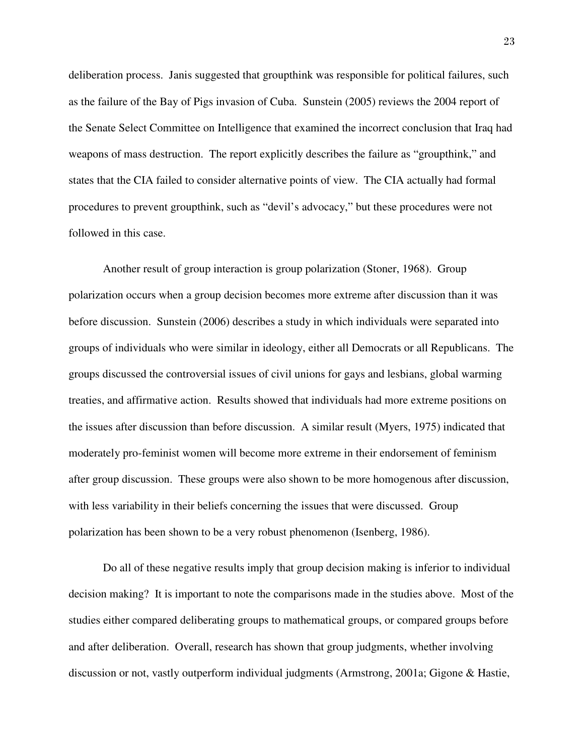deliberation process. Janis suggested that groupthink was responsible for political failures, such as the failure of the Bay of Pigs invasion of Cuba. Sunstein (2005) reviews the 2004 report of the Senate Select Committee on Intelligence that examined the incorrect conclusion that Iraq had weapons of mass destruction. The report explicitly describes the failure as "groupthink," and states that the CIA failed to consider alternative points of view. The CIA actually had formal procedures to prevent groupthink, such as "devil's advocacy," but these procedures were not followed in this case.

Another result of group interaction is group polarization (Stoner, 1968). Group polarization occurs when a group decision becomes more extreme after discussion than it was before discussion. Sunstein (2006) describes a study in which individuals were separated into groups of individuals who were similar in ideology, either all Democrats or all Republicans. The groups discussed the controversial issues of civil unions for gays and lesbians, global warming treaties, and affirmative action. Results showed that individuals had more extreme positions on the issues after discussion than before discussion. A similar result (Myers, 1975) indicated that moderately pro-feminist women will become more extreme in their endorsement of feminism after group discussion. These groups were also shown to be more homogenous after discussion, with less variability in their beliefs concerning the issues that were discussed. Group polarization has been shown to be a very robust phenomenon (Isenberg, 1986).

Do all of these negative results imply that group decision making is inferior to individual decision making? It is important to note the comparisons made in the studies above. Most of the studies either compared deliberating groups to mathematical groups, or compared groups before and after deliberation. Overall, research has shown that group judgments, whether involving discussion or not, vastly outperform individual judgments (Armstrong, 2001a; Gigone & Hastie,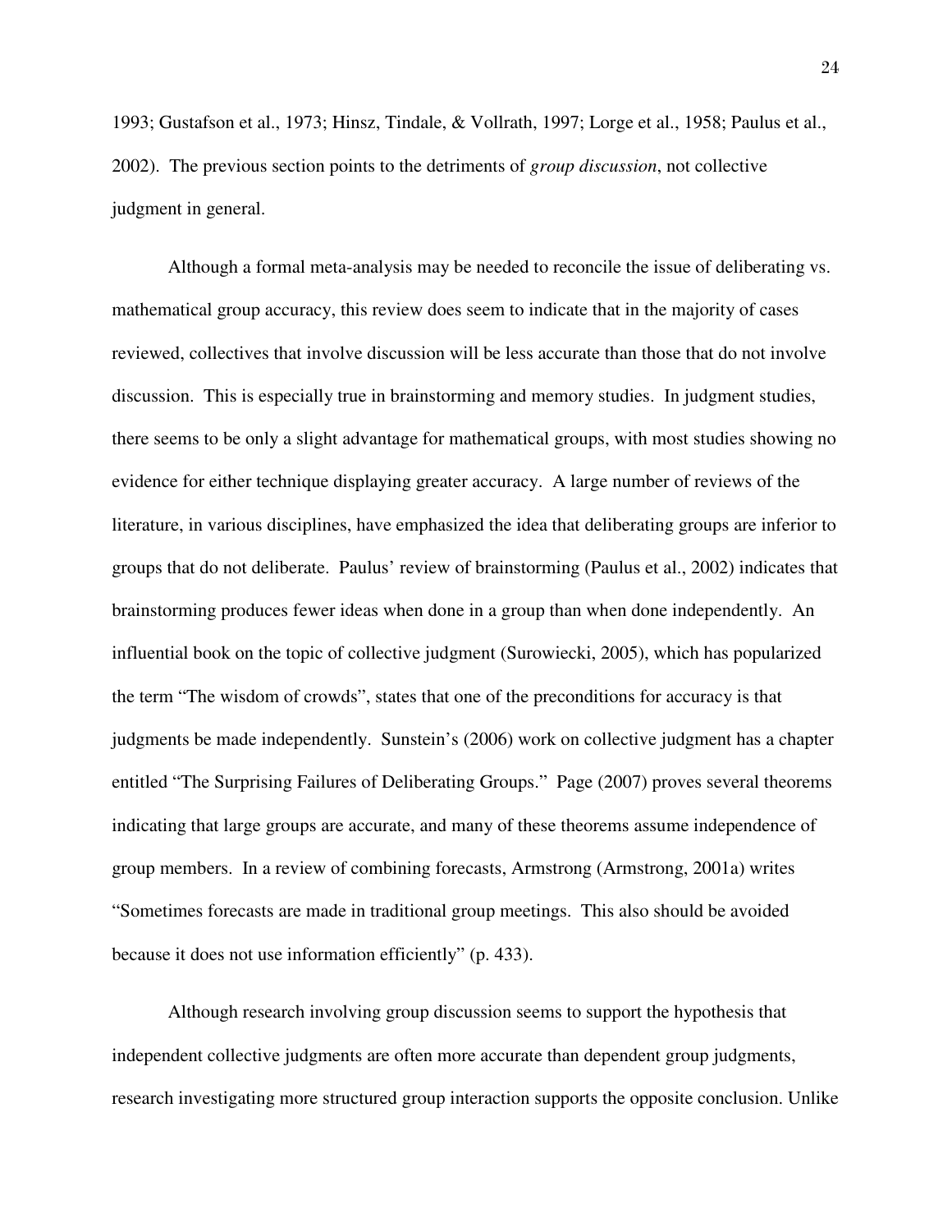1993; Gustafson et al., 1973; Hinsz, Tindale, & Vollrath, 1997; Lorge et al., 1958; Paulus et al., 2002). The previous section points to the detriments of *group discussion*, not collective judgment in general.

Although a formal meta-analysis may be needed to reconcile the issue of deliberating vs. mathematical group accuracy, this review does seem to indicate that in the majority of cases reviewed, collectives that involve discussion will be less accurate than those that do not involve discussion. This is especially true in brainstorming and memory studies. In judgment studies, there seems to be only a slight advantage for mathematical groups, with most studies showing no evidence for either technique displaying greater accuracy. A large number of reviews of the literature, in various disciplines, have emphasized the idea that deliberating groups are inferior to groups that do not deliberate. Paulus' review of brainstorming (Paulus et al., 2002) indicates that brainstorming produces fewer ideas when done in a group than when done independently. An influential book on the topic of collective judgment (Surowiecki, 2005), which has popularized the term "The wisdom of crowds", states that one of the preconditions for accuracy is that judgments be made independently. Sunstein's (2006) work on collective judgment has a chapter entitled "The Surprising Failures of Deliberating Groups." Page (2007) proves several theorems indicating that large groups are accurate, and many of these theorems assume independence of group members. In a review of combining forecasts, Armstrong (Armstrong, 2001a) writes "Sometimes forecasts are made in traditional group meetings. This also should be avoided because it does not use information efficiently" (p. 433).

Although research involving group discussion seems to support the hypothesis that independent collective judgments are often more accurate than dependent group judgments, research investigating more structured group interaction supports the opposite conclusion. Unlike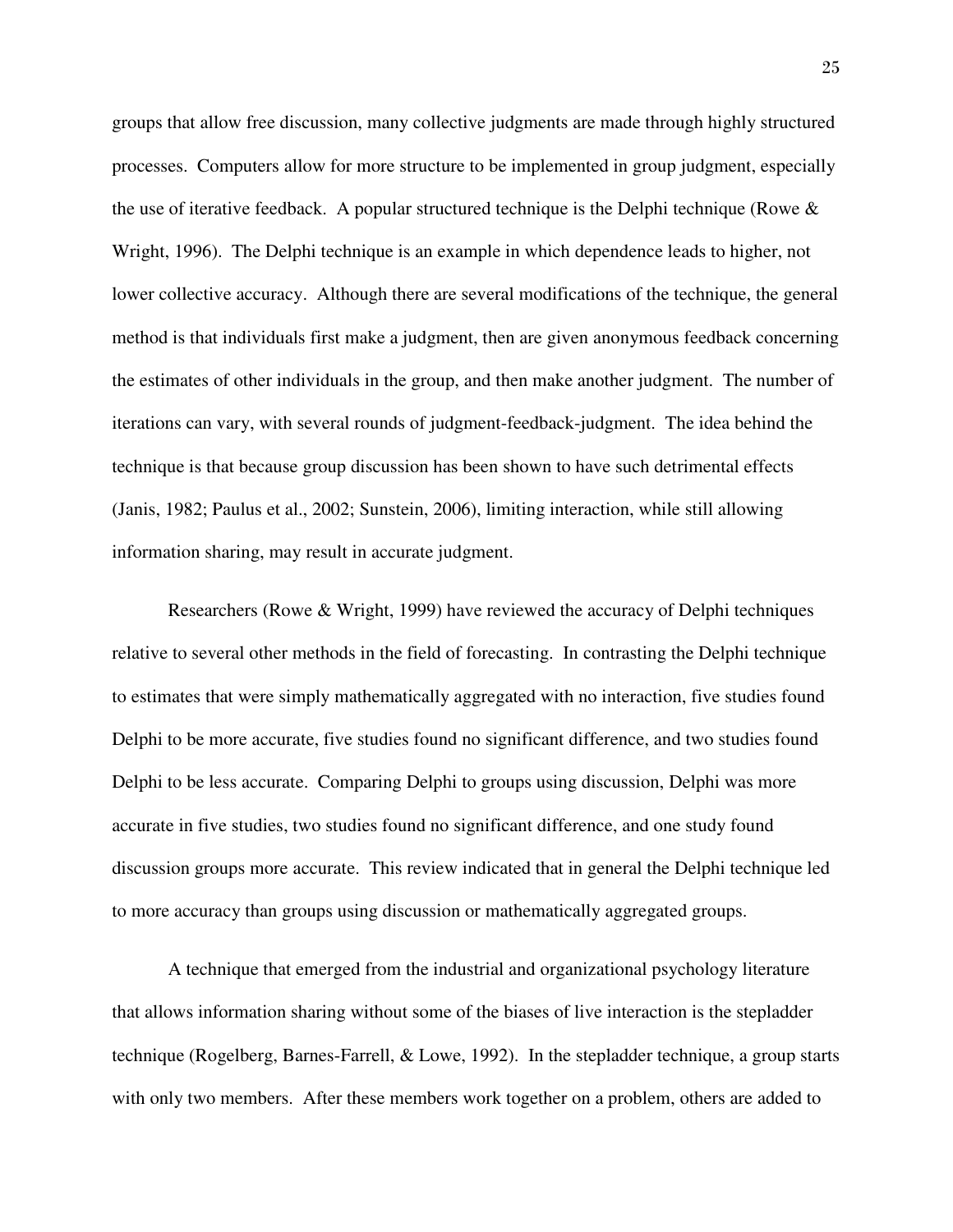groups that allow free discussion, many collective judgments are made through highly structured processes. Computers allow for more structure to be implemented in group judgment, especially the use of iterative feedback. A popular structured technique is the Delphi technique (Rowe & Wright, 1996). The Delphi technique is an example in which dependence leads to higher, not lower collective accuracy. Although there are several modifications of the technique, the general method is that individuals first make a judgment, then are given anonymous feedback concerning the estimates of other individuals in the group, and then make another judgment. The number of iterations can vary, with several rounds of judgment-feedback-judgment. The idea behind the technique is that because group discussion has been shown to have such detrimental effects (Janis, 1982; Paulus et al., 2002; Sunstein, 2006), limiting interaction, while still allowing information sharing, may result in accurate judgment.

Researchers (Rowe & Wright, 1999) have reviewed the accuracy of Delphi techniques relative to several other methods in the field of forecasting. In contrasting the Delphi technique to estimates that were simply mathematically aggregated with no interaction, five studies found Delphi to be more accurate, five studies found no significant difference, and two studies found Delphi to be less accurate. Comparing Delphi to groups using discussion, Delphi was more accurate in five studies, two studies found no significant difference, and one study found discussion groups more accurate. This review indicated that in general the Delphi technique led to more accuracy than groups using discussion or mathematically aggregated groups.

A technique that emerged from the industrial and organizational psychology literature that allows information sharing without some of the biases of live interaction is the stepladder technique (Rogelberg, Barnes-Farrell, & Lowe, 1992). In the stepladder technique, a group starts with only two members. After these members work together on a problem, others are added to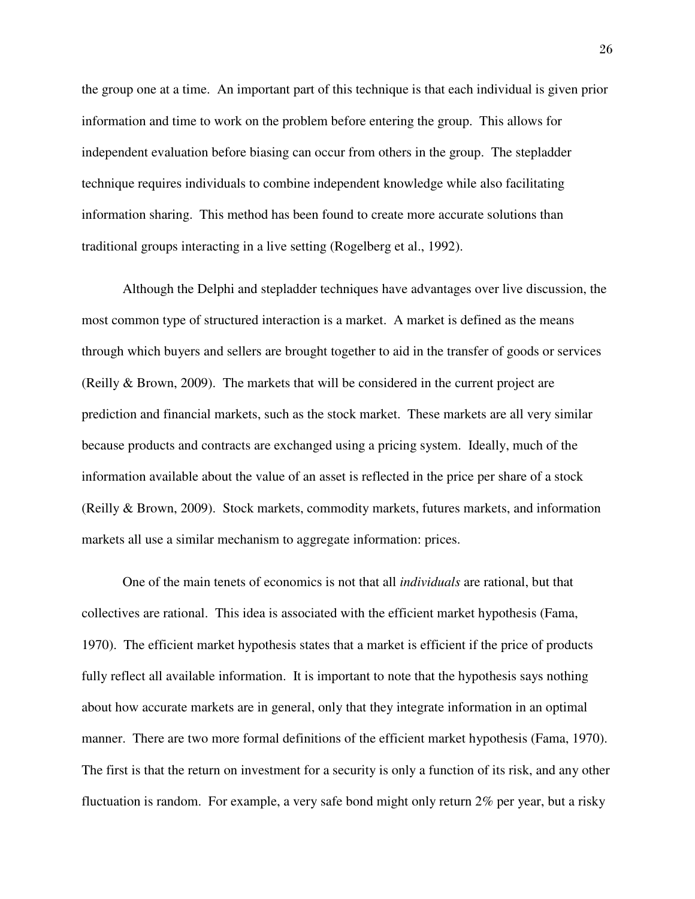the group one at a time. An important part of this technique is that each individual is given prior information and time to work on the problem before entering the group. This allows for independent evaluation before biasing can occur from others in the group. The stepladder technique requires individuals to combine independent knowledge while also facilitating information sharing. This method has been found to create more accurate solutions than traditional groups interacting in a live setting (Rogelberg et al., 1992).

Although the Delphi and stepladder techniques have advantages over live discussion, the most common type of structured interaction is a market. A market is defined as the means through which buyers and sellers are brought together to aid in the transfer of goods or services (Reilly & Brown, 2009). The markets that will be considered in the current project are prediction and financial markets, such as the stock market. These markets are all very similar because products and contracts are exchanged using a pricing system. Ideally, much of the information available about the value of an asset is reflected in the price per share of a stock (Reilly & Brown, 2009). Stock markets, commodity markets, futures markets, and information markets all use a similar mechanism to aggregate information: prices.

One of the main tenets of economics is not that all *individuals* are rational, but that collectives are rational. This idea is associated with the efficient market hypothesis (Fama, 1970). The efficient market hypothesis states that a market is efficient if the price of products fully reflect all available information. It is important to note that the hypothesis says nothing about how accurate markets are in general, only that they integrate information in an optimal manner. There are two more formal definitions of the efficient market hypothesis (Fama, 1970). The first is that the return on investment for a security is only a function of its risk, and any other fluctuation is random. For example, a very safe bond might only return 2% per year, but a risky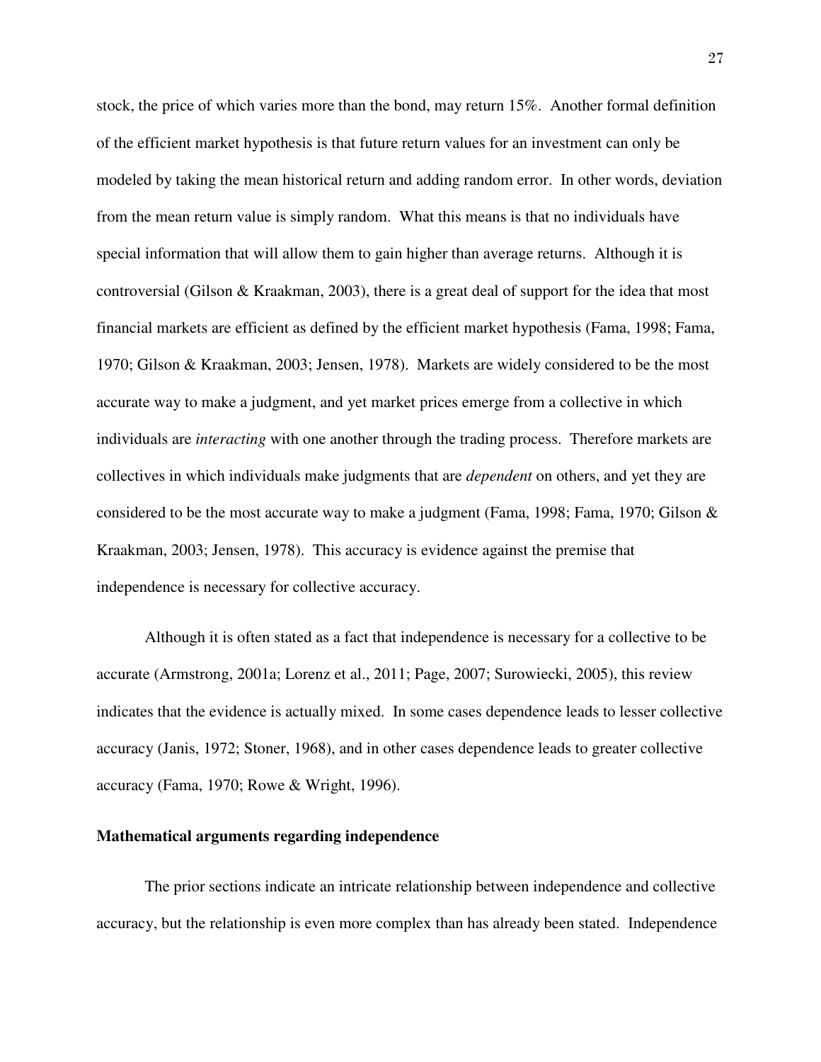stock, the price of which varies more than the bond, may return 15%. Another formal definition of the efficient market hypothesis is that future return values for an investment can only be modeled by taking the mean historical return and adding random error. In other words, deviation from the mean return value is simply random. What this means is that no individuals have special information that will allow them to gain higher than average returns. Although it is controversial (Gilson & Kraakman, 2003), there is a great deal of support for the idea that most financial markets are efficient as defined by the efficient market hypothesis (Fama, 1998; Fama, 1970; Gilson & Kraakman, 2003; Jensen, 1978). Markets are widely considered to be the most accurate way to make a judgment, and yet market prices emerge from a collective in which individuals are *interacting* with one another through the trading process. Therefore markets are collectives in which individuals make judgments that are *dependent* on others, and yet they are considered to be the most accurate way to make a judgment (Fama, 1998; Fama, 1970; Gilson & Kraakman, 2003; Jensen, 1978). This accuracy is evidence against the premise that independence is necessary for collective accuracy.

Although it is often stated as a fact that independence is necessary for a collective to be accurate (Armstrong, 2001a; Lorenz et al., 2011; Page, 2007; Surowiecki, 2005), this review indicates that the evidence is actually mixed. In some cases dependence leads to lesser collective accuracy (Janis, 1972; Stoner, 1968), and in other cases dependence leads to greater collective accuracy (Fama, 1970; Rowe & Wright, 1996).

**Mathematical arguments regarding independence**

The prior sections indicate an intricate relationship between independence and collective accuracy, but the relationship is even more complex than has already been stated. Independence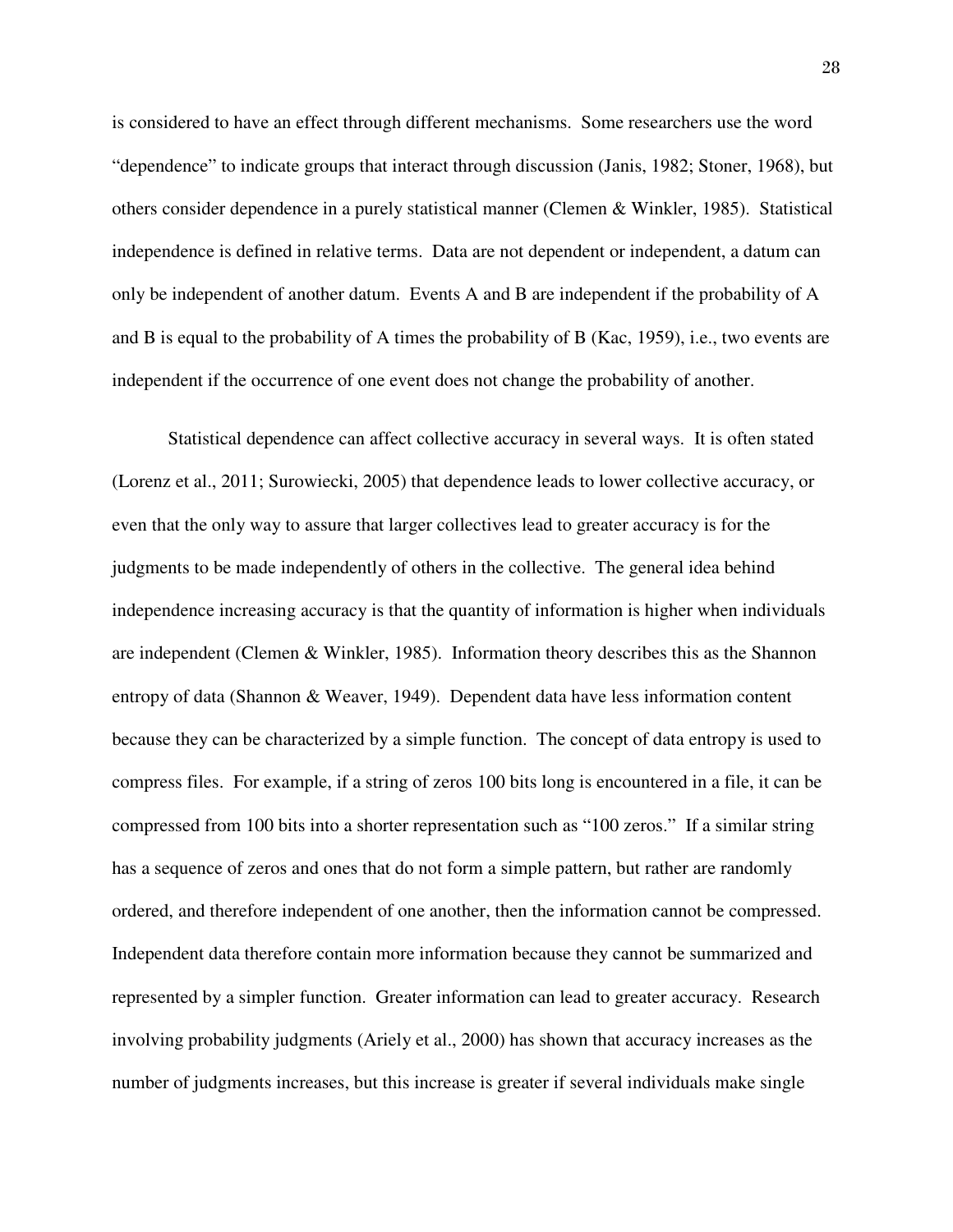is considered to have an effect through different mechanisms. Some researchers use the word "dependence" to indicate groups that interact through discussion (Janis, 1982; Stoner, 1968), but others consider dependence in a purely statistical manner (Clemen & Winkler, 1985). Statistical independence is defined in relative terms. Data are not dependent or independent, a datum can only be independent of another datum. Events A and B are independent if the probability of A and B is equal to the probability of A times the probability of B (Kac, 1959), i.e., two events are independent if the occurrence of one event does not change the probability of another.

Statistical dependence can affect collective accuracy in several ways. It is often stated (Lorenz et al., 2011; Surowiecki, 2005) that dependence leads to lower collective accuracy, or even that the only way to assure that larger collectives lead to greater accuracy is for the judgments to be made independently of others in the collective. The general idea behind independence increasing accuracy is that the quantity of information is higher when individuals are independent (Clemen & Winkler, 1985). Information theory describes this as the Shannon entropy of data (Shannon & Weaver, 1949). Dependent data have less information content because they can be characterized by a simple function. The concept of data entropy is used to compress files. For example, if a string of zeros 100 bits long is encountered in a file, it can be compressed from 100 bits into a shorter representation such as "100 zeros." If a similar string has a sequence of zeros and ones that do not form a simple pattern, but rather are randomly ordered, and therefore independent of one another, then the information cannot be compressed. Independent data therefore contain more information because they cannot be summarized and represented by a simpler function. Greater information can lead to greater accuracy. Research involving probability judgments (Ariely et al., 2000) has shown that accuracy increases as the number of judgments increases, but this increase is greater if several individuals make single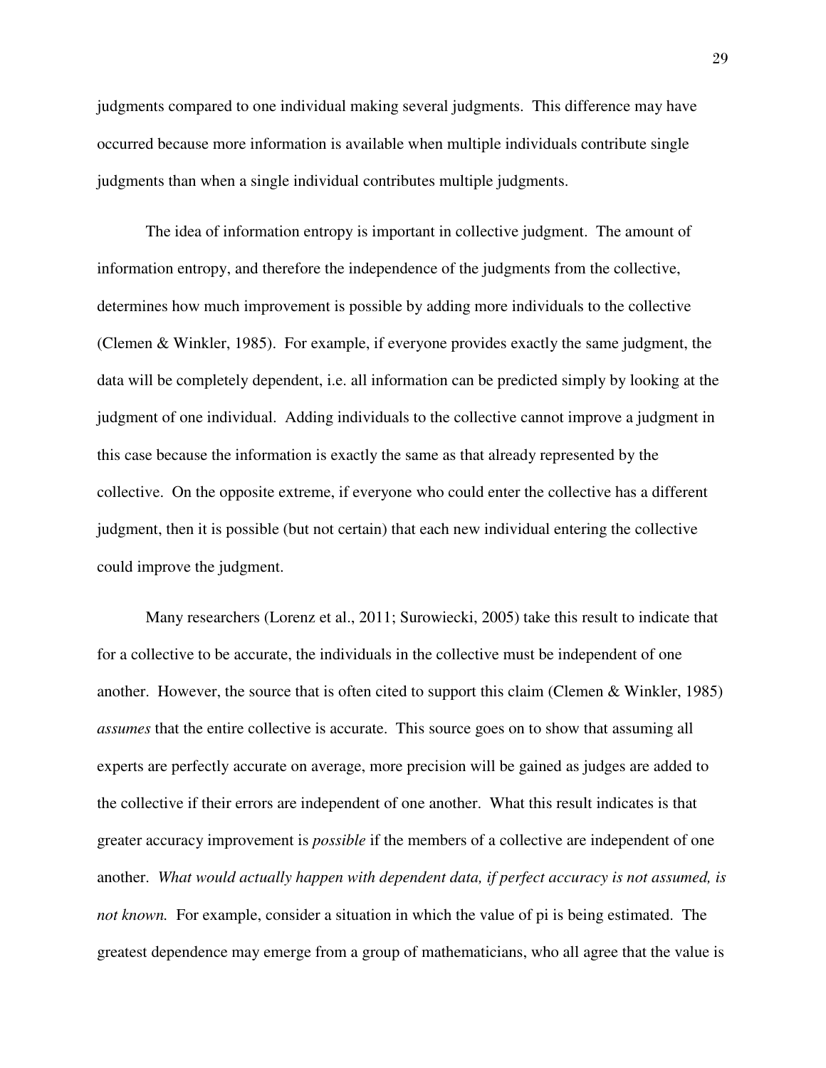judgments compared to one individual making several judgments. This difference may have occurred because more information is available when multiple individuals contribute single judgments than when a single individual contributes multiple judgments.

The idea of information entropy is important in collective judgment. The amount of information entropy, and therefore the independence of the judgments from the collective, determines how much improvement is possible by adding more individuals to the collective (Clemen & Winkler, 1985). For example, if everyone provides exactly the same judgment, the data will be completely dependent, i.e. all information can be predicted simply by looking at the judgment of one individual. Adding individuals to the collective cannot improve a judgment in this case because the information is exactly the same as that already represented by the collective. On the opposite extreme, if everyone who could enter the collective has a different judgment, then it is possible (but not certain) that each new individual entering the collective could improve the judgment.

Many researchers (Lorenz et al., 2011; Surowiecki, 2005) take this result to indicate that for a collective to be accurate, the individuals in the collective must be independent of one another. However, the source that is often cited to support this claim (Clemen & Winkler, 1985) *assumes* that the entire collective is accurate. This source goes on to show that assuming all experts are perfectly accurate on average, more precision will be gained as judges are added to the collective if their errors are independent of one another. What this result indicates is that greater accuracy improvement is *possible* if the members of a collective are independent of one another. *What would actually happen with dependent data, if perfect accuracy is not assumed, is not known.* For example, consider a situation in which the value of pi is being estimated. The greatest dependence may emerge from a group of mathematicians, who all agree that the value is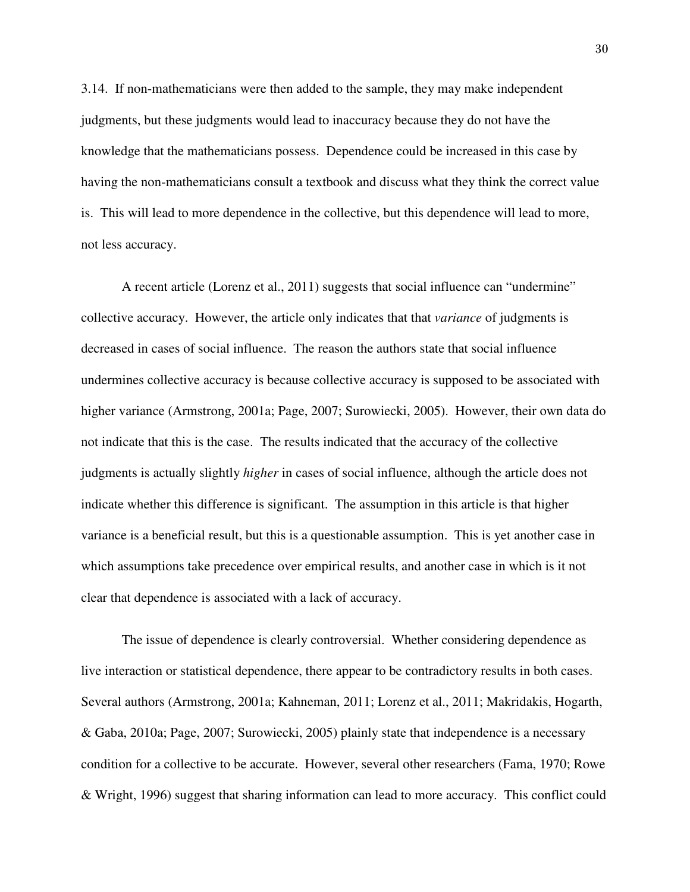3.14. If non-mathematicians were then added to the sample, they may make independent judgments, but these judgments would lead to inaccuracy because they do not have the knowledge that the mathematicians possess. Dependence could be increased in this case by having the non-mathematicians consult a textbook and discuss what they think the correct value is. This will lead to more dependence in the collective, but this dependence will lead to more, not less accuracy.

A recent article (Lorenz et al., 2011) suggests that social influence can "undermine" collective accuracy. However, the article only indicates that that *variance* of judgments is decreased in cases of social influence. The reason the authors state that social influence undermines collective accuracy is because collective accuracy is supposed to be associated with higher variance (Armstrong, 2001a; Page, 2007; Surowiecki, 2005). However, their own data do not indicate that this is the case. The results indicated that the accuracy of the collective judgments is actually slightly *higher* in cases of social influence, although the article does not indicate whether this difference is significant. The assumption in this article is that higher variance is a beneficial result, but this is a questionable assumption. This is yet another case in which assumptions take precedence over empirical results, and another case in which is it not clear that dependence is associated with a lack of accuracy.

The issue of dependence is clearly controversial. Whether considering dependence as live interaction or statistical dependence, there appear to be contradictory results in both cases. Several authors (Armstrong, 2001a; Kahneman, 2011; Lorenz et al., 2011; Makridakis, Hogarth, & Gaba, 2010a; Page, 2007; Surowiecki, 2005) plainly state that independence is a necessary condition for a collective to be accurate. However, several other researchers (Fama, 1970; Rowe & Wright, 1996) suggest that sharing information can lead to more accuracy. This conflict could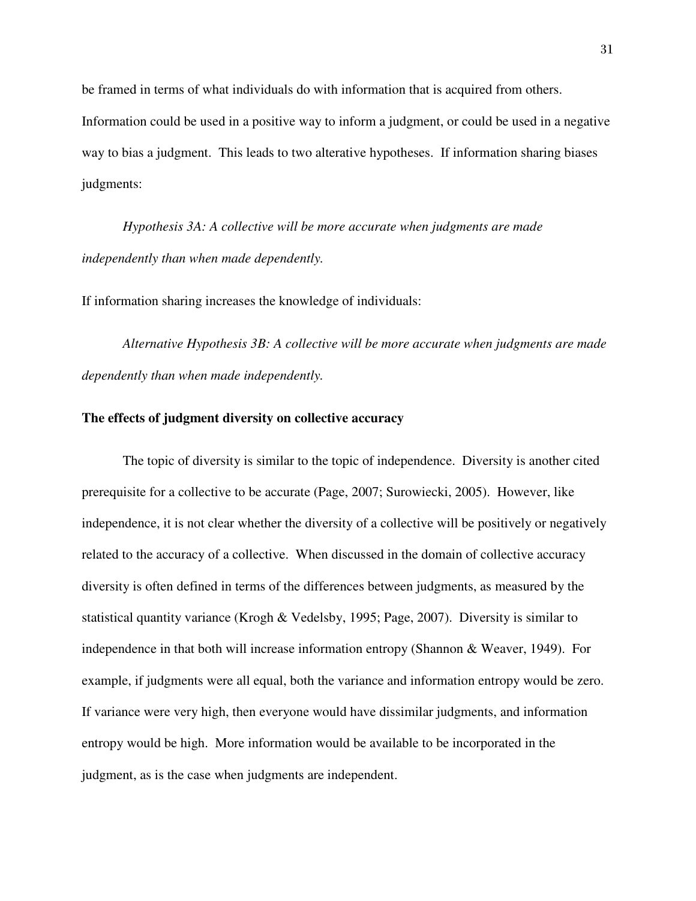be framed in terms of what individuals do with information that is acquired from others. Information could be used in a positive way to inform a judgment, or could be used in a negative way to bias a judgment. This leads to two alterative hypotheses. If information sharing biases judgments:

*Hypothesis 3A: A collective will be more accurate when judgments are made independently than when made dependently.*

If information sharing increases the knowledge of individuals:

*Alternative Hypothesis 3B: A collective will be more accurate when judgments are made dependently than when made independently.*

**The effects of judgment diversity on collective accuracy**

The topic of diversity is similar to the topic of independence. Diversity is another cited prerequisite for a collective to be accurate (Page, 2007; Surowiecki, 2005). However, like independence, it is not clear whether the diversity of a collective will be positively or negatively related to the accuracy of a collective. When discussed in the domain of collective accuracy diversity is often defined in terms of the differences between judgments, as measured by the statistical quantity variance (Krogh & Vedelsby, 1995; Page, 2007). Diversity is similar to independence in that both will increase information entropy (Shannon & Weaver, 1949). For example, if judgments were all equal, both the variance and information entropy would be zero. If variance were very high, then everyone would have dissimilar judgments, and information entropy would be high. More information would be available to be incorporated in the judgment, as is the case when judgments are independent.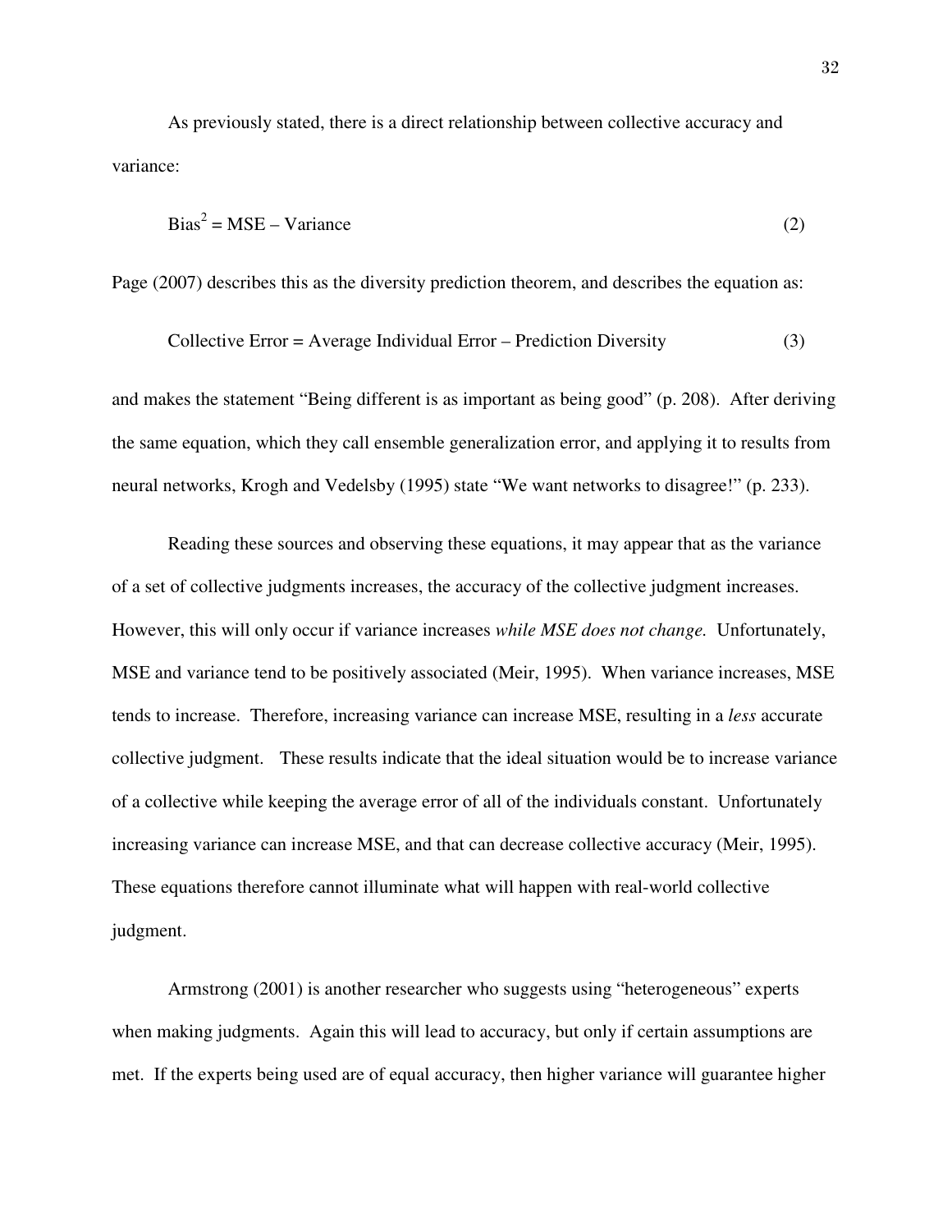As previously stated, there is a direct relationship between collective accuracy and variance:

$$\text{Bias}^2 = \text{MSE} - \text{Variance} \tag{2}$$

Page (2007) describes this as the diversity prediction theorem, and describes the equation as:

$$\text{Collective Error} = \text{Average Individual Error} - \text{Prediction Diversity} \tag{3}$$

and makes the statement "Being different is as important as being good" (p. 208). After deriving the same equation, which they call ensemble generalization error, and applying it to results from neural networks, Krogh and Vedelsby (1995) state "We want networks to disagree!" (p. 233).

Reading these sources and observing these equations, it may appear that as the variance of a set of collective judgments increases, the accuracy of the collective judgment increases. However, this will only occur if variance increases *while MSE does not change.* Unfortunately, MSE and variance tend to be positively associated (Meir, 1995). When variance increases, MSE tends to increase. Therefore, increasing variance can increase MSE, resulting in a *less* accurate collective judgment. These results indicate that the ideal situation would be to increase variance of a collective while keeping the average error of all of the individuals constant. Unfortunately increasing variance can increase MSE, and that can decrease collective accuracy (Meir, 1995). These equations therefore cannot illuminate what will happen with real-world collective judgment.

Armstrong (2001) is another researcher who suggests using "heterogeneous" experts when making judgments. Again this will lead to accuracy, but only if certain assumptions are met. If the experts being used are of equal accuracy, then higher variance will guarantee higher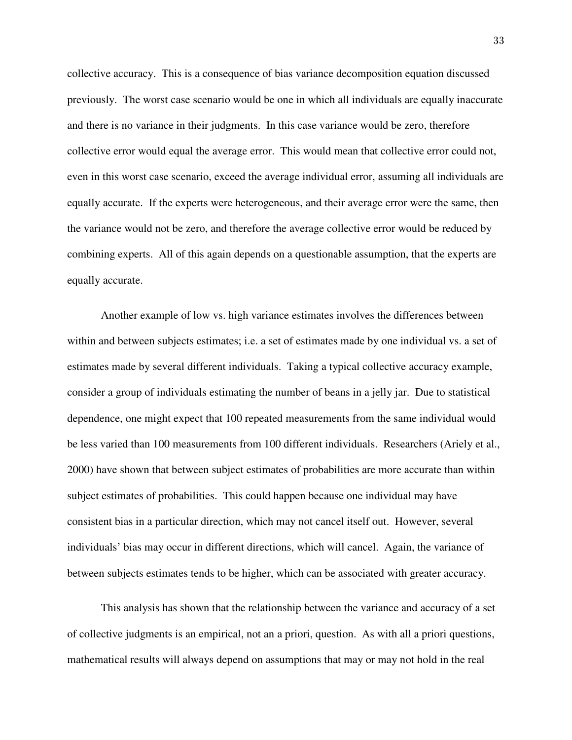collective accuracy. This is a consequence of bias variance decomposition equation discussed previously. The worst case scenario would be one in which all individuals are equally inaccurate and there is no variance in their judgments. In this case variance would be zero, therefore collective error would equal the average error. This would mean that collective error could not, even in this worst case scenario, exceed the average individual error, assuming all individuals are equally accurate. If the experts were heterogeneous, and their average error were the same, then the variance would not be zero, and therefore the average collective error would be reduced by combining experts. All of this again depends on a questionable assumption, that the experts are equally accurate.

Another example of low vs. high variance estimates involves the differences between within and between subjects estimates; i.e. a set of estimates made by one individual vs. a set of estimates made by several different individuals. Taking a typical collective accuracy example, consider a group of individuals estimating the number of beans in a jelly jar. Due to statistical dependence, one might expect that 100 repeated measurements from the same individual would be less varied than 100 measurements from 100 different individuals. Researchers (Ariely et al., 2000) have shown that between subject estimates of probabilities are more accurate than within subject estimates of probabilities. This could happen because one individual may have consistent bias in a particular direction, which may not cancel itself out. However, several individuals' bias may occur in different directions, which will cancel. Again, the variance of between subjects estimates tends to be higher, which can be associated with greater accuracy.

This analysis has shown that the relationship between the variance and accuracy of a set of collective judgments is an empirical, not an a priori, question. As with all a priori questions, mathematical results will always depend on assumptions that may or may not hold in the real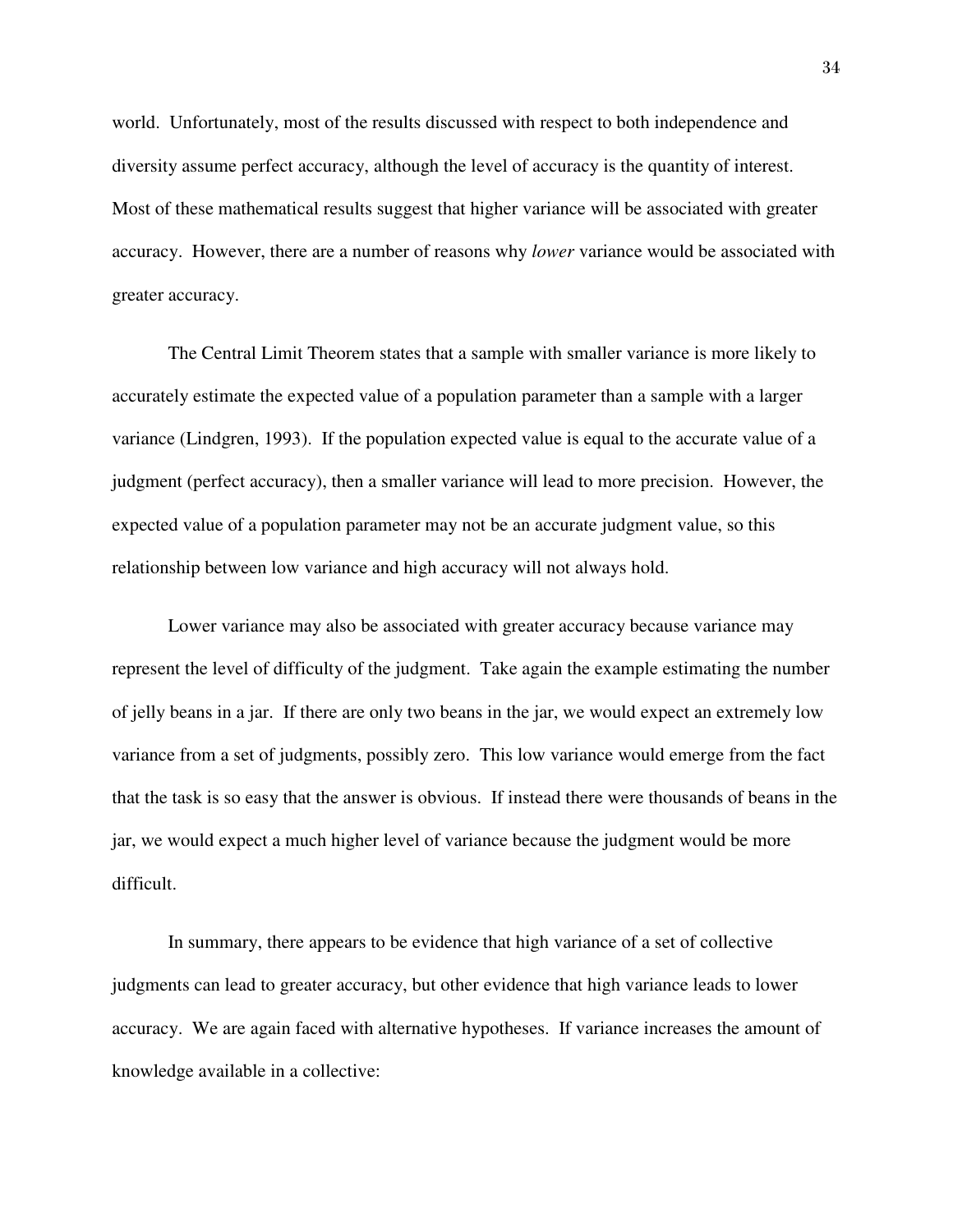world. Unfortunately, most of the results discussed with respect to both independence and diversity assume perfect accuracy, although the level of accuracy is the quantity of interest. Most of these mathematical results suggest that higher variance will be associated with greater accuracy. However, there are a number of reasons why *lower* variance would be associated with greater accuracy.

The Central Limit Theorem states that a sample with smaller variance is more likely to accurately estimate the expected value of a population parameter than a sample with a larger variance (Lindgren, 1993). If the population expected value is equal to the accurate value of a judgment (perfect accuracy), then a smaller variance will lead to more precision. However, the expected value of a population parameter may not be an accurate judgment value, so this relationship between low variance and high accuracy will not always hold.

Lower variance may also be associated with greater accuracy because variance may represent the level of difficulty of the judgment. Take again the example estimating the number of jelly beans in a jar. If there are only two beans in the jar, we would expect an extremely low variance from a set of judgments, possibly zero. This low variance would emerge from the fact that the task is so easy that the answer is obvious. If instead there were thousands of beans in the jar, we would expect a much higher level of variance because the judgment would be more difficult.

In summary, there appears to be evidence that high variance of a set of collective judgments can lead to greater accuracy, but other evidence that high variance leads to lower accuracy. We are again faced with alternative hypotheses. If variance increases the amount of knowledge available in a collective: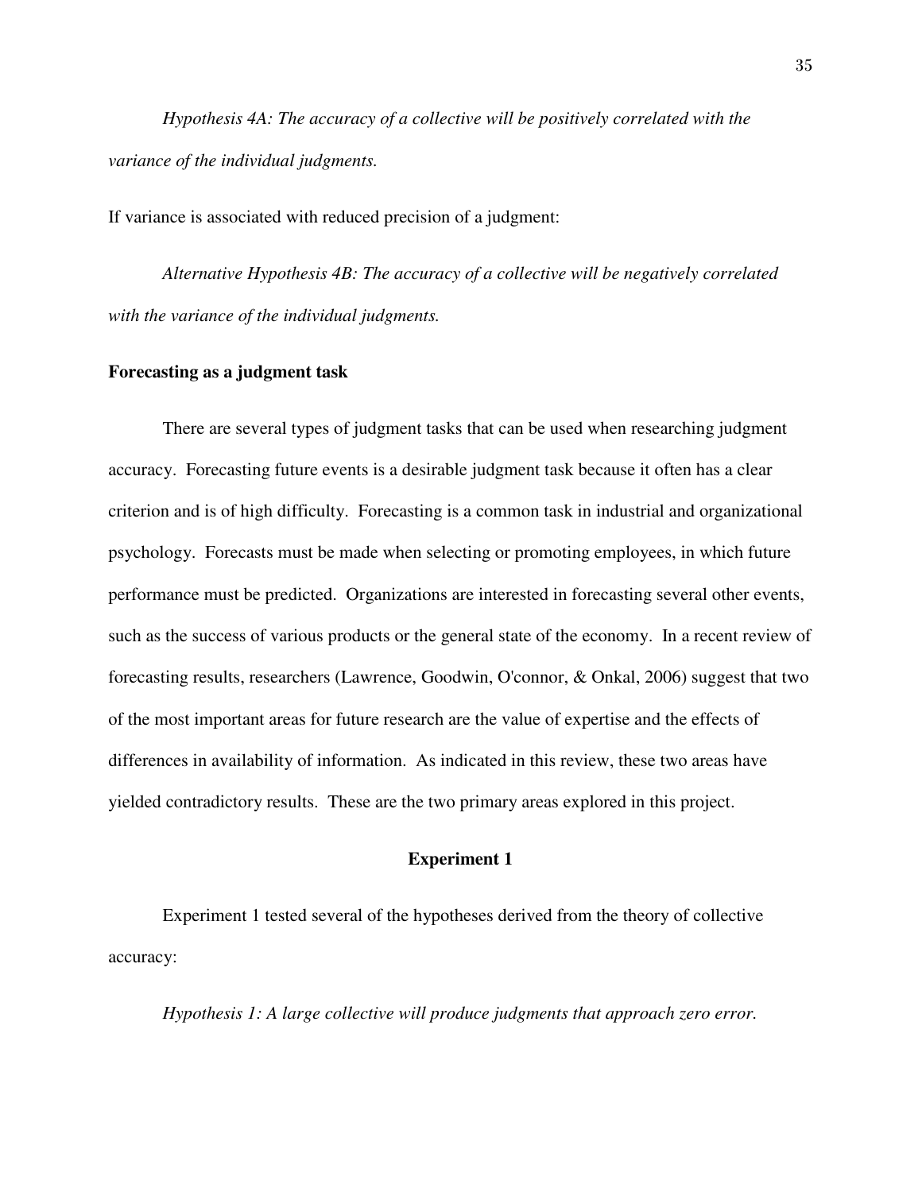*Hypothesis 4A: The accuracy of a collective will be positively correlated with the variance of the individual judgments.*

If variance is associated with reduced precision of a judgment:

*Alternative Hypothesis 4B: The accuracy of a collective will be negatively correlated with the variance of the individual judgments.*

**Forecasting as a judgment task**

There are several types of judgment tasks that can be used when researching judgment accuracy. Forecasting future events is a desirable judgment task because it often has a clear criterion and is of high difficulty. Forecasting is a common task in industrial and organizational psychology. Forecasts must be made when selecting or promoting employees, in which future performance must be predicted. Organizations are interested in forecasting several other events, such as the success of various products or the general state of the economy. In a recent review of forecasting results, researchers (Lawrence, Goodwin, O'connor, & Onkal, 2006) suggest that two of the most important areas for future research are the value of expertise and the effects of differences in availability of information. As indicated in this review, these two areas have yielded contradictory results. These are the two primary areas explored in this project.

## Experiment 1

Experiment 1 tested several of the hypotheses derived from the theory of collective accuracy:

*Hypothesis 1: A large collective will produce judgments that approach zero error.*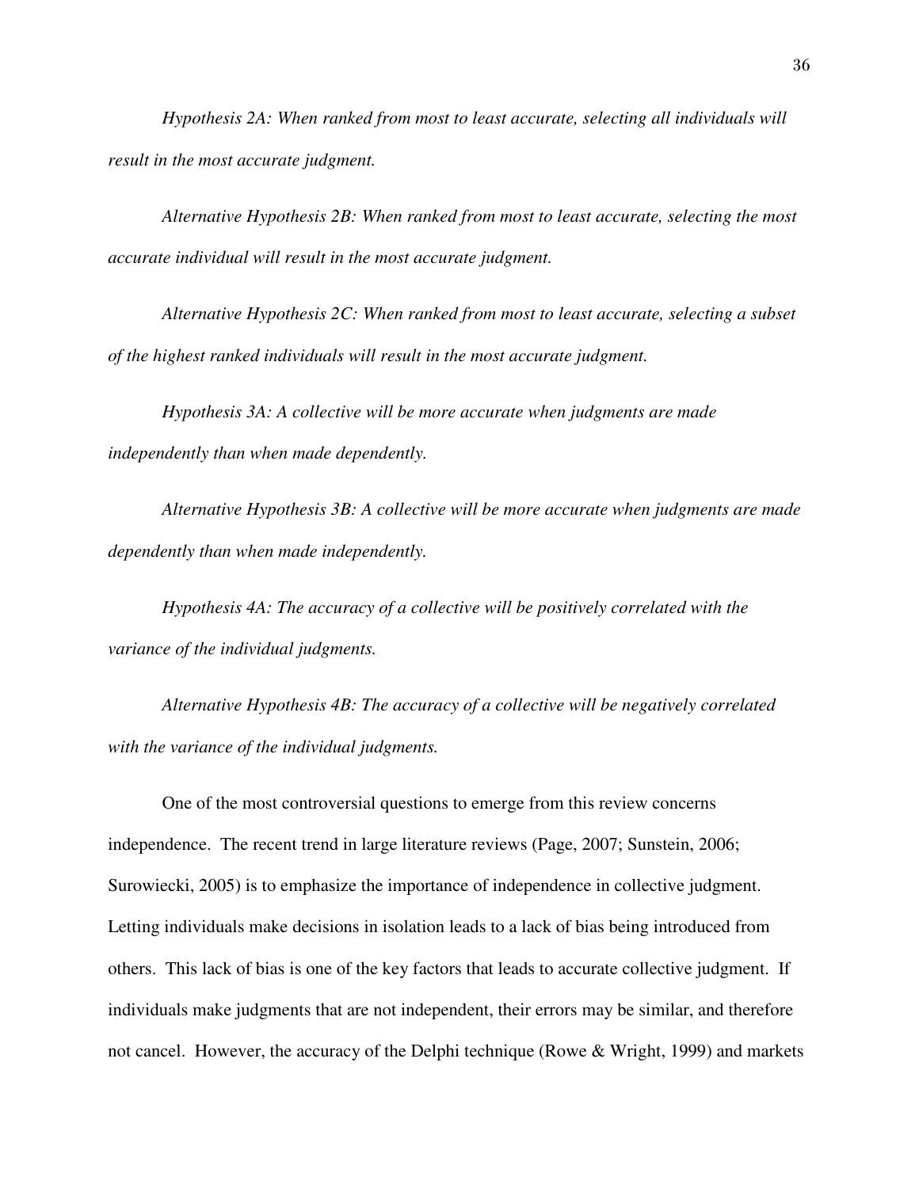*Hypothesis 2A: When ranked from most to least accurate, selecting all individuals will result in the most accurate judgment.*

*Alternative Hypothesis 2B: When ranked from most to least accurate, selecting the most accurate individual will result in the most accurate judgment.*

*Alternative Hypothesis 2C: When ranked from most to least accurate, selecting a subset of the highest ranked individuals will result in the most accurate judgment.*

*Hypothesis 3A: A collective will be more accurate when judgments are made independently than when made dependently.*

*Alternative Hypothesis 3B: A collective will be more accurate when judgments are made dependently than when made independently.*

*Hypothesis 4A: The accuracy of a collective will be positively correlated with the variance of the individual judgments.*

*Alternative Hypothesis 4B: The accuracy of a collective will be negatively correlated with the variance of the individual judgments.*

One of the most controversial questions to emerge from this review concerns independence. The recent trend in large literature reviews (Page, 2007; Sunstein, 2006; Surowiecki, 2005) is to emphasize the importance of independence in collective judgment. Letting individuals make decisions in isolation leads to a lack of bias being introduced from others. This lack of bias is one of the key factors that leads to accurate collective judgment. If individuals make judgments that are not independent, their errors may be similar, and therefore not cancel. However, the accuracy of the Delphi technique (Rowe & Wright, 1999) and markets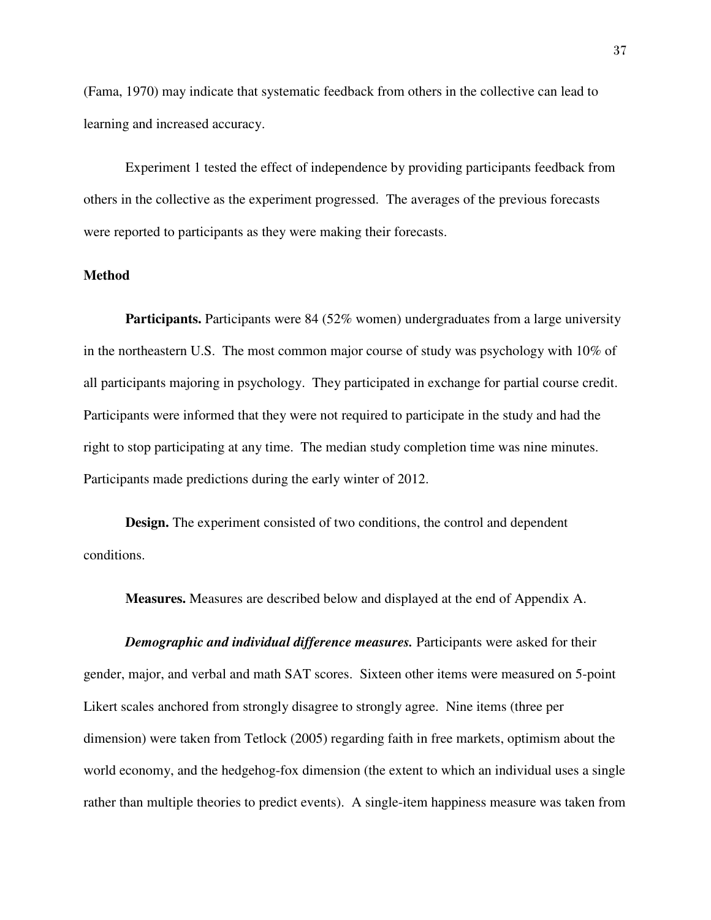(Fama, 1970) may indicate that systematic feedback from others in the collective can lead to learning and increased accuracy.

Experiment 1 tested the effect of independence by providing participants feedback from others in the collective as the experiment progressed. The averages of the previous forecasts were reported to participants as they were making their forecasts.

## Method

**Participants.** Participants were 84 (52% women) undergraduates from a large university in the northeastern U.S. The most common major course of study was psychology with 10% of all participants majoring in psychology. They participated in exchange for partial course credit. Participants were informed that they were not required to participate in the study and had the right to stop participating at any time. The median study completion time was nine minutes. Participants made predictions during the early winter of 2012.

**Design.** The experiment consisted of two conditions, the control and dependent conditions.

**Measures.** Measures are described below and displayed at the end of Appendix A.

***Demographic and individual difference measures.*** Participants were asked for their gender, major, and verbal and math SAT scores. Sixteen other items were measured on 5-point Likert scales anchored from strongly disagree to strongly agree. Nine items (three per dimension) were taken from Tetlock (2005) regarding faith in free markets, optimism about the world economy, and the hedgehog-fox dimension (the extent to which an individual uses a single rather than multiple theories to predict events). A single-item happiness measure was taken from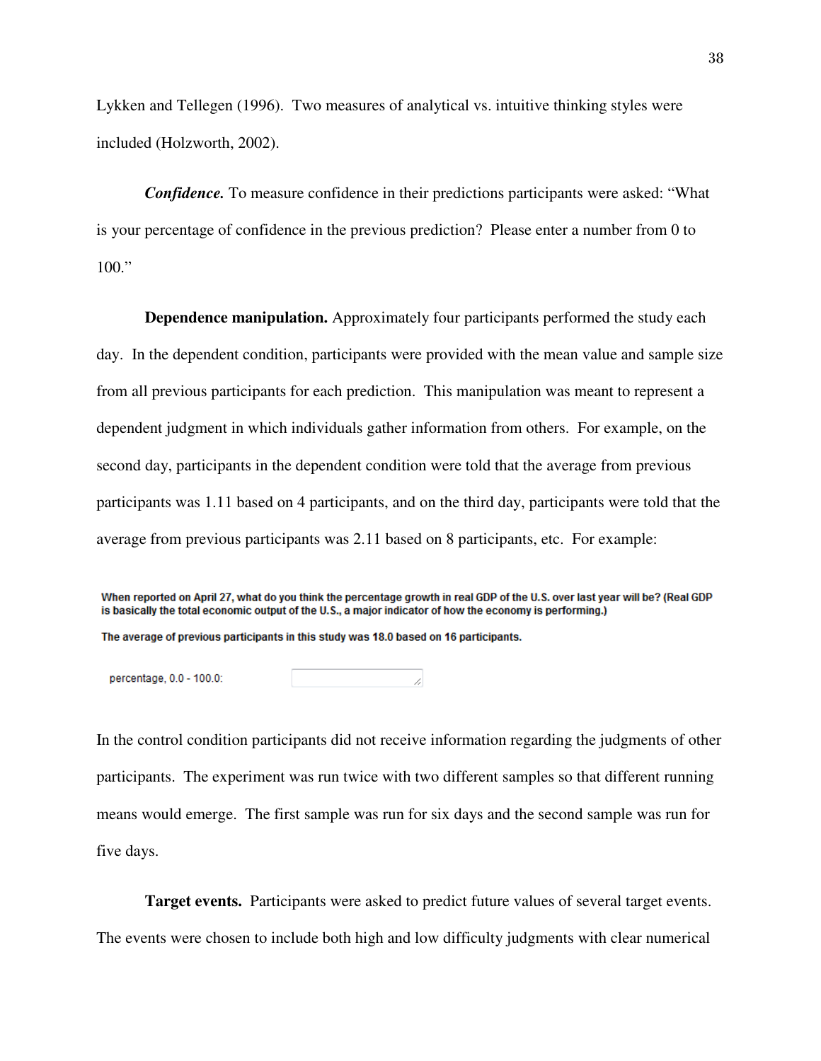Lykken and Tellegen (1996). Two measures of analytical vs. intuitive thinking styles were included (Holzworth, 2002).

***Confidence.*** To measure confidence in their predictions participants were asked: "What is your percentage of confidence in the previous prediction? Please enter a number from 0 to 100."

**Dependence manipulation.** Approximately four participants performed the study each day. In the dependent condition, participants were provided with the mean value and sample size from all previous participants for each prediction. This manipulation was meant to represent a dependent judgment in which individuals gather information from others. For example, on the second day, participants in the dependent condition were told that the average from previous participants was 1.11 based on 4 participants, and on the third day, participants were told that the average from previous participants was 2.11 based on 8 participants, etc. For example:

**When reported on April 27, what do you think the percentage growth in real GDP of the U.S. over last year will be? (Real GDP is basically the total economic output of the U.S., a major indicator of how the economy is performing.)**

**The average of previous participants in this study was 18.0 based on 16 participants.**

percentage, 0.0 - 100.0:

In the control condition participants did not receive information regarding the judgments of other participants. The experiment was run twice with two different samples so that different running means would emerge. The first sample was run for six days and the second sample was run for five days.

**Target events.** Participants were asked to predict future values of several target events. The events were chosen to include both high and low difficulty judgments with clear numerical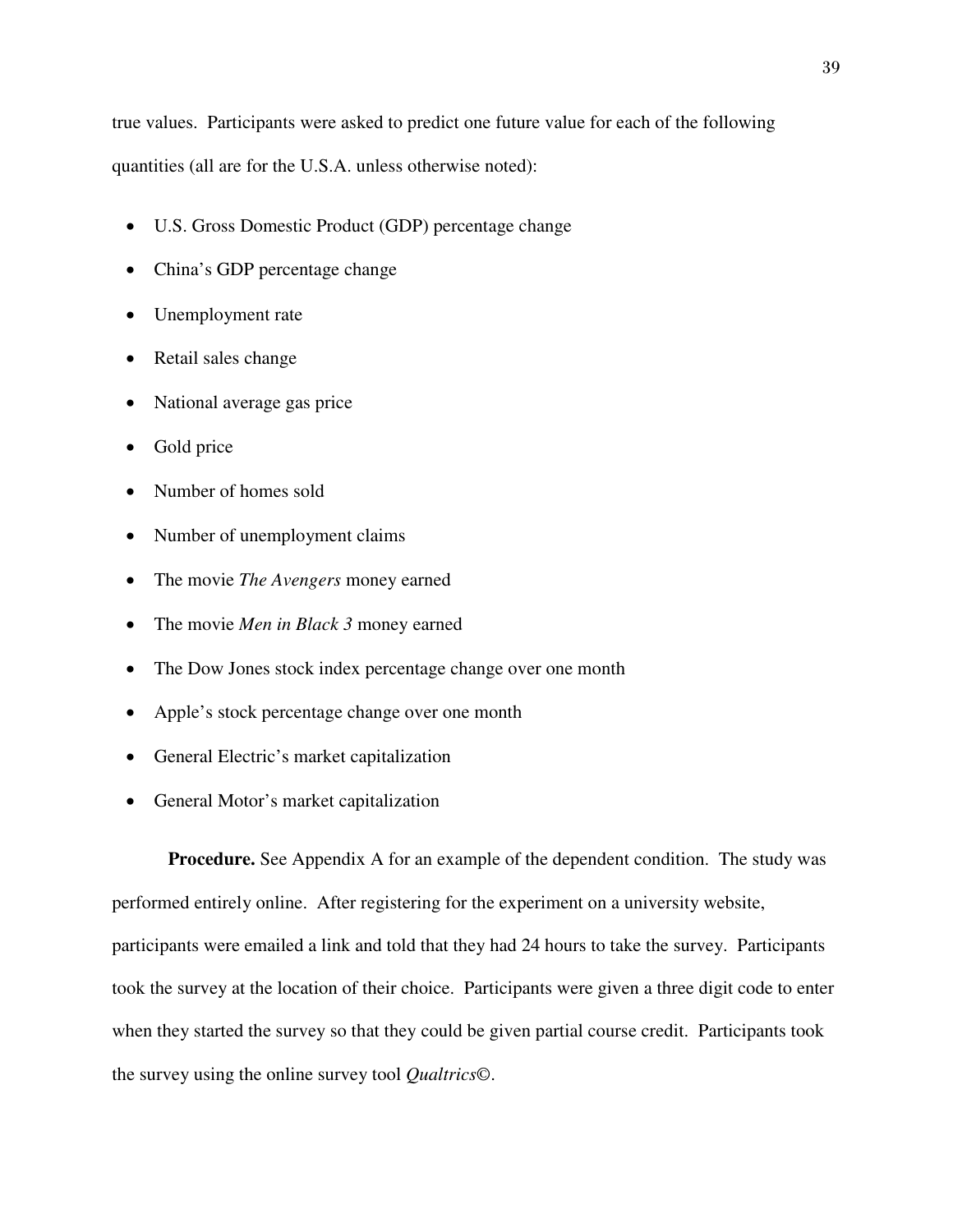true values. Participants were asked to predict one future value for each of the following quantities (all are for the U.S.A. unless otherwise noted):

- U.S. Gross Domestic Product (GDP) percentage change
- China's GDP percentage change
- Unemployment rate
- Retail sales change
- National average gas price
- Gold price
- Number of homes sold
- Number of unemployment claims
- The movie *The Avengers* money earned
- The movie *Men in Black 3* money earned
- The Dow Jones stock index percentage change over one month
- Apple's stock percentage change over one month
- General Electric's market capitalization
- General Motor's market capitalization

**Procedure.** See Appendix A for an example of the dependent condition. The study was performed entirely online. After registering for the experiment on a university website, participants were emailed a link and told that they had 24 hours to take the survey. Participants took the survey at the location of their choice. Participants were given a three digit code to enter when they started the survey so that they could be given partial course credit. Participants took the survey using the online survey tool *Qualtrics©*.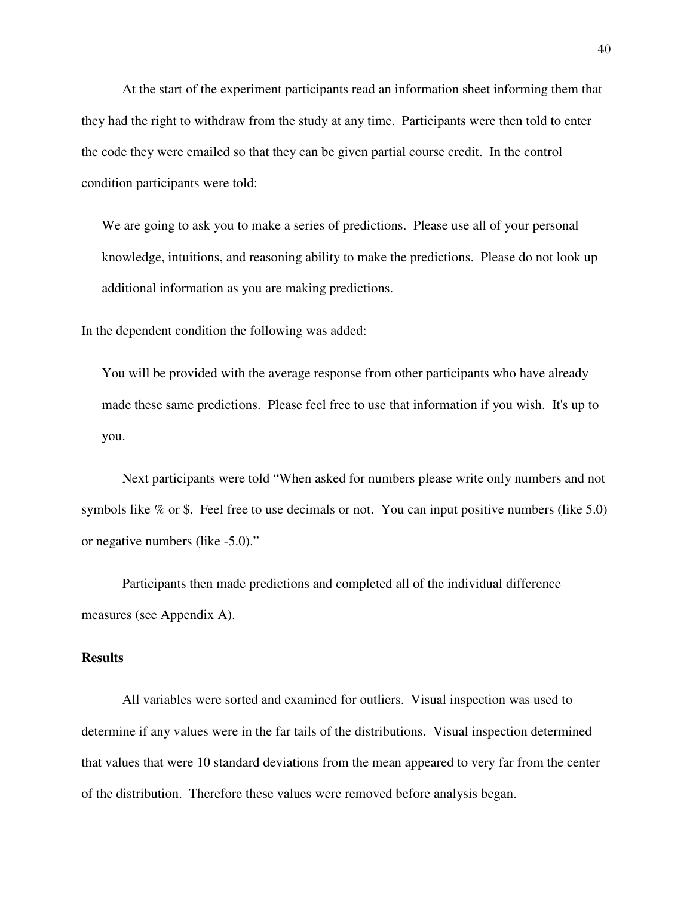At the start of the experiment participants read an information sheet informing them that they had the right to withdraw from the study at any time. Participants were then told to enter the code they were emailed so that they can be given partial course credit. In the control condition participants were told:

> We are going to ask you to make a series of predictions. Please use all of your personal knowledge, intuitions, and reasoning ability to make the predictions. Please do not look up additional information as you are making predictions.

In the dependent condition the following was added:

> You will be provided with the average response from other participants who have already made these same predictions. Please feel free to use that information if you wish. It's up to you.

Next participants were told "When asked for numbers please write only numbers and not symbols like % or $. Feel free to use decimals or not. You can input positive numbers (like 5.0) or negative numbers (like -5.0)."

Participants then made predictions and completed all of the individual difference measures (see Appendix A).

### Results

All variables were sorted and examined for outliers. Visual inspection was used to determine if any values were in the far tails of the distributions. Visual inspection determined that values that were 10 standard deviations from the mean appeared to very far from the center of the distribution. Therefore these values were removed before analysis began.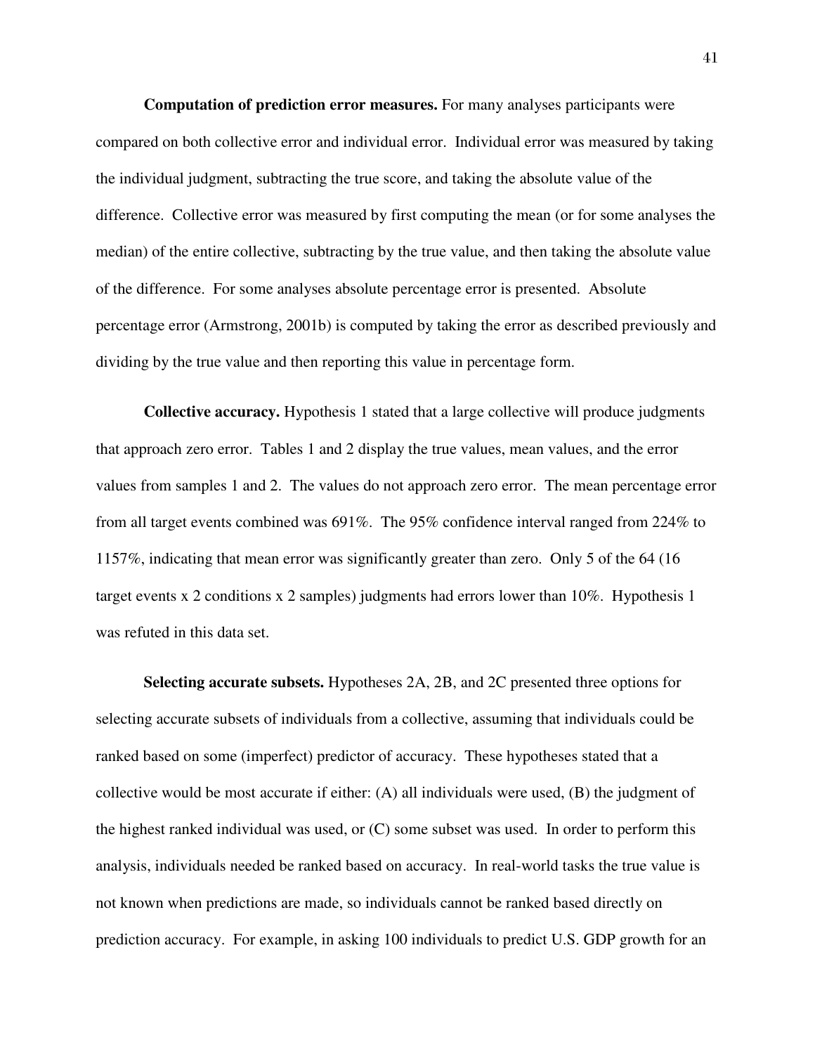**Computation of prediction error measures.** For many analyses participants were compared on both collective error and individual error. Individual error was measured by taking the individual judgment, subtracting the true score, and taking the absolute value of the difference. Collective error was measured by first computing the mean (or for some analyses the median) of the entire collective, subtracting by the true value, and then taking the absolute value of the difference. For some analyses absolute percentage error is presented. Absolute percentage error (Armstrong, 2001b) is computed by taking the error as described previously and dividing by the true value and then reporting this value in percentage form.

**Collective accuracy.** Hypothesis 1 stated that a large collective will produce judgments that approach zero error. Tables 1 and 2 display the true values, mean values, and the error values from samples 1 and 2. The values do not approach zero error. The mean percentage error from all target events combined was 691%. The 95% confidence interval ranged from 224% to 1157%, indicating that mean error was significantly greater than zero. Only 5 of the 64 (16 target events x 2 conditions x 2 samples) judgments had errors lower than 10%. Hypothesis 1 was refuted in this data set.

**Selecting accurate subsets.** Hypotheses 2A, 2B, and 2C presented three options for selecting accurate subsets of individuals from a collective, assuming that individuals could be ranked based on some (imperfect) predictor of accuracy. These hypotheses stated that a collective would be most accurate if either: (A) all individuals were used, (B) the judgment of the highest ranked individual was used, or (C) some subset was used. In order to perform this analysis, individuals needed be ranked based on accuracy. In real-world tasks the true value is not known when predictions are made, so individuals cannot be ranked based directly on prediction accuracy. For example, in asking 100 individuals to predict U.S. GDP growth for an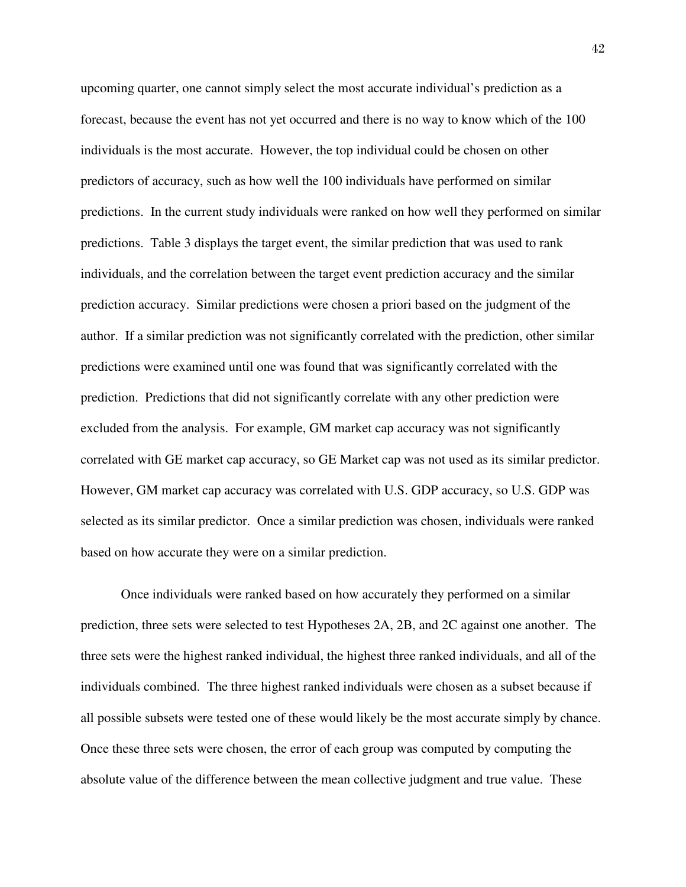upcoming quarter, one cannot simply select the most accurate individual's prediction as a forecast, because the event has not yet occurred and there is no way to know which of the 100 individuals is the most accurate. However, the top individual could be chosen on other predictors of accuracy, such as how well the 100 individuals have performed on similar predictions. In the current study individuals were ranked on how well they performed on similar predictions. Table 3 displays the target event, the similar prediction that was used to rank individuals, and the correlation between the target event prediction accuracy and the similar prediction accuracy. Similar predictions were chosen a priori based on the judgment of the author. If a similar prediction was not significantly correlated with the prediction, other similar predictions were examined until one was found that was significantly correlated with the prediction. Predictions that did not significantly correlate with any other prediction were excluded from the analysis. For example, GM market cap accuracy was not significantly correlated with GE market cap accuracy, so GE Market cap was not used as its similar predictor. However, GM market cap accuracy was correlated with U.S. GDP accuracy, so U.S. GDP was selected as its similar predictor. Once a similar prediction was chosen, individuals were ranked based on how accurate they were on a similar prediction.

Once individuals were ranked based on how accurately they performed on a similar prediction, three sets were selected to test Hypotheses 2A, 2B, and 2C against one another. The three sets were the highest ranked individual, the highest three ranked individuals, and all of the individuals combined. The three highest ranked individuals were chosen as a subset because if all possible subsets were tested one of these would likely be the most accurate simply by chance. Once these three sets were chosen, the error of each group was computed by computing the absolute value of the difference between the mean collective judgment and true value. These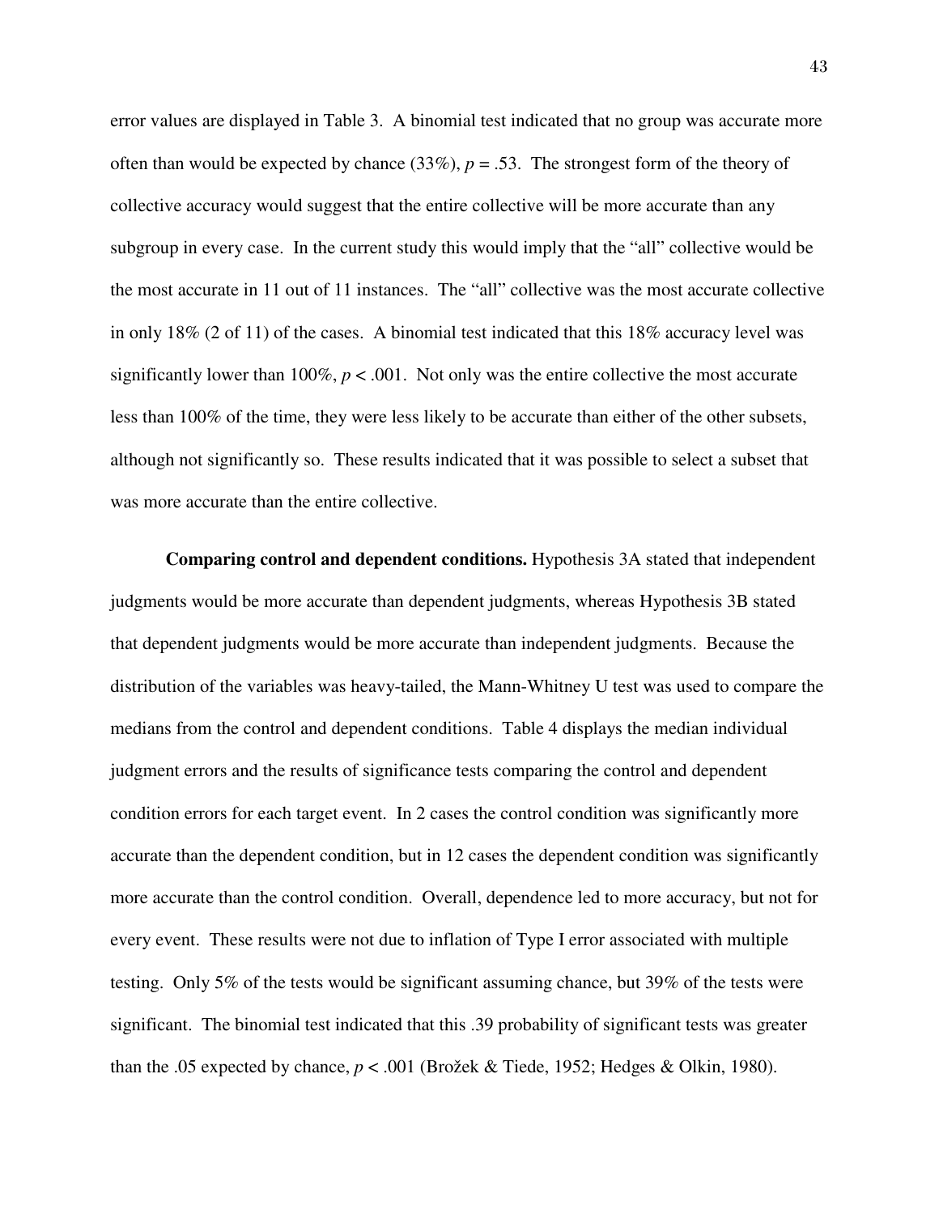error values are displayed in Table 3. A binomial test indicated that no group was accurate more often than would be expected by chance (33%), $p = .53$. The strongest form of the theory of collective accuracy would suggest that the entire collective will be more accurate than any subgroup in every case. In the current study this would imply that the "all" collective would be the most accurate in 11 out of 11 instances. The "all" collective was the most accurate collective in only 18% (2 of 11) of the cases. A binomial test indicated that this 18% accuracy level was significantly lower than 100%, $p < .001$. Not only was the entire collective the most accurate less than 100% of the time, they were less likely to be accurate than either of the other subsets, although not significantly so. These results indicated that it was possible to select a subset that was more accurate than the entire collective.

**Comparing control and dependent conditions.** Hypothesis 3A stated that independent judgments would be more accurate than dependent judgments, whereas Hypothesis 3B stated that dependent judgments would be more accurate than independent judgments. Because the distribution of the variables was heavy-tailed, the Mann-Whitney U test was used to compare the medians from the control and dependent conditions. Table 4 displays the median individual judgment errors and the results of significance tests comparing the control and dependent condition errors for each target event. In 2 cases the control condition was significantly more accurate than the dependent condition, but in 12 cases the dependent condition was significantly more accurate than the control condition. Overall, dependence led to more accuracy, but not for every event. These results were not due to inflation of Type I error associated with multiple testing. Only 5% of the tests would be significant assuming chance, but 39% of the tests were significant. The binomial test indicated that this .39 probability of significant tests was greater than the .05 expected by chance, $p < .001$ (Brožek & Tiede, 1952; Hedges & Olkin, 1980).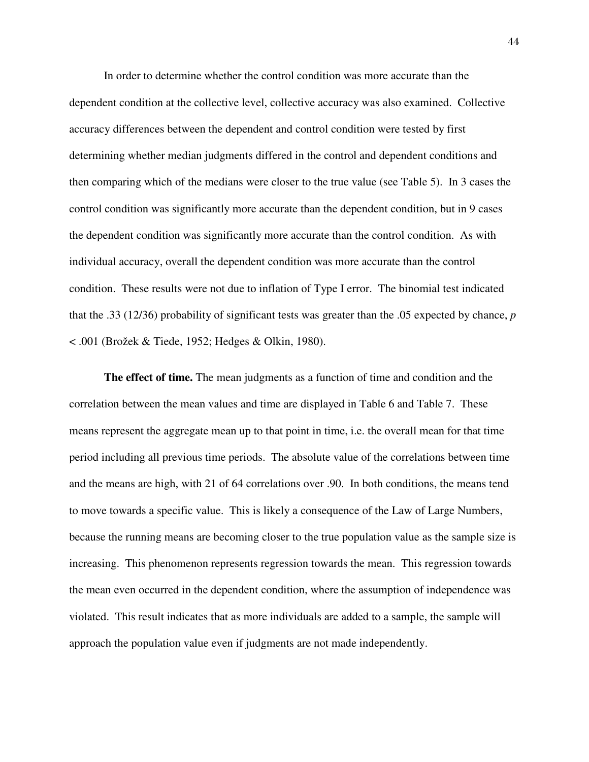In order to determine whether the control condition was more accurate than the dependent condition at the collective level, collective accuracy was also examined. Collective accuracy differences between the dependent and control condition were tested by first determining whether median judgments differed in the control and dependent conditions and then comparing which of the medians were closer to the true value (see Table 5). In 3 cases the control condition was significantly more accurate than the dependent condition, but in 9 cases the dependent condition was significantly more accurate than the control condition. As with individual accuracy, overall the dependent condition was more accurate than the control condition. These results were not due to inflation of Type I error. The binomial test indicated that the .33 (12/36) probability of significant tests was greater than the .05 expected by chance, $p < .001$ (Brožek & Tiede, 1952; Hedges & Olkin, 1980).

**The effect of time.** The mean judgments as a function of time and condition and the correlation between the mean values and time are displayed in Table 6 and Table 7. These means represent the aggregate mean up to that point in time, i.e. the overall mean for that time period including all previous time periods. The absolute value of the correlations between time and the means are high, with 21 of 64 correlations over .90. In both conditions, the means tend to move towards a specific value. This is likely a consequence of the Law of Large Numbers, because the running means are becoming closer to the true population value as the sample size is increasing. This phenomenon represents regression towards the mean. This regression towards the mean even occurred in the dependent condition, where the assumption of independence was violated. This result indicates that as more individuals are added to a sample, the sample will approach the population value even if judgments are not made independently.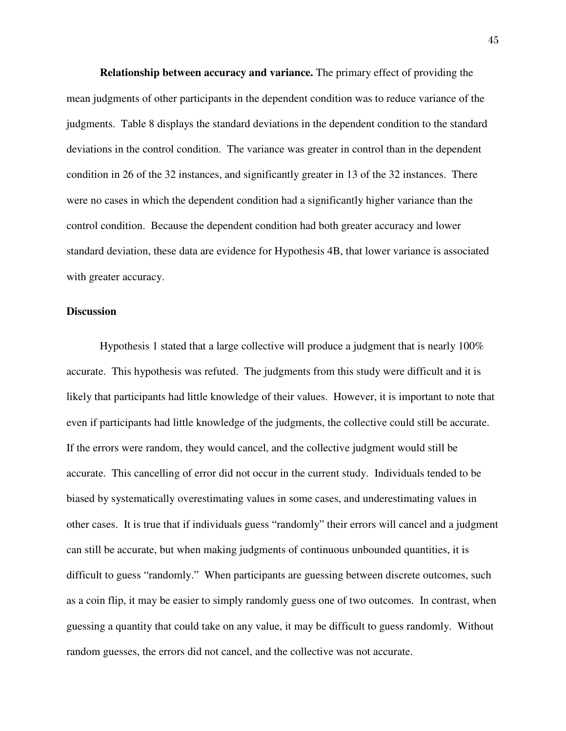**Relationship between accuracy and variance.** The primary effect of providing the mean judgments of other participants in the dependent condition was to reduce variance of the judgments. Table 8 displays the standard deviations in the dependent condition to the standard deviations in the control condition. The variance was greater in control than in the dependent condition in 26 of the 32 instances, and significantly greater in 13 of the 32 instances. There were no cases in which the dependent condition had a significantly higher variance than the control condition. Because the dependent condition had both greater accuracy and lower standard deviation, these data are evidence for Hypothesis 4B, that lower variance is associated with greater accuracy.

### Discussion

Hypothesis 1 stated that a large collective will produce a judgment that is nearly 100% accurate. This hypothesis was refuted. The judgments from this study were difficult and it is likely that participants had little knowledge of their values. However, it is important to note that even if participants had little knowledge of the judgments, the collective could still be accurate. If the errors were random, they would cancel, and the collective judgment would still be accurate. This cancelling of error did not occur in the current study. Individuals tended to be biased by systematically overestimating values in some cases, and underestimating values in other cases. It is true that if individuals guess "randomly" their errors will cancel and a judgment can still be accurate, but when making judgments of continuous unbounded quantities, it is difficult to guess "randomly." When participants are guessing between discrete outcomes, such as a coin flip, it may be easier to simply randomly guess one of two outcomes. In contrast, when guessing a quantity that could take on any value, it may be difficult to guess randomly. Without random guesses, the errors did not cancel, and the collective was not accurate.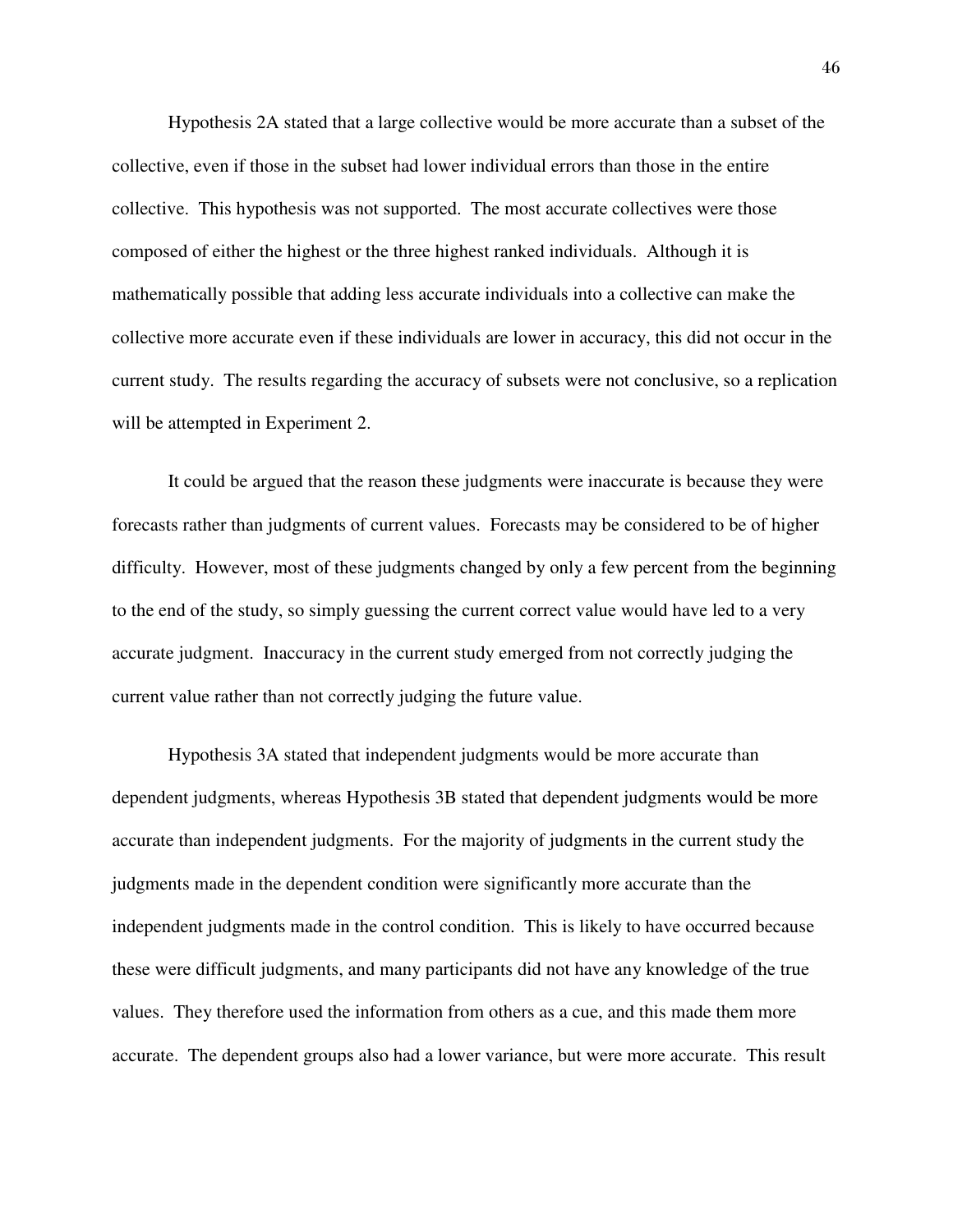Hypothesis 2A stated that a large collective would be more accurate than a subset of the collective, even if those in the subset had lower individual errors than those in the entire collective. This hypothesis was not supported. The most accurate collectives were those composed of either the highest or the three highest ranked individuals. Although it is mathematically possible that adding less accurate individuals into a collective can make the collective more accurate even if these individuals are lower in accuracy, this did not occur in the current study. The results regarding the accuracy of subsets were not conclusive, so a replication will be attempted in Experiment 2.

It could be argued that the reason these judgments were inaccurate is because they were forecasts rather than judgments of current values. Forecasts may be considered to be of higher difficulty. However, most of these judgments changed by only a few percent from the beginning to the end of the study, so simply guessing the current correct value would have led to a very accurate judgment. Inaccuracy in the current study emerged from not correctly judging the current value rather than not correctly judging the future value.

Hypothesis 3A stated that independent judgments would be more accurate than dependent judgments, whereas Hypothesis 3B stated that dependent judgments would be more accurate than independent judgments. For the majority of judgments in the current study the judgments made in the dependent condition were significantly more accurate than the independent judgments made in the control condition. This is likely to have occurred because these were difficult judgments, and many participants did not have any knowledge of the true values. They therefore used the information from others as a cue, and this made them more accurate. The dependent groups also had a lower variance, but were more accurate. This result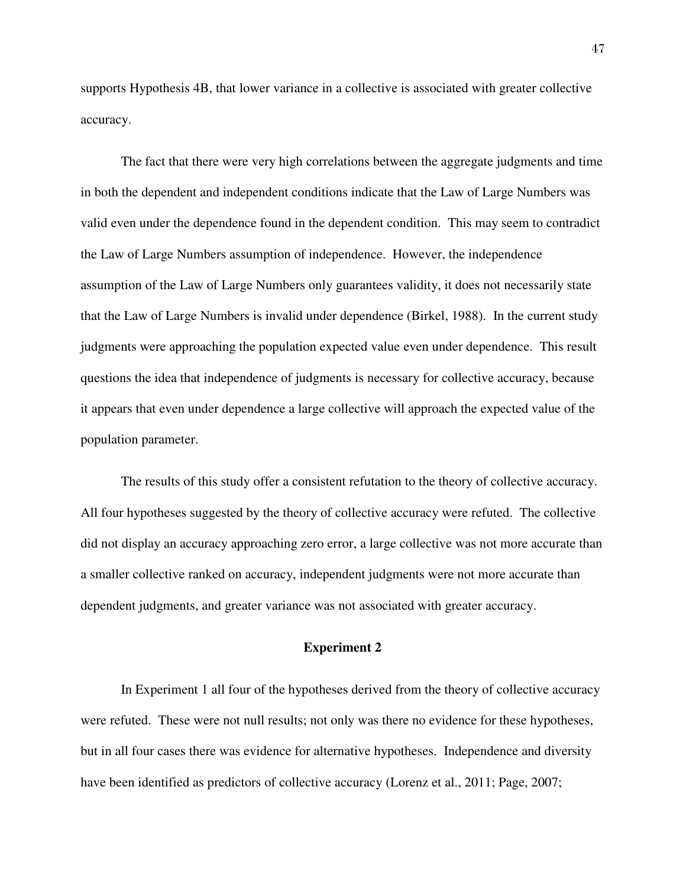supports Hypothesis 4B, that lower variance in a collective is associated with greater collective accuracy.

The fact that there were very high correlations between the aggregate judgments and time in both the dependent and independent conditions indicate that the Law of Large Numbers was valid even under the dependence found in the dependent condition. This may seem to contradict the Law of Large Numbers assumption of independence. However, the independence assumption of the Law of Large Numbers only guarantees validity, it does not necessarily state that the Law of Large Numbers is invalid under dependence (Birkel, 1988). In the current study judgments were approaching the population expected value even under dependence. This result questions the idea that independence of judgments is necessary for collective accuracy, because it appears that even under dependence a large collective will approach the expected value of the population parameter.

The results of this study offer a consistent refutation to the theory of collective accuracy. All four hypotheses suggested by the theory of collective accuracy were refuted. The collective did not display an accuracy approaching zero error, a large collective was not more accurate than a smaller collective ranked on accuracy, independent judgments were not more accurate than dependent judgments, and greater variance was not associated with greater accuracy.

## Experiment 2

In Experiment 1 all four of the hypotheses derived from the theory of collective accuracy were refuted. These were not null results; not only was there no evidence for these hypotheses, but in all four cases there was evidence for alternative hypotheses. Independence and diversity have been identified as predictors of collective accuracy (Lorenz et al., 2011; Page, 2007;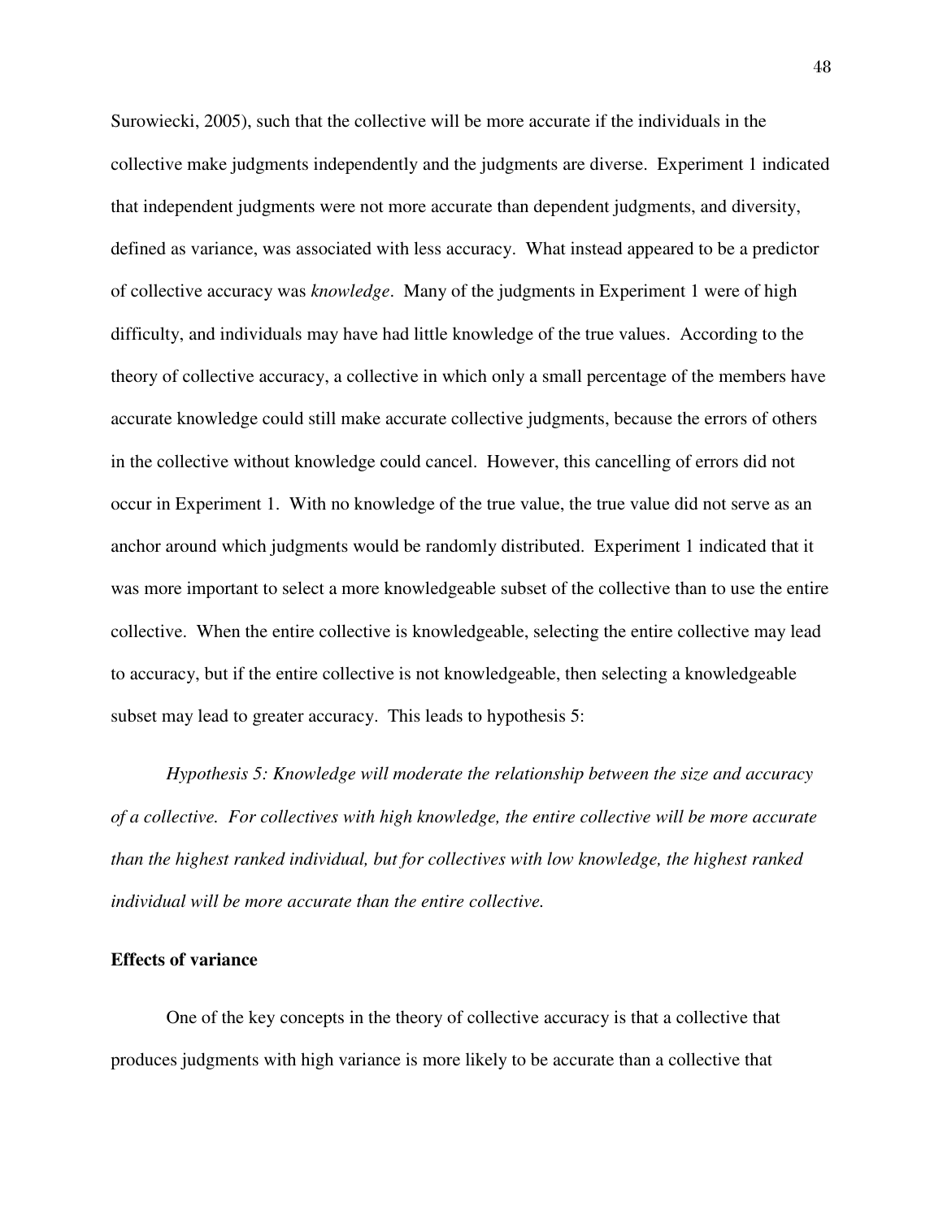Surowiecki, 2005), such that the collective will be more accurate if the individuals in the collective make judgments independently and the judgments are diverse. Experiment 1 indicated that independent judgments were not more accurate than dependent judgments, and diversity, defined as variance, was associated with less accuracy. What instead appeared to be a predictor of collective accuracy was *knowledge*. Many of the judgments in Experiment 1 were of high difficulty, and individuals may have had little knowledge of the true values. According to the theory of collective accuracy, a collective in which only a small percentage of the members have accurate knowledge could still make accurate collective judgments, because the errors of others in the collective without knowledge could cancel. However, this cancelling of errors did not occur in Experiment 1. With no knowledge of the true value, the true value did not serve as an anchor around which judgments would be randomly distributed. Experiment 1 indicated that it was more important to select a more knowledgeable subset of the collective than to use the entire collective. When the entire collective is knowledgeable, selecting the entire collective may lead to accuracy, but if the entire collective is not knowledgeable, then selecting a knowledgeable subset may lead to greater accuracy. This leads to hypothesis 5:

*Hypothesis 5: Knowledge will moderate the relationship between the size and accuracy of a collective. For collectives with high knowledge, the entire collective will be more accurate than the highest ranked individual, but for collectives with low knowledge, the highest ranked individual will be more accurate than the entire collective.*

**Effects of variance**

One of the key concepts in the theory of collective accuracy is that a collective that produces judgments with high variance is more likely to be accurate than a collective that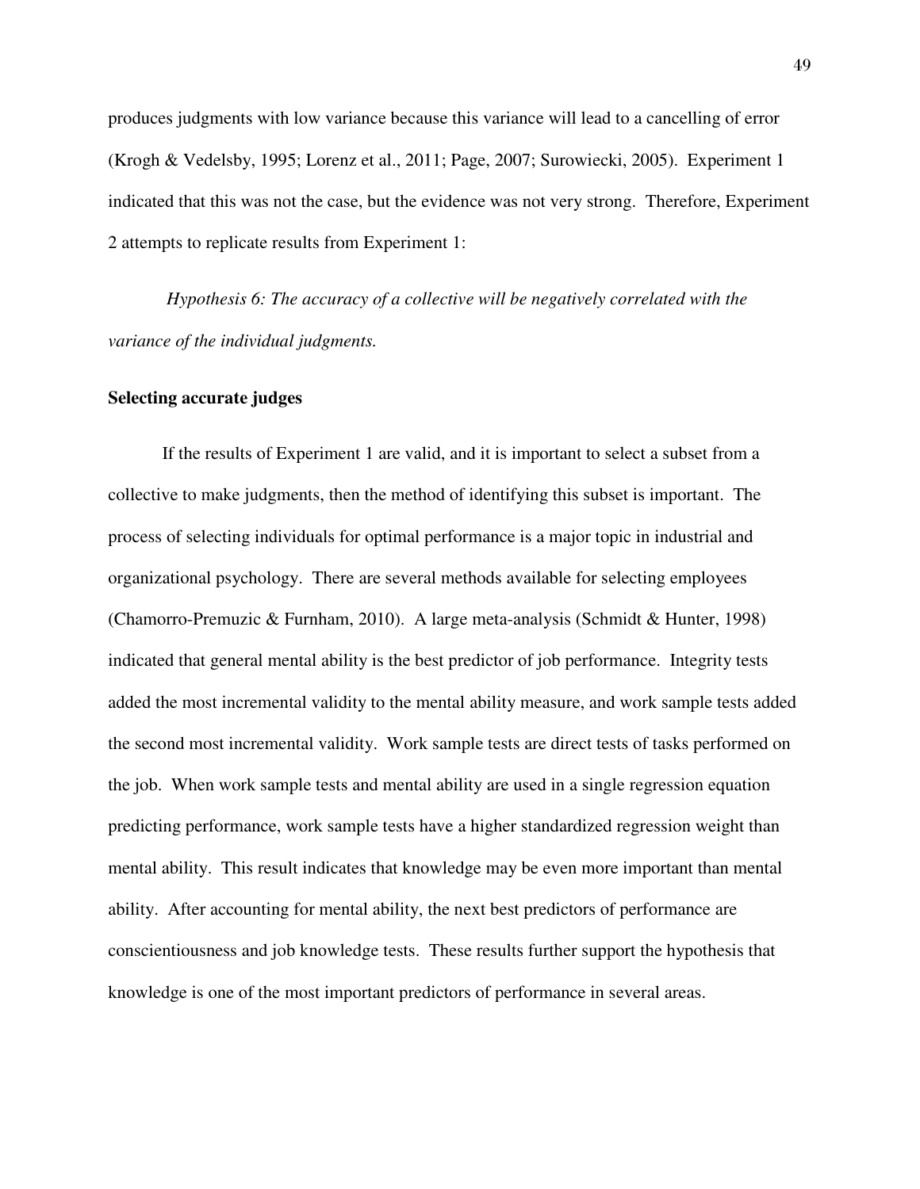produces judgments with low variance because this variance will lead to a cancelling of error (Krogh & Vedelsby, 1995; Lorenz et al., 2011; Page, 2007; Surowiecki, 2005). Experiment 1 indicated that this was not the case, but the evidence was not very strong. Therefore, Experiment 2 attempts to replicate results from Experiment 1:

*Hypothesis 6: The accuracy of a collective will be negatively correlated with the variance of the individual judgments.*

**Selecting accurate judges**

If the results of Experiment 1 are valid, and it is important to select a subset from a collective to make judgments, then the method of identifying this subset is important. The process of selecting individuals for optimal performance is a major topic in industrial and organizational psychology. There are several methods available for selecting employees (Chamorro-Premuzic & Furnham, 2010). A large meta-analysis (Schmidt & Hunter, 1998) indicated that general mental ability is the best predictor of job performance. Integrity tests added the most incremental validity to the mental ability measure, and work sample tests added the second most incremental validity. Work sample tests are direct tests of tasks performed on the job. When work sample tests and mental ability are used in a single regression equation predicting performance, work sample tests have a higher standardized regression weight than mental ability. This result indicates that knowledge may be even more important than mental ability. After accounting for mental ability, the next best predictors of performance are conscientiousness and job knowledge tests. These results further support the hypothesis that knowledge is one of the most important predictors of performance in several areas.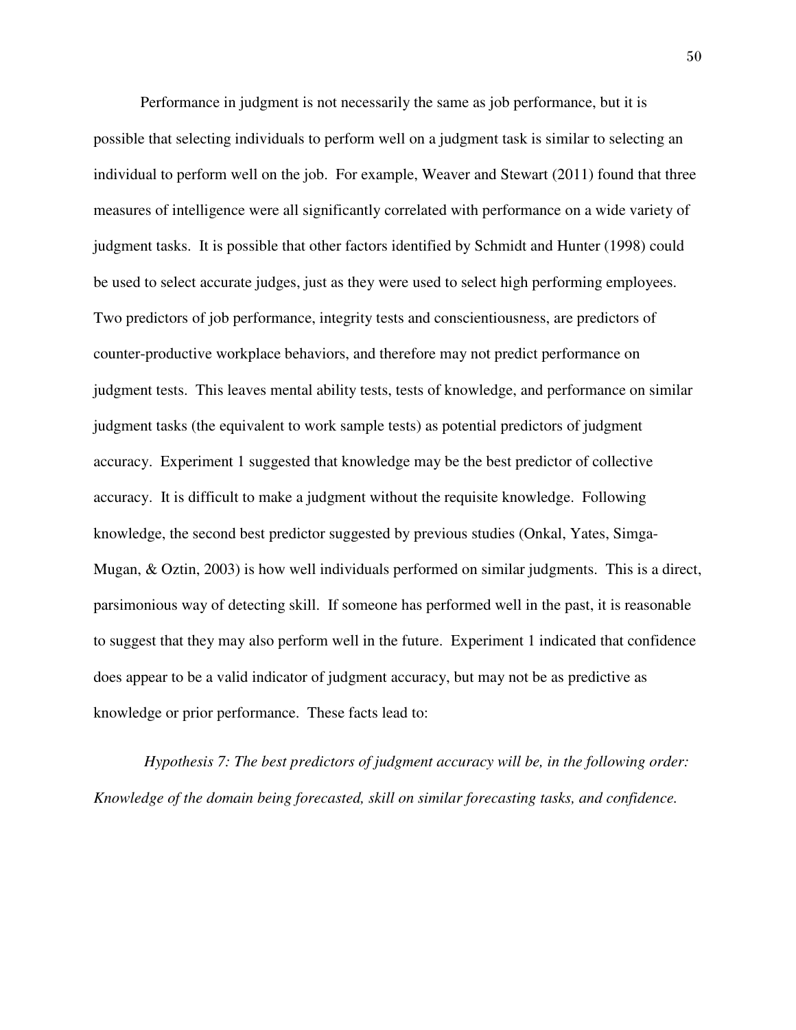Performance in judgment is not necessarily the same as job performance, but it is possible that selecting individuals to perform well on a judgment task is similar to selecting an individual to perform well on the job. For example, Weaver and Stewart (2011) found that three measures of intelligence were all significantly correlated with performance on a wide variety of judgment tasks. It is possible that other factors identified by Schmidt and Hunter (1998) could be used to select accurate judges, just as they were used to select high performing employees. Two predictors of job performance, integrity tests and conscientiousness, are predictors of counter-productive workplace behaviors, and therefore may not predict performance on judgment tests. This leaves mental ability tests, tests of knowledge, and performance on similar judgment tasks (the equivalent to work sample tests) as potential predictors of judgment accuracy. Experiment 1 suggested that knowledge may be the best predictor of collective accuracy. It is difficult to make a judgment without the requisite knowledge. Following knowledge, the second best predictor suggested by previous studies (Onkal, Yates, Simga-Mugan, & Oztin, 2003) is how well individuals performed on similar judgments. This is a direct, parsimonious way of detecting skill. If someone has performed well in the past, it is reasonable to suggest that they may also perform well in the future. Experiment 1 indicated that confidence does appear to be a valid indicator of judgment accuracy, but may not be as predictive as knowledge or prior performance. These facts lead to:

*Hypothesis 7: The best predictors of judgment accuracy will be, in the following order: Knowledge of the domain being forecasted, skill on similar forecasting tasks, and confidence.*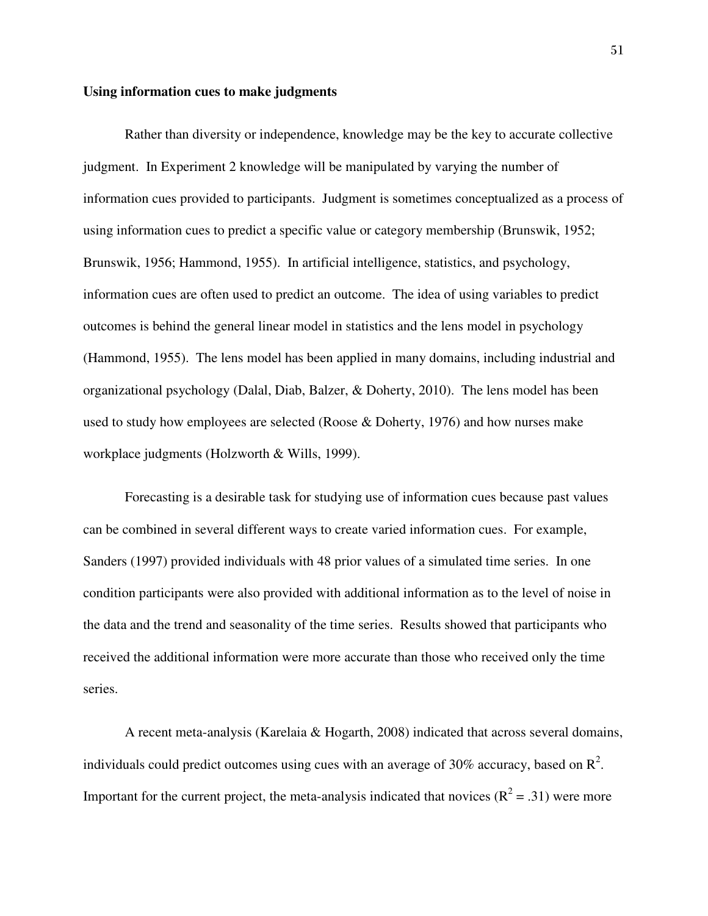**Using information cues to make judgments**

Rather than diversity or independence, knowledge may be the key to accurate collective judgment. In Experiment 2 knowledge will be manipulated by varying the number of information cues provided to participants. Judgment is sometimes conceptualized as a process of using information cues to predict a specific value or category membership (Brunswik, 1952; Brunswik, 1956; Hammond, 1955). In artificial intelligence, statistics, and psychology, information cues are often used to predict an outcome. The idea of using variables to predict outcomes is behind the general linear model in statistics and the lens model in psychology (Hammond, 1955). The lens model has been applied in many domains, including industrial and organizational psychology (Dalal, Diab, Balzer, & Doherty, 2010). The lens model has been used to study how employees are selected (Roose & Doherty, 1976) and how nurses make workplace judgments (Holzworth & Wills, 1999).

Forecasting is a desirable task for studying use of information cues because past values can be combined in several different ways to create varied information cues. For example, Sanders (1997) provided individuals with 48 prior values of a simulated time series. In one condition participants were also provided with additional information as to the level of noise in the data and the trend and seasonality of the time series. Results showed that participants who received the additional information were more accurate than those who received only the time series.

A recent meta-analysis (Karelaia & Hogarth, 2008) indicated that across several domains, individuals could predict outcomes using cues with an average of 30% accuracy, based on $R^2$. Important for the current project, the meta-analysis indicated that novices ($R^2 = .31$) were more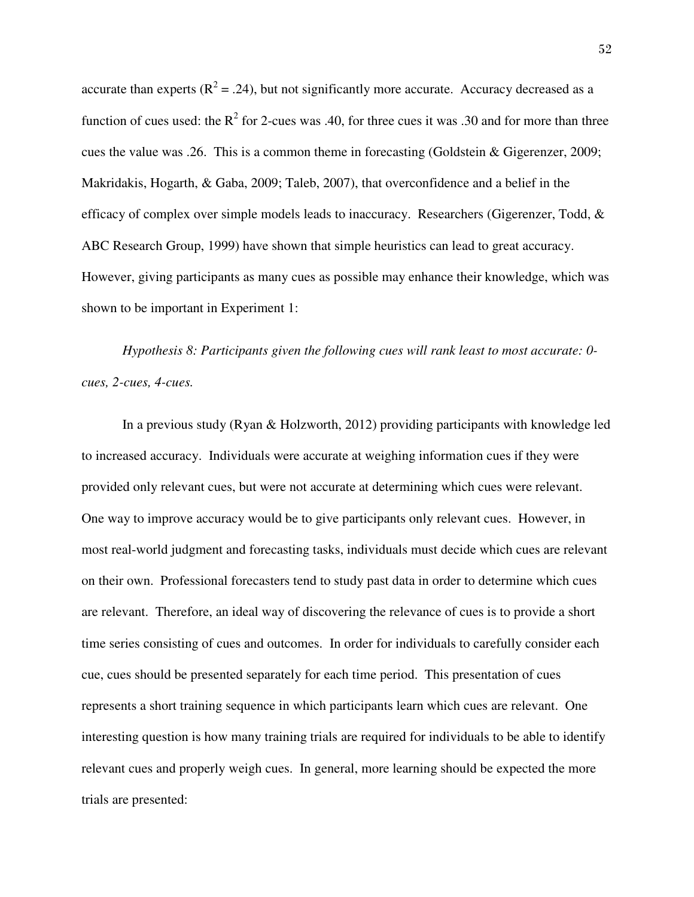accurate than experts ($R^2 = .24$), but not significantly more accurate. Accuracy decreased as a function of cues used: the $R^2$ for 2-cues was .40, for three cues it was .30 and for more than three cues the value was .26. This is a common theme in forecasting (Goldstein & Gigerenzer, 2009; Makridakis, Hogarth, & Gaba, 2009; Taleb, 2007), that overconfidence and a belief in the efficacy of complex over simple models leads to inaccuracy. Researchers (Gigerenzer, Todd, & ABC Research Group, 1999) have shown that simple heuristics can lead to great accuracy. However, giving participants as many cues as possible may enhance their knowledge, which was shown to be important in Experiment 1:

*Hypothesis 8: Participants given the following cues will rank least to most accurate: 0-cues, 2-cues, 4-cues.*

In a previous study (Ryan & Holzworth, 2012) providing participants with knowledge led to increased accuracy. Individuals were accurate at weighing information cues if they were provided only relevant cues, but were not accurate at determining which cues were relevant. One way to improve accuracy would be to give participants only relevant cues. However, in most real-world judgment and forecasting tasks, individuals must decide which cues are relevant on their own. Professional forecasters tend to study past data in order to determine which cues are relevant. Therefore, an ideal way of discovering the relevance of cues is to provide a short time series consisting of cues and outcomes. In order for individuals to carefully consider each cue, cues should be presented separately for each time period. This presentation of cues represents a short training sequence in which participants learn which cues are relevant. One interesting question is how many training trials are required for individuals to be able to identify relevant cues and properly weigh cues. In general, more learning should be expected the more trials are presented: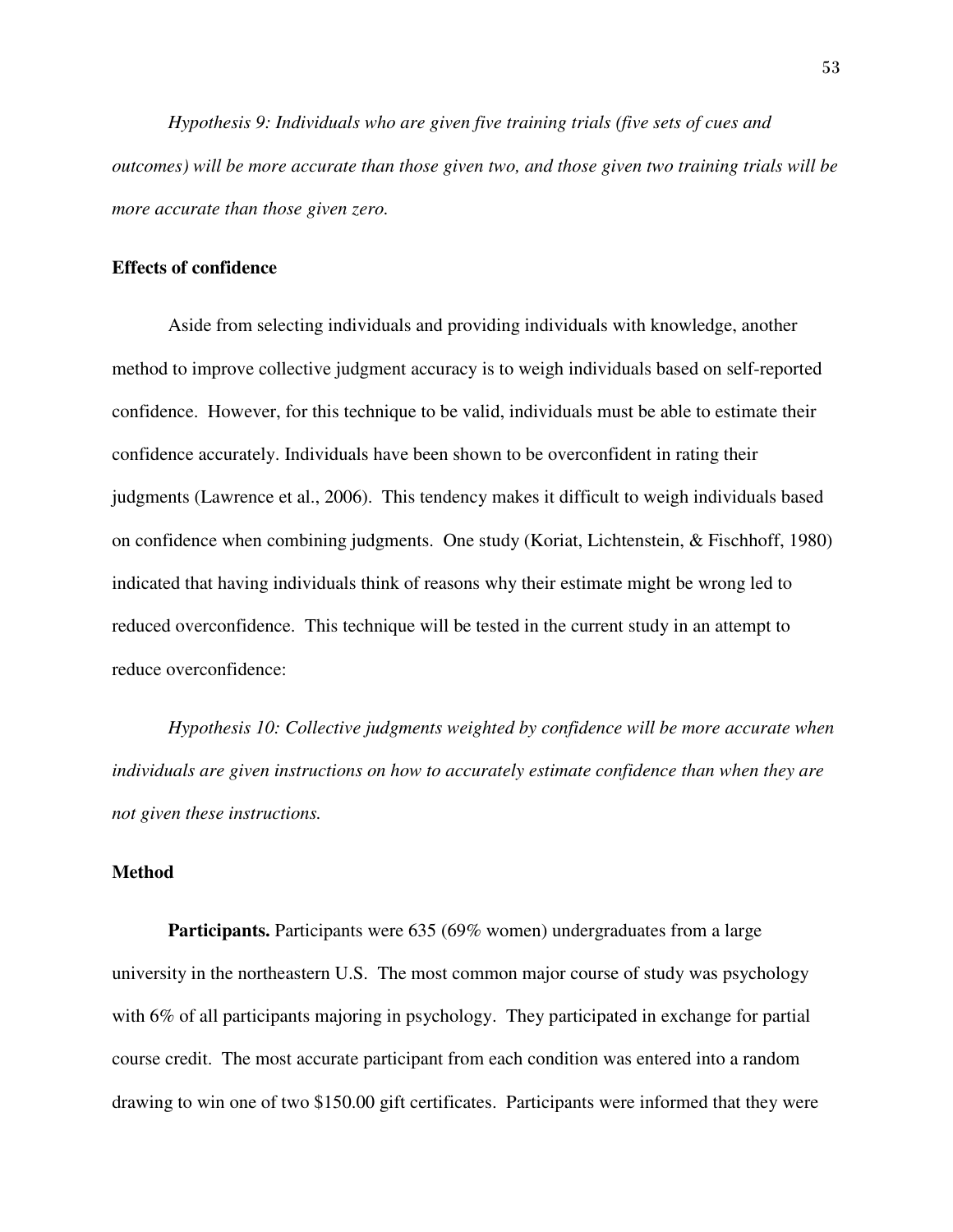*Hypothesis 9: Individuals who are given five training trials (five sets of cues and outcomes) will be more accurate than those given two, and those given two training trials will be more accurate than those given zero.*

**Effects of confidence**

Aside from selecting individuals and providing individuals with knowledge, another method to improve collective judgment accuracy is to weigh individuals based on self-reported confidence. However, for this technique to be valid, individuals must be able to estimate their confidence accurately. Individuals have been shown to be overconfident in rating their judgments (Lawrence et al., 2006). This tendency makes it difficult to weigh individuals based on confidence when combining judgments. One study (Koriat, Lichtenstein, & Fischhoff, 1980) indicated that having individuals think of reasons why their estimate might be wrong led to reduced overconfidence. This technique will be tested in the current study in an attempt to reduce overconfidence:

*Hypothesis 10: Collective judgments weighted by confidence will be more accurate when individuals are given instructions on how to accurately estimate confidence than when they are not given these instructions.*

**Method**

**Participants.** Participants were 635 (69% women) undergraduates from a large university in the northeastern U.S. The most common major course of study was psychology with 6% of all participants majoring in psychology. They participated in exchange for partial course credit. The most accurate participant from each condition was entered into a random drawing to win one of two $150.00 gift certificates. Participants were informed that they were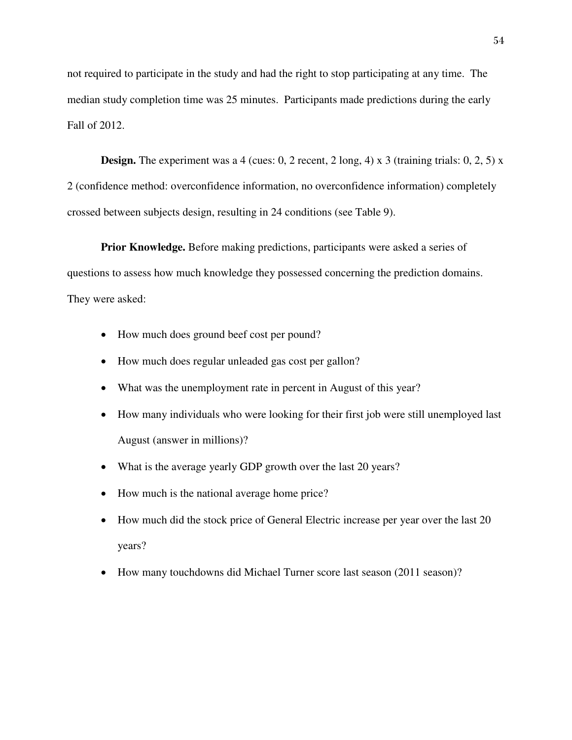not required to participate in the study and had the right to stop participating at any time. The median study completion time was 25 minutes. Participants made predictions during the early Fall of 2012.

**Design.** The experiment was a 4 (cues: 0, 2 recent, 2 long, 4) x 3 (training trials: 0, 2, 5) x 2 (confidence method: overconfidence information, no overconfidence information) completely crossed between subjects design, resulting in 24 conditions (see Table 9).

**Prior Knowledge.** Before making predictions, participants were asked a series of questions to assess how much knowledge they possessed concerning the prediction domains. They were asked:

- How much does ground beef cost per pound?
- How much does regular unleaded gas cost per gallon?
- What was the unemployment rate in percent in August of this year?
- How many individuals who were looking for their first job were still unemployed last August (answer in millions)?
- What is the average yearly GDP growth over the last 20 years?
- How much is the national average home price?
- How much did the stock price of General Electric increase per year over the last 20 years?
- How many touchdowns did Michael Turner score last season (2011 season)?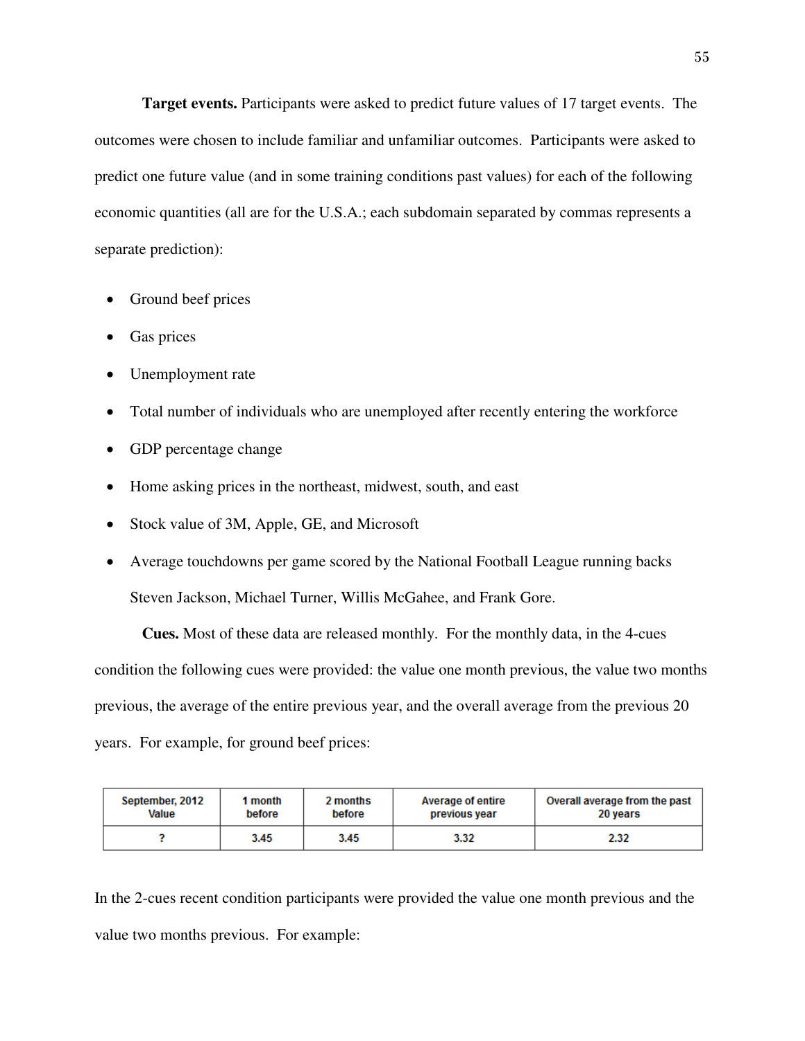**Target events.** Participants were asked to predict future values of 17 target events. The outcomes were chosen to include familiar and unfamiliar outcomes. Participants were asked to predict one future value (and in some training conditions past values) for each of the following economic quantities (all are for the U.S.A.; each subdomain separated by commas represents a separate prediction):

- Ground beef prices
- Gas prices
- Unemployment rate
- Total number of individuals who are unemployed after recently entering the workforce
- GDP percentage change
- Home asking prices in the northeast, midwest, south, and east
- Stock value of 3M, Apple, GE, and Microsoft
- Average touchdowns per game scored by the National Football League running backs Steven Jackson, Michael Turner, Willis McGahee, and Frank Gore.

**Cues.** Most of these data are released monthly. For the monthly data, in the 4-cues condition the following cues were provided: the value one month previous, the value two months previous, the average of the entire previous year, and the overall average from the previous 20 years. For example, for ground beef prices:

| September, 2012 Value | 1 month before | 2 months before | Average of entire previous year | Overall average from the past 20 years |
|---|---|---|---|---|
| ? | 3.45 | 3.45 | 3.32 | 2.32 |

In the 2-cues recent condition participants were provided the value one month previous and the value two months previous. For example: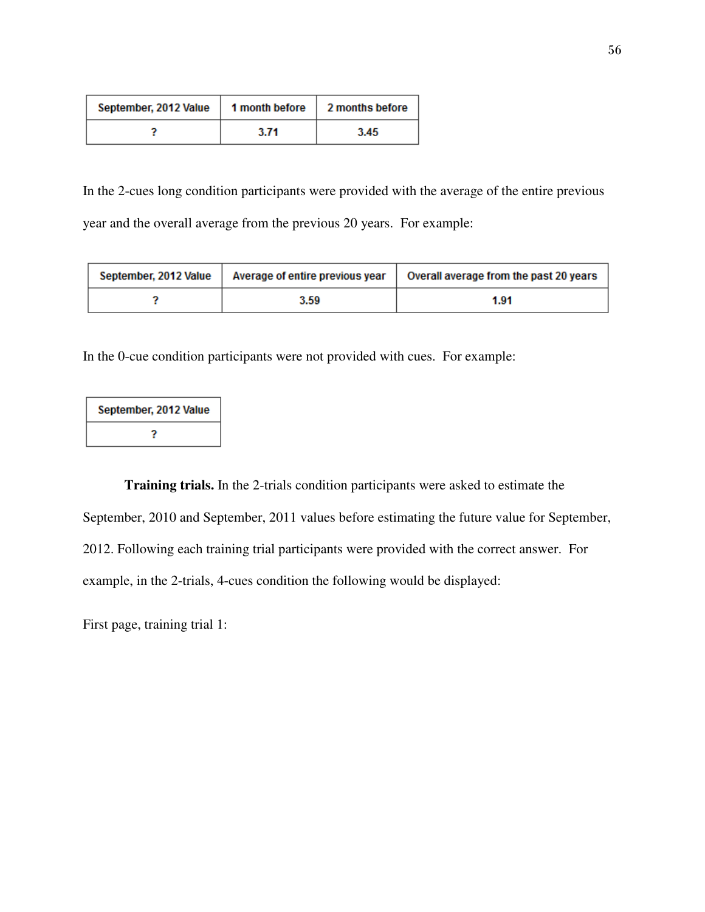| September, 2012 Value | 1 month before | 2 months before |
|---|---|---|
| ? | 3.71 | 3.45 |

In the 2-cues long condition participants were provided with the average of the entire previous year and the overall average from the previous 20 years. For example:

| September, 2012 Value | Average of entire previous year | Overall average from the past 20 years |
|---|---|---|
| ? | 3.59 | 1.91 |

In the 0-cue condition participants were not provided with cues. For example:

| September, 2012 Value |
|---|
| ? |

**Training trials.** In the 2-trials condition participants were asked to estimate the September, 2010 and September, 2011 values before estimating the future value for September, 2012. Following each training trial participants were provided with the correct answer. For example, in the 2-trials, 4-cues condition the following would be displayed:

First page, training trial 1: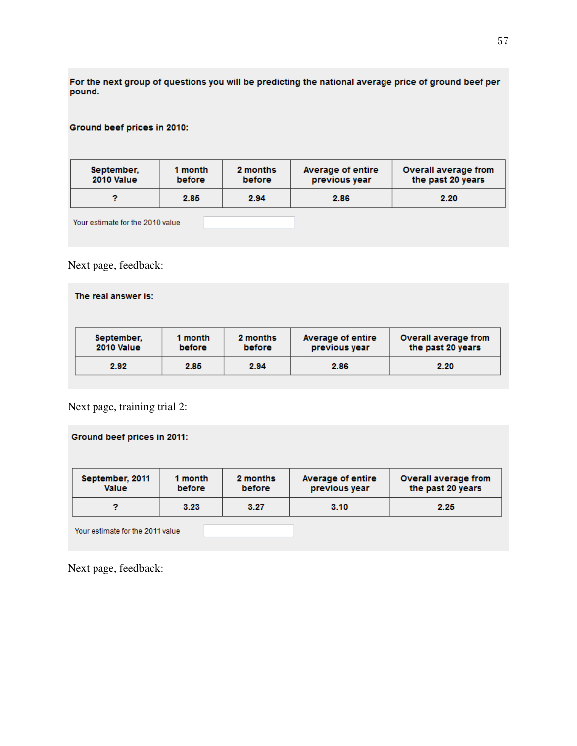**For the next group of questions you will be predicting the national average price of ground beef per pound.**

**Ground beef prices in 2010:**

| September, 2010 Value | 1 month before | 2 months before | Average of entire previous year | Overall average from the past 20 years |
|---|---|---|---|---|
| ? | 2.85 | 2.94 | 2.86 | 2.20 |

Your estimate for the 2010 value

Next page, feedback:

**The real answer is:**

| September, 2010 Value | 1 month before | 2 months before | Average of entire previous year | Overall average from the past 20 years |
|---|---|---|---|---|
| 2.92 | 2.85 | 2.94 | 2.86 | 2.20 |

Next page, training trial 2:

**Ground beef prices in 2011:**

| September, 2011 Value | 1 month before | 2 months before | Average of entire previous year | Overall average from the past 20 years |
|---|---|---|---|---|
| ? | 3.23 | 3.27 | 3.10 | 2.25 |

Your estimate for the 2011 value

Next page, feedback: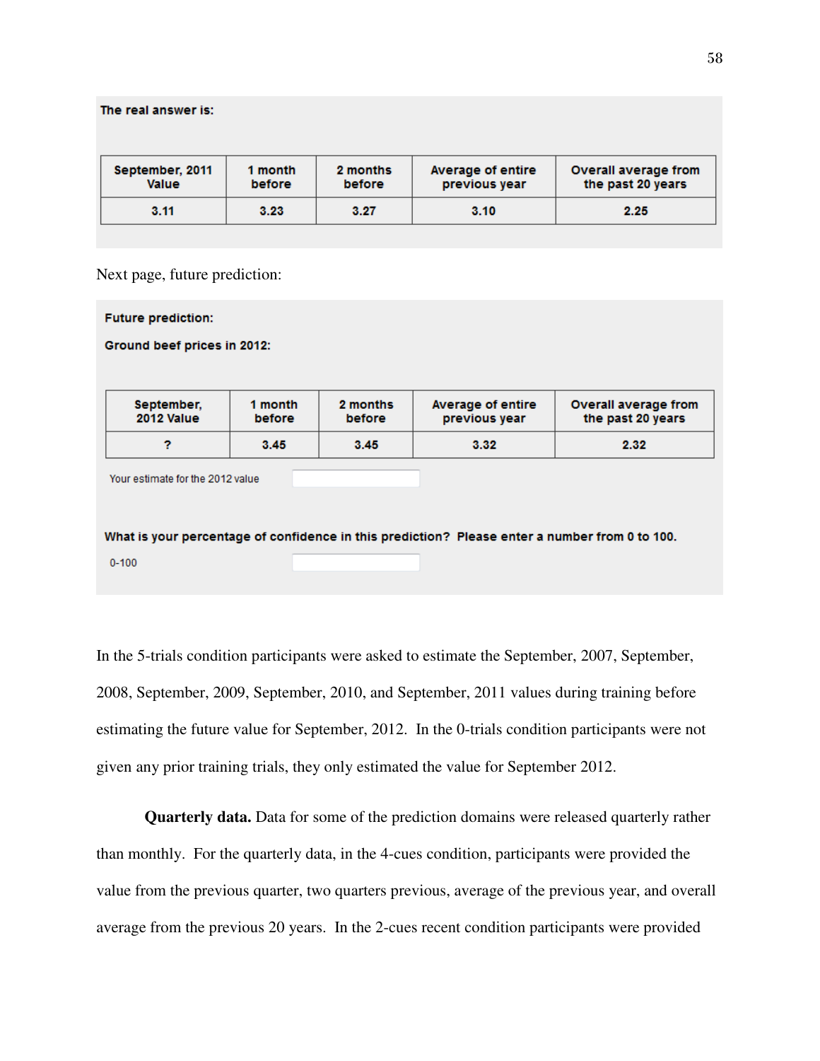**The real answer is:**

| September, 2011 Value | 1 month before | 2 months before | Average of entire previous year | Overall average from the past 20 years |
|---|---|---|---|---|
| 3.11 | 3.23 | 3.27 | 3.10 | 2.25 |

Next page, future prediction:

**Future prediction:**

**Ground beef prices in 2012:**

| September, 2012 Value | 1 month before | 2 months before | Average of entire previous year | Overall average from the past 20 years |
|---|---|---|---|---|
| ? | 3.45 | 3.45 | 3.32 | 2.32 |

Your estimate for the 2012 value

**What is your percentage of confidence in this prediction? Please enter a number from 0 to 100.**

0-100

In the 5-trials condition participants were asked to estimate the September, 2007, September, 2008, September, 2009, September, 2010, and September, 2011 values during training before estimating the future value for September, 2012. In the 0-trials condition participants were not given any prior training trials, they only estimated the value for September 2012.

**Quarterly data.** Data for some of the prediction domains were released quarterly rather than monthly. For the quarterly data, in the 4-cues condition, participants were provided the value from the previous quarter, two quarters previous, average of the previous year, and overall average from the previous 20 years. In the 2-cues recent condition participants were provided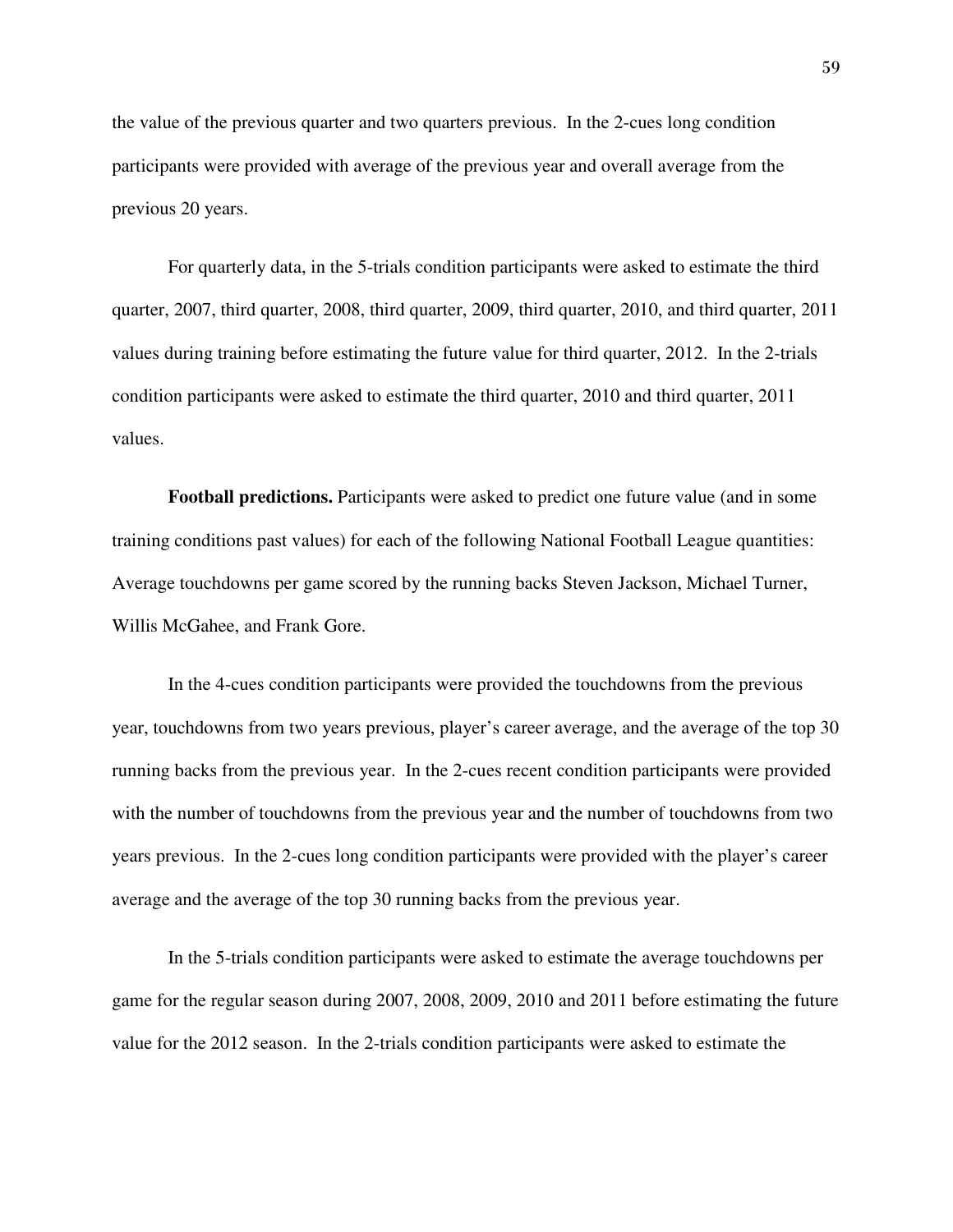the value of the previous quarter and two quarters previous. In the 2-cues long condition participants were provided with average of the previous year and overall average from the previous 20 years.

For quarterly data, in the 5-trials condition participants were asked to estimate the third quarter, 2007, third quarter, 2008, third quarter, 2009, third quarter, 2010, and third quarter, 2011 values during training before estimating the future value for third quarter, 2012. In the 2-trials condition participants were asked to estimate the third quarter, 2010 and third quarter, 2011 values.

**Football predictions.** Participants were asked to predict one future value (and in some training conditions past values) for each of the following National Football League quantities: Average touchdowns per game scored by the running backs Steven Jackson, Michael Turner, Willis McGahee, and Frank Gore.

In the 4-cues condition participants were provided the touchdowns from the previous year, touchdowns from two years previous, player's career average, and the average of the top 30 running backs from the previous year. In the 2-cues recent condition participants were provided with the number of touchdowns from the previous year and the number of touchdowns from two years previous. In the 2-cues long condition participants were provided with the player's career average and the average of the top 30 running backs from the previous year.

In the 5-trials condition participants were asked to estimate the average touchdowns per game for the regular season during 2007, 2008, 2009, 2010 and 2011 before estimating the future value for the 2012 season. In the 2-trials condition participants were asked to estimate the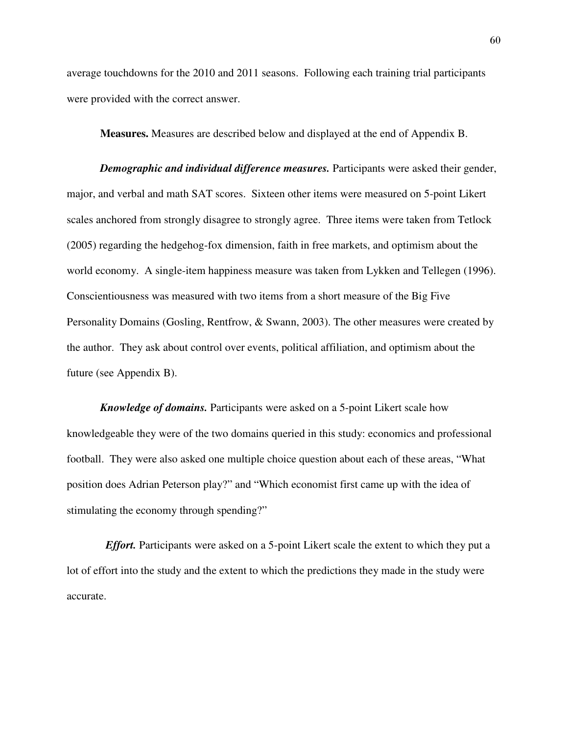average touchdowns for the 2010 and 2011 seasons. Following each training trial participants were provided with the correct answer.

**Measures.** Measures are described below and displayed at the end of Appendix B.

***Demographic and individual difference measures.*** Participants were asked their gender, major, and verbal and math SAT scores. Sixteen other items were measured on 5-point Likert scales anchored from strongly disagree to strongly agree. Three items were taken from Tetlock (2005) regarding the hedgehog-fox dimension, faith in free markets, and optimism about the world economy. A single-item happiness measure was taken from Lykken and Tellegen (1996). Conscientiousness was measured with two items from a short measure of the Big Five Personality Domains (Gosling, Rentfrow, & Swann, 2003). The other measures were created by the author. They ask about control over events, political affiliation, and optimism about the future (see Appendix B).

***Knowledge of domains.*** Participants were asked on a 5-point Likert scale how knowledgeable they were of the two domains queried in this study: economics and professional football. They were also asked one multiple choice question about each of these areas, "What position does Adrian Peterson play?" and "Which economist first came up with the idea of stimulating the economy through spending?"

***Effort.*** Participants were asked on a 5-point Likert scale the extent to which they put a lot of effort into the study and the extent to which the predictions they made in the study were accurate.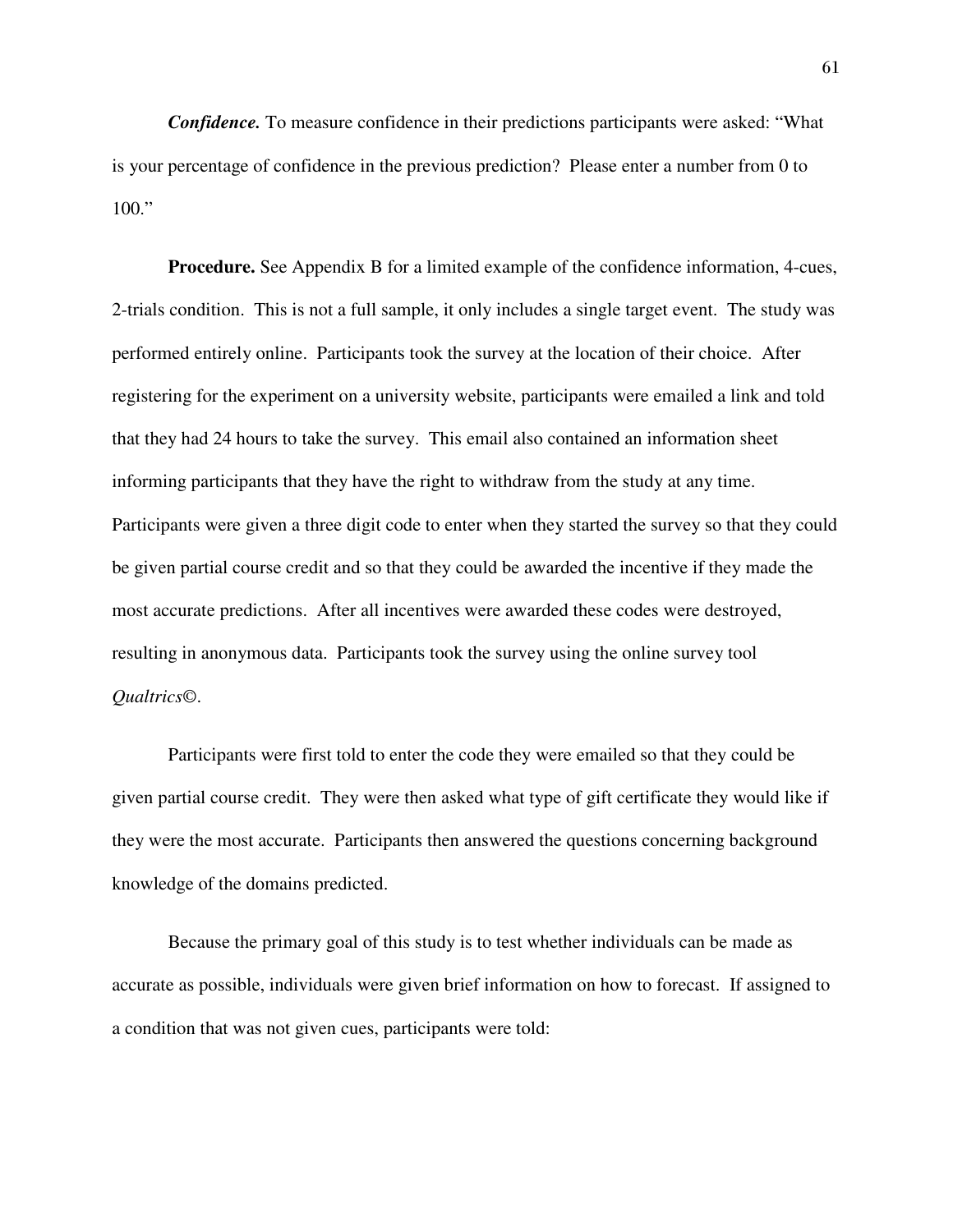***Confidence.*** To measure confidence in their predictions participants were asked: "What is your percentage of confidence in the previous prediction? Please enter a number from 0 to 100."

**Procedure.** See Appendix B for a limited example of the confidence information, 4-cues, 2-trials condition. This is not a full sample, it only includes a single target event. The study was performed entirely online. Participants took the survey at the location of their choice. After registering for the experiment on a university website, participants were emailed a link and told that they had 24 hours to take the survey. This email also contained an information sheet informing participants that they have the right to withdraw from the study at any time. Participants were given a three digit code to enter when they started the survey so that they could be given partial course credit and so that they could be awarded the incentive if they made the most accurate predictions. After all incentives were awarded these codes were destroyed, resulting in anonymous data. Participants took the survey using the online survey tool *Qualtrics©*.

Participants were first told to enter the code they were emailed so that they could be given partial course credit. They were then asked what type of gift certificate they would like if they were the most accurate. Participants then answered the questions concerning background knowledge of the domains predicted.

Because the primary goal of this study is to test whether individuals can be made as accurate as possible, individuals were given brief information on how to forecast. If assigned to a condition that was not given cues, participants were told: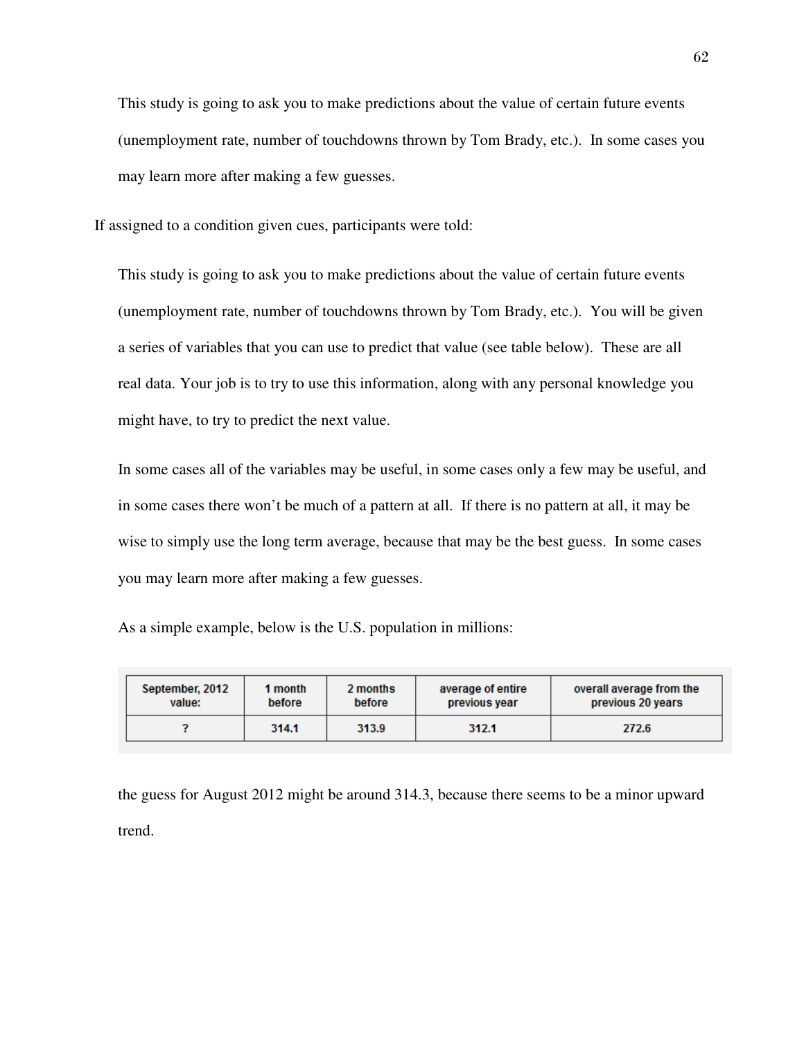This study is going to ask you to make predictions about the value of certain future events (unemployment rate, number of touchdowns thrown by Tom Brady, etc.). In some cases you may learn more after making a few guesses.

If assigned to a condition given cues, participants were told:

This study is going to ask you to make predictions about the value of certain future events (unemployment rate, number of touchdowns thrown by Tom Brady, etc.). You will be given a series of variables that you can use to predict that value (see table below). These are all real data. Your job is to try to use this information, along with any personal knowledge you might have, to try to predict the next value.

In some cases all of the variables may be useful, in some cases only a few may be useful, and in some cases there won't be much of a pattern at all. If there is no pattern at all, it may be wise to simply use the long term average, because that may be the best guess. In some cases you may learn more after making a few guesses.

As a simple example, below is the U.S. population in millions:

| September, 2012 value: | 1 month before | 2 months before | average of entire previous year | overall average from the previous 20 years |
|---|---|---|---|---|
| ? | 314.1 | 313.9 | 312.1 | 272.6 |

the guess for August 2012 might be around 314.3, because there seems to be a minor upward trend.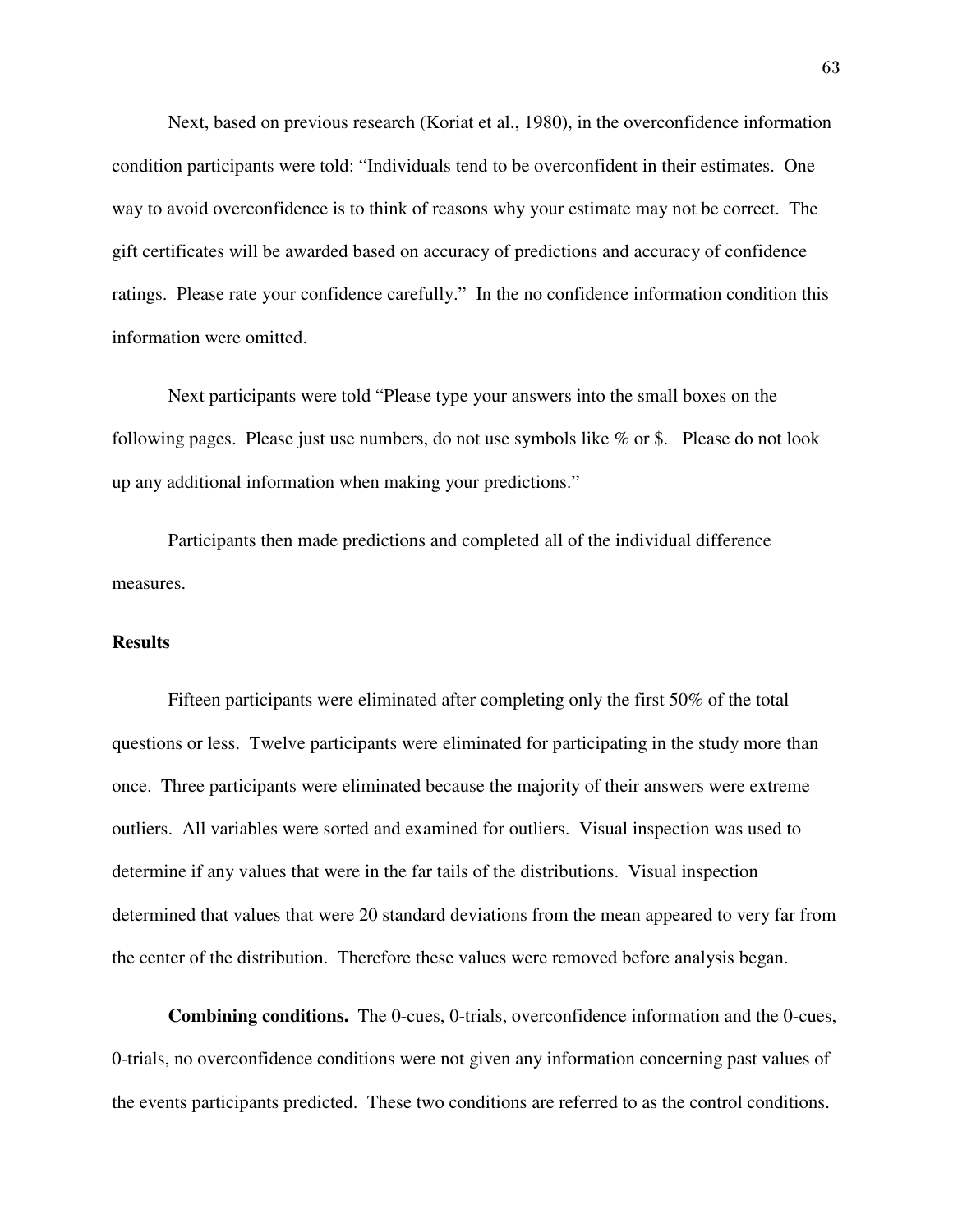Next, based on previous research (Koriat et al., 1980), in the overconfidence information condition participants were told: "Individuals tend to be overconfident in their estimates. One way to avoid overconfidence is to think of reasons why your estimate may not be correct. The gift certificates will be awarded based on accuracy of predictions and accuracy of confidence ratings. Please rate your confidence carefully." In the no confidence information condition this information were omitted.

Next participants were told "Please type your answers into the small boxes on the following pages. Please just use numbers, do not use symbols like % or $. Please do not look up any additional information when making your predictions."

Participants then made predictions and completed all of the individual difference measures.

## Results

Fifteen participants were eliminated after completing only the first 50% of the total questions or less. Twelve participants were eliminated for participating in the study more than once. Three participants were eliminated because the majority of their answers were extreme outliers. All variables were sorted and examined for outliers. Visual inspection was used to determine if any values that were in the far tails of the distributions. Visual inspection determined that values that were 20 standard deviations from the mean appeared to very far from the center of the distribution. Therefore these values were removed before analysis began.

**Combining conditions.** The 0-cues, 0-trials, overconfidence information and the 0-cues, 0-trials, no overconfidence conditions were not given any information concerning past values of the events participants predicted. These two conditions are referred to as the control conditions.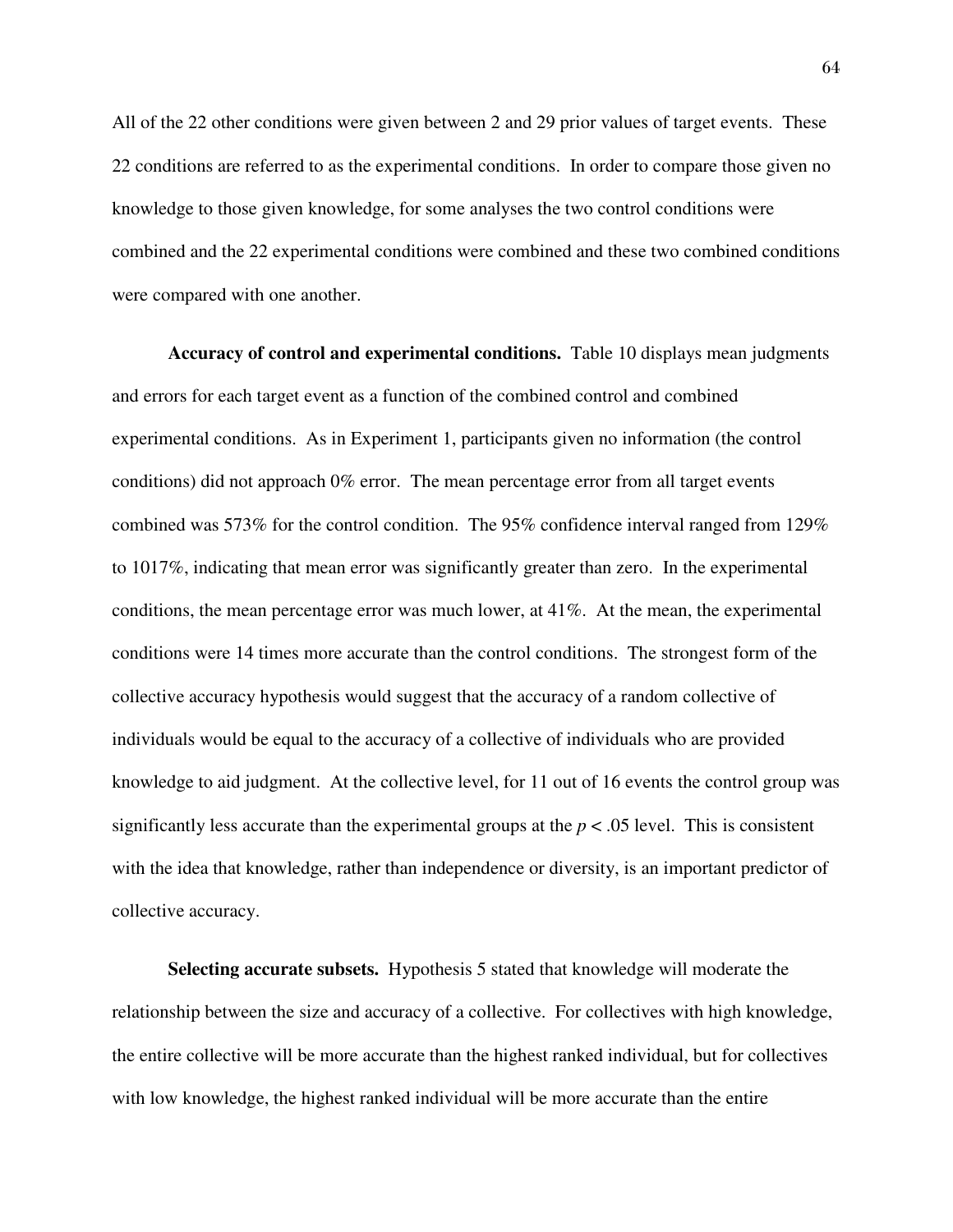All of the 22 other conditions were given between 2 and 29 prior values of target events. These 22 conditions are referred to as the experimental conditions. In order to compare those given no knowledge to those given knowledge, for some analyses the two control conditions were combined and the 22 experimental conditions were combined and these two combined conditions were compared with one another.

**Accuracy of control and experimental conditions.** Table 10 displays mean judgments and errors for each target event as a function of the combined control and combined experimental conditions. As in Experiment 1, participants given no information (the control conditions) did not approach 0% error. The mean percentage error from all target events combined was 573% for the control condition. The 95% confidence interval ranged from 129% to 1017%, indicating that mean error was significantly greater than zero. In the experimental conditions, the mean percentage error was much lower, at 41%. At the mean, the experimental conditions were 14 times more accurate than the control conditions. The strongest form of the collective accuracy hypothesis would suggest that the accuracy of a random collective of individuals would be equal to the accuracy of a collective of individuals who are provided knowledge to aid judgment. At the collective level, for 11 out of 16 events the control group was significantly less accurate than the experimental groups at the $p < .05$ level. This is consistent with the idea that knowledge, rather than independence or diversity, is an important predictor of collective accuracy.

**Selecting accurate subsets.** Hypothesis 5 stated that knowledge will moderate the relationship between the size and accuracy of a collective. For collectives with high knowledge, the entire collective will be more accurate than the highest ranked individual, but for collectives with low knowledge, the highest ranked individual will be more accurate than the entire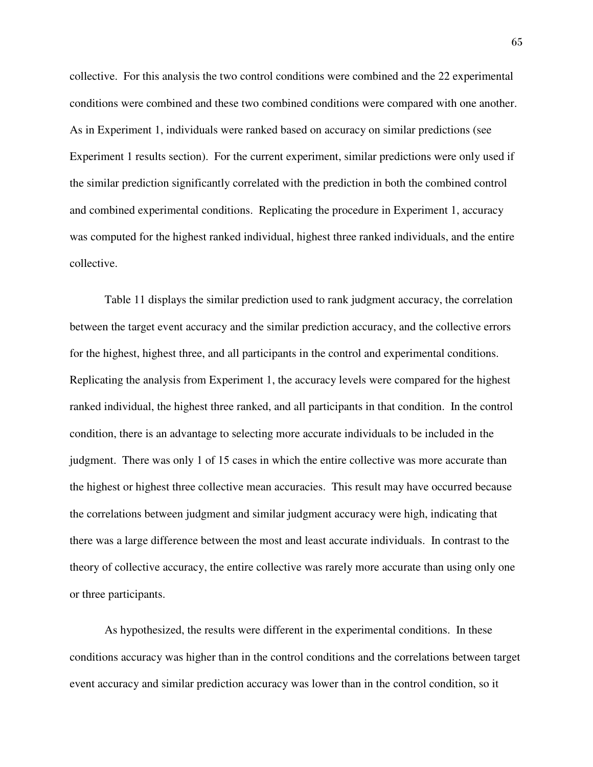collective. For this analysis the two control conditions were combined and the 22 experimental conditions were combined and these two combined conditions were compared with one another. As in Experiment 1, individuals were ranked based on accuracy on similar predictions (see Experiment 1 results section). For the current experiment, similar predictions were only used if the similar prediction significantly correlated with the prediction in both the combined control and combined experimental conditions. Replicating the procedure in Experiment 1, accuracy was computed for the highest ranked individual, highest three ranked individuals, and the entire collective.

Table 11 displays the similar prediction used to rank judgment accuracy, the correlation between the target event accuracy and the similar prediction accuracy, and the collective errors for the highest, highest three, and all participants in the control and experimental conditions. Replicating the analysis from Experiment 1, the accuracy levels were compared for the highest ranked individual, the highest three ranked, and all participants in that condition. In the control condition, there is an advantage to selecting more accurate individuals to be included in the judgment. There was only 1 of 15 cases in which the entire collective was more accurate than the highest or highest three collective mean accuracies. This result may have occurred because the correlations between judgment and similar judgment accuracy were high, indicating that there was a large difference between the most and least accurate individuals. In contrast to the theory of collective accuracy, the entire collective was rarely more accurate than using only one or three participants.

As hypothesized, the results were different in the experimental conditions. In these conditions accuracy was higher than in the control conditions and the correlations between target event accuracy and similar prediction accuracy was lower than in the control condition, so it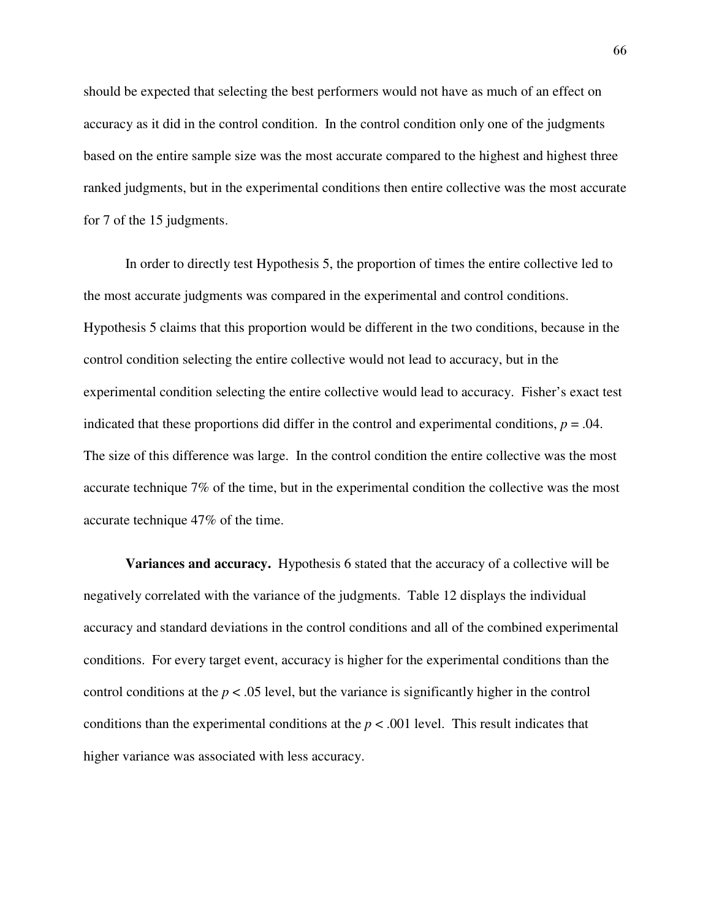should be expected that selecting the best performers would not have as much of an effect on accuracy as it did in the control condition. In the control condition only one of the judgments based on the entire sample size was the most accurate compared to the highest and highest three ranked judgments, but in the experimental conditions then entire collective was the most accurate for 7 of the 15 judgments.

In order to directly test Hypothesis 5, the proportion of times the entire collective led to the most accurate judgments was compared in the experimental and control conditions. Hypothesis 5 claims that this proportion would be different in the two conditions, because in the control condition selecting the entire collective would not lead to accuracy, but in the experimental condition selecting the entire collective would lead to accuracy. Fisher's exact test indicated that these proportions did differ in the control and experimental conditions, $p = .04$. The size of this difference was large. In the control condition the entire collective was the most accurate technique 7% of the time, but in the experimental condition the collective was the most accurate technique 47% of the time.

**Variances and accuracy.** Hypothesis 6 stated that the accuracy of a collective will be negatively correlated with the variance of the judgments. Table 12 displays the individual accuracy and standard deviations in the control conditions and all of the combined experimental conditions. For every target event, accuracy is higher for the experimental conditions than the control conditions at the $p < .05$ level, but the variance is significantly higher in the control conditions than the experimental conditions at the $p < .001$ level. This result indicates that higher variance was associated with less accuracy.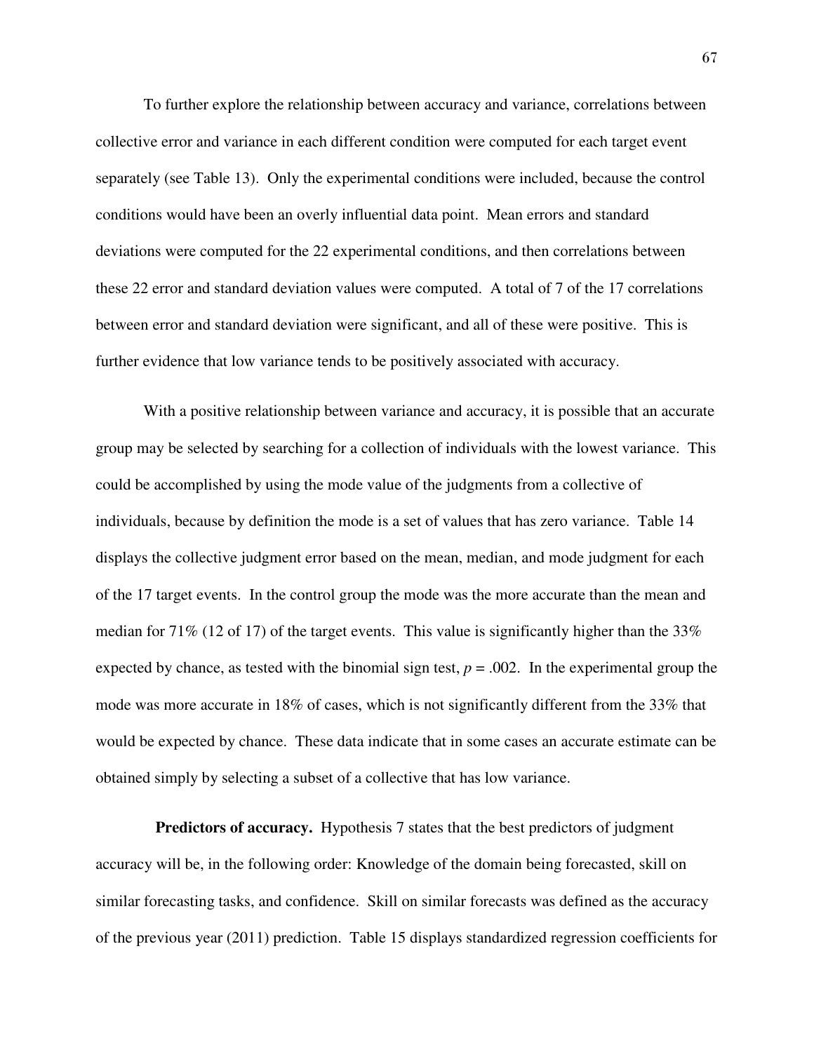To further explore the relationship between accuracy and variance, correlations between collective error and variance in each different condition were computed for each target event separately (see Table 13). Only the experimental conditions were included, because the control conditions would have been an overly influential data point. Mean errors and standard deviations were computed for the 22 experimental conditions, and then correlations between these 22 error and standard deviation values were computed. A total of 7 of the 17 correlations between error and standard deviation were significant, and all of these were positive. This is further evidence that low variance tends to be positively associated with accuracy.

With a positive relationship between variance and accuracy, it is possible that an accurate group may be selected by searching for a collection of individuals with the lowest variance. This could be accomplished by using the mode value of the judgments from a collective of individuals, because by definition the mode is a set of values that has zero variance. Table 14 displays the collective judgment error based on the mean, median, and mode judgment for each of the 17 target events. In the control group the mode was the more accurate than the mean and median for 71% (12 of 17) of the target events. This value is significantly higher than the 33% expected by chance, as tested with the binomial sign test, $p = .002$. In the experimental group the mode was more accurate in 18% of cases, which is not significantly different from the 33% that would be expected by chance. These data indicate that in some cases an accurate estimate can be obtained simply by selecting a subset of a collective that has low variance.

**Predictors of accuracy.** Hypothesis 7 states that the best predictors of judgment accuracy will be, in the following order: Knowledge of the domain being forecasted, skill on similar forecasting tasks, and confidence. Skill on similar forecasts was defined as the accuracy of the previous year (2011) prediction. Table 15 displays standardized regression coefficients for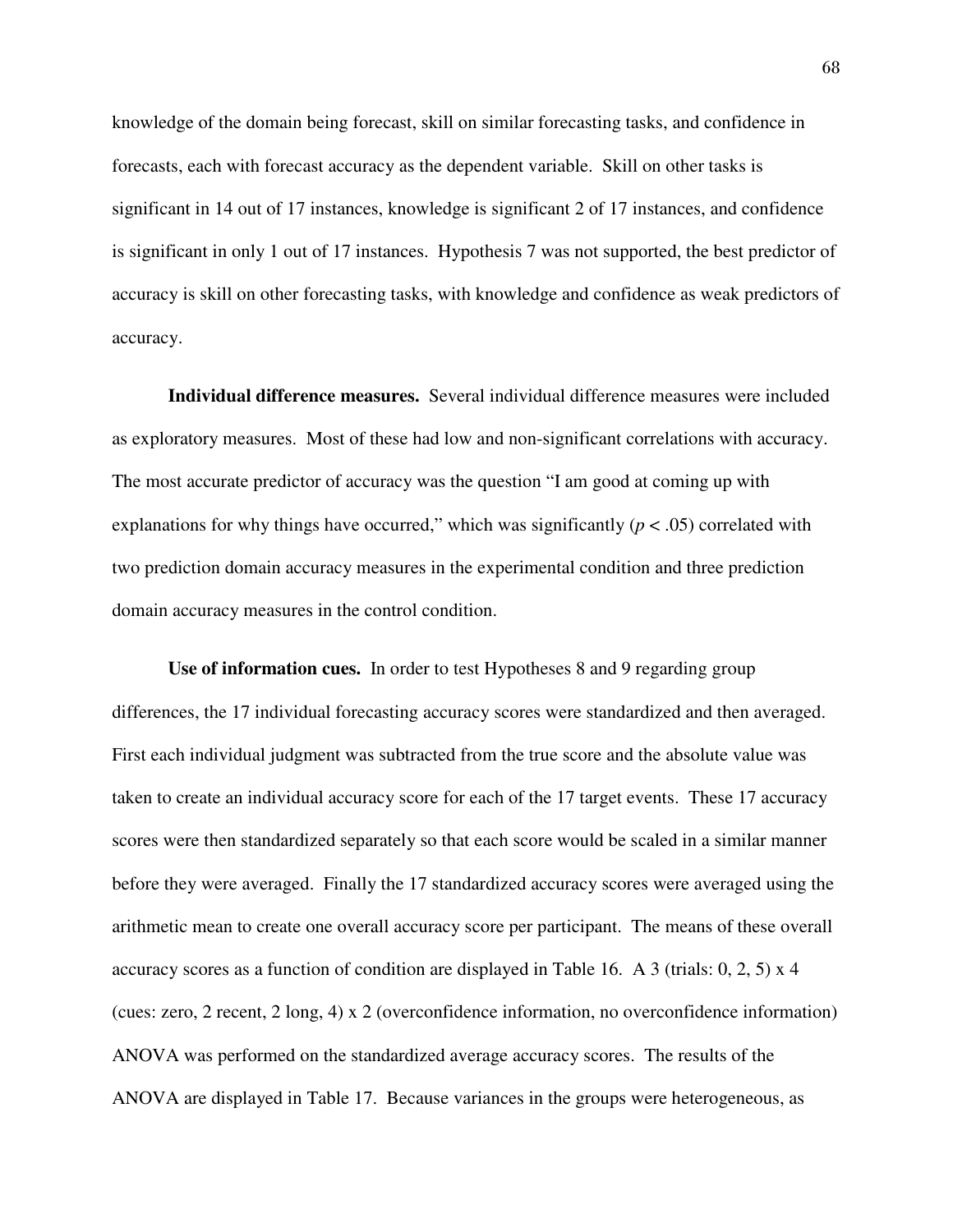knowledge of the domain being forecast, skill on similar forecasting tasks, and confidence in forecasts, each with forecast accuracy as the dependent variable. Skill on other tasks is significant in 14 out of 17 instances, knowledge is significant 2 of 17 instances, and confidence is significant in only 1 out of 17 instances. Hypothesis 7 was not supported, the best predictor of accuracy is skill on other forecasting tasks, with knowledge and confidence as weak predictors of accuracy.

**Individual difference measures.** Several individual difference measures were included as exploratory measures. Most of these had low and non-significant correlations with accuracy. The most accurate predictor of accuracy was the question "I am good at coming up with explanations for why things have occurred," which was significantly ($p < .05$) correlated with two prediction domain accuracy measures in the experimental condition and three prediction domain accuracy measures in the control condition.

**Use of information cues.** In order to test Hypotheses 8 and 9 regarding group differences, the 17 individual forecasting accuracy scores were standardized and then averaged. First each individual judgment was subtracted from the true score and the absolute value was taken to create an individual accuracy score for each of the 17 target events. These 17 accuracy scores were then standardized separately so that each score would be scaled in a similar manner before they were averaged. Finally the 17 standardized accuracy scores were averaged using the arithmetic mean to create one overall accuracy score per participant. The means of these overall accuracy scores as a function of condition are displayed in Table 16. A 3 (trials: 0, 2, 5) x 4 (cues: zero, 2 recent, 2 long, 4) x 2 (overconfidence information, no overconfidence information) ANOVA was performed on the standardized average accuracy scores. The results of the ANOVA are displayed in Table 17. Because variances in the groups were heterogeneous, as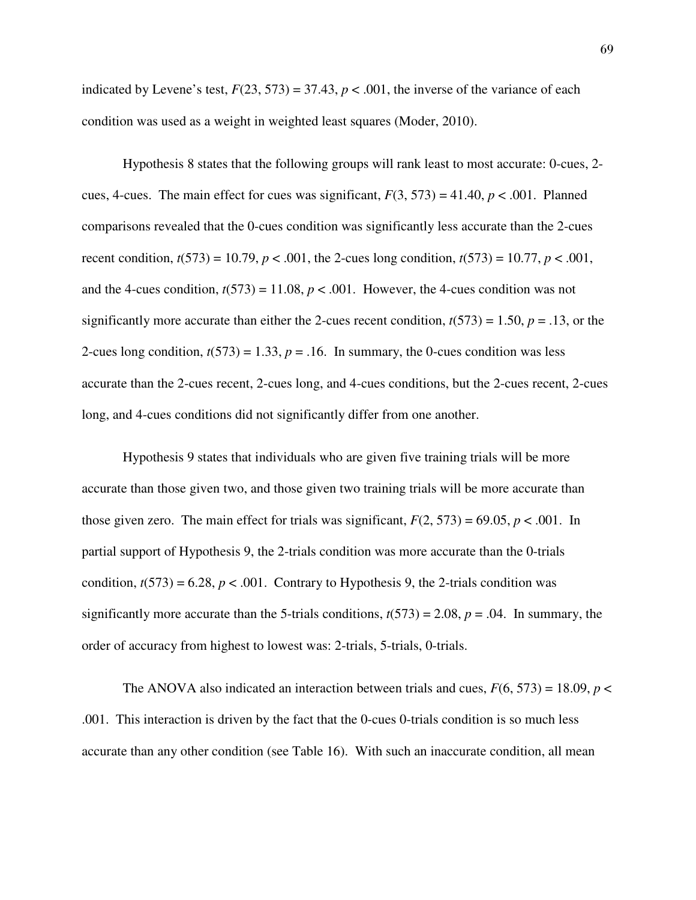indicated by Levene's test, $F(23, 573) = 37.43$, $p < .001$, the inverse of the variance of each condition was used as a weight in weighted least squares (Moder, 2010).

Hypothesis 8 states that the following groups will rank least to most accurate: 0-cues, 2-cues, 4-cues. The main effect for cues was significant, $F(3, 573) = 41.40$, $p < .001$. Planned comparisons revealed that the 0-cues condition was significantly less accurate than the 2-cues recent condition, $t(573) = 10.79$, $p < .001$, the 2-cues long condition, $t(573) = 10.77$, $p < .001$, and the 4-cues condition, $t(573) = 11.08$, $p < .001$. However, the 4-cues condition was not significantly more accurate than either the 2-cues recent condition, $t(573) = 1.50$, $p = .13$, or the 2-cues long condition, $t(573) = 1.33$, $p = .16$. In summary, the 0-cues condition was less accurate than the 2-cues recent, 2-cues long, and 4-cues conditions, but the 2-cues recent, 2-cues long, and 4-cues conditions did not significantly differ from one another.

Hypothesis 9 states that individuals who are given five training trials will be more accurate than those given two, and those given two training trials will be more accurate than those given zero. The main effect for trials was significant, $F(2, 573) = 69.05$, $p < .001$. In partial support of Hypothesis 9, the 2-trials condition was more accurate than the 0-trials condition, $t(573) = 6.28$, $p < .001$. Contrary to Hypothesis 9, the 2-trials condition was significantly more accurate than the 5-trials conditions, $t(573) = 2.08$, $p = .04$. In summary, the order of accuracy from highest to lowest was: 2-trials, 5-trials, 0-trials.

The ANOVA also indicated an interaction between trials and cues, $F(6, 573) = 18.09$, $p < .001$. This interaction is driven by the fact that the 0-cues 0-trials condition is so much less accurate than any other condition (see Table 16). With such an inaccurate condition, all mean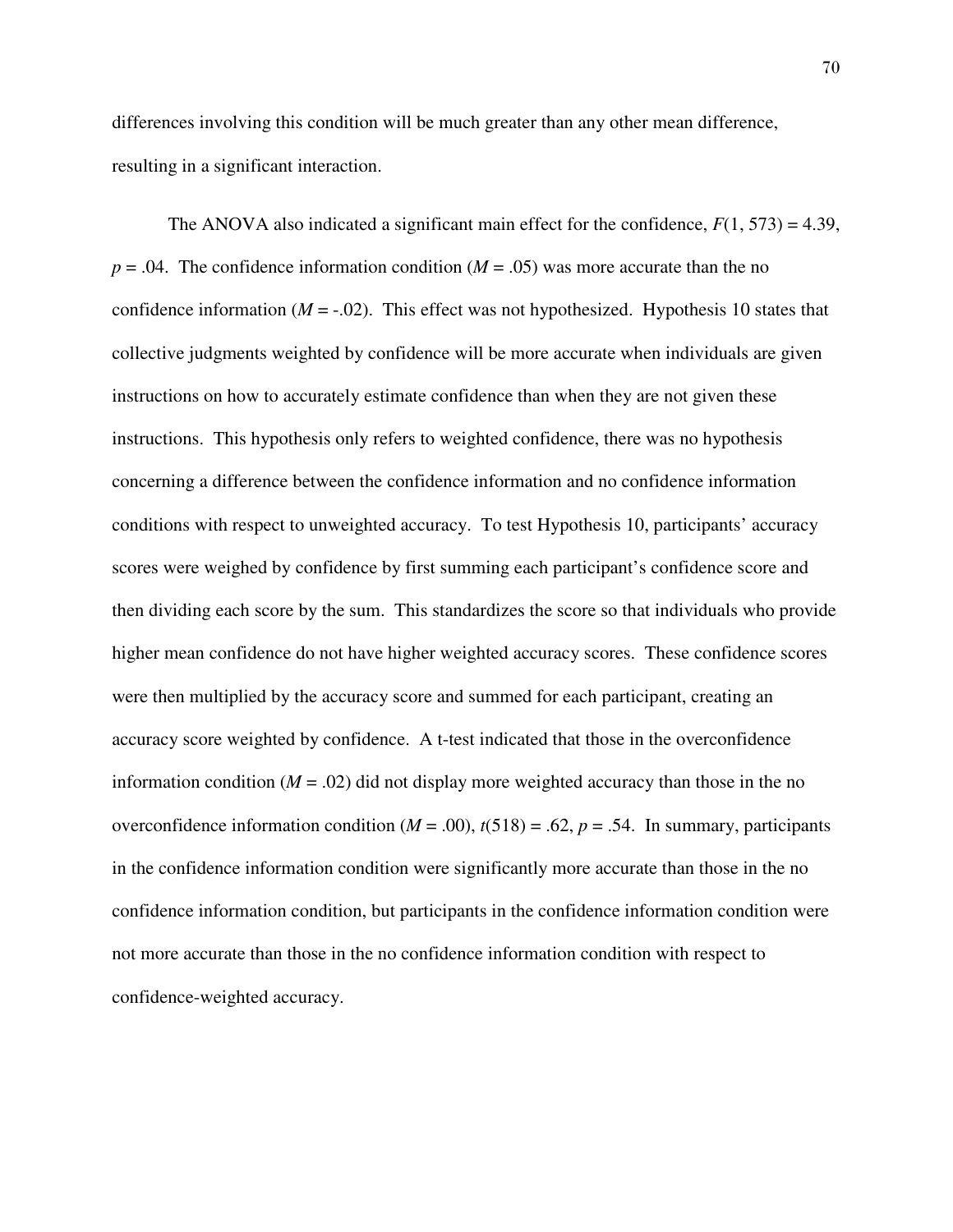differences involving this condition will be much greater than any other mean difference, resulting in a significant interaction.

The ANOVA also indicated a significant main effect for the confidence, $F(1, 573) = 4.39$, $p = .04$. The confidence information condition ($M = .05$) was more accurate than the no confidence information ($M = -.02$). This effect was not hypothesized. Hypothesis 10 states that collective judgments weighted by confidence will be more accurate when individuals are given instructions on how to accurately estimate confidence than when they are not given these instructions. This hypothesis only refers to weighted confidence, there was no hypothesis concerning a difference between the confidence information and no confidence information conditions with respect to unweighted accuracy. To test Hypothesis 10, participants' accuracy scores were weighed by confidence by first summing each participant's confidence score and then dividing each score by the sum. This standardizes the score so that individuals who provide higher mean confidence do not have higher weighted accuracy scores. These confidence scores were then multiplied by the accuracy score and summed for each participant, creating an accuracy score weighted by confidence. A t-test indicated that those in the overconfidence information condition ($M = .02$) did not display more weighted accuracy than those in the no overconfidence information condition ($M = .00$), $t(518) = .62$, $p = .54$. In summary, participants in the confidence information condition were significantly more accurate than those in the no confidence information condition, but participants in the confidence information condition were not more accurate than those in the no confidence information condition with respect to confidence-weighted accuracy.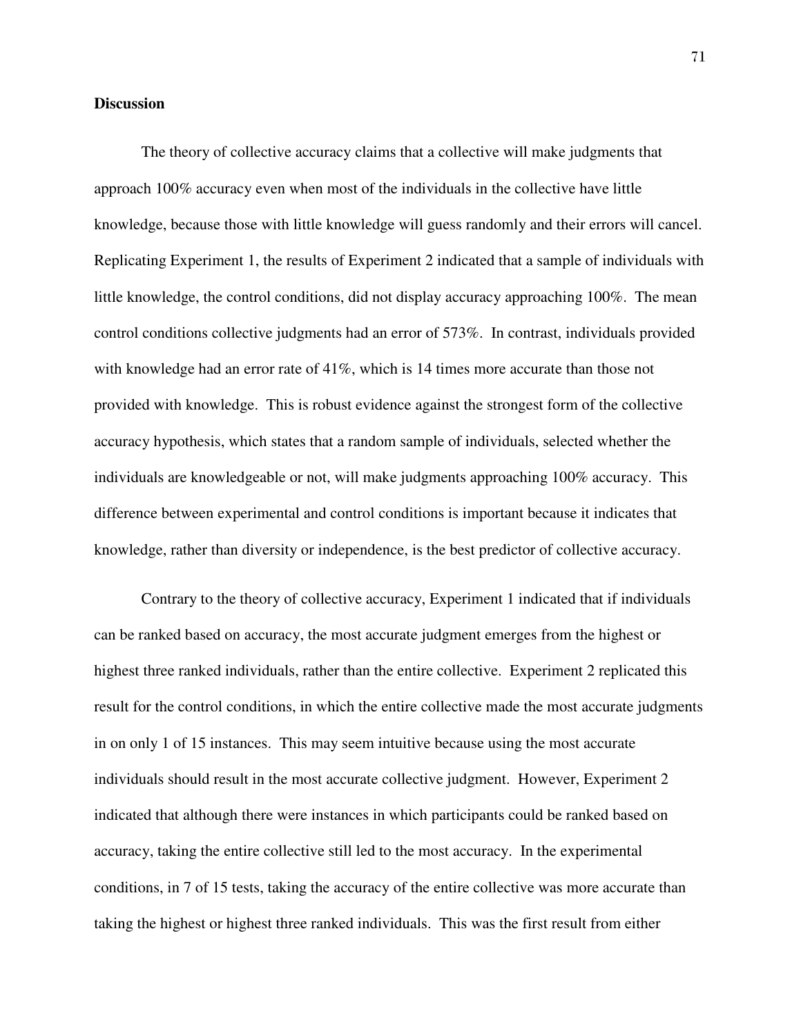**Discussion**

The theory of collective accuracy claims that a collective will make judgments that approach 100% accuracy even when most of the individuals in the collective have little knowledge, because those with little knowledge will guess randomly and their errors will cancel. Replicating Experiment 1, the results of Experiment 2 indicated that a sample of individuals with little knowledge, the control conditions, did not display accuracy approaching 100%. The mean control conditions collective judgments had an error of 573%. In contrast, individuals provided with knowledge had an error rate of 41%, which is 14 times more accurate than those not provided with knowledge. This is robust evidence against the strongest form of the collective accuracy hypothesis, which states that a random sample of individuals, selected whether the individuals are knowledgeable or not, will make judgments approaching 100% accuracy. This difference between experimental and control conditions is important because it indicates that knowledge, rather than diversity or independence, is the best predictor of collective accuracy.

Contrary to the theory of collective accuracy, Experiment 1 indicated that if individuals can be ranked based on accuracy, the most accurate judgment emerges from the highest or highest three ranked individuals, rather than the entire collective. Experiment 2 replicated this result for the control conditions, in which the entire collective made the most accurate judgments in on only 1 of 15 instances. This may seem intuitive because using the most accurate individuals should result in the most accurate collective judgment. However, Experiment 2 indicated that although there were instances in which participants could be ranked based on accuracy, taking the entire collective still led to the most accuracy. In the experimental conditions, in 7 of 15 tests, taking the accuracy of the entire collective was more accurate than taking the highest or highest three ranked individuals. This was the first result from either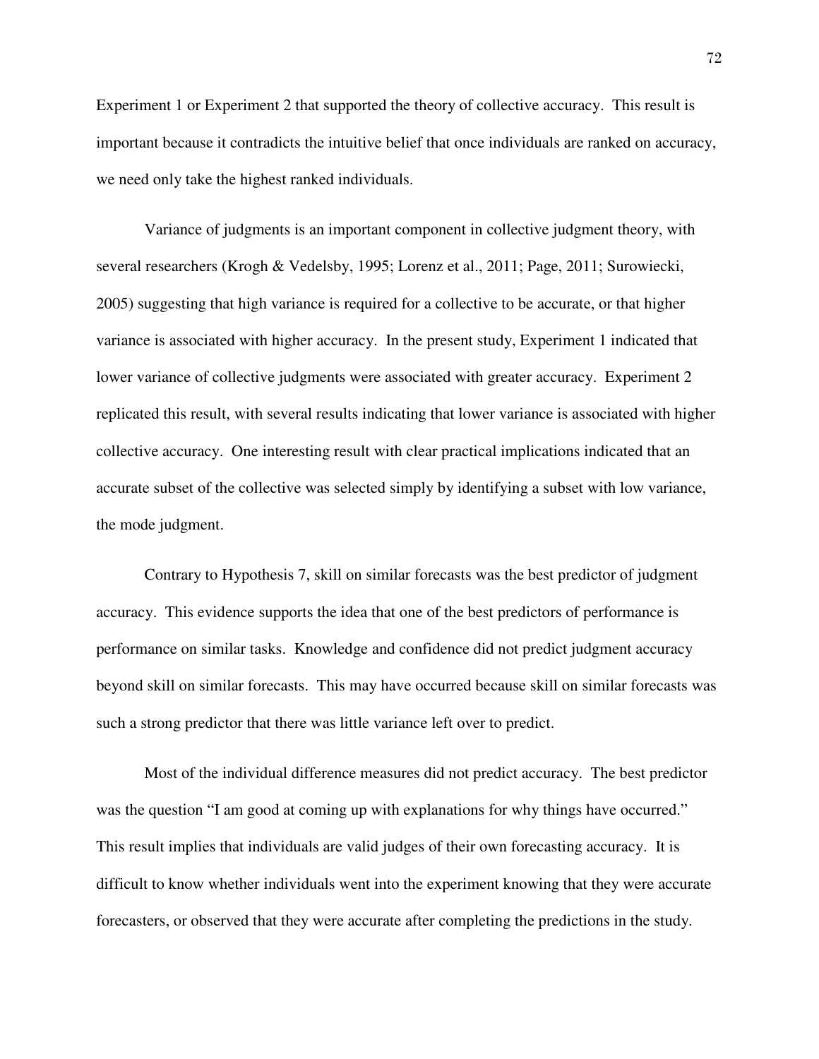Experiment 1 or Experiment 2 that supported the theory of collective accuracy. This result is important because it contradicts the intuitive belief that once individuals are ranked on accuracy, we need only take the highest ranked individuals.

Variance of judgments is an important component in collective judgment theory, with several researchers (Krogh & Vedelsby, 1995; Lorenz et al., 2011; Page, 2011; Surowiecki, 2005) suggesting that high variance is required for a collective to be accurate, or that higher variance is associated with higher accuracy. In the present study, Experiment 1 indicated that lower variance of collective judgments were associated with greater accuracy. Experiment 2 replicated this result, with several results indicating that lower variance is associated with higher collective accuracy. One interesting result with clear practical implications indicated that an accurate subset of the collective was selected simply by identifying a subset with low variance, the mode judgment.

Contrary to Hypothesis 7, skill on similar forecasts was the best predictor of judgment accuracy. This evidence supports the idea that one of the best predictors of performance is performance on similar tasks. Knowledge and confidence did not predict judgment accuracy beyond skill on similar forecasts. This may have occurred because skill on similar forecasts was such a strong predictor that there was little variance left over to predict.

Most of the individual difference measures did not predict accuracy. The best predictor was the question "I am good at coming up with explanations for why things have occurred." This result implies that individuals are valid judges of their own forecasting accuracy. It is difficult to know whether individuals went into the experiment knowing that they were accurate forecasters, or observed that they were accurate after completing the predictions in the study.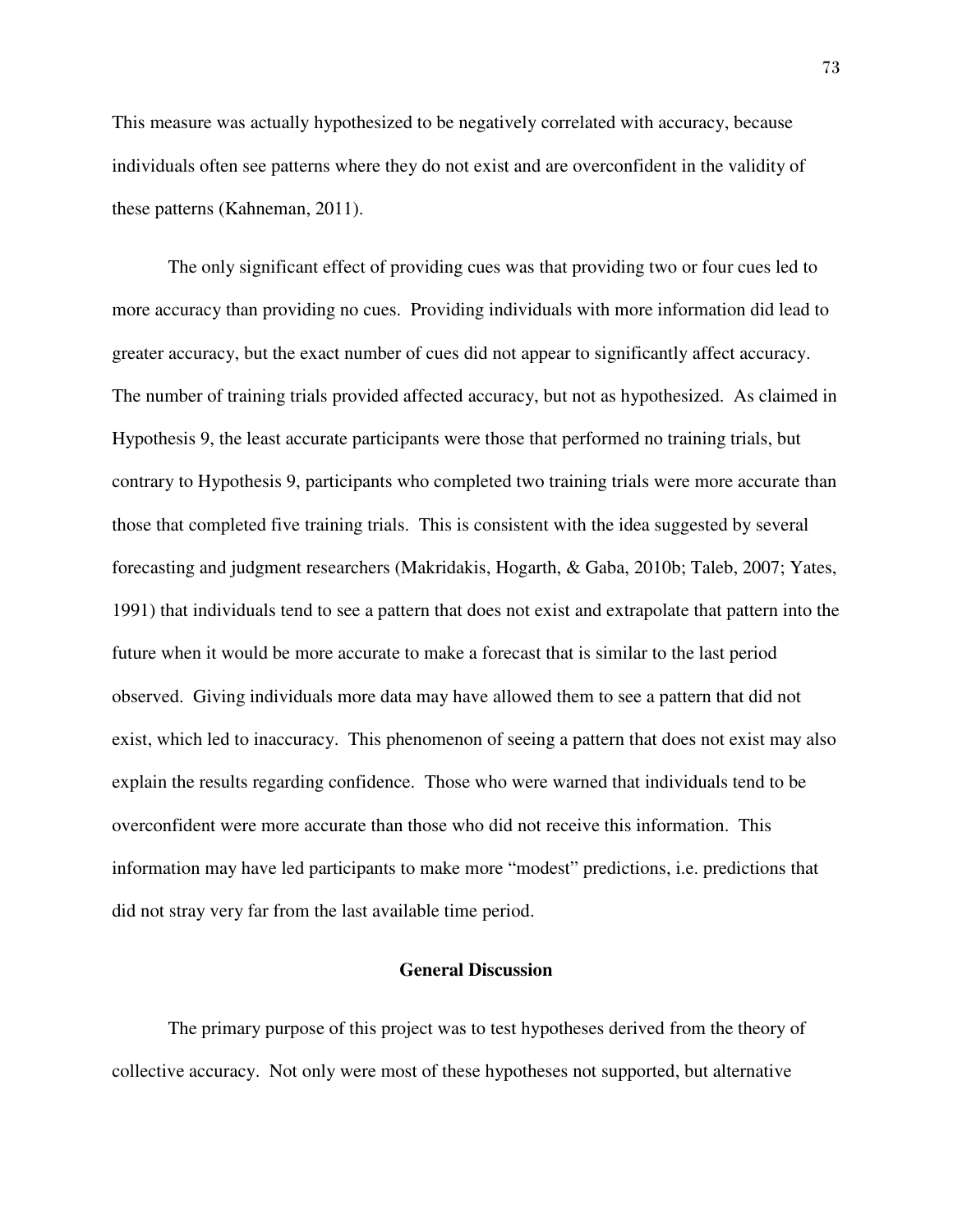This measure was actually hypothesized to be negatively correlated with accuracy, because individuals often see patterns where they do not exist and are overconfident in the validity of these patterns (Kahneman, 2011).

The only significant effect of providing cues was that providing two or four cues led to more accuracy than providing no cues. Providing individuals with more information did lead to greater accuracy, but the exact number of cues did not appear to significantly affect accuracy. The number of training trials provided affected accuracy, but not as hypothesized. As claimed in Hypothesis 9, the least accurate participants were those that performed no training trials, but contrary to Hypothesis 9, participants who completed two training trials were more accurate than those that completed five training trials. This is consistent with the idea suggested by several forecasting and judgment researchers (Makridakis, Hogarth, & Gaba, 2010b; Taleb, 2007; Yates, 1991) that individuals tend to see a pattern that does not exist and extrapolate that pattern into the future when it would be more accurate to make a forecast that is similar to the last period observed. Giving individuals more data may have allowed them to see a pattern that did not exist, which led to inaccuracy. This phenomenon of seeing a pattern that does not exist may also explain the results regarding confidence. Those who were warned that individuals tend to be overconfident were more accurate than those who did not receive this information. This information may have led participants to make more "modest" predictions, i.e. predictions that did not stray very far from the last available time period.

## General Discussion

The primary purpose of this project was to test hypotheses derived from the theory of collective accuracy. Not only were most of these hypotheses not supported, but alternative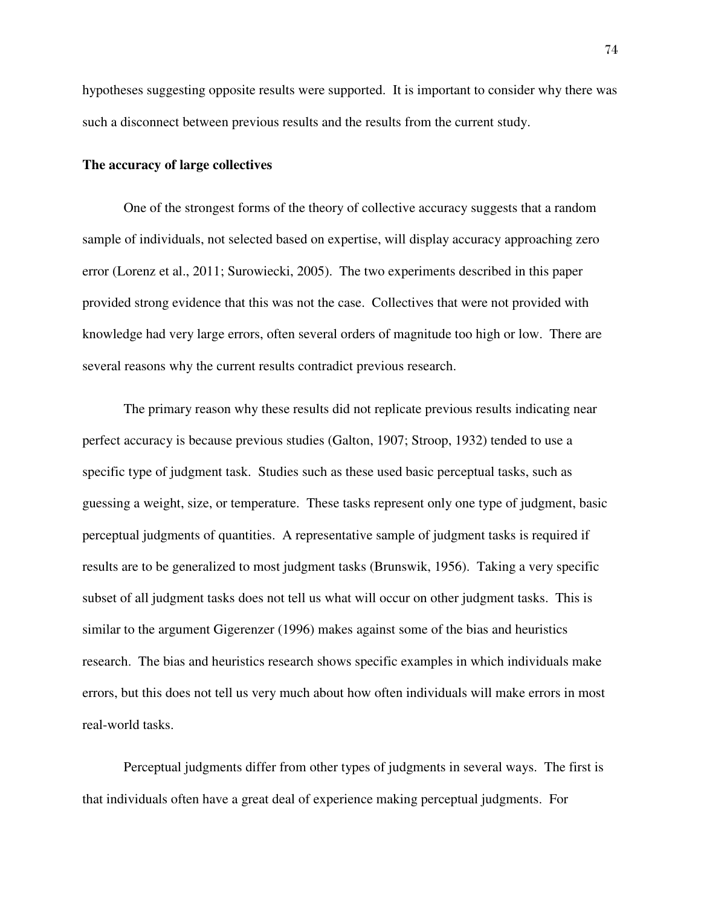hypotheses suggesting opposite results were supported. It is important to consider why there was such a disconnect between previous results and the results from the current study.

**The accuracy of large collectives**

One of the strongest forms of the theory of collective accuracy suggests that a random sample of individuals, not selected based on expertise, will display accuracy approaching zero error (Lorenz et al., 2011; Surowiecki, 2005). The two experiments described in this paper provided strong evidence that this was not the case. Collectives that were not provided with knowledge had very large errors, often several orders of magnitude too high or low. There are several reasons why the current results contradict previous research.

The primary reason why these results did not replicate previous results indicating near perfect accuracy is because previous studies (Galton, 1907; Stroop, 1932) tended to use a specific type of judgment task. Studies such as these used basic perceptual tasks, such as guessing a weight, size, or temperature. These tasks represent only one type of judgment, basic perceptual judgments of quantities. A representative sample of judgment tasks is required if results are to be generalized to most judgment tasks (Brunswik, 1956). Taking a very specific subset of all judgment tasks does not tell us what will occur on other judgment tasks. This is similar to the argument Gigerenzer (1996) makes against some of the bias and heuristics research. The bias and heuristics research shows specific examples in which individuals make errors, but this does not tell us very much about how often individuals will make errors in most real-world tasks.

Perceptual judgments differ from other types of judgments in several ways. The first is that individuals often have a great deal of experience making perceptual judgments. For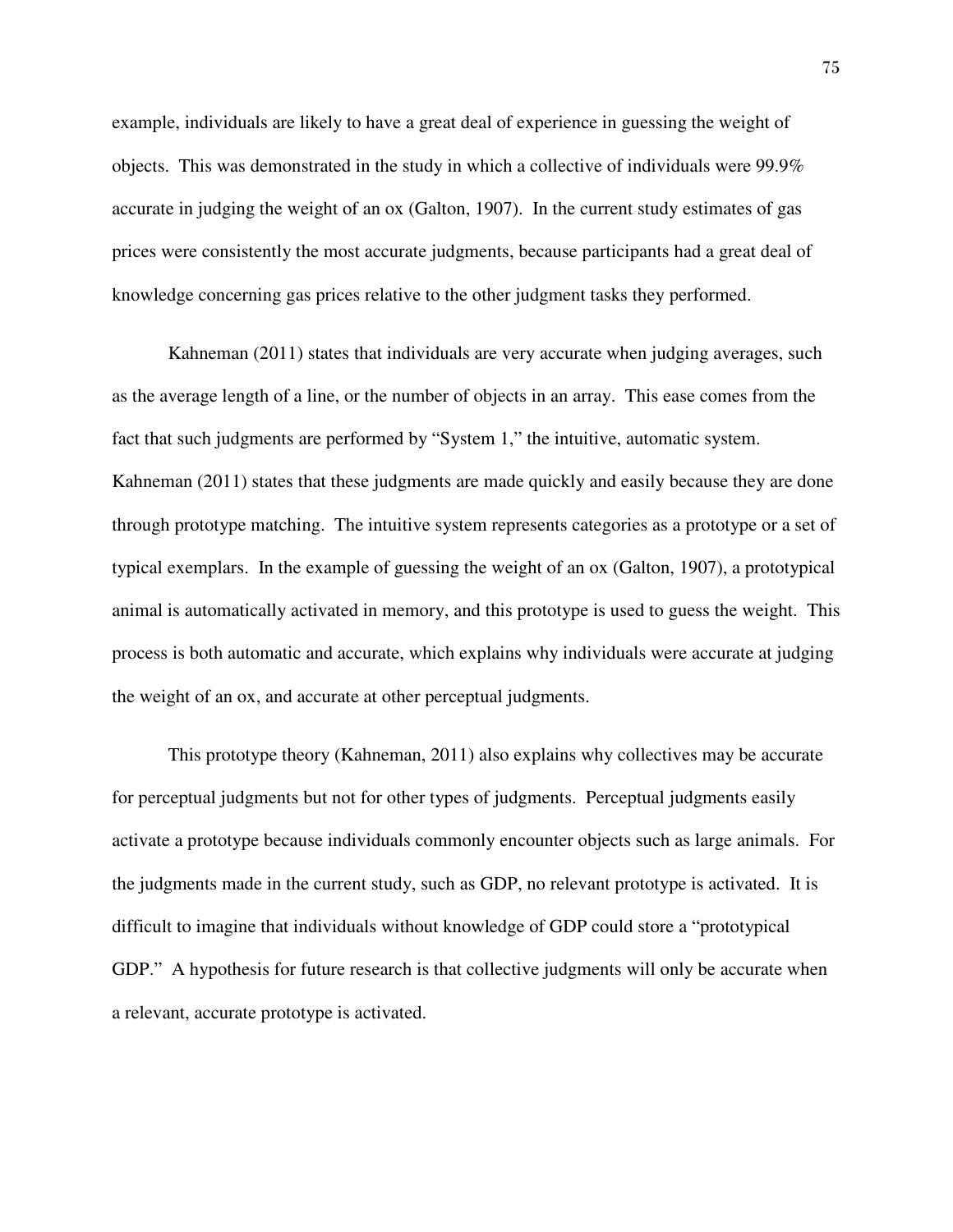example, individuals are likely to have a great deal of experience in guessing the weight of objects. This was demonstrated in the study in which a collective of individuals were 99.9% accurate in judging the weight of an ox (Galton, 1907). In the current study estimates of gas prices were consistently the most accurate judgments, because participants had a great deal of knowledge concerning gas prices relative to the other judgment tasks they performed.

Kahneman (2011) states that individuals are very accurate when judging averages, such as the average length of a line, or the number of objects in an array. This ease comes from the fact that such judgments are performed by "System 1," the intuitive, automatic system. Kahneman (2011) states that these judgments are made quickly and easily because they are done through prototype matching. The intuitive system represents categories as a prototype or a set of typical exemplars. In the example of guessing the weight of an ox (Galton, 1907), a prototypical animal is automatically activated in memory, and this prototype is used to guess the weight. This process is both automatic and accurate, which explains why individuals were accurate at judging the weight of an ox, and accurate at other perceptual judgments.

This prototype theory (Kahneman, 2011) also explains why collectives may be accurate for perceptual judgments but not for other types of judgments. Perceptual judgments easily activate a prototype because individuals commonly encounter objects such as large animals. For the judgments made in the current study, such as GDP, no relevant prototype is activated. It is difficult to imagine that individuals without knowledge of GDP could store a "prototypical GDP." A hypothesis for future research is that collective judgments will only be accurate when a relevant, accurate prototype is activated.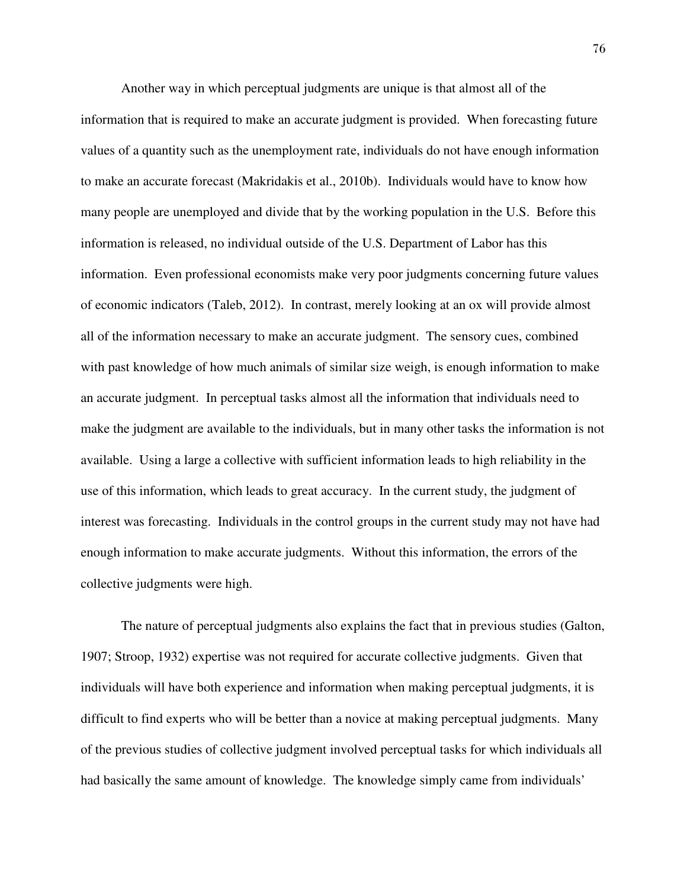Another way in which perceptual judgments are unique is that almost all of the information that is required to make an accurate judgment is provided. When forecasting future values of a quantity such as the unemployment rate, individuals do not have enough information to make an accurate forecast (Makridakis et al., 2010b). Individuals would have to know how many people are unemployed and divide that by the working population in the U.S. Before this information is released, no individual outside of the U.S. Department of Labor has this information. Even professional economists make very poor judgments concerning future values of economic indicators (Taleb, 2012). In contrast, merely looking at an ox will provide almost all of the information necessary to make an accurate judgment. The sensory cues, combined with past knowledge of how much animals of similar size weigh, is enough information to make an accurate judgment. In perceptual tasks almost all the information that individuals need to make the judgment are available to the individuals, but in many other tasks the information is not available. Using a large a collective with sufficient information leads to high reliability in the use of this information, which leads to great accuracy. In the current study, the judgment of interest was forecasting. Individuals in the control groups in the current study may not have had enough information to make accurate judgments. Without this information, the errors of the collective judgments were high.

The nature of perceptual judgments also explains the fact that in previous studies (Galton, 1907; Stroop, 1932) expertise was not required for accurate collective judgments. Given that individuals will have both experience and information when making perceptual judgments, it is difficult to find experts who will be better than a novice at making perceptual judgments. Many of the previous studies of collective judgment involved perceptual tasks for which individuals all had basically the same amount of knowledge. The knowledge simply came from individuals'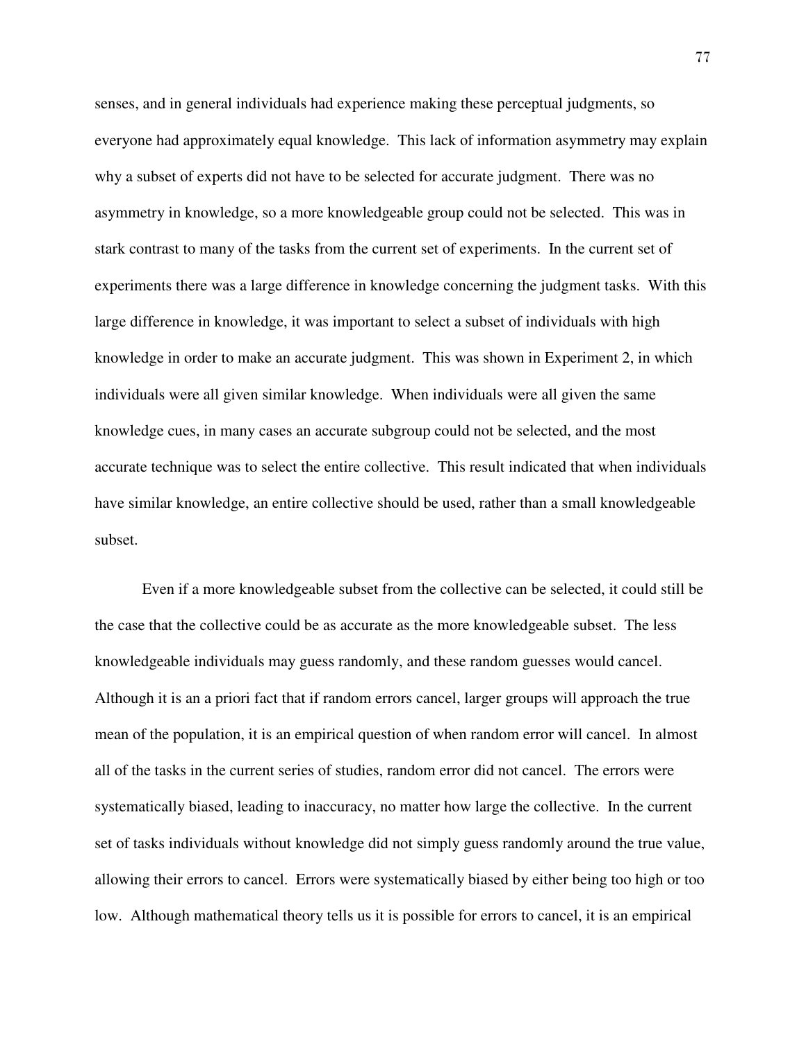senses, and in general individuals had experience making these perceptual judgments, so everyone had approximately equal knowledge. This lack of information asymmetry may explain why a subset of experts did not have to be selected for accurate judgment. There was no asymmetry in knowledge, so a more knowledgeable group could not be selected. This was in stark contrast to many of the tasks from the current set of experiments. In the current set of experiments there was a large difference in knowledge concerning the judgment tasks. With this large difference in knowledge, it was important to select a subset of individuals with high knowledge in order to make an accurate judgment. This was shown in Experiment 2, in which individuals were all given similar knowledge. When individuals were all given the same knowledge cues, in many cases an accurate subgroup could not be selected, and the most accurate technique was to select the entire collective. This result indicated that when individuals have similar knowledge, an entire collective should be used, rather than a small knowledgeable subset.

Even if a more knowledgeable subset from the collective can be selected, it could still be the case that the collective could be as accurate as the more knowledgeable subset. The less knowledgeable individuals may guess randomly, and these random guesses would cancel. Although it is an a priori fact that if random errors cancel, larger groups will approach the true mean of the population, it is an empirical question of when random error will cancel. In almost all of the tasks in the current series of studies, random error did not cancel. The errors were systematically biased, leading to inaccuracy, no matter how large the collective. In the current set of tasks individuals without knowledge did not simply guess randomly around the true value, allowing their errors to cancel. Errors were systematically biased by either being too high or too low. Although mathematical theory tells us it is possible for errors to cancel, it is an empirical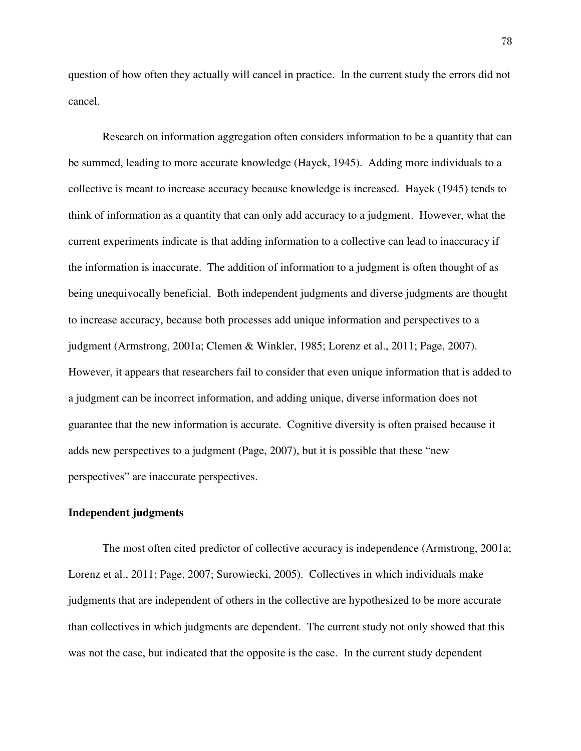question of how often they actually will cancel in practice. In the current study the errors did not cancel.

Research on information aggregation often considers information to be a quantity that can be summed, leading to more accurate knowledge (Hayek, 1945). Adding more individuals to a collective is meant to increase accuracy because knowledge is increased. Hayek (1945) tends to think of information as a quantity that can only add accuracy to a judgment. However, what the current experiments indicate is that adding information to a collective can lead to inaccuracy if the information is inaccurate. The addition of information to a judgment is often thought of as being unequivocally beneficial. Both independent judgments and diverse judgments are thought to increase accuracy, because both processes add unique information and perspectives to a judgment (Armstrong, 2001a; Clemen & Winkler, 1985; Lorenz et al., 2011; Page, 2007). However, it appears that researchers fail to consider that even unique information that is added to a judgment can be incorrect information, and adding unique, diverse information does not guarantee that the new information is accurate. Cognitive diversity is often praised because it adds new perspectives to a judgment (Page, 2007), but it is possible that these "new perspectives" are inaccurate perspectives.

**Independent judgments**

The most often cited predictor of collective accuracy is independence (Armstrong, 2001a; Lorenz et al., 2011; Page, 2007; Surowiecki, 2005). Collectives in which individuals make judgments that are independent of others in the collective are hypothesized to be more accurate than collectives in which judgments are dependent. The current study not only showed that this was not the case, but indicated that the opposite is the case. In the current study dependent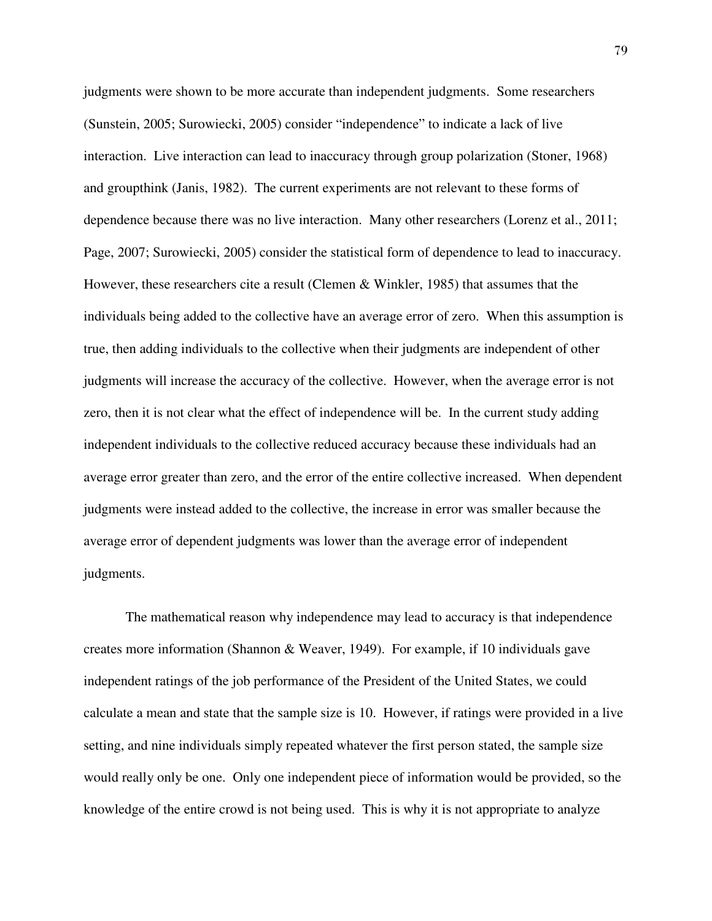judgments were shown to be more accurate than independent judgments. Some researchers (Sunstein, 2005; Surowiecki, 2005) consider "independence" to indicate a lack of live interaction. Live interaction can lead to inaccuracy through group polarization (Stoner, 1968) and groupthink (Janis, 1982). The current experiments are not relevant to these forms of dependence because there was no live interaction. Many other researchers (Lorenz et al., 2011; Page, 2007; Surowiecki, 2005) consider the statistical form of dependence to lead to inaccuracy. However, these researchers cite a result (Clemen & Winkler, 1985) that assumes that the individuals being added to the collective have an average error of zero. When this assumption is true, then adding individuals to the collective when their judgments are independent of other judgments will increase the accuracy of the collective. However, when the average error is not zero, then it is not clear what the effect of independence will be. In the current study adding independent individuals to the collective reduced accuracy because these individuals had an average error greater than zero, and the error of the entire collective increased. When dependent judgments were instead added to the collective, the increase in error was smaller because the average error of dependent judgments was lower than the average error of independent judgments.

The mathematical reason why independence may lead to accuracy is that independence creates more information (Shannon & Weaver, 1949). For example, if 10 individuals gave independent ratings of the job performance of the President of the United States, we could calculate a mean and state that the sample size is 10. However, if ratings were provided in a live setting, and nine individuals simply repeated whatever the first person stated, the sample size would really only be one. Only one independent piece of information would be provided, so the knowledge of the entire crowd is not being used. This is why it is not appropriate to analyze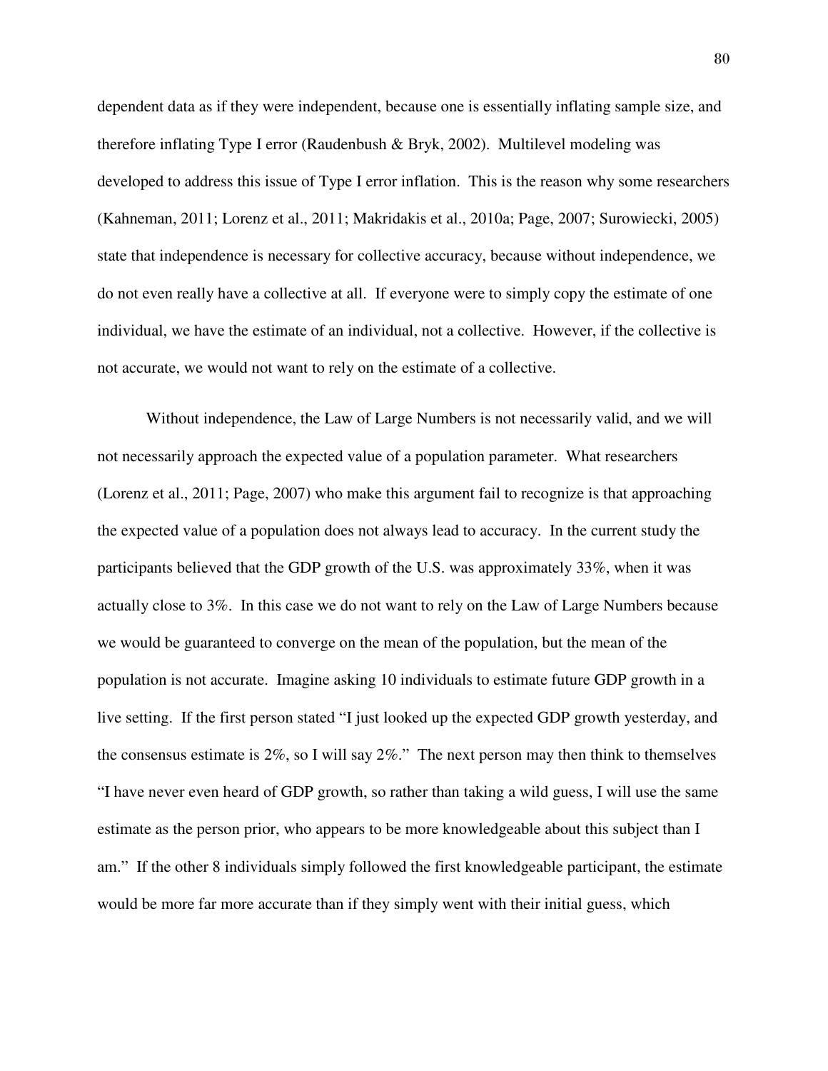dependent data as if they were independent, because one is essentially inflating sample size, and therefore inflating Type I error (Raudenbush & Bryk, 2002). Multilevel modeling was developed to address this issue of Type I error inflation. This is the reason why some researchers (Kahneman, 2011; Lorenz et al., 2011; Makridakis et al., 2010a; Page, 2007; Surowiecki, 2005) state that independence is necessary for collective accuracy, because without independence, we do not even really have a collective at all. If everyone were to simply copy the estimate of one individual, we have the estimate of an individual, not a collective. However, if the collective is not accurate, we would not want to rely on the estimate of a collective.

Without independence, the Law of Large Numbers is not necessarily valid, and we will not necessarily approach the expected value of a population parameter. What researchers (Lorenz et al., 2011; Page, 2007) who make this argument fail to recognize is that approaching the expected value of a population does not always lead to accuracy. In the current study the participants believed that the GDP growth of the U.S. was approximately 33%, when it was actually close to 3%. In this case we do not want to rely on the Law of Large Numbers because we would be guaranteed to converge on the mean of the population, but the mean of the population is not accurate. Imagine asking 10 individuals to estimate future GDP growth in a live setting. If the first person stated "I just looked up the expected GDP growth yesterday, and the consensus estimate is 2%, so I will say 2%." The next person may then think to themselves "I have never even heard of GDP growth, so rather than taking a wild guess, I will use the same estimate as the person prior, who appears to be more knowledgeable about this subject than I am." If the other 8 individuals simply followed the first knowledgeable participant, the estimate would be more far more accurate than if they simply went with their initial guess, which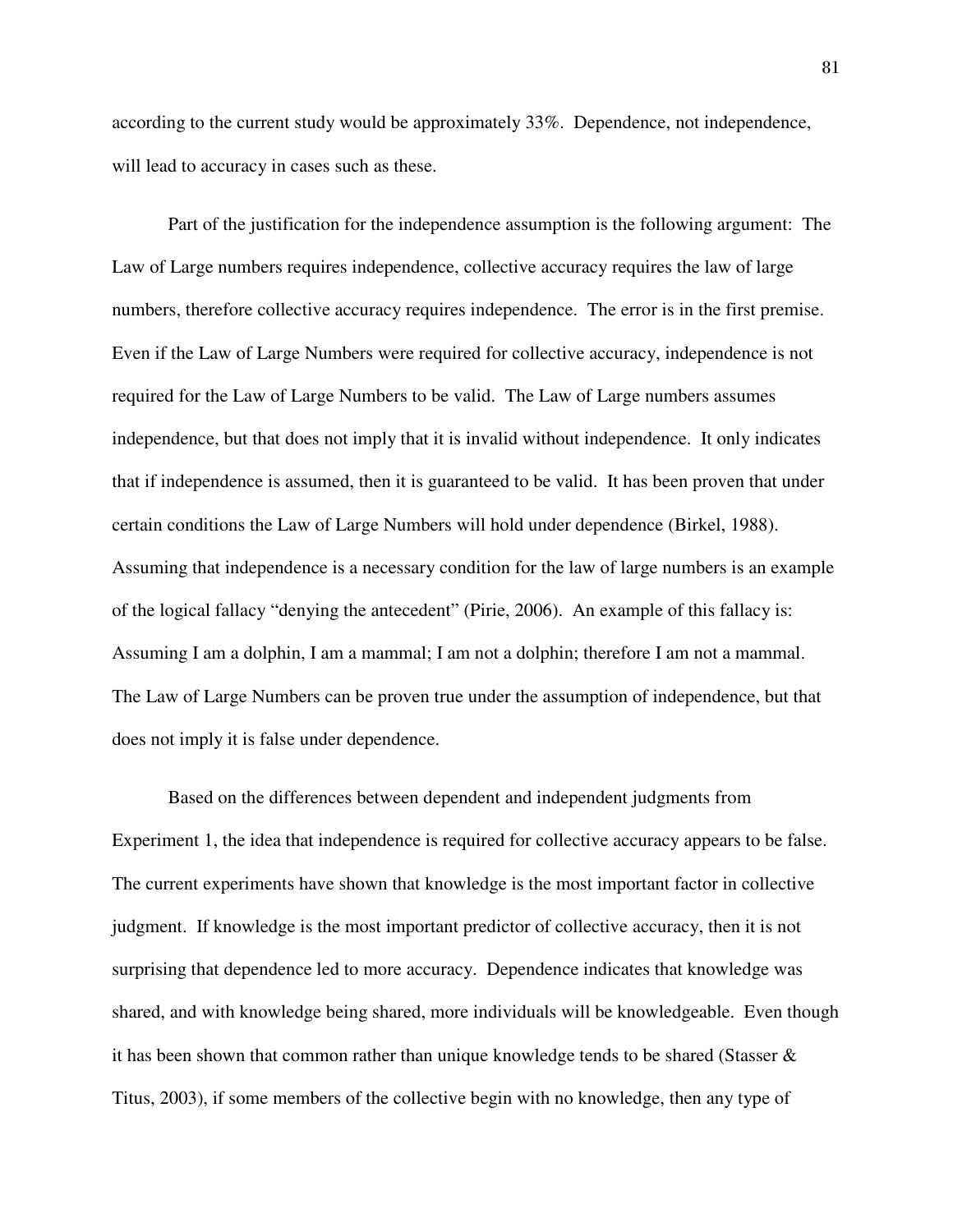according to the current study would be approximately 33%. Dependence, not independence, will lead to accuracy in cases such as these.

Part of the justification for the independence assumption is the following argument: The Law of Large numbers requires independence, collective accuracy requires the law of large numbers, therefore collective accuracy requires independence. The error is in the first premise. Even if the Law of Large Numbers were required for collective accuracy, independence is not required for the Law of Large Numbers to be valid. The Law of Large numbers assumes independence, but that does not imply that it is invalid without independence. It only indicates that if independence is assumed, then it is guaranteed to be valid. It has been proven that under certain conditions the Law of Large Numbers will hold under dependence (Birkel, 1988). Assuming that independence is a necessary condition for the law of large numbers is an example of the logical fallacy "denying the antecedent" (Pirie, 2006). An example of this fallacy is: Assuming I am a dolphin, I am a mammal; I am not a dolphin; therefore I am not a mammal. The Law of Large Numbers can be proven true under the assumption of independence, but that does not imply it is false under dependence.

Based on the differences between dependent and independent judgments from Experiment 1, the idea that independence is required for collective accuracy appears to be false. The current experiments have shown that knowledge is the most important factor in collective judgment. If knowledge is the most important predictor of collective accuracy, then it is not surprising that dependence led to more accuracy. Dependence indicates that knowledge was shared, and with knowledge being shared, more individuals will be knowledgeable. Even though it has been shown that common rather than unique knowledge tends to be shared (Stasser & Titus, 2003), if some members of the collective begin with no knowledge, then any type of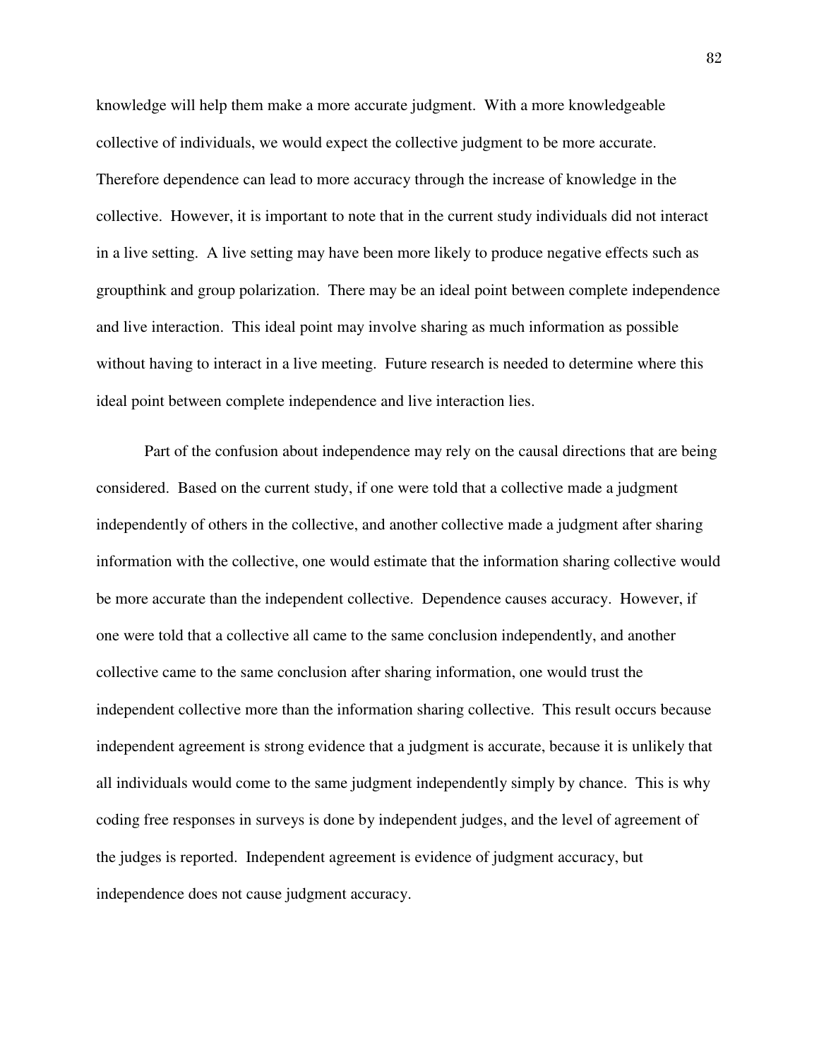knowledge will help them make a more accurate judgment. With a more knowledgeable collective of individuals, we would expect the collective judgment to be more accurate. Therefore dependence can lead to more accuracy through the increase of knowledge in the collective. However, it is important to note that in the current study individuals did not interact in a live setting. A live setting may have been more likely to produce negative effects such as groupthink and group polarization. There may be an ideal point between complete independence and live interaction. This ideal point may involve sharing as much information as possible without having to interact in a live meeting. Future research is needed to determine where this ideal point between complete independence and live interaction lies.

Part of the confusion about independence may rely on the causal directions that are being considered. Based on the current study, if one were told that a collective made a judgment independently of others in the collective, and another collective made a judgment after sharing information with the collective, one would estimate that the information sharing collective would be more accurate than the independent collective. Dependence causes accuracy. However, if one were told that a collective all came to the same conclusion independently, and another collective came to the same conclusion after sharing information, one would trust the independent collective more than the information sharing collective. This result occurs because independent agreement is strong evidence that a judgment is accurate, because it is unlikely that all individuals would come to the same judgment independently simply by chance. This is why coding free responses in surveys is done by independent judges, and the level of agreement of the judges is reported. Independent agreement is evidence of judgment accuracy, but independence does not cause judgment accuracy.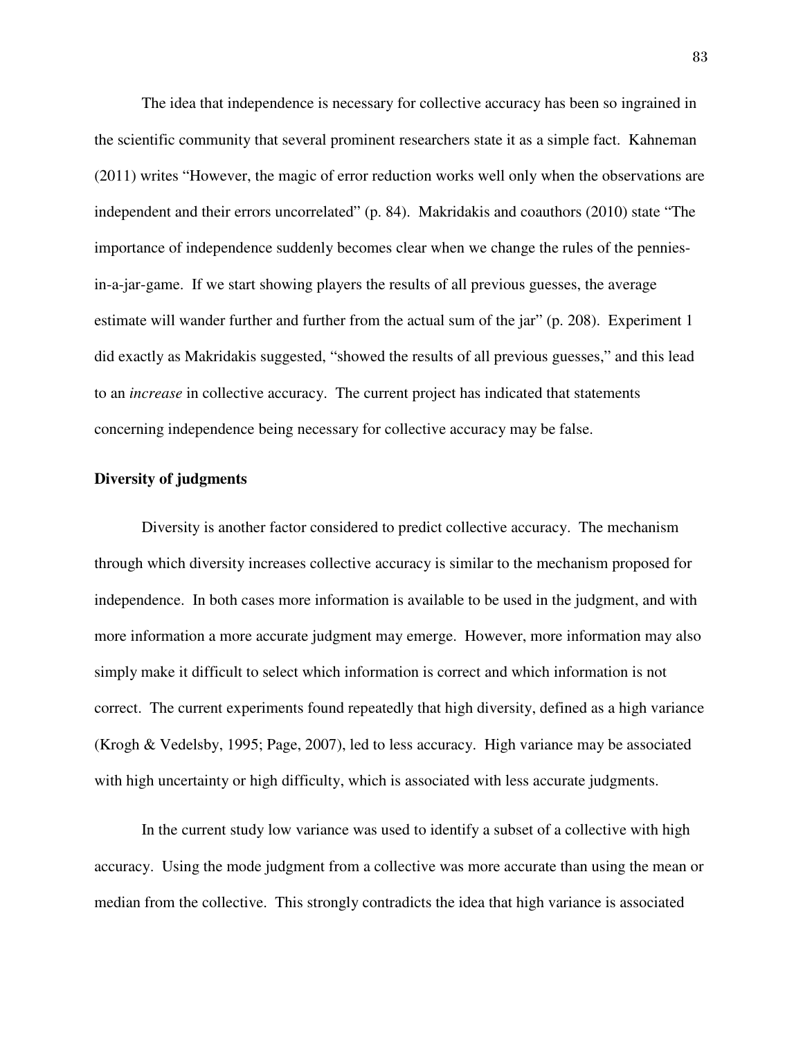The idea that independence is necessary for collective accuracy has been so ingrained in the scientific community that several prominent researchers state it as a simple fact. Kahneman (2011) writes "However, the magic of error reduction works well only when the observations are independent and their errors uncorrelated" (p. 84). Makridakis and coauthors (2010) state "The importance of independence suddenly becomes clear when we change the rules of the pennies-in-a-jar-game. If we start showing players the results of all previous guesses, the average estimate will wander further and further from the actual sum of the jar" (p. 208). Experiment 1 did exactly as Makridakis suggested, "showed the results of all previous guesses," and this lead to an *increase* in collective accuracy. The current project has indicated that statements concerning independence being necessary for collective accuracy may be false.

**Diversity of judgments**

Diversity is another factor considered to predict collective accuracy. The mechanism through which diversity increases collective accuracy is similar to the mechanism proposed for independence. In both cases more information is available to be used in the judgment, and with more information a more accurate judgment may emerge. However, more information may also simply make it difficult to select which information is correct and which information is not correct. The current experiments found repeatedly that high diversity, defined as a high variance (Krogh & Vedelsby, 1995; Page, 2007), led to less accuracy. High variance may be associated with high uncertainty or high difficulty, which is associated with less accurate judgments.

In the current study low variance was used to identify a subset of a collective with high accuracy. Using the mode judgment from a collective was more accurate than using the mean or median from the collective. This strongly contradicts the idea that high variance is associated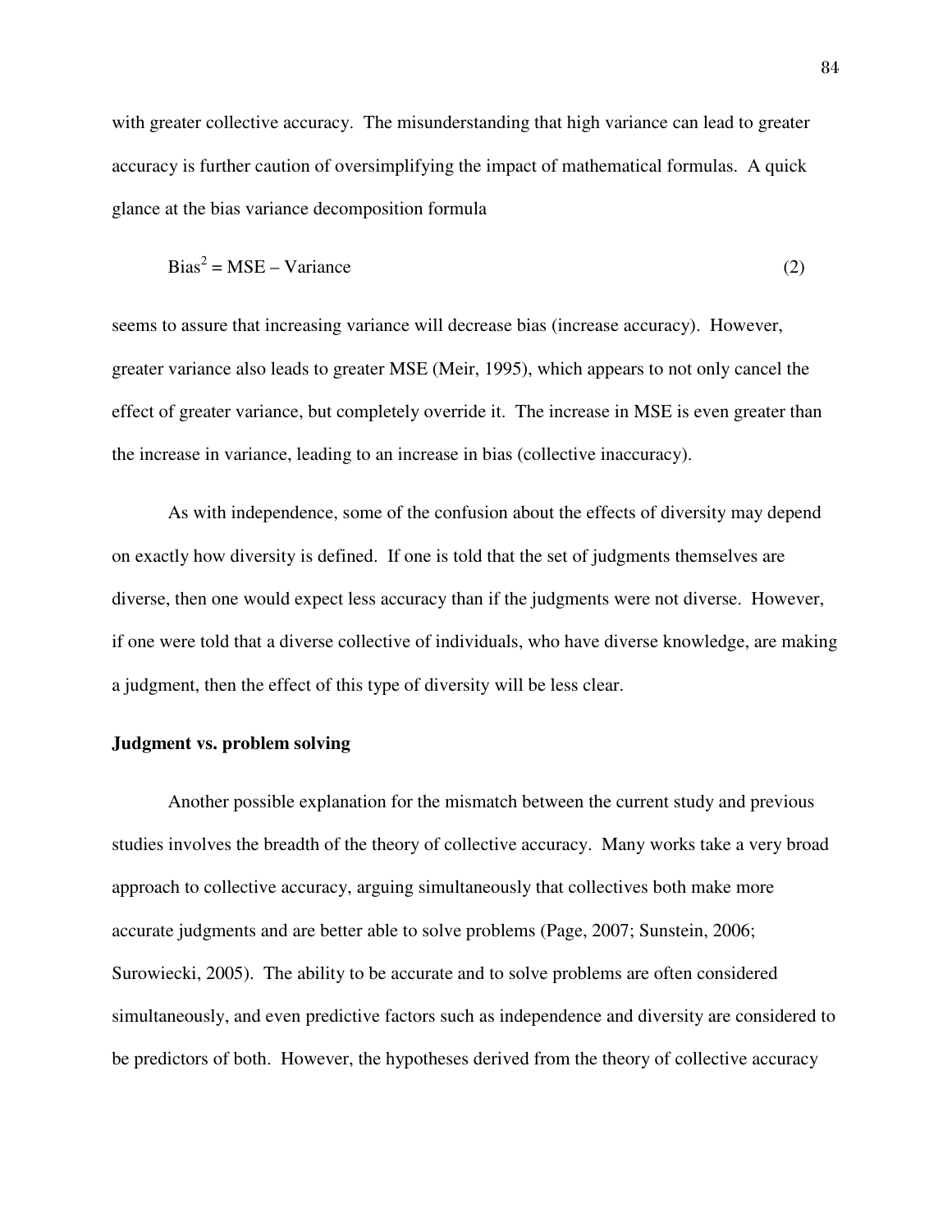with greater collective accuracy. The misunderstanding that high variance can lead to greater accuracy is further caution of oversimplifying the impact of mathematical formulas. A quick glance at the bias variance decomposition formula

$$\text{Bias}^2 = \text{MSE} - \text{Variance} \tag{2}$$

seems to assure that increasing variance will decrease bias (increase accuracy). However, greater variance also leads to greater MSE (Meir, 1995), which appears to not only cancel the effect of greater variance, but completely override it. The increase in MSE is even greater than the increase in variance, leading to an increase in bias (collective inaccuracy).

As with independence, some of the confusion about the effects of diversity may depend on exactly how diversity is defined. If one is told that the set of judgments themselves are diverse, then one would expect less accuracy than if the judgments were not diverse. However, if one were told that a diverse collective of individuals, who have diverse knowledge, are making a judgment, then the effect of this type of diversity will be less clear.

**Judgment vs. problem solving**

Another possible explanation for the mismatch between the current study and previous studies involves the breadth of the theory of collective accuracy. Many works take a very broad approach to collective accuracy, arguing simultaneously that collectives both make more accurate judgments and are better able to solve problems (Page, 2007; Sunstein, 2006; Surowiecki, 2005). The ability to be accurate and to solve problems are often considered simultaneously, and even predictive factors such as independence and diversity are considered to be predictors of both. However, the hypotheses derived from the theory of collective accuracy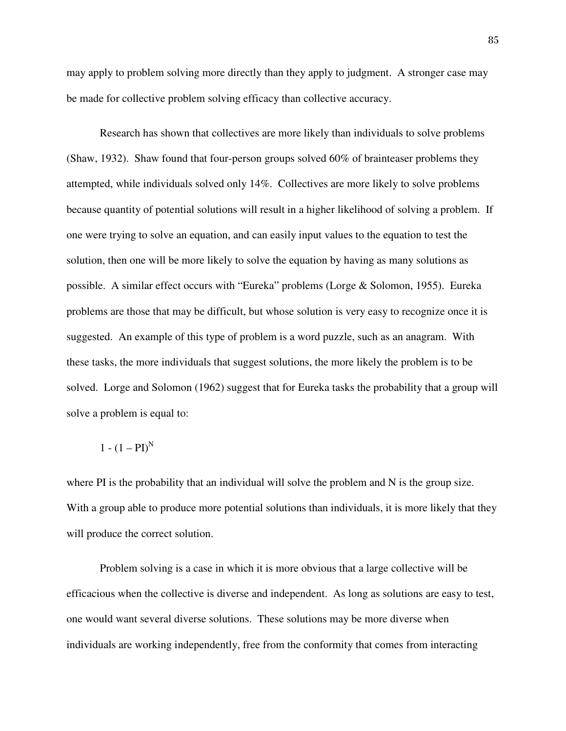may apply to problem solving more directly than they apply to judgment. A stronger case may be made for collective problem solving efficacy than collective accuracy.

Research has shown that collectives are more likely than individuals to solve problems (Shaw, 1932). Shaw found that four-person groups solved 60% of brainteaser problems they attempted, while individuals solved only 14%. Collectives are more likely to solve problems because quantity of potential solutions will result in a higher likelihood of solving a problem. If one were trying to solve an equation, and can easily input values to the equation to test the solution, then one will be more likely to solve the equation by having as many solutions as possible. A similar effect occurs with "Eureka" problems (Lorge & Solomon, 1955). Eureka problems are those that may be difficult, but whose solution is very easy to recognize once it is suggested. An example of this type of problem is a word puzzle, such as an anagram. With these tasks, the more individuals that suggest solutions, the more likely the problem is to be solved. Lorge and Solomon (1962) suggest that for Eureka tasks the probability that a group will solve a problem is equal to:

$$1 - (1 - PI)^N$$

where PI is the probability that an individual will solve the problem and N is the group size. With a group able to produce more potential solutions than individuals, it is more likely that they will produce the correct solution.

Problem solving is a case in which it is more obvious that a large collective will be efficacious when the collective is diverse and independent. As long as solutions are easy to test, one would want several diverse solutions. These solutions may be more diverse when individuals are working independently, free from the conformity that comes from interacting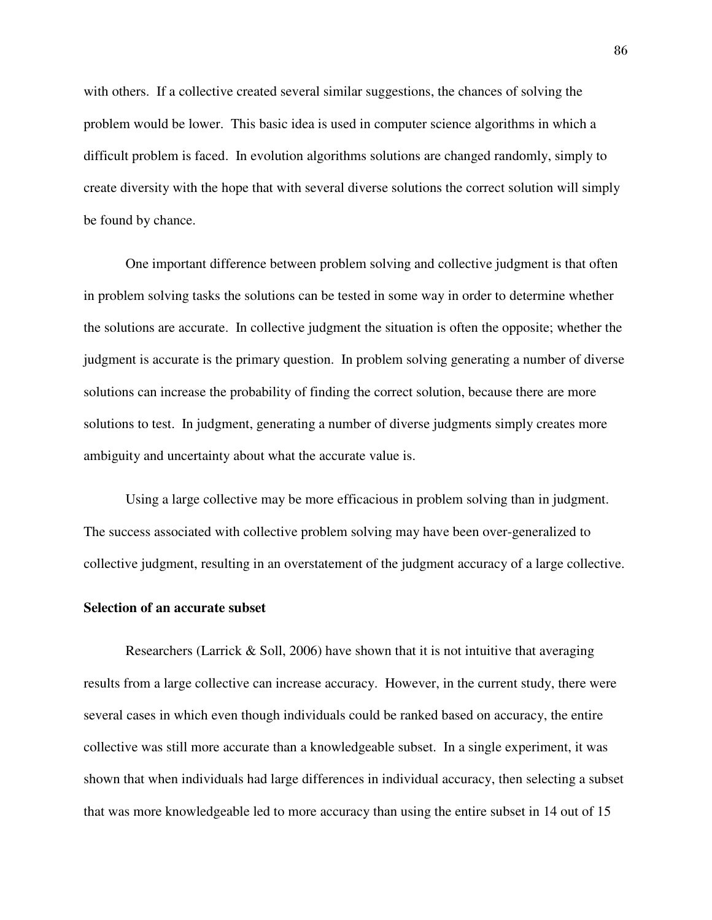with others. If a collective created several similar suggestions, the chances of solving the problem would be lower. This basic idea is used in computer science algorithms in which a difficult problem is faced. In evolution algorithms solutions are changed randomly, simply to create diversity with the hope that with several diverse solutions the correct solution will simply be found by chance.

One important difference between problem solving and collective judgment is that often in problem solving tasks the solutions can be tested in some way in order to determine whether the solutions are accurate. In collective judgment the situation is often the opposite; whether the judgment is accurate is the primary question. In problem solving generating a number of diverse solutions can increase the probability of finding the correct solution, because there are more solutions to test. In judgment, generating a number of diverse judgments simply creates more ambiguity and uncertainty about what the accurate value is.

Using a large collective may be more efficacious in problem solving than in judgment. The success associated with collective problem solving may have been over-generalized to collective judgment, resulting in an overstatement of the judgment accuracy of a large collective.

**Selection of an accurate subset**

Researchers (Larrick & Soll, 2006) have shown that it is not intuitive that averaging results from a large collective can increase accuracy. However, in the current study, there were several cases in which even though individuals could be ranked based on accuracy, the entire collective was still more accurate than a knowledgeable subset. In a single experiment, it was shown that when individuals had large differences in individual accuracy, then selecting a subset that was more knowledgeable led to more accuracy than using the entire subset in 14 out of 15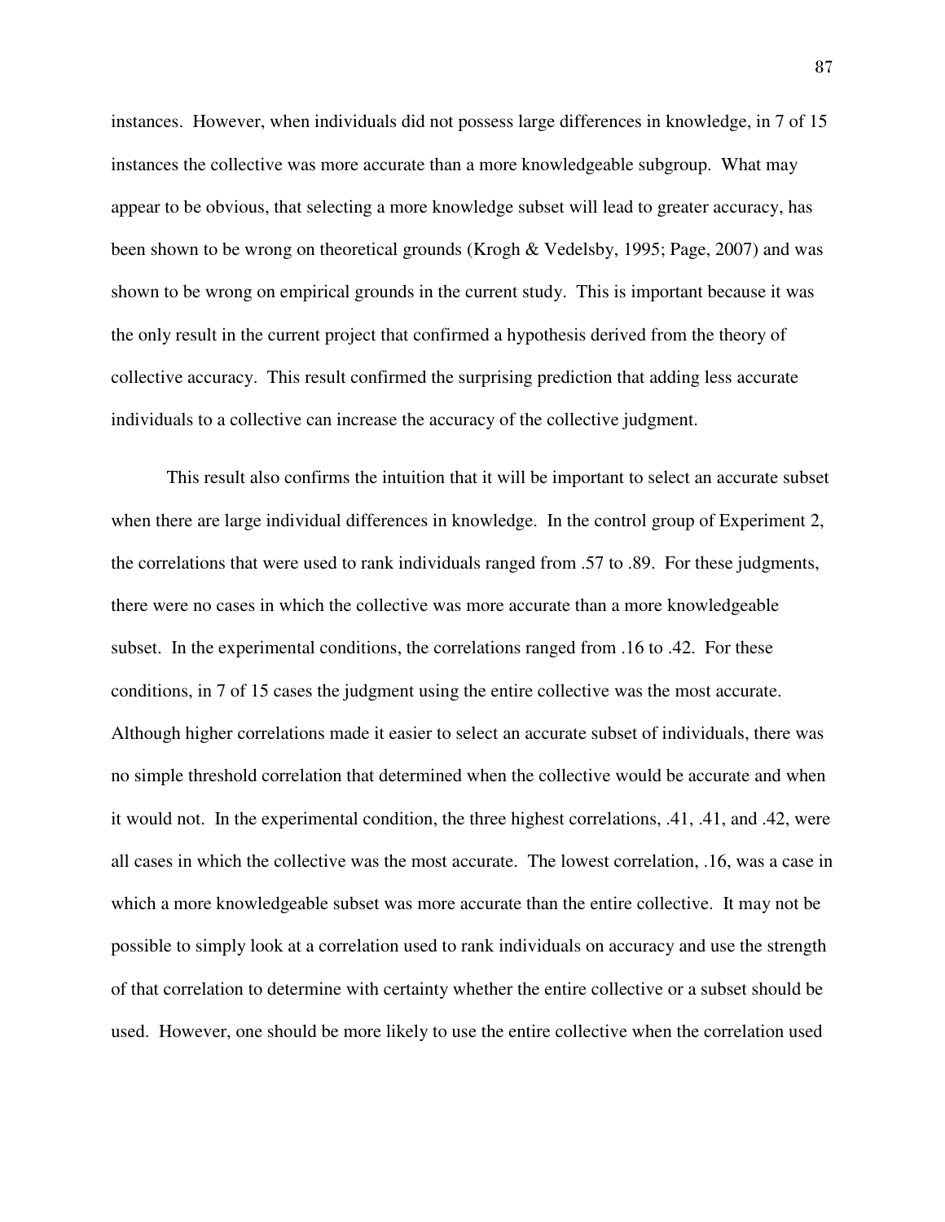instances. However, when individuals did not possess large differences in knowledge, in 7 of 15 instances the collective was more accurate than a more knowledgeable subgroup. What may appear to be obvious, that selecting a more knowledge subset will lead to greater accuracy, has been shown to be wrong on theoretical grounds (Krogh & Vedelsby, 1995; Page, 2007) and was shown to be wrong on empirical grounds in the current study. This is important because it was the only result in the current project that confirmed a hypothesis derived from the theory of collective accuracy. This result confirmed the surprising prediction that adding less accurate individuals to a collective can increase the accuracy of the collective judgment.

This result also confirms the intuition that it will be important to select an accurate subset when there are large individual differences in knowledge. In the control group of Experiment 2, the correlations that were used to rank individuals ranged from .57 to .89. For these judgments, there were no cases in which the collective was more accurate than a more knowledgeable subset. In the experimental conditions, the correlations ranged from .16 to .42. For these conditions, in 7 of 15 cases the judgment using the entire collective was the most accurate. Although higher correlations made it easier to select an accurate subset of individuals, there was no simple threshold correlation that determined when the collective would be accurate and when it would not. In the experimental condition, the three highest correlations, .41, .41, and .42, were all cases in which the collective was the most accurate. The lowest correlation, .16, was a case in which a more knowledgeable subset was more accurate than the entire collective. It may not be possible to simply look at a correlation used to rank individuals on accuracy and use the strength of that correlation to determine with certainty whether the entire collective or a subset should be used. However, one should be more likely to use the entire collective when the correlation used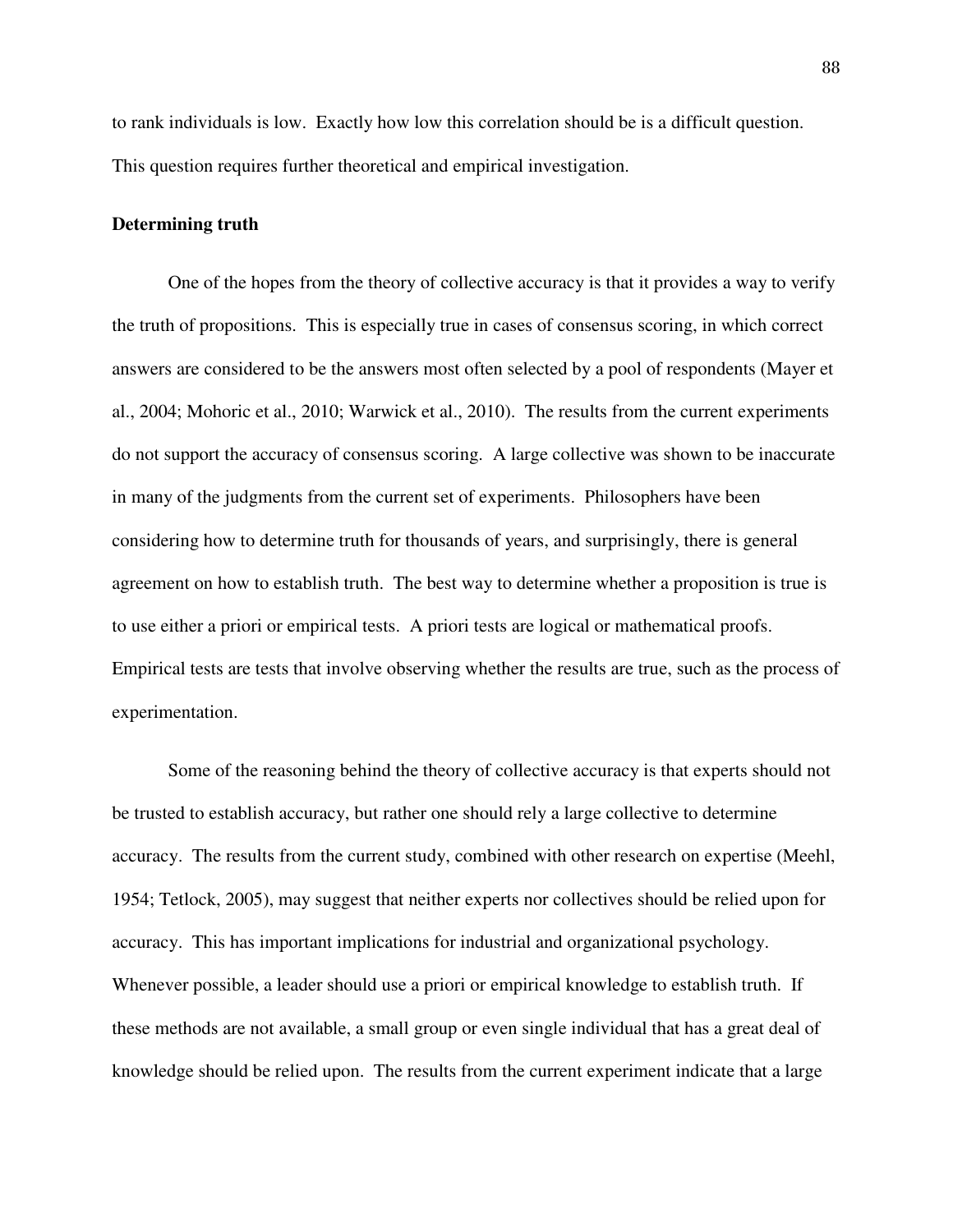to rank individuals is low. Exactly how low this correlation should be is a difficult question. This question requires further theoretical and empirical investigation.

**Determining truth**

One of the hopes from the theory of collective accuracy is that it provides a way to verify the truth of propositions. This is especially true in cases of consensus scoring, in which correct answers are considered to be the answers most often selected by a pool of respondents (Mayer et al., 2004; Mohoric et al., 2010; Warwick et al., 2010). The results from the current experiments do not support the accuracy of consensus scoring. A large collective was shown to be inaccurate in many of the judgments from the current set of experiments. Philosophers have been considering how to determine truth for thousands of years, and surprisingly, there is general agreement on how to establish truth. The best way to determine whether a proposition is true is to use either a priori or empirical tests. A priori tests are logical or mathematical proofs. Empirical tests are tests that involve observing whether the results are true, such as the process of experimentation.

Some of the reasoning behind the theory of collective accuracy is that experts should not be trusted to establish accuracy, but rather one should rely a large collective to determine accuracy. The results from the current study, combined with other research on expertise (Meehl, 1954; Tetlock, 2005), may suggest that neither experts nor collectives should be relied upon for accuracy. This has important implications for industrial and organizational psychology. Whenever possible, a leader should use a priori or empirical knowledge to establish truth. If these methods are not available, a small group or even single individual that has a great deal of knowledge should be relied upon. The results from the current experiment indicate that a large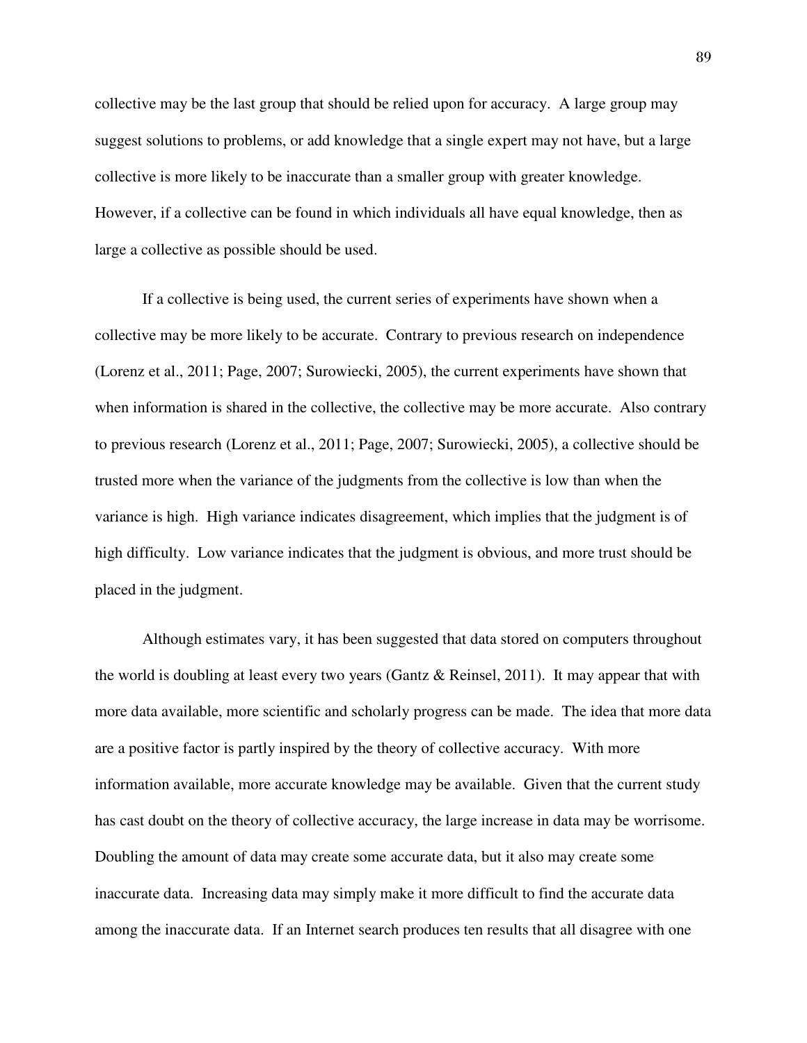collective may be the last group that should be relied upon for accuracy. A large group may suggest solutions to problems, or add knowledge that a single expert may not have, but a large collective is more likely to be inaccurate than a smaller group with greater knowledge. However, if a collective can be found in which individuals all have equal knowledge, then as large a collective as possible should be used.

If a collective is being used, the current series of experiments have shown when a collective may be more likely to be accurate. Contrary to previous research on independence (Lorenz et al., 2011; Page, 2007; Surowiecki, 2005), the current experiments have shown that when information is shared in the collective, the collective may be more accurate. Also contrary to previous research (Lorenz et al., 2011; Page, 2007; Surowiecki, 2005), a collective should be trusted more when the variance of the judgments from the collective is low than when the variance is high. High variance indicates disagreement, which implies that the judgment is of high difficulty. Low variance indicates that the judgment is obvious, and more trust should be placed in the judgment.

Although estimates vary, it has been suggested that data stored on computers throughout the world is doubling at least every two years (Gantz & Reinsel, 2011). It may appear that with more data available, more scientific and scholarly progress can be made. The idea that more data are a positive factor is partly inspired by the theory of collective accuracy. With more information available, more accurate knowledge may be available. Given that the current study has cast doubt on the theory of collective accuracy, the large increase in data may be worrisome. Doubling the amount of data may create some accurate data, but it also may create some inaccurate data. Increasing data may simply make it more difficult to find the accurate data among the inaccurate data. If an Internet search produces ten results that all disagree with one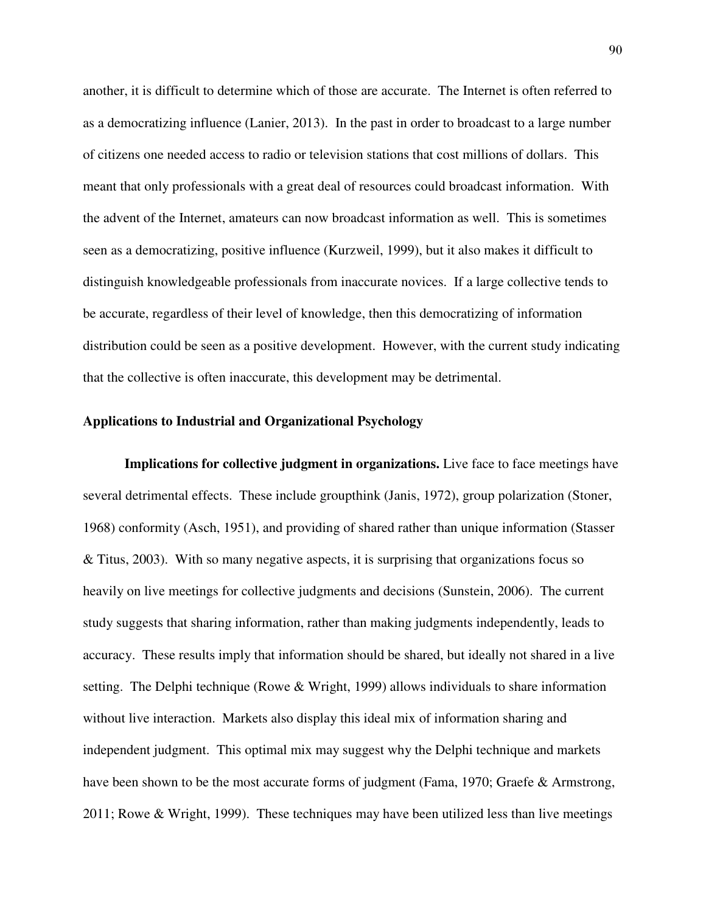another, it is difficult to determine which of those are accurate. The Internet is often referred to as a democratizing influence (Lanier, 2013). In the past in order to broadcast to a large number of citizens one needed access to radio or television stations that cost millions of dollars. This meant that only professionals with a great deal of resources could broadcast information. With the advent of the Internet, amateurs can now broadcast information as well. This is sometimes seen as a democratizing, positive influence (Kurzweil, 1999), but it also makes it difficult to distinguish knowledgeable professionals from inaccurate novices. If a large collective tends to be accurate, regardless of their level of knowledge, then this democratizing of information distribution could be seen as a positive development. However, with the current study indicating that the collective is often inaccurate, this development may be detrimental.

## Applications to Industrial and Organizational Psychology

**Implications for collective judgment in organizations.** Live face to face meetings have several detrimental effects. These include groupthink (Janis, 1972), group polarization (Stoner, 1968) conformity (Asch, 1951), and providing of shared rather than unique information (Stasser & Titus, 2003). With so many negative aspects, it is surprising that organizations focus so heavily on live meetings for collective judgments and decisions (Sunstein, 2006). The current study suggests that sharing information, rather than making judgments independently, leads to accuracy. These results imply that information should be shared, but ideally not shared in a live setting. The Delphi technique (Rowe & Wright, 1999) allows individuals to share information without live interaction. Markets also display this ideal mix of information sharing and independent judgment. This optimal mix may suggest why the Delphi technique and markets have been shown to be the most accurate forms of judgment (Fama, 1970; Graefe & Armstrong, 2011; Rowe & Wright, 1999). These techniques may have been utilized less than live meetings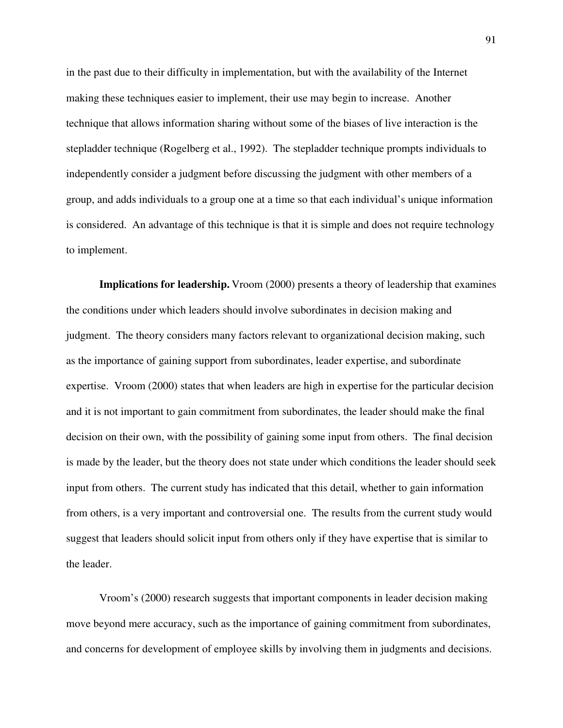in the past due to their difficulty in implementation, but with the availability of the Internet making these techniques easier to implement, their use may begin to increase. Another technique that allows information sharing without some of the biases of live interaction is the stepladder technique (Rogelberg et al., 1992). The stepladder technique prompts individuals to independently consider a judgment before discussing the judgment with other members of a group, and adds individuals to a group one at a time so that each individual's unique information is considered. An advantage of this technique is that it is simple and does not require technology to implement.

**Implications for leadership.** Vroom (2000) presents a theory of leadership that examines the conditions under which leaders should involve subordinates in decision making and judgment. The theory considers many factors relevant to organizational decision making, such as the importance of gaining support from subordinates, leader expertise, and subordinate expertise. Vroom (2000) states that when leaders are high in expertise for the particular decision and it is not important to gain commitment from subordinates, the leader should make the final decision on their own, with the possibility of gaining some input from others. The final decision is made by the leader, but the theory does not state under which conditions the leader should seek input from others. The current study has indicated that this detail, whether to gain information from others, is a very important and controversial one. The results from the current study would suggest that leaders should solicit input from others only if they have expertise that is similar to the leader.

Vroom's (2000) research suggests that important components in leader decision making move beyond mere accuracy, such as the importance of gaining commitment from subordinates, and concerns for development of employee skills by involving them in judgments and decisions.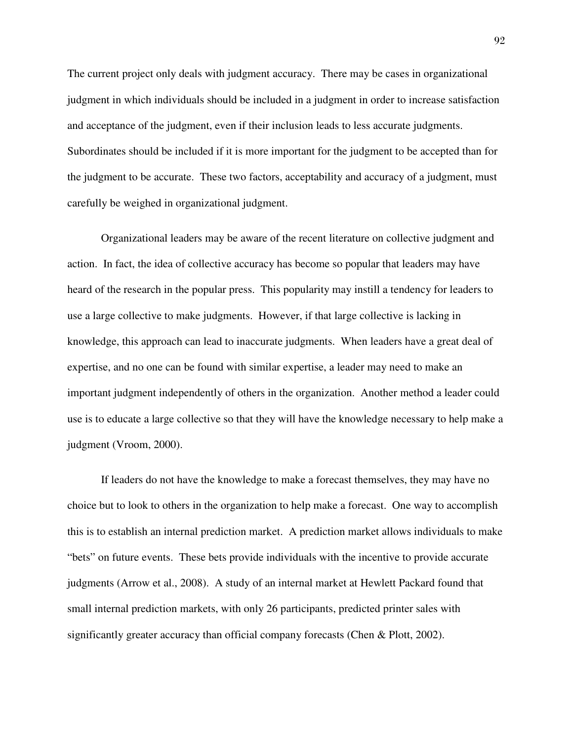The current project only deals with judgment accuracy. There may be cases in organizational judgment in which individuals should be included in a judgment in order to increase satisfaction and acceptance of the judgment, even if their inclusion leads to less accurate judgments. Subordinates should be included if it is more important for the judgment to be accepted than for the judgment to be accurate. These two factors, acceptability and accuracy of a judgment, must carefully be weighed in organizational judgment.

Organizational leaders may be aware of the recent literature on collective judgment and action. In fact, the idea of collective accuracy has become so popular that leaders may have heard of the research in the popular press. This popularity may instill a tendency for leaders to use a large collective to make judgments. However, if that large collective is lacking in knowledge, this approach can lead to inaccurate judgments. When leaders have a great deal of expertise, and no one can be found with similar expertise, a leader may need to make an important judgment independently of others in the organization. Another method a leader could use is to educate a large collective so that they will have the knowledge necessary to help make a judgment (Vroom, 2000).

If leaders do not have the knowledge to make a forecast themselves, they may have no choice but to look to others in the organization to help make a forecast. One way to accomplish this is to establish an internal prediction market. A prediction market allows individuals to make "bets" on future events. These bets provide individuals with the incentive to provide accurate judgments (Arrow et al., 2008). A study of an internal market at Hewlett Packard found that small internal prediction markets, with only 26 participants, predicted printer sales with significantly greater accuracy than official company forecasts (Chen & Plott, 2002).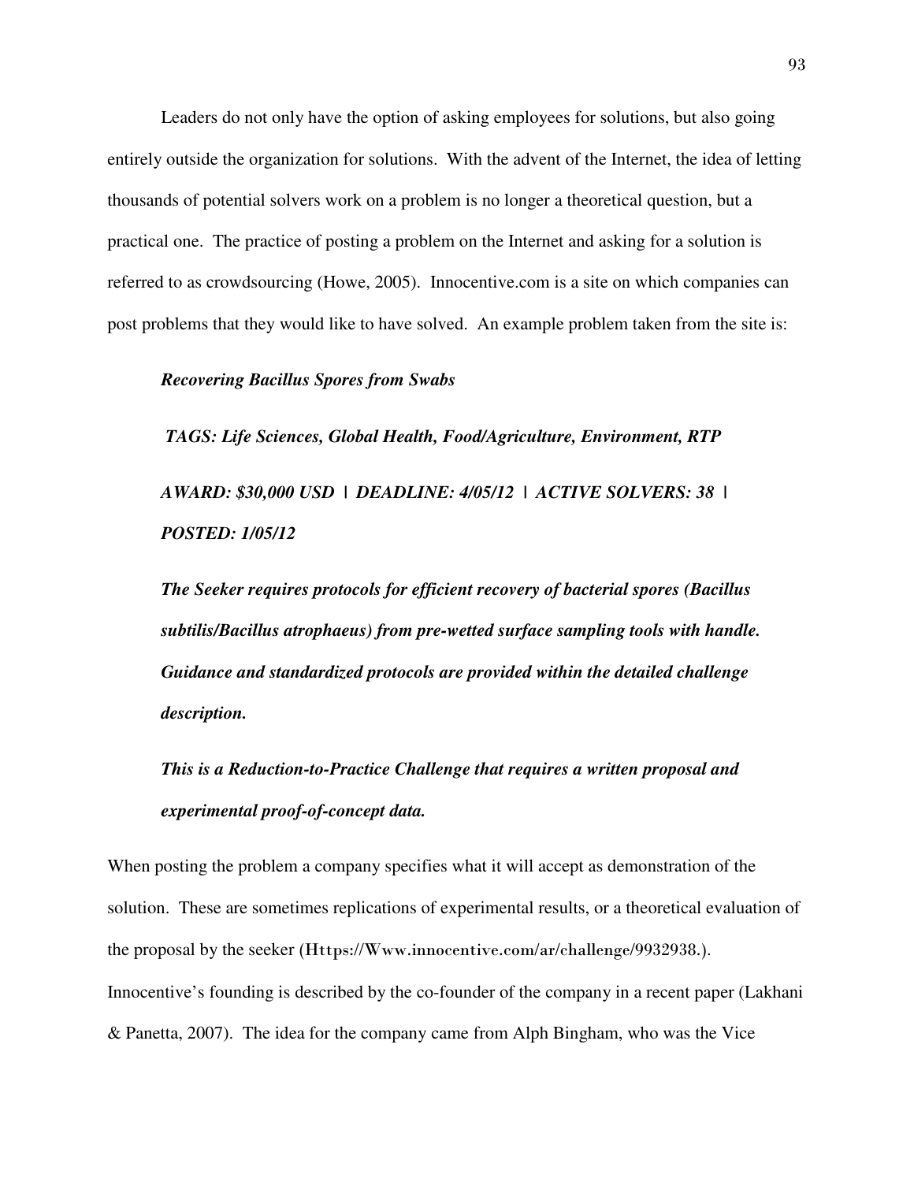Leaders do not only have the option of asking employees for solutions, but also going entirely outside the organization for solutions. With the advent of the Internet, the idea of letting thousands of potential solvers work on a problem is no longer a theoretical question, but a practical one. The practice of posting a problem on the Internet and asking for a solution is referred to as crowdsourcing (Howe, 2005). Innocentive.com is a site on which companies can post problems that they would like to have solved. An example problem taken from the site is:

> ***Recovering Bacillus Spores from Swabs***
>
> ***TAGS: Life Sciences, Global Health, Food/Agriculture, Environment, RTP***
>
> ***AWARD: $30,000 USD | DEADLINE: 4/05/12 | ACTIVE SOLVERS: 38 | POSTED: 1/05/12***
>
> ***The Seeker requires protocols for efficient recovery of bacterial spores (Bacillus subtilis/Bacillus atrophaeus) from pre-wetted surface sampling tools with handle. Guidance and standardized protocols are provided within the detailed challenge description.***
>
> ***This is a Reduction-to-Practice Challenge that requires a written proposal and experimental proof-of-concept data.***

When posting the problem a company specifies what it will accept as demonstration of the solution. These are sometimes replications of experimental results, or a theoretical evaluation of the proposal by the seeker (Https://Www.innocentive.com/ar/challenge/9932938.). Innocentive's founding is described by the co-founder of the company in a recent paper (Lakhani & Panetta, 2007). The idea for the company came from Alph Bingham, who was the Vice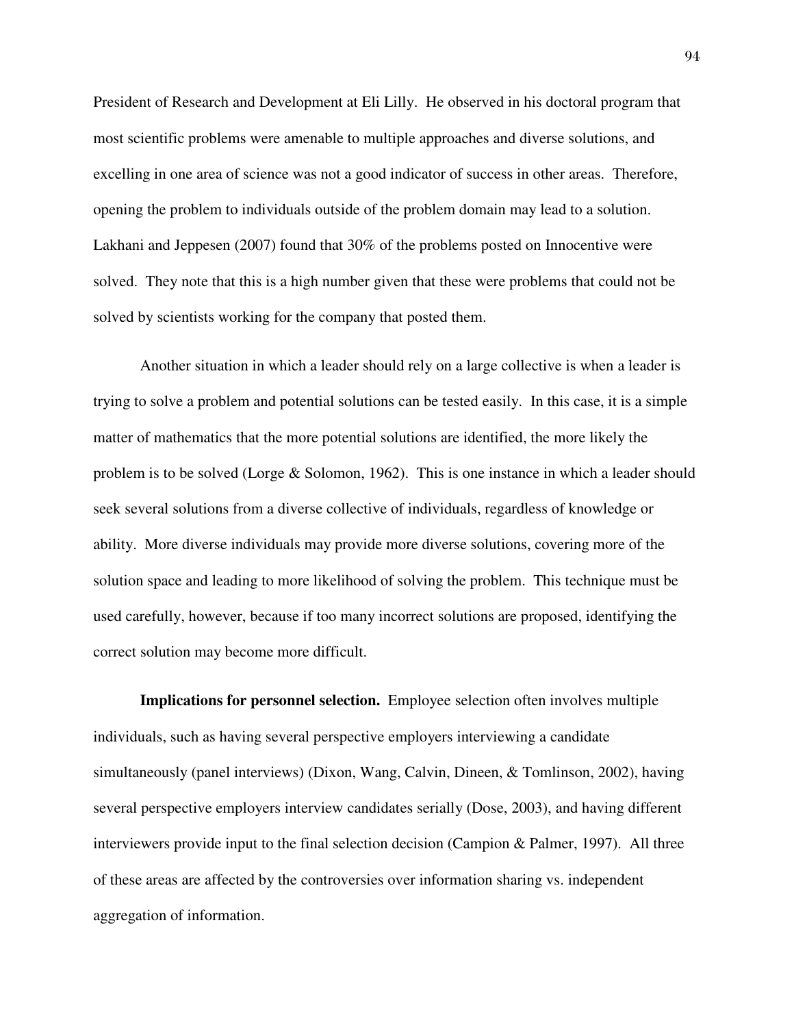President of Research and Development at Eli Lilly. He observed in his doctoral program that most scientific problems were amenable to multiple approaches and diverse solutions, and excelling in one area of science was not a good indicator of success in other areas. Therefore, opening the problem to individuals outside of the problem domain may lead to a solution. Lakhani and Jeppesen (2007) found that 30% of the problems posted on Innocentive were solved. They note that this is a high number given that these were problems that could not be solved by scientists working for the company that posted them.

Another situation in which a leader should rely on a large collective is when a leader is trying to solve a problem and potential solutions can be tested easily. In this case, it is a simple matter of mathematics that the more potential solutions are identified, the more likely the problem is to be solved (Lorge & Solomon, 1962). This is one instance in which a leader should seek several solutions from a diverse collective of individuals, regardless of knowledge or ability. More diverse individuals may provide more diverse solutions, covering more of the solution space and leading to more likelihood of solving the problem. This technique must be used carefully, however, because if too many incorrect solutions are proposed, identifying the correct solution may become more difficult.

**Implications for personnel selection.** Employee selection often involves multiple individuals, such as having several perspective employers interviewing a candidate simultaneously (panel interviews) (Dixon, Wang, Calvin, Dineen, & Tomlinson, 2002), having several perspective employers interview candidates serially (Dose, 2003), and having different interviewers provide input to the final selection decision (Campion & Palmer, 1997). All three of these areas are affected by the controversies over information sharing vs. independent aggregation of information.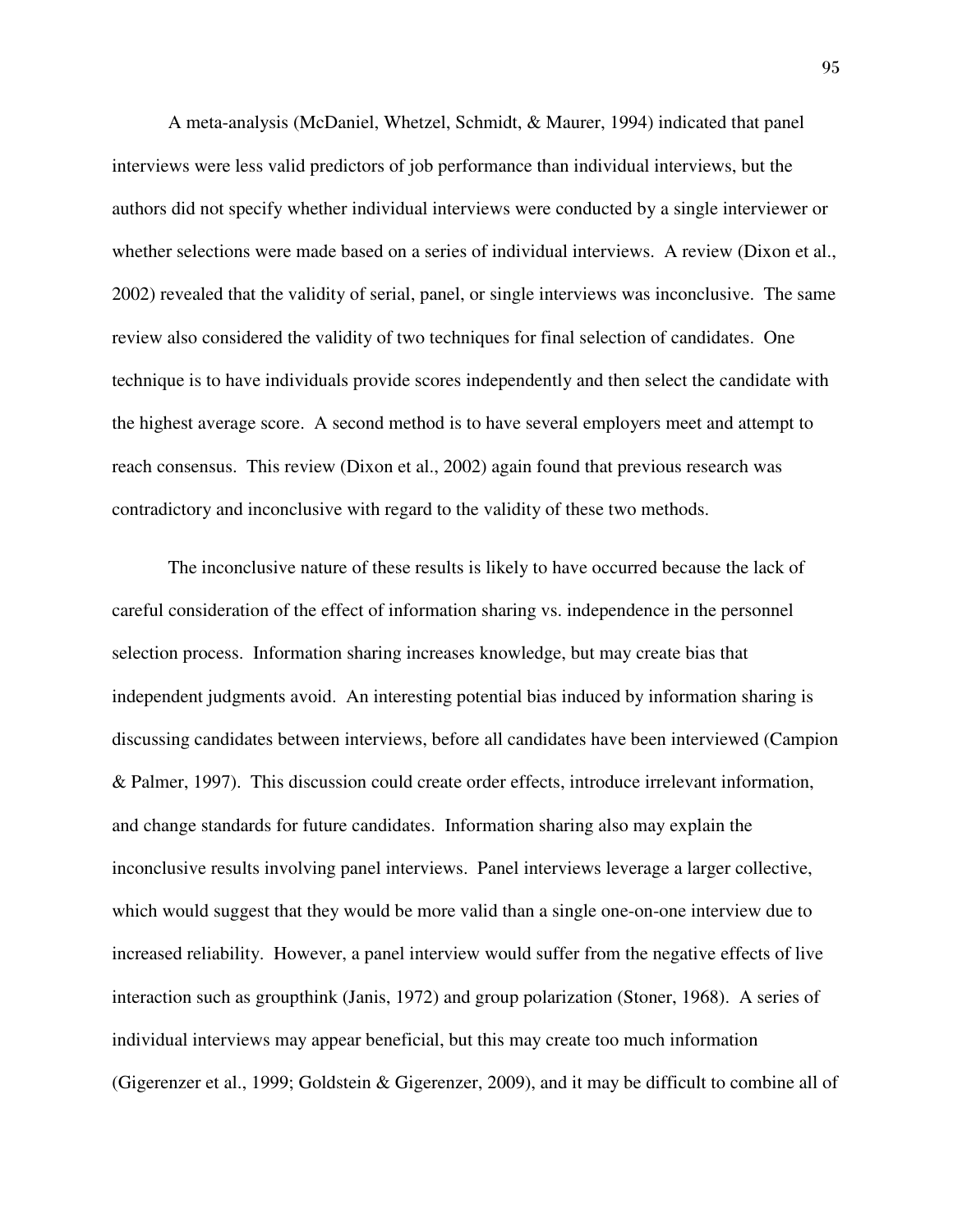A meta-analysis (McDaniel, Whetzel, Schmidt, & Maurer, 1994) indicated that panel interviews were less valid predictors of job performance than individual interviews, but the authors did not specify whether individual interviews were conducted by a single interviewer or whether selections were made based on a series of individual interviews. A review (Dixon et al., 2002) revealed that the validity of serial, panel, or single interviews was inconclusive. The same review also considered the validity of two techniques for final selection of candidates. One technique is to have individuals provide scores independently and then select the candidate with the highest average score. A second method is to have several employers meet and attempt to reach consensus. This review (Dixon et al., 2002) again found that previous research was contradictory and inconclusive with regard to the validity of these two methods.

The inconclusive nature of these results is likely to have occurred because the lack of careful consideration of the effect of information sharing vs. independence in the personnel selection process. Information sharing increases knowledge, but may create bias that independent judgments avoid. An interesting potential bias induced by information sharing is discussing candidates between interviews, before all candidates have been interviewed (Campion & Palmer, 1997). This discussion could create order effects, introduce irrelevant information, and change standards for future candidates. Information sharing also may explain the inconclusive results involving panel interviews. Panel interviews leverage a larger collective, which would suggest that they would be more valid than a single one-on-one interview due to increased reliability. However, a panel interview would suffer from the negative effects of live interaction such as groupthink (Janis, 1972) and group polarization (Stoner, 1968). A series of individual interviews may appear beneficial, but this may create too much information (Gigerenzer et al., 1999; Goldstein & Gigerenzer, 2009), and it may be difficult to combine all of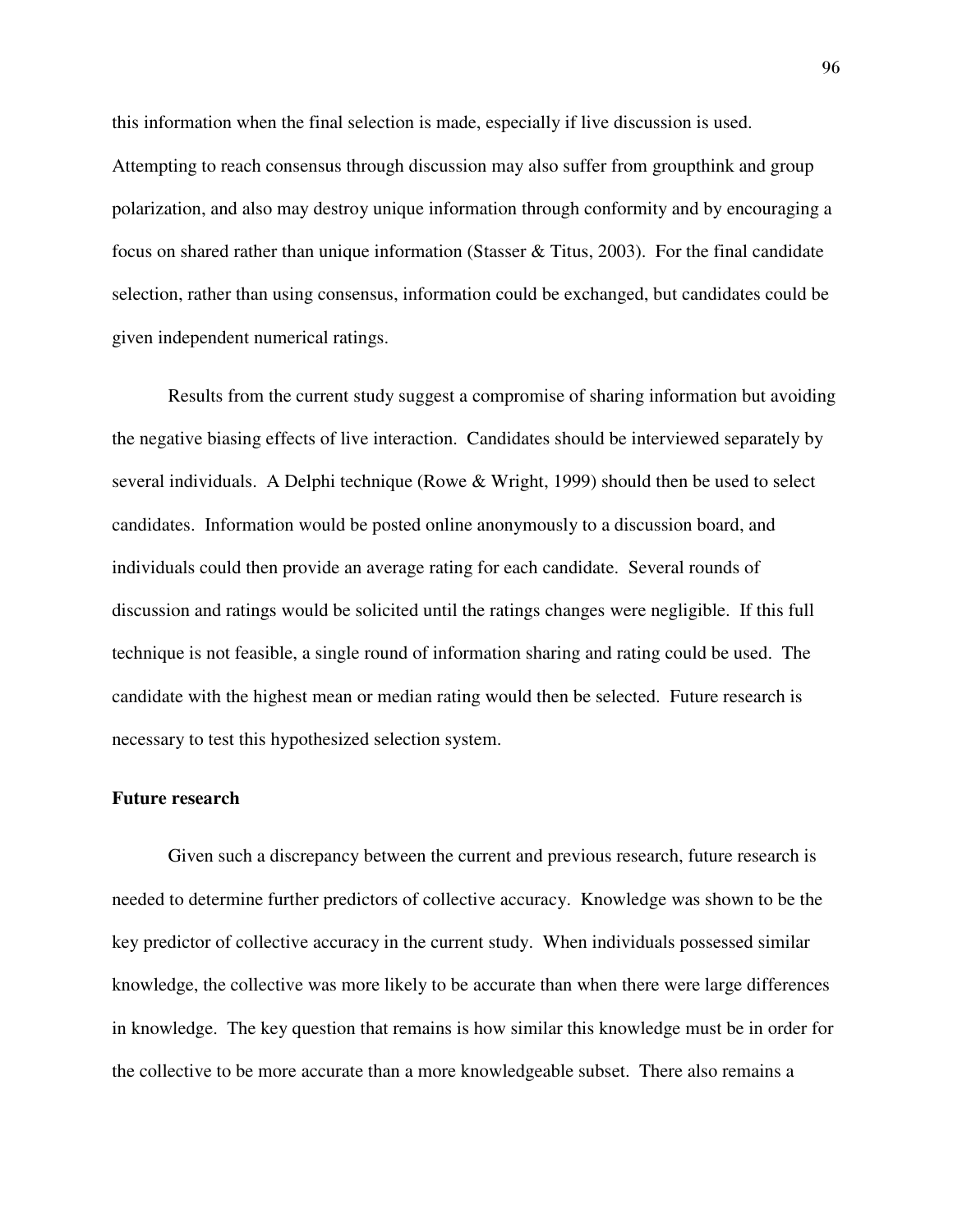this information when the final selection is made, especially if live discussion is used. Attempting to reach consensus through discussion may also suffer from groupthink and group polarization, and also may destroy unique information through conformity and by encouraging a focus on shared rather than unique information (Stasser & Titus, 2003). For the final candidate selection, rather than using consensus, information could be exchanged, but candidates could be given independent numerical ratings.

Results from the current study suggest a compromise of sharing information but avoiding the negative biasing effects of live interaction. Candidates should be interviewed separately by several individuals. A Delphi technique (Rowe & Wright, 1999) should then be used to select candidates. Information would be posted online anonymously to a discussion board, and individuals could then provide an average rating for each candidate. Several rounds of discussion and ratings would be solicited until the ratings changes were negligible. If this full technique is not feasible, a single round of information sharing and rating could be used. The candidate with the highest mean or median rating would then be selected. Future research is necessary to test this hypothesized selection system.

**Future research**

Given such a discrepancy between the current and previous research, future research is needed to determine further predictors of collective accuracy. Knowledge was shown to be the key predictor of collective accuracy in the current study. When individuals possessed similar knowledge, the collective was more likely to be accurate than when there were large differences in knowledge. The key question that remains is how similar this knowledge must be in order for the collective to be more accurate than a more knowledgeable subset. There also remains a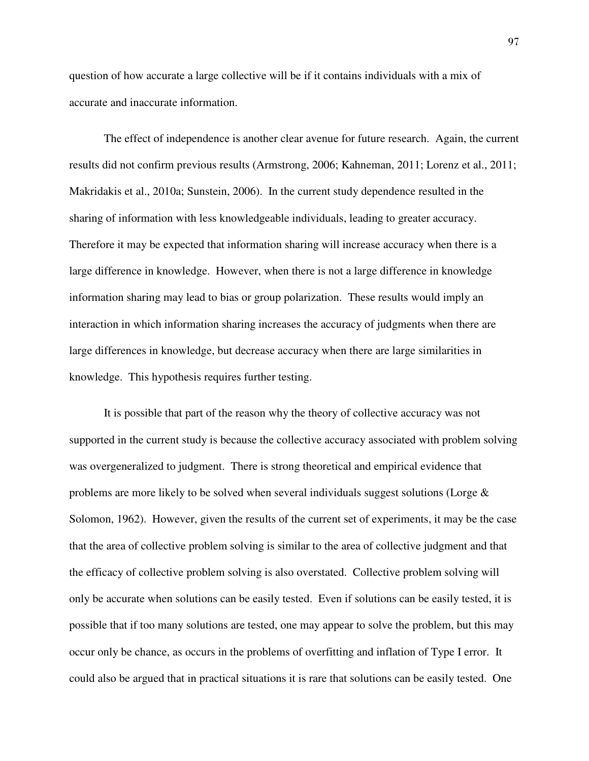question of how accurate a large collective will be if it contains individuals with a mix of accurate and inaccurate information.

The effect of independence is another clear avenue for future research. Again, the current results did not confirm previous results (Armstrong, 2006; Kahneman, 2011; Lorenz et al., 2011; Makridakis et al., 2010a; Sunstein, 2006). In the current study dependence resulted in the sharing of information with less knowledgeable individuals, leading to greater accuracy. Therefore it may be expected that information sharing will increase accuracy when there is a large difference in knowledge. However, when there is not a large difference in knowledge information sharing may lead to bias or group polarization. These results would imply an interaction in which information sharing increases the accuracy of judgments when there are large differences in knowledge, but decrease accuracy when there are large similarities in knowledge. This hypothesis requires further testing.

It is possible that part of the reason why the theory of collective accuracy was not supported in the current study is because the collective accuracy associated with problem solving was overgeneralized to judgment. There is strong theoretical and empirical evidence that problems are more likely to be solved when several individuals suggest solutions (Lorge & Solomon, 1962). However, given the results of the current set of experiments, it may be the case that the area of collective problem solving is similar to the area of collective judgment and that the efficacy of collective problem solving is also overstated. Collective problem solving will only be accurate when solutions can be easily tested. Even if solutions can be easily tested, it is possible that if too many solutions are tested, one may appear to solve the problem, but this may occur only be chance, as occurs in the problems of overfitting and inflation of Type I error. It could also be argued that in practical situations it is rare that solutions can be easily tested. One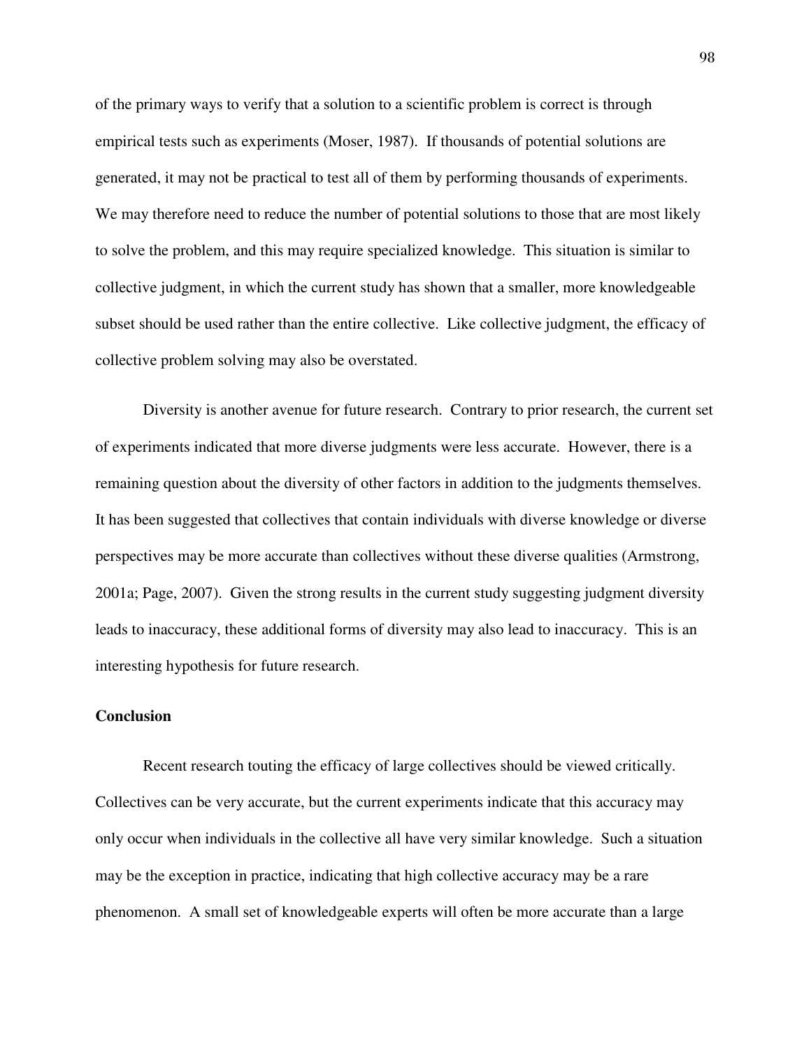of the primary ways to verify that a solution to a scientific problem is correct is through empirical tests such as experiments (Moser, 1987). If thousands of potential solutions are generated, it may not be practical to test all of them by performing thousands of experiments. We may therefore need to reduce the number of potential solutions to those that are most likely to solve the problem, and this may require specialized knowledge. This situation is similar to collective judgment, in which the current study has shown that a smaller, more knowledgeable subset should be used rather than the entire collective. Like collective judgment, the efficacy of collective problem solving may also be overstated.

Diversity is another avenue for future research. Contrary to prior research, the current set of experiments indicated that more diverse judgments were less accurate. However, there is a remaining question about the diversity of other factors in addition to the judgments themselves. It has been suggested that collectives that contain individuals with diverse knowledge or diverse perspectives may be more accurate than collectives without these diverse qualities (Armstrong, 2001a; Page, 2007). Given the strong results in the current study suggesting judgment diversity leads to inaccuracy, these additional forms of diversity may also lead to inaccuracy. This is an interesting hypothesis for future research.

**Conclusion**

Recent research touting the efficacy of large collectives should be viewed critically. Collectives can be very accurate, but the current experiments indicate that this accuracy may only occur when individuals in the collective all have very similar knowledge. Such a situation may be the exception in practice, indicating that high collective accuracy may be a rare phenomenon. A small set of knowledgeable experts will often be more accurate than a large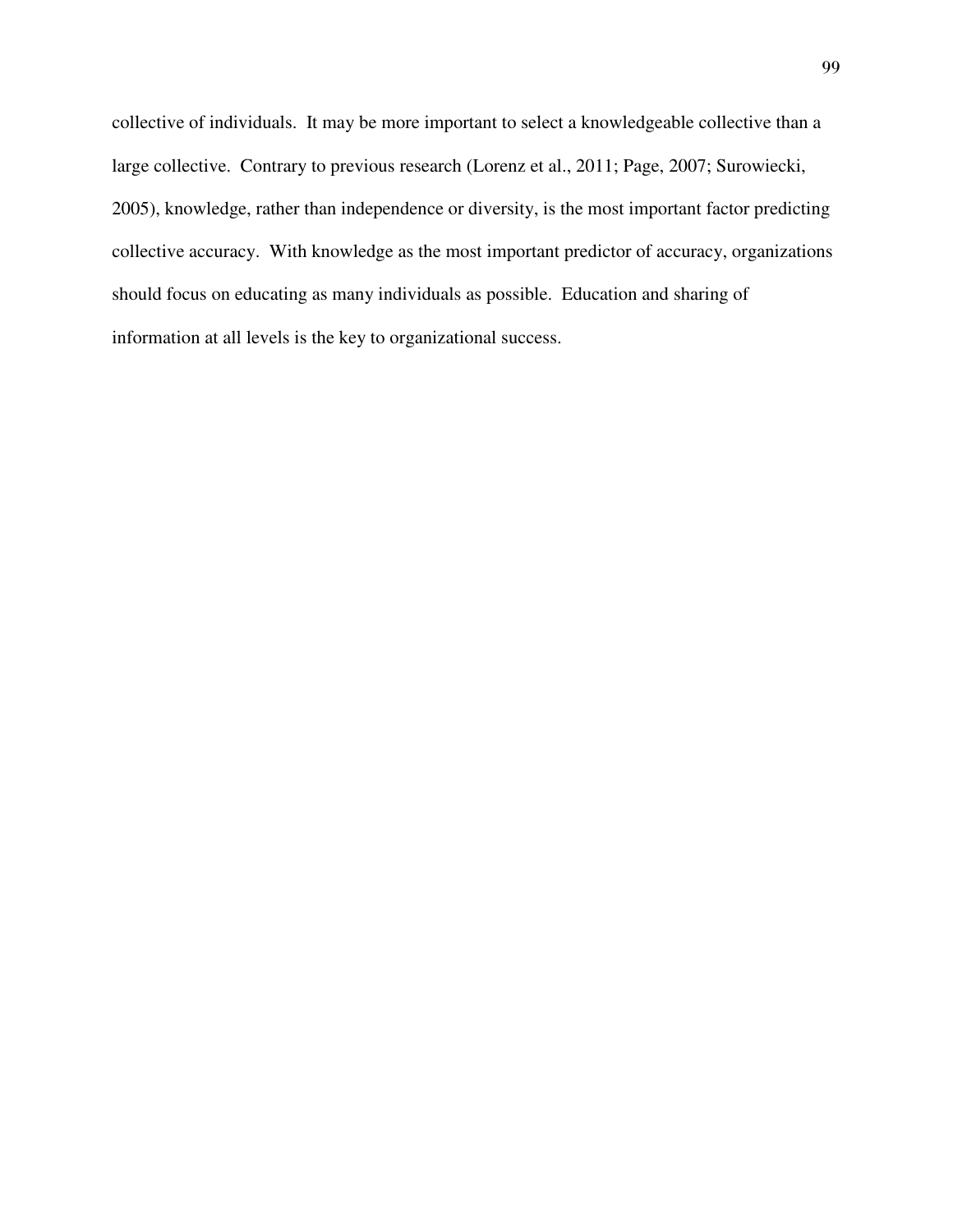collective of individuals. It may be more important to select a knowledgeable collective than a large collective. Contrary to previous research (Lorenz et al., 2011; Page, 2007; Surowiecki, 2005), knowledge, rather than independence or diversity, is the most important factor predicting collective accuracy. With knowledge as the most important predictor of accuracy, organizations should focus on educating as many individuals as possible. Education and sharing of information at all levels is the key to organizational success.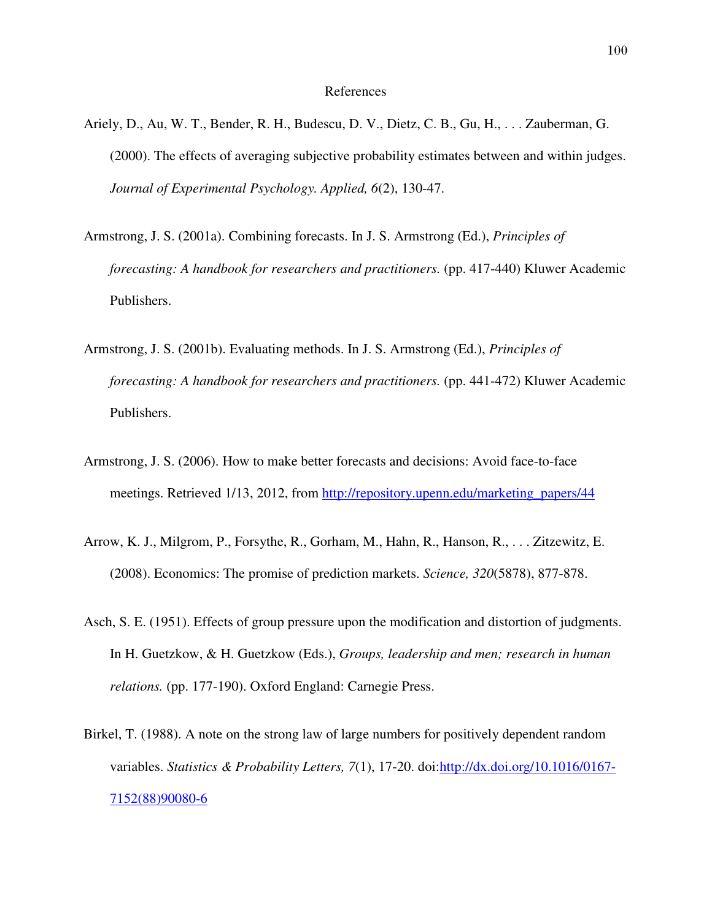# References

Ariely, D., Au, W. T., Bender, R. H., Budescu, D. V., Dietz, C. B., Gu, H., . . . Zauberman, G. (2000). The effects of averaging subjective probability estimates between and within judges. *Journal of Experimental Psychology. Applied, 6*(2), 130-47.

Armstrong, J. S. (2001a). Combining forecasts. In J. S. Armstrong (Ed.), *Principles of forecasting: A handbook for researchers and practitioners.* (pp. 417-440) Kluwer Academic Publishers.

Armstrong, J. S. (2001b). Evaluating methods. In J. S. Armstrong (Ed.), *Principles of forecasting: A handbook for researchers and practitioners.* (pp. 441-472) Kluwer Academic Publishers.

Armstrong, J. S. (2006). How to make better forecasts and decisions: Avoid face-to-face meetings. Retrieved 1/13, 2012, from http://repository.upenn.edu/marketing_papers/44

Arrow, K. J., Milgrom, P., Forsythe, R., Gorham, M., Hahn, R., Hanson, R., . . . Zitzewitz, E. (2008). Economics: The promise of prediction markets. *Science, 320*(5878), 877-878.

Asch, S. E. (1951). Effects of group pressure upon the modification and distortion of judgments. In H. Guetzkow, & H. Guetzkow (Eds.), *Groups, leadership and men; research in human relations.* (pp. 177-190). Oxford England: Carnegie Press.

Birkel, T. (1988). A note on the strong law of large numbers for positively dependent random variables. *Statistics & Probability Letters, 7*(1), 17-20. doi:http://dx.doi.org/10.1016/0167-7152(88)90080-6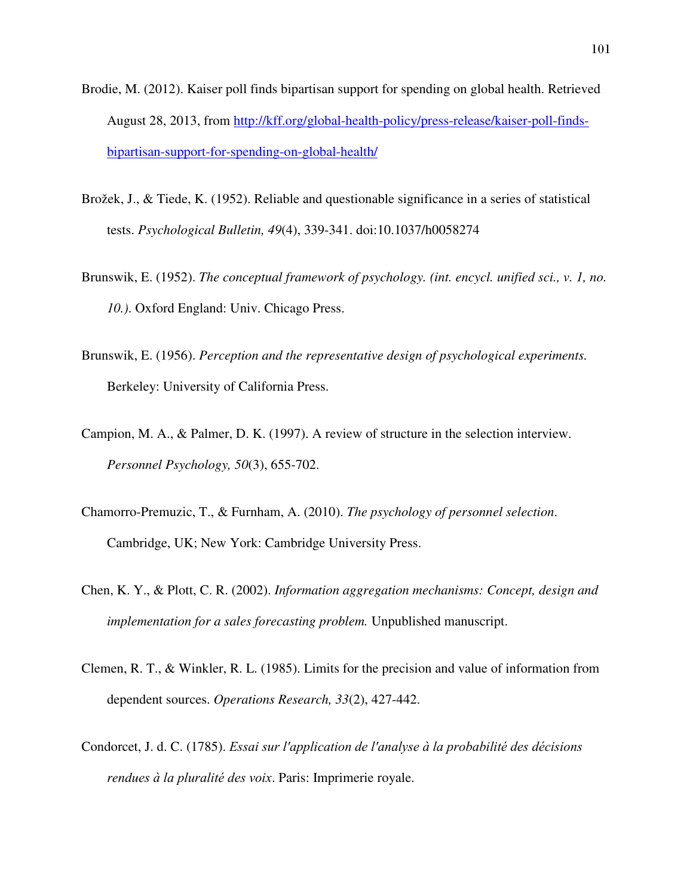Brodie, M. (2012). Kaiser poll finds bipartisan support for spending on global health. Retrieved August 28, 2013, from [http://kff.org/global-health-policy/press-release/kaiser-poll-finds-bipartisan-support-for-spending-on-global-health/](http://kff.org/global-health-policy/press-release/kaiser-poll-finds-bipartisan-support-for-spending-on-global-health/)

Brožek, J., & Tiede, K. (1952). Reliable and questionable significance in a series of statistical tests. *Psychological Bulletin, 49*(4), 339-341. doi:10.1037/h0058274

Brunswik, E. (1952). *The conceptual framework of psychology. (int. encycl. unified sci., v. 1, no. 10.).* Oxford England: Univ. Chicago Press.

Brunswik, E. (1956). *Perception and the representative design of psychological experiments.* Berkeley: University of California Press.

Campion, M. A., & Palmer, D. K. (1997). A review of structure in the selection interview. *Personnel Psychology, 50*(3), 655-702.

Chamorro-Premuzic, T., & Furnham, A. (2010). *The psychology of personnel selection*. Cambridge, UK; New York: Cambridge University Press.

Chen, K. Y., & Plott, C. R. (2002). *Information aggregation mechanisms: Concept, design and implementation for a sales forecasting problem.* Unpublished manuscript.

Clemen, R. T., & Winkler, R. L. (1985). Limits for the precision and value of information from dependent sources. *Operations Research, 33*(2), 427-442.

Condorcet, J. d. C. (1785). *Essai sur l'application de l'analyse à la probabilité des décisions rendues à la pluralité des voix*. Paris: Imprimerie royale.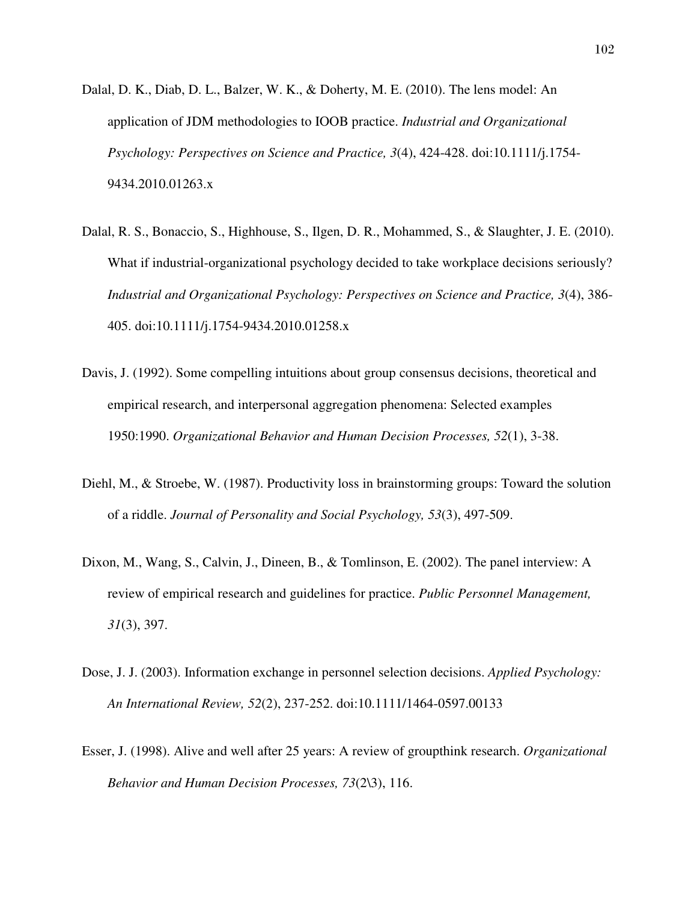Dalal, D. K., Diab, D. L., Balzer, W. K., & Doherty, M. E. (2010). The lens model: An application of JDM methodologies to IOOB practice. *Industrial and Organizational Psychology: Perspectives on Science and Practice, 3*(4), 424-428. doi:10.1111/j.1754-9434.2010.01263.x

Dalal, R. S., Bonaccio, S., Highhouse, S., Ilgen, D. R., Mohammed, S., & Slaughter, J. E. (2010). What if industrial-organizational psychology decided to take workplace decisions seriously? *Industrial and Organizational Psychology: Perspectives on Science and Practice, 3*(4), 386-405. doi:10.1111/j.1754-9434.2010.01258.x

Davis, J. (1992). Some compelling intuitions about group consensus decisions, theoretical and empirical research, and interpersonal aggregation phenomena: Selected examples 1950:1990. *Organizational Behavior and Human Decision Processes, 52*(1), 3-38.

Diehl, M., & Stroebe, W. (1987). Productivity loss in brainstorming groups: Toward the solution of a riddle. *Journal of Personality and Social Psychology, 53*(3), 497-509.

Dixon, M., Wang, S., Calvin, J., Dineen, B., & Tomlinson, E. (2002). The panel interview: A review of empirical research and guidelines for practice. *Public Personnel Management, 31*(3), 397.

Dose, J. J. (2003). Information exchange in personnel selection decisions. *Applied Psychology: An International Review, 52*(2), 237-252. doi:10.1111/1464-0597.00133

Esser, J. (1998). Alive and well after 25 years: A review of groupthink research. *Organizational Behavior and Human Decision Processes, 73*(2\3), 116.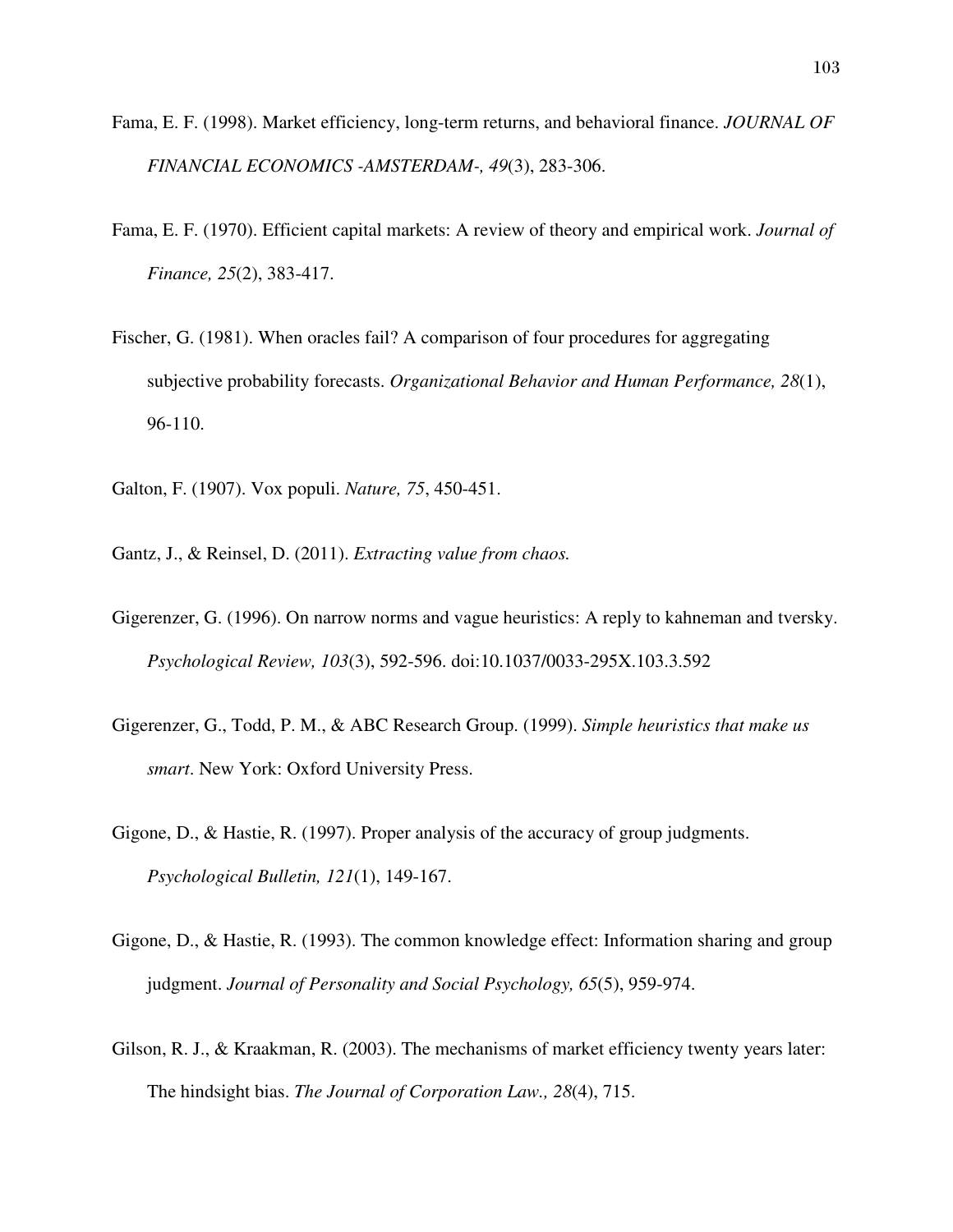Fama, E. F. (1998). Market efficiency, long-term returns, and behavioral finance. *JOURNAL OF FINANCIAL ECONOMICS -AMSTERDAM-, 49*(3), 283-306.

Fama, E. F. (1970). Efficient capital markets: A review of theory and empirical work. *Journal of Finance, 25*(2), 383-417.

Fischer, G. (1981). When oracles fail? A comparison of four procedures for aggregating subjective probability forecasts. *Organizational Behavior and Human Performance, 28*(1), 96-110.

Galton, F. (1907). Vox populi. *Nature, 75*, 450-451.

Gantz, J., & Reinsel, D. (2011). *Extracting value from chaos.*

Gigerenzer, G. (1996). On narrow norms and vague heuristics: A reply to kahneman and tversky. *Psychological Review, 103*(3), 592-596. doi:10.1037/0033-295X.103.3.592

Gigerenzer, G., Todd, P. M., & ABC Research Group. (1999). *Simple heuristics that make us smart*. New York: Oxford University Press.

Gigone, D., & Hastie, R. (1997). Proper analysis of the accuracy of group judgments. *Psychological Bulletin, 121*(1), 149-167.

Gigone, D., & Hastie, R. (1993). The common knowledge effect: Information sharing and group judgment. *Journal of Personality and Social Psychology, 65*(5), 959-974.

Gilson, R. J., & Kraakman, R. (2003). The mechanisms of market efficiency twenty years later: The hindsight bias. *The Journal of Corporation Law., 28*(4), 715.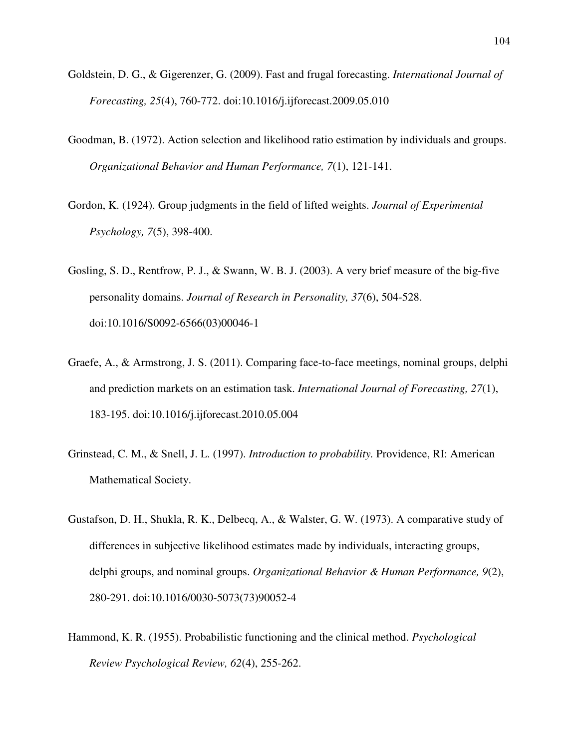Goldstein, D. G., & Gigerenzer, G. (2009). Fast and frugal forecasting. *International Journal of Forecasting, 25*(4), 760-772. doi:10.1016/j.ijforecast.2009.05.010

Goodman, B. (1972). Action selection and likelihood ratio estimation by individuals and groups. *Organizational Behavior and Human Performance, 7*(1), 121-141.

Gordon, K. (1924). Group judgments in the field of lifted weights. *Journal of Experimental Psychology, 7*(5), 398-400.

Gosling, S. D., Rentfrow, P. J., & Swann, W. B. J. (2003). A very brief measure of the big-five personality domains. *Journal of Research in Personality, 37*(6), 504-528. doi:10.1016/S0092-6566(03)00046-1

Graefe, A., & Armstrong, J. S. (2011). Comparing face-to-face meetings, nominal groups, delphi and prediction markets on an estimation task. *International Journal of Forecasting, 27*(1), 183-195. doi:10.1016/j.ijforecast.2010.05.004

Grinstead, C. M., & Snell, J. L. (1997). *Introduction to probability.* Providence, RI: American Mathematical Society.

Gustafson, D. H., Shukla, R. K., Delbecq, A., & Walster, G. W. (1973). A comparative study of differences in subjective likelihood estimates made by individuals, interacting groups, delphi groups, and nominal groups. *Organizational Behavior & Human Performance, 9*(2), 280-291. doi:10.1016/0030-5073(73)90052-4

Hammond, K. R. (1955). Probabilistic functioning and the clinical method. *Psychological Review Psychological Review, 62*(4), 255-262.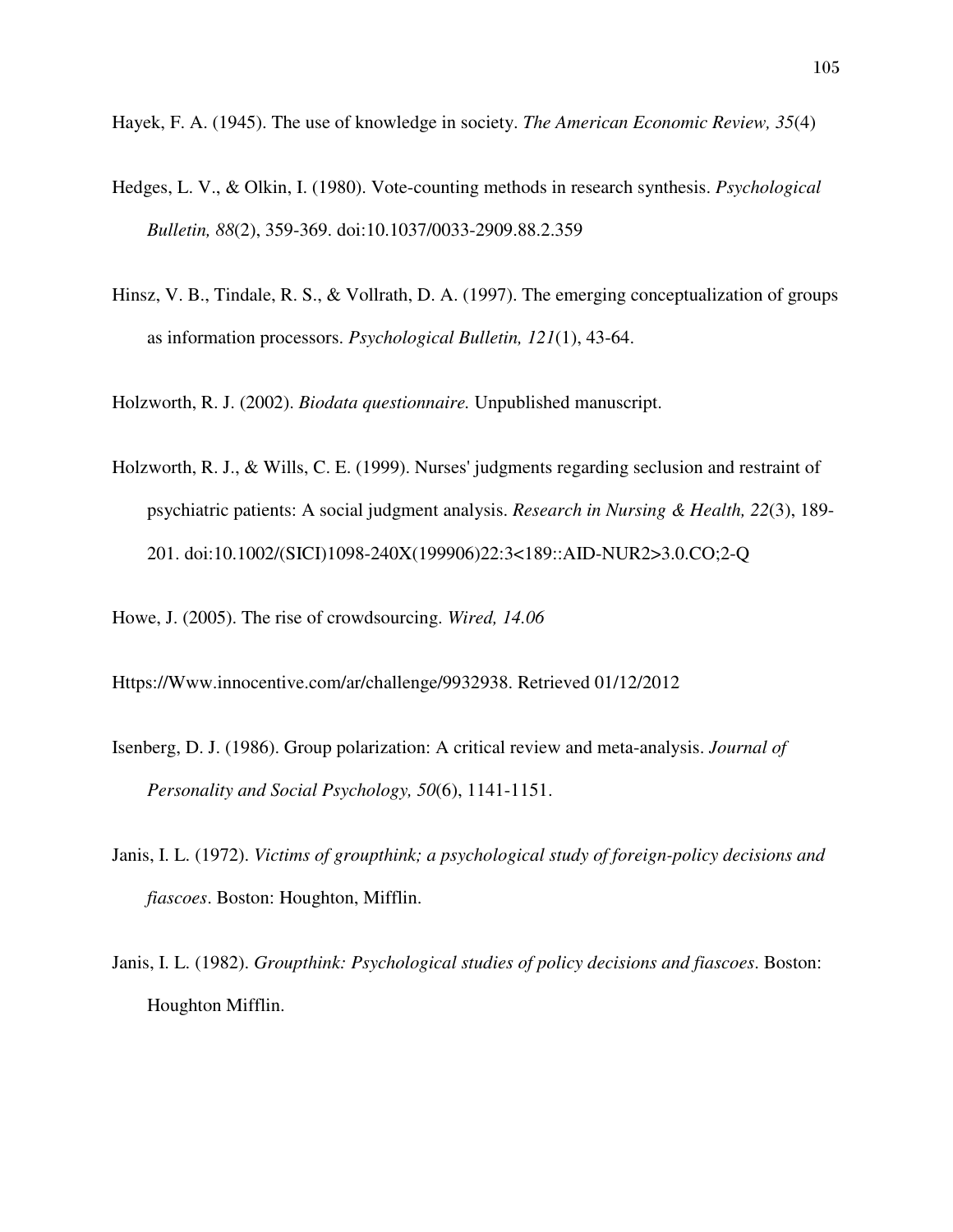Hayek, F. A. (1945). The use of knowledge in society. *The American Economic Review, 35*(4)

Hedges, L. V., & Olkin, I. (1980). Vote-counting methods in research synthesis. *Psychological Bulletin, 88*(2), 359-369. doi:10.1037/0033-2909.88.2.359

Hinsz, V. B., Tindale, R. S., & Vollrath, D. A. (1997). The emerging conceptualization of groups as information processors. *Psychological Bulletin, 121*(1), 43-64.

Holzworth, R. J. (2002). *Biodata questionnaire.* Unpublished manuscript.

Holzworth, R. J., & Wills, C. E. (1999). Nurses' judgments regarding seclusion and restraint of psychiatric patients: A social judgment analysis. *Research in Nursing & Health, 22*(3), 189-201. doi:10.1002/(SICI)1098-240X(199906)22:3<189::AID-NUR2>3.0.CO;2-Q

Howe, J. (2005). The rise of crowdsourcing. *Wired, 14.06*

Https://Www.innocentive.com/ar/challenge/9932938. Retrieved 01/12/2012

Isenberg, D. J. (1986). Group polarization: A critical review and meta-analysis. *Journal of Personality and Social Psychology, 50*(6), 1141-1151.

Janis, I. L. (1972). *Victims of groupthink; a psychological study of foreign-policy decisions and fiascoes*. Boston: Houghton, Mifflin.

Janis, I. L. (1982). *Groupthink: Psychological studies of policy decisions and fiascoes*. Boston: Houghton Mifflin.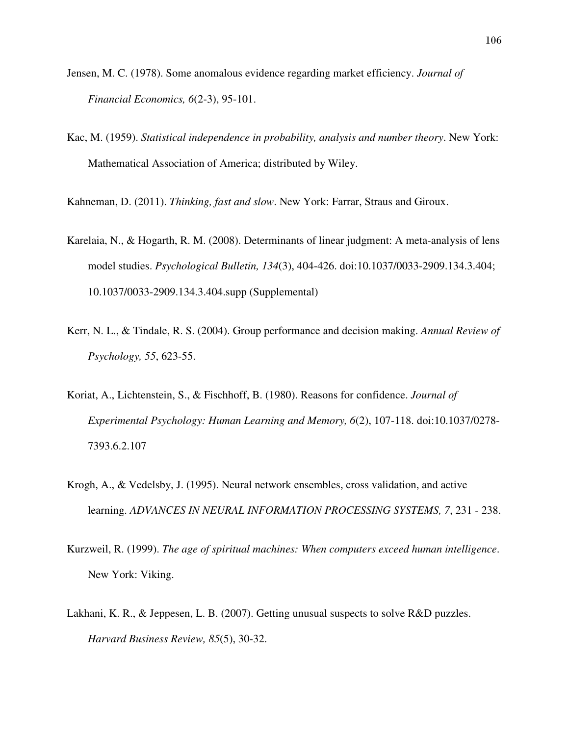Jensen, M. C. (1978). Some anomalous evidence regarding market efficiency. *Journal of Financial Economics, 6*(2-3), 95-101.

Kac, M. (1959). *Statistical independence in probability, analysis and number theory*. New York: Mathematical Association of America; distributed by Wiley.

Kahneman, D. (2011). *Thinking, fast and slow*. New York: Farrar, Straus and Giroux.

Karelaia, N., & Hogarth, R. M. (2008). Determinants of linear judgment: A meta-analysis of lens model studies. *Psychological Bulletin, 134*(3), 404-426. doi:10.1037/0033-2909.134.3.404; 10.1037/0033-2909.134.3.404.supp (Supplemental)

Kerr, N. L., & Tindale, R. S. (2004). Group performance and decision making. *Annual Review of Psychology, 55*, 623-55.

Koriat, A., Lichtenstein, S., & Fischhoff, B. (1980). Reasons for confidence. *Journal of Experimental Psychology: Human Learning and Memory, 6*(2), 107-118. doi:10.1037/0278-7393.6.2.107

Krogh, A., & Vedelsby, J. (1995). Neural network ensembles, cross validation, and active learning. *ADVANCES IN NEURAL INFORMATION PROCESSING SYSTEMS, 7*, 231 - 238.

Kurzweil, R. (1999). *The age of spiritual machines: When computers exceed human intelligence*. New York: Viking.

Lakhani, K. R., & Jeppesen, L. B. (2007). Getting unusual suspects to solve R&D puzzles. *Harvard Business Review, 85*(5), 30-32.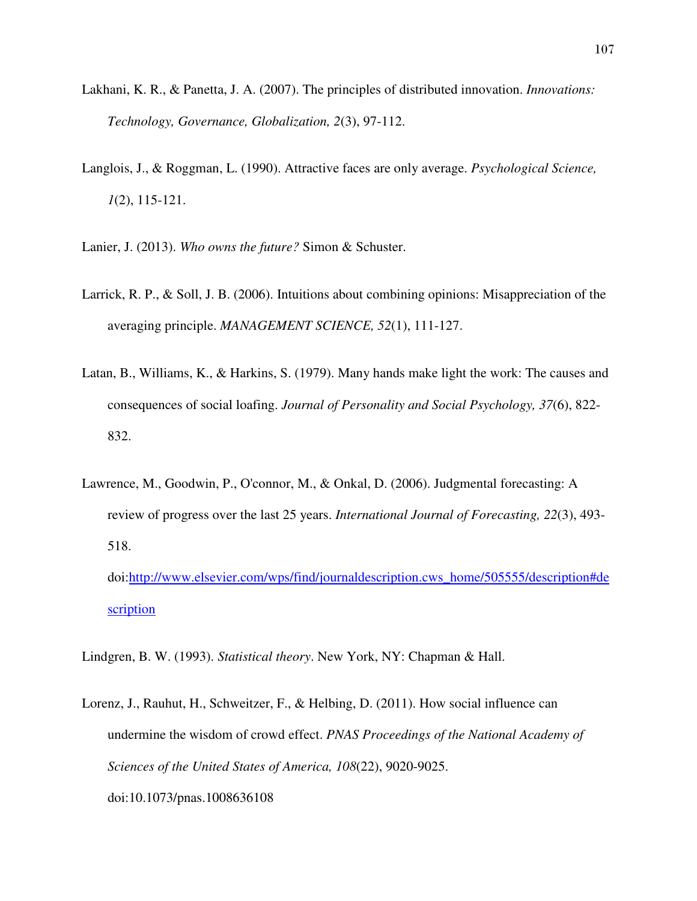Lakhani, K. R., & Panetta, J. A. (2007). The principles of distributed innovation. *Innovations: Technology, Governance, Globalization, 2*(3), 97-112.

Langlois, J., & Roggman, L. (1990). Attractive faces are only average. *Psychological Science, 1*(2), 115-121.

Lanier, J. (2013). *Who owns the future?* Simon & Schuster.

Larrick, R. P., & Soll, J. B. (2006). Intuitions about combining opinions: Misappreciation of the averaging principle. *MANAGEMENT SCIENCE, 52*(1), 111-127.

Latan, B., Williams, K., & Harkins, S. (1979). Many hands make light the work: The causes and consequences of social loafing. *Journal of Personality and Social Psychology, 37*(6), 822-832.

Lawrence, M., Goodwin, P., O'connor, M., & Onkal, D. (2006). Judgmental forecasting: A review of progress over the last 25 years. *International Journal of Forecasting, 22*(3), 493-518. doi:[http://www.elsevier.com/wps/find/journaldescription.cws_home/505555/description#description](http://www.elsevier.com/wps/find/journaldescription.cws_home/505555/description#description)

Lindgren, B. W. (1993). *Statistical theory*. New York, NY: Chapman & Hall.

Lorenz, J., Rauhut, H., Schweitzer, F., & Helbing, D. (2011). How social influence can undermine the wisdom of crowd effect. *PNAS Proceedings of the National Academy of Sciences of the United States of America, 108*(22), 9020-9025. doi:10.1073/pnas.1008636108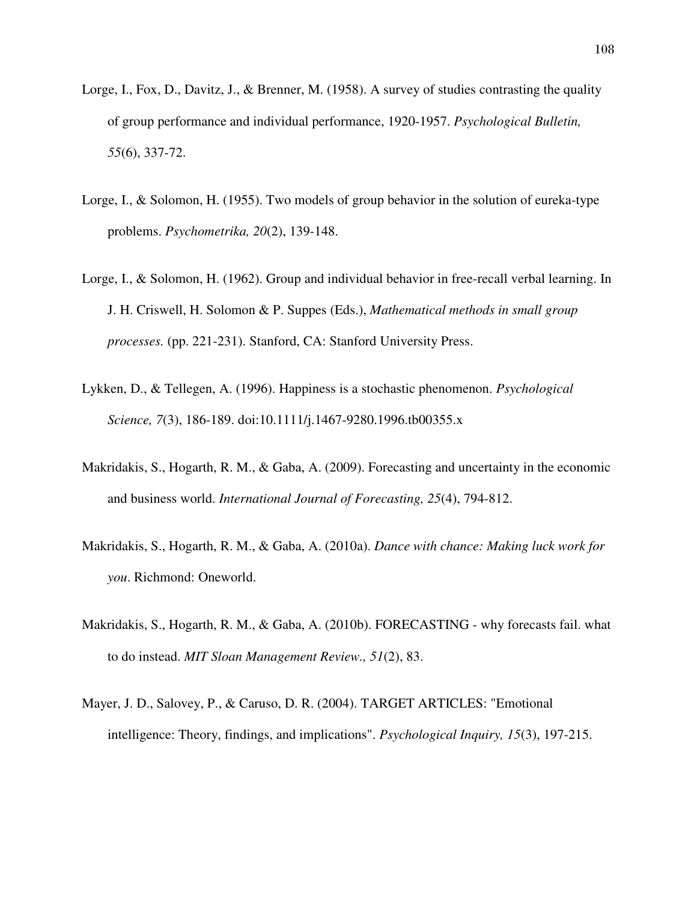Lorge, I., Fox, D., Davitz, J., & Brenner, M. (1958). A survey of studies contrasting the quality of group performance and individual performance, 1920-1957. *Psychological Bulletin, 55*(6), 337-72.

Lorge, I., & Solomon, H. (1955). Two models of group behavior in the solution of eureka-type problems. *Psychometrika, 20*(2), 139-148.

Lorge, I., & Solomon, H. (1962). Group and individual behavior in free-recall verbal learning. In J. H. Criswell, H. Solomon & P. Suppes (Eds.), *Mathematical methods in small group processes.* (pp. 221-231). Stanford, CA: Stanford University Press.

Lykken, D., & Tellegen, A. (1996). Happiness is a stochastic phenomenon. *Psychological Science, 7*(3), 186-189. doi:10.1111/j.1467-9280.1996.tb00355.x

Makridakis, S., Hogarth, R. M., & Gaba, A. (2009). Forecasting and uncertainty in the economic and business world. *International Journal of Forecasting, 25*(4), 794-812.

Makridakis, S., Hogarth, R. M., & Gaba, A. (2010a). *Dance with chance: Making luck work for you*. Richmond: Oneworld.

Makridakis, S., Hogarth, R. M., & Gaba, A. (2010b). FORECASTING - why forecasts fail. what to do instead. *MIT Sloan Management Review., 51*(2), 83.

Mayer, J. D., Salovey, P., & Caruso, D. R. (2004). TARGET ARTICLES: "Emotional intelligence: Theory, findings, and implications". *Psychological Inquiry, 15*(3), 197-215.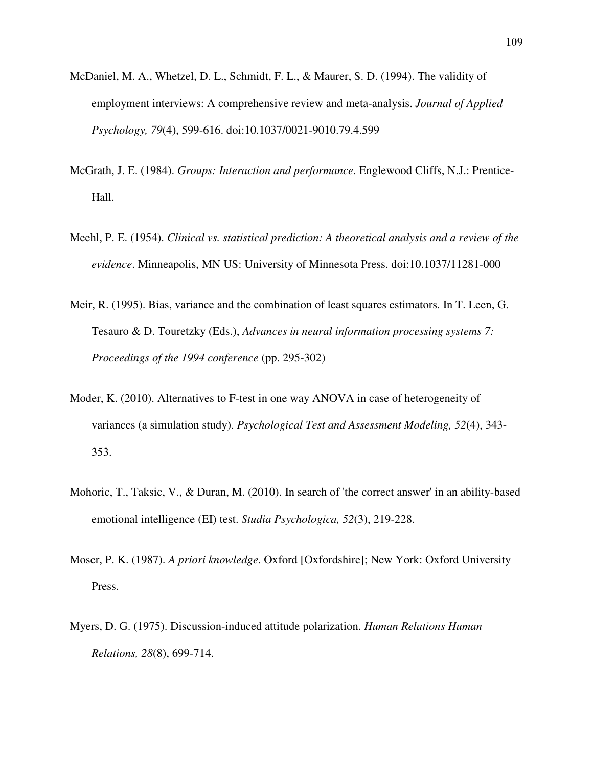McDaniel, M. A., Whetzel, D. L., Schmidt, F. L., & Maurer, S. D. (1994). The validity of employment interviews: A comprehensive review and meta-analysis. *Journal of Applied Psychology, 79*(4), 599-616. doi:10.1037/0021-9010.79.4.599

McGrath, J. E. (1984). *Groups: Interaction and performance*. Englewood Cliffs, N.J.: Prentice-Hall.

Meehl, P. E. (1954). *Clinical vs. statistical prediction: A theoretical analysis and a review of the evidence*. Minneapolis, MN US: University of Minnesota Press. doi:10.1037/11281-000

Meir, R. (1995). Bias, variance and the combination of least squares estimators. In T. Leen, G. Tesauro & D. Touretzky (Eds.), *Advances in neural information processing systems 7: Proceedings of the 1994 conference* (pp. 295-302)

Moder, K. (2010). Alternatives to F-test in one way ANOVA in case of heterogeneity of variances (a simulation study). *Psychological Test and Assessment Modeling, 52*(4), 343-353.

Mohoric, T., Taksic, V., & Duran, M. (2010). In search of 'the correct answer' in an ability-based emotional intelligence (EI) test. *Studia Psychologica, 52*(3), 219-228.

Moser, P. K. (1987). *A priori knowledge*. Oxford [Oxfordshire]; New York: Oxford University Press.

Myers, D. G. (1975). Discussion-induced attitude polarization. *Human Relations Human Relations, 28*(8), 699-714.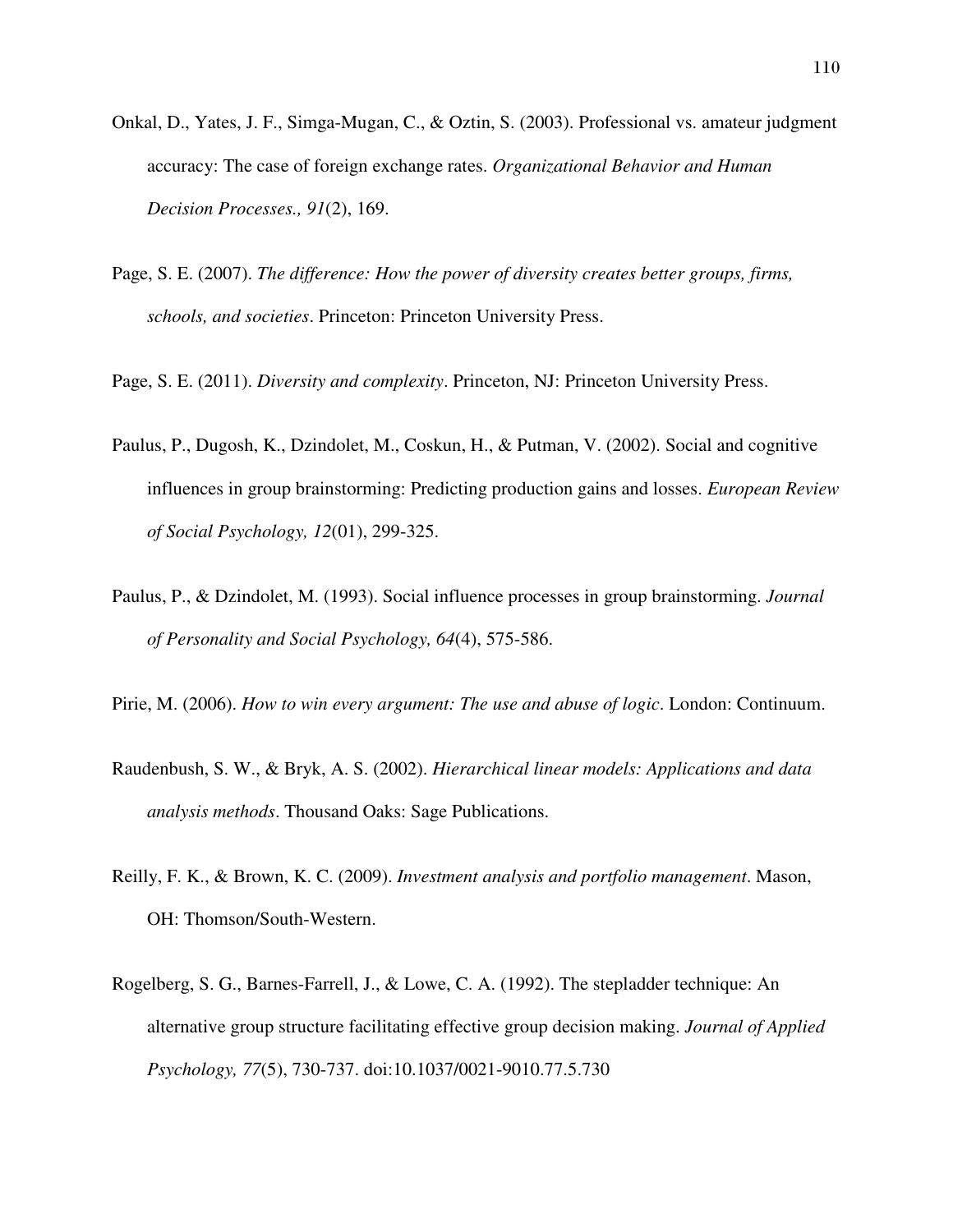Onkal, D., Yates, J. F., Simga-Mugan, C., & Oztin, S. (2003). Professional vs. amateur judgment accuracy: The case of foreign exchange rates. *Organizational Behavior and Human Decision Processes., 91*(2), 169.

Page, S. E. (2007). *The difference: How the power of diversity creates better groups, firms, schools, and societies*. Princeton: Princeton University Press.

Page, S. E. (2011). *Diversity and complexity*. Princeton, NJ: Princeton University Press.

Paulus, P., Dugosh, K., Dzindolet, M., Coskun, H., & Putman, V. (2002). Social and cognitive influences in group brainstorming: Predicting production gains and losses. *European Review of Social Psychology, 12*(01), 299-325.

Paulus, P., & Dzindolet, M. (1993). Social influence processes in group brainstorming. *Journal of Personality and Social Psychology, 64*(4), 575-586.

Pirie, M. (2006). *How to win every argument: The use and abuse of logic*. London: Continuum.

Raudenbush, S. W., & Bryk, A. S. (2002). *Hierarchical linear models: Applications and data analysis methods*. Thousand Oaks: Sage Publications.

Reilly, F. K., & Brown, K. C. (2009). *Investment analysis and portfolio management*. Mason, OH: Thomson/South-Western.

Rogelberg, S. G., Barnes-Farrell, J., & Lowe, C. A. (1992). The stepladder technique: An alternative group structure facilitating effective group decision making. *Journal of Applied Psychology, 77*(5), 730-737. doi:10.1037/0021-9010.77.5.730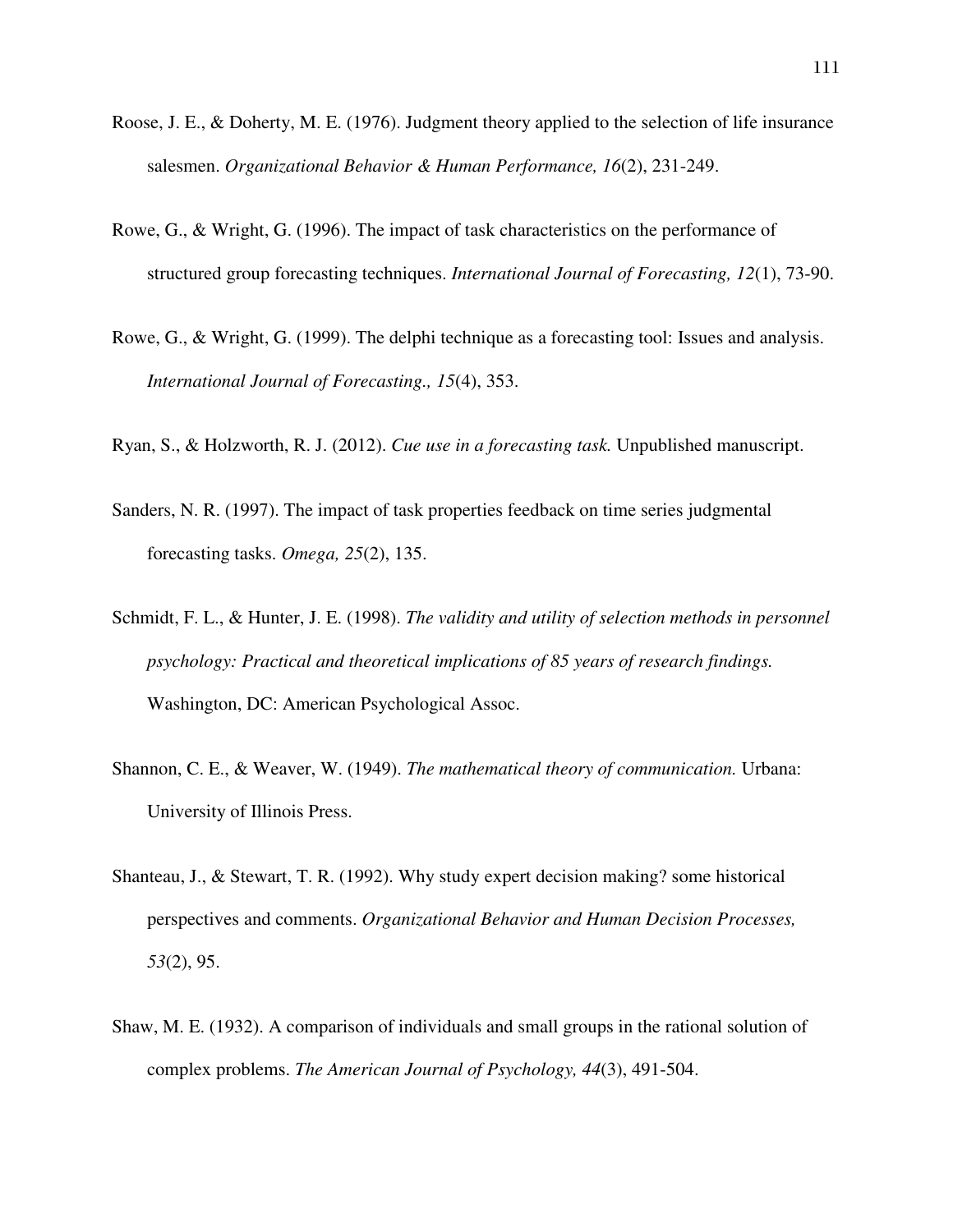Roose, J. E., & Doherty, M. E. (1976). Judgment theory applied to the selection of life insurance salesmen. *Organizational Behavior & Human Performance, 16*(2), 231-249.

Rowe, G., & Wright, G. (1996). The impact of task characteristics on the performance of structured group forecasting techniques. *International Journal of Forecasting, 12*(1), 73-90.

Rowe, G., & Wright, G. (1999). The delphi technique as a forecasting tool: Issues and analysis. *International Journal of Forecasting., 15*(4), 353.

Ryan, S., & Holzworth, R. J. (2012). *Cue use in a forecasting task.* Unpublished manuscript.

Sanders, N. R. (1997). The impact of task properties feedback on time series judgmental forecasting tasks. *Omega, 25*(2), 135.

Schmidt, F. L., & Hunter, J. E. (1998). *The validity and utility of selection methods in personnel psychology: Practical and theoretical implications of 85 years of research findings.* Washington, DC: American Psychological Assoc.

Shannon, C. E., & Weaver, W. (1949). *The mathematical theory of communication.* Urbana: University of Illinois Press.

Shanteau, J., & Stewart, T. R. (1992). Why study expert decision making? some historical perspectives and comments. *Organizational Behavior and Human Decision Processes, 53*(2), 95.

Shaw, M. E. (1932). A comparison of individuals and small groups in the rational solution of complex problems. *The American Journal of Psychology, 44*(3), 491-504.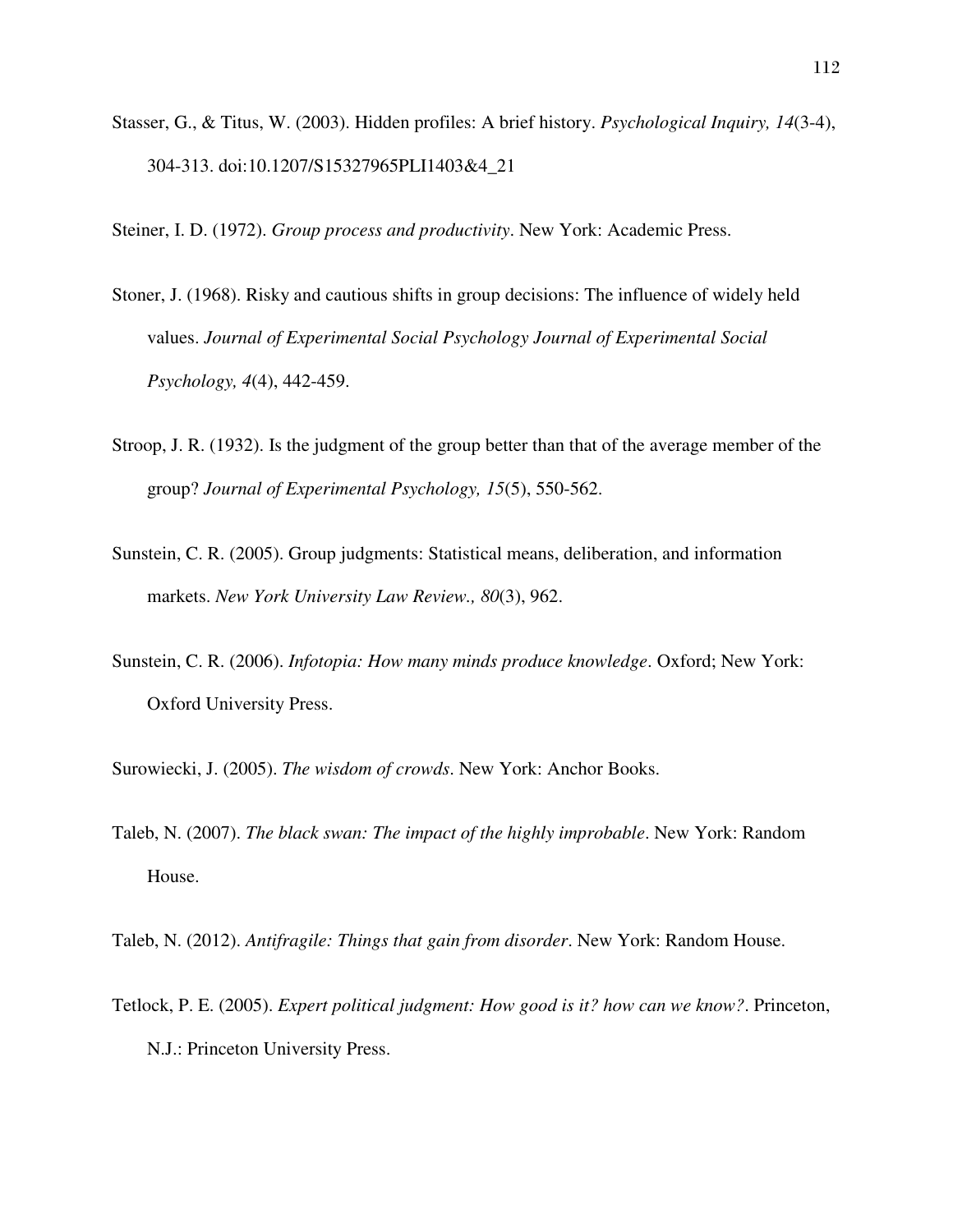Stasser, G., & Titus, W. (2003). Hidden profiles: A brief history. *Psychological Inquiry, 14*(3-4), 304-313. doi:10.1207/S15327965PLI1403&4_21

Steiner, I. D. (1972). *Group process and productivity*. New York: Academic Press.

Stoner, J. (1968). Risky and cautious shifts in group decisions: The influence of widely held values. *Journal of Experimental Social Psychology Journal of Experimental Social Psychology, 4*(4), 442-459.

Stroop, J. R. (1932). Is the judgment of the group better than that of the average member of the group? *Journal of Experimental Psychology, 15*(5), 550-562.

Sunstein, C. R. (2005). Group judgments: Statistical means, deliberation, and information markets. *New York University Law Review., 80*(3), 962.

Sunstein, C. R. (2006). *Infotopia: How many minds produce knowledge*. Oxford; New York: Oxford University Press.

Surowiecki, J. (2005). *The wisdom of crowds*. New York: Anchor Books.

Taleb, N. (2007). *The black swan: The impact of the highly improbable*. New York: Random House.

Taleb, N. (2012). *Antifragile: Things that gain from disorder*. New York: Random House.

Tetlock, P. E. (2005). *Expert political judgment: How good is it? how can we know?*. Princeton, N.J.: Princeton University Press.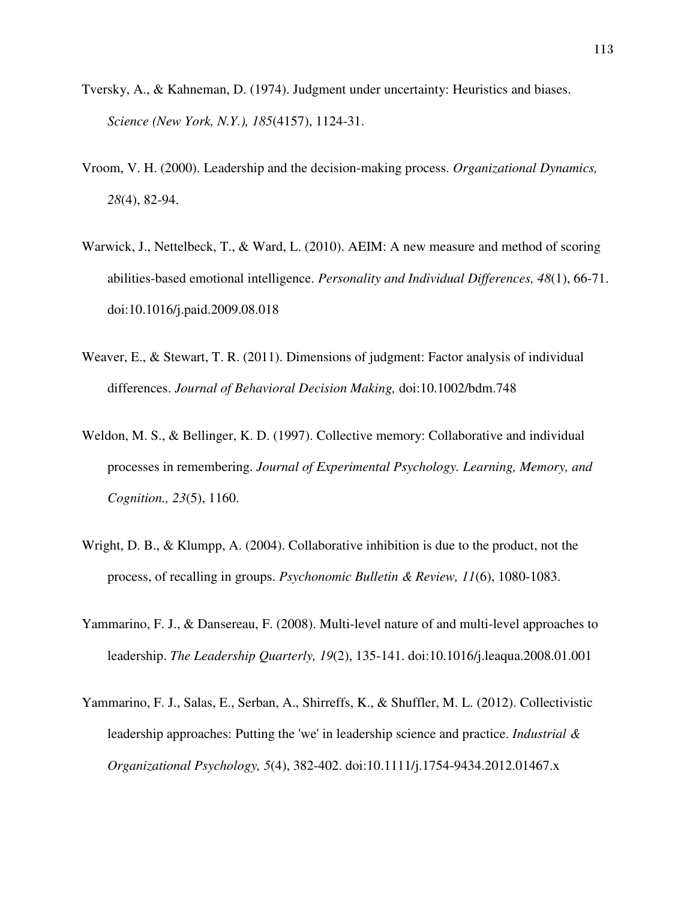Tversky, A., & Kahneman, D. (1974). Judgment under uncertainty: Heuristics and biases. *Science (New York, N.Y.), 185*(4157), 1124-31.

Vroom, V. H. (2000). Leadership and the decision-making process. *Organizational Dynamics, 28*(4), 82-94.

Warwick, J., Nettelbeck, T., & Ward, L. (2010). AEIM: A new measure and method of scoring abilities-based emotional intelligence. *Personality and Individual Differences, 48*(1), 66-71. doi:10.1016/j.paid.2009.08.018

Weaver, E., & Stewart, T. R. (2011). Dimensions of judgment: Factor analysis of individual differences. *Journal of Behavioral Decision Making,* doi:10.1002/bdm.748

Weldon, M. S., & Bellinger, K. D. (1997). Collective memory: Collaborative and individual processes in remembering. *Journal of Experimental Psychology. Learning, Memory, and Cognition., 23*(5), 1160.

Wright, D. B., & Klumpp, A. (2004). Collaborative inhibition is due to the product, not the process, of recalling in groups. *Psychonomic Bulletin & Review, 11*(6), 1080-1083.

Yammarino, F. J., & Dansereau, F. (2008). Multi-level nature of and multi-level approaches to leadership. *The Leadership Quarterly, 19*(2), 135-141. doi:10.1016/j.leaqua.2008.01.001

Yammarino, F. J., Salas, E., Serban, A., Shirreffs, K., & Shuffler, M. L. (2012). Collectivistic leadership approaches: Putting the 'we' in leadership science and practice. *Industrial & Organizational Psychology, 5*(4), 382-402. doi:10.1111/j.1754-9434.2012.01467.x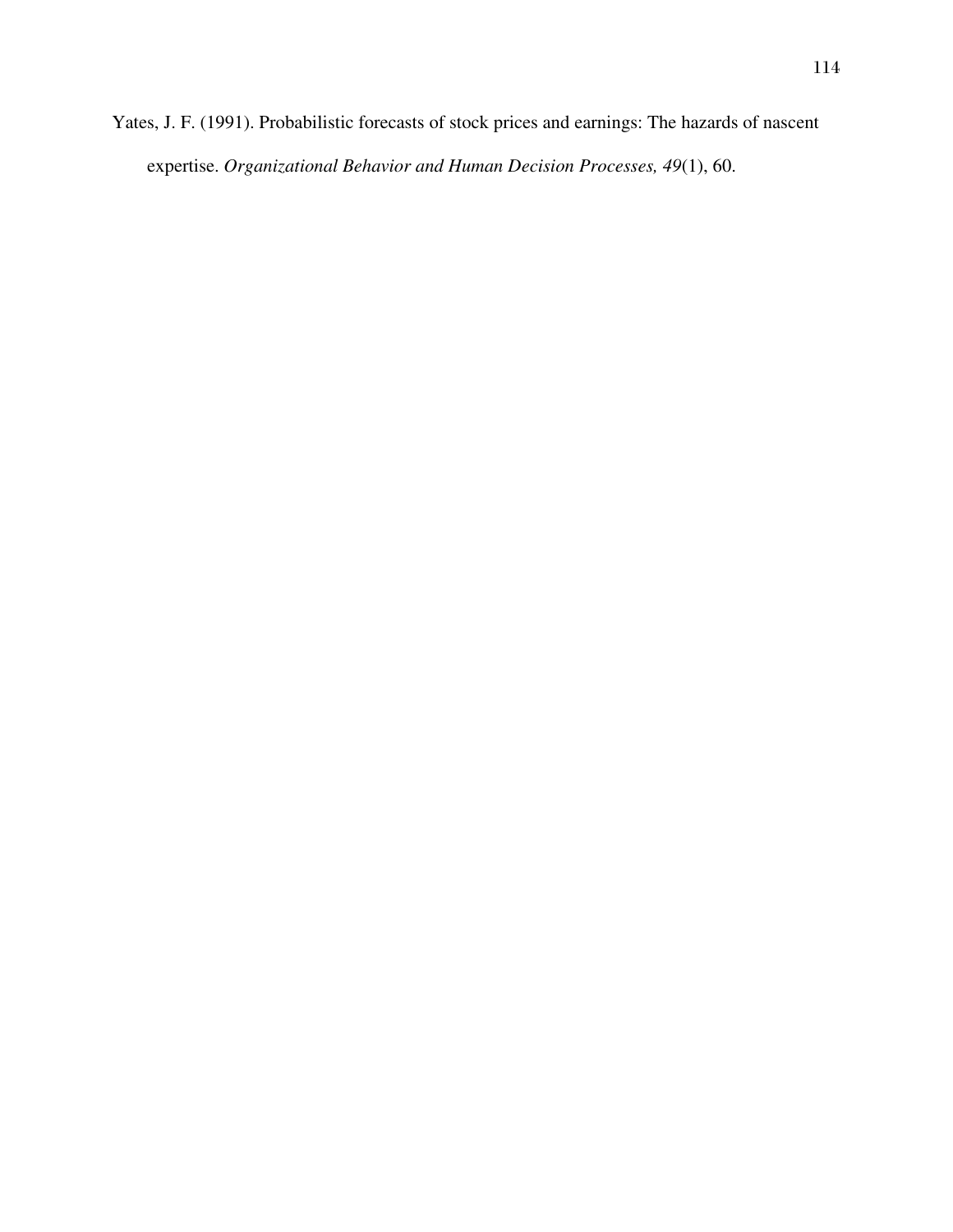Yates, J. F. (1991). Probabilistic forecasts of stock prices and earnings: The hazards of nascent expertise. *Organizational Behavior and Human Decision Processes, 49*(1), 60.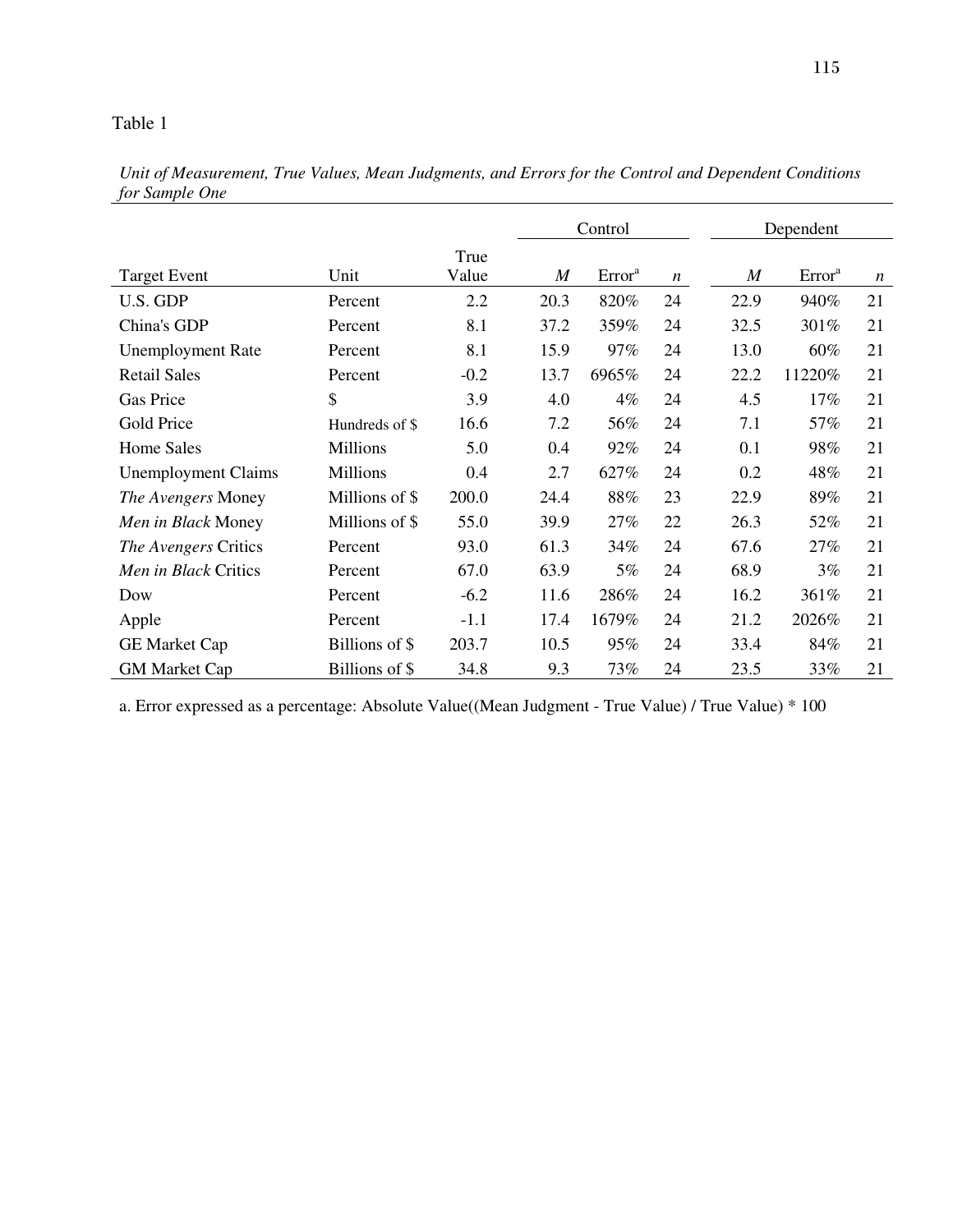Table 1

*Unit of Measurement, True Values, Mean Judgments, and Errors for the Control and Dependent Conditions for Sample One*

| | | | Control | | | Dependent | | |
|---|---|---|---|---|---|---|---|---|
| Target Event | Unit | True Value | *M* | Error[a] | *n* | *M* | Error[a] | *n* |
| U.S. GDP | Percent | 2.2 | 20.3 | 820% | 24 | 22.9 | 940% | 21 |
| China's GDP | Percent | 8.1 | 37.2 | 359% | 24 | 32.5 | 301% | 21 |
| Unemployment Rate | Percent | 8.1 | 15.9 | 97% | 24 | 13.0 | 60% | 21 |
| Retail Sales | Percent | -0.2 | 13.7 | 6965% | 24 | 22.2 | 11220% | 21 |
| Gas Price | $ | 3.9 | 4.0 | 4% | 24 | 4.5 | 17% | 21 |
| Gold Price | Hundreds of $ | 16.6 | 7.2 | 56% | 24 | 7.1 | 57% | 21 |
| Home Sales | Millions | 5.0 | 0.4 | 92% | 24 | 0.1 | 98% | 21 |
| Unemployment Claims | Millions | 0.4 | 2.7 | 627% | 24 | 0.2 | 48% | 21 |
| *The Avengers* Money | Millions of $ | 200.0 | 24.4 | 88% | 23 | 22.9 | 89% | 21 |
| *Men in Black* Money | Millions of $ | 55.0 | 39.9 | 27% | 22 | 26.3 | 52% | 21 |
| *The Avengers* Critics | Percent | 93.0 | 61.3 | 34% | 24 | 67.6 | 27% | 21 |
| *Men in Black* Critics | Percent | 67.0 | 63.9 | 5% | 24 | 68.9 | 3% | 21 |
| Dow | Percent | -6.2 | 11.6 | 286% | 24 | 16.2 | 361% | 21 |
| Apple | Percent | -1.1 | 17.4 | 1679% | 24 | 21.2 | 2026% | 21 |
| GE Market Cap | Billions of $ | 203.7 | 10.5 | 95% | 24 | 33.4 | 84% | 21 |
| GM Market Cap | Billions of $ | 34.8 | 9.3 | 73% | 24 | 23.5 | 33% | 21 |

a. Error expressed as a percentage: Absolute Value((Mean Judgment - True Value) / True Value) * 100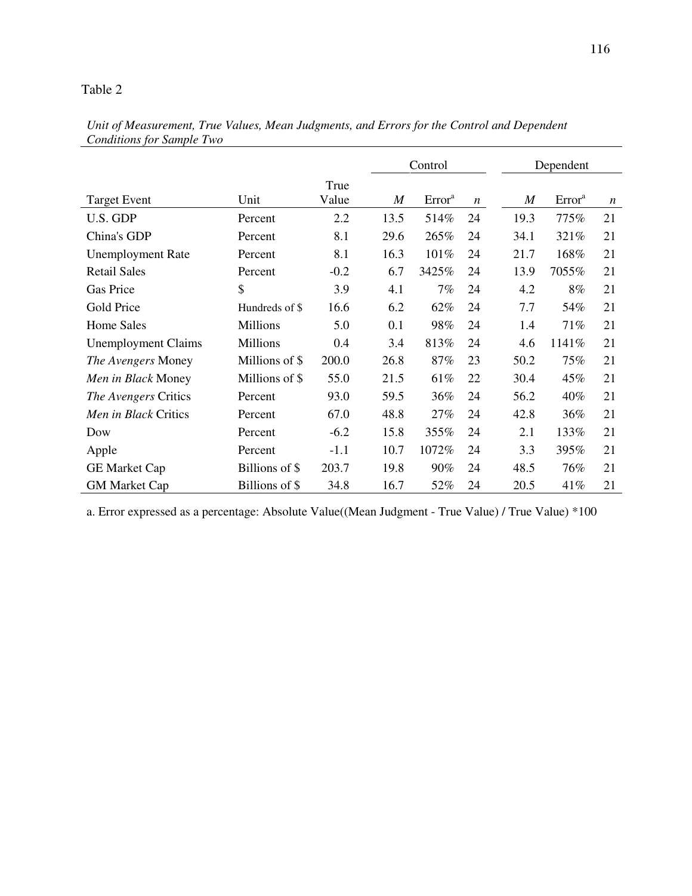Table 2

*Unit of Measurement, True Values, Mean Judgments, and Errors for the Control and Dependent Conditions for Sample Two*

| | | | Control | | | Dependent | | |
|---|---|---|---|---|---|---|---|---|
| Target Event | Unit | True Value | *M* | Error[a] | *n* | *M* | Error[a] | *n* |
| U.S. GDP | Percent | 2.2 | 13.5 | 514% | 24 | 19.3 | 775% | 21 |
| China's GDP | Percent | 8.1 | 29.6 | 265% | 24 | 34.1 | 321% | 21 |
| Unemployment Rate | Percent | 8.1 | 16.3 | 101% | 24 | 21.7 | 168% | 21 |
| Retail Sales | Percent | -0.2 | 6.7 | 3425% | 24 | 13.9 | 7055% | 21 |
| Gas Price | $ | 3.9 | 4.1 | 7% | 24 | 4.2 | 8% | 21 |
| Gold Price | Hundreds of $ | 16.6 | 6.2 | 62% | 24 | 7.7 | 54% | 21 |
| Home Sales | Millions | 5.0 | 0.1 | 98% | 24 | 1.4 | 71% | 21 |
| Unemployment Claims | Millions | 0.4 | 3.4 | 813% | 24 | 4.6 | 1141% | 21 |
| *The Avengers* Money | Millions of $ | 200.0 | 26.8 | 87% | 23 | 50.2 | 75% | 21 |
| *Men in Black* Money | Millions of $ | 55.0 | 21.5 | 61% | 22 | 30.4 | 45% | 21 |
| *The Avengers* Critics | Percent | 93.0 | 59.5 | 36% | 24 | 56.2 | 40% | 21 |
| *Men in Black* Critics | Percent | 67.0 | 48.8 | 27% | 24 | 42.8 | 36% | 21 |
| Dow | Percent | -6.2 | 15.8 | 355% | 24 | 2.1 | 133% | 21 |
| Apple | Percent | -1.1 | 10.7 | 1072% | 24 | 3.3 | 395% | 21 |
| GE Market Cap | Billions of $ | 203.7 | 19.8 | 90% | 24 | 48.5 | 76% | 21 |
| GM Market Cap | Billions of $ | 34.8 | 16.7 | 52% | 24 | 20.5 | 41% | 21 |

a. Error expressed as a percentage: Absolute Value((Mean Judgment - True Value) / True Value) *100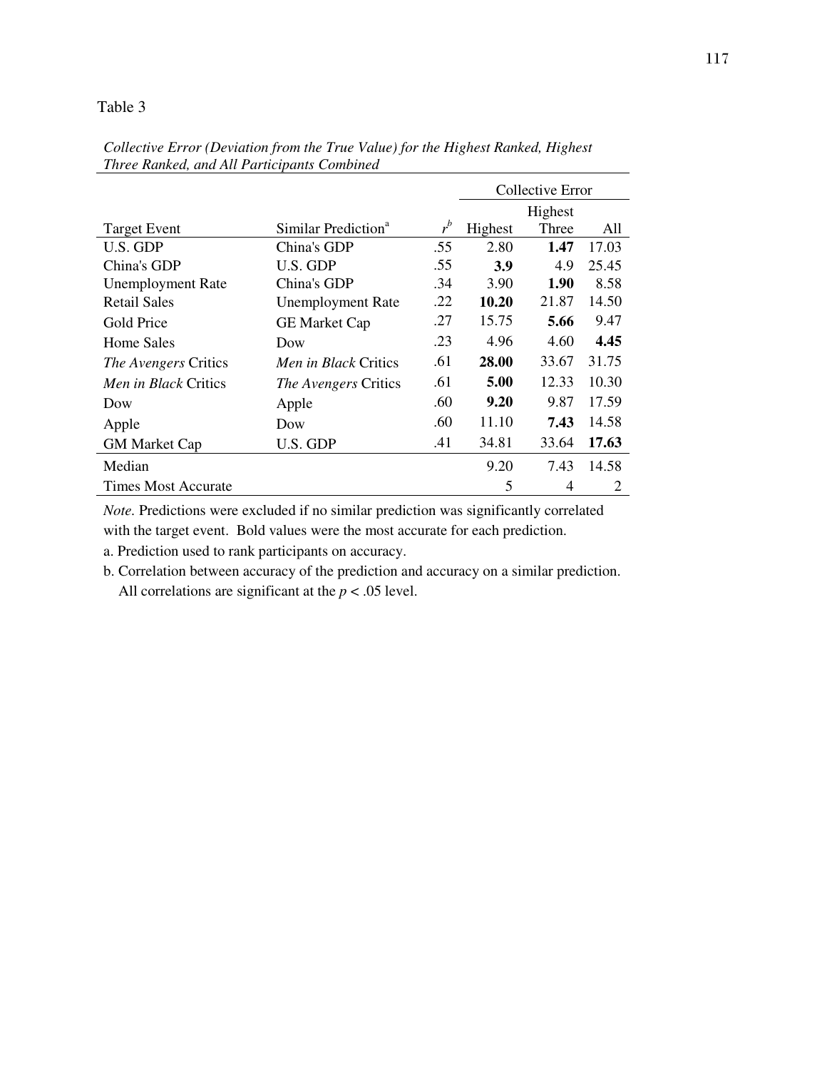Table 3

*Collective Error (Deviation from the True Value) for the Highest Ranked, Highest Three Ranked, and All Participants Combined*

| | | | Collective Error | | |
|---|---|---|---|---|---|
| Target Event | Similar Prediction[a] | $r^b$ | Highest | Highest Three | All |
| U.S. GDP | China's GDP | .55 | 2.80 | **1.47** | 17.03 |
| China's GDP | U.S. GDP | .55 | **3.9** | 4.9 | 25.45 |
| Unemployment Rate | China's GDP | .34 | 3.90 | **1.90** | 8.58 |
| Retail Sales | Unemployment Rate | .22 | **10.20** | 21.87 | 14.50 |
| Gold Price | GE Market Cap | .27 | 15.75 | **5.66** | 9.47 |
| Home Sales | Dow | .23 | 4.96 | 4.60 | **4.45** |
| *The Avengers* Critics | *Men in Black* Critics | .61 | **28.00** | 33.67 | 31.75 |
| *Men in Black* Critics | *The Avengers* Critics | .61 | **5.00** | 12.33 | 10.30 |
| Dow | Apple | .60 | **9.20** | 9.87 | 17.59 |
| Apple | Dow | .60 | 11.10 | **7.43** | 14.58 |
| GM Market Cap | U.S. GDP | .41 | 34.81 | 33.64 | **17.63** |
| Median | | | 9.20 | 7.43 | 14.58 |
| Times Most Accurate | | | 5 | 4 | 2 |

*Note.* Predictions were excluded if no similar prediction was significantly correlated with the target event. Bold values were the most accurate for each prediction.

a. Prediction used to rank participants on accuracy.

b. Correlation between accuracy of the prediction and accuracy on a similar prediction. All correlations are significant at the $p < .05$ level.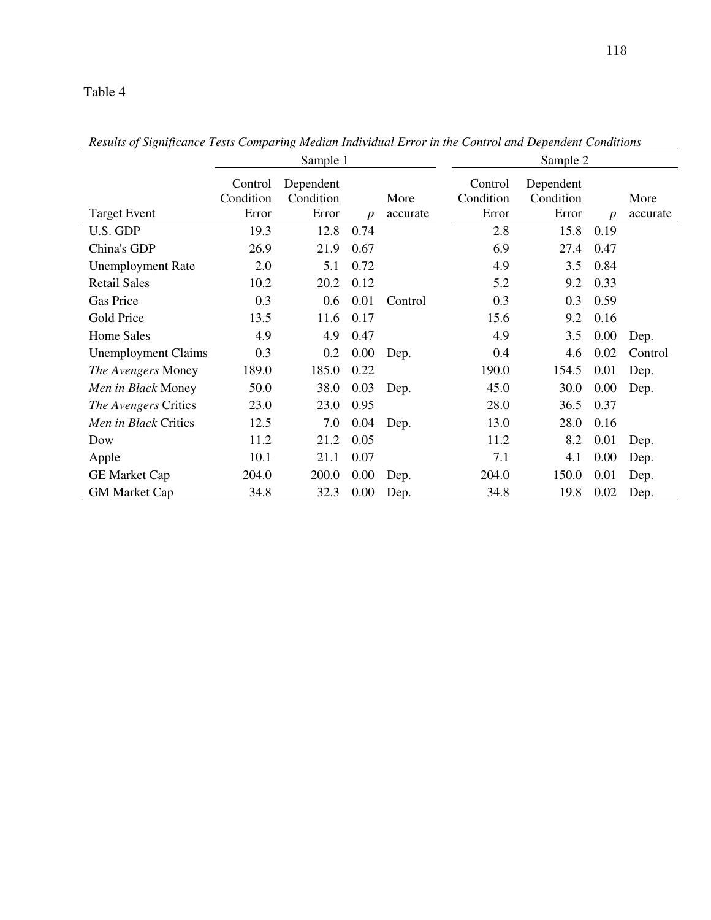Table 4

*Results of Significance Tests Comparing Median Individual Error in the Control and Dependent Conditions*

| | Sample 1 | | | | Sample 2 | | | |
|---|---|---|---|---|---|---|---|---|
| Target Event | Control Condition Error | Dependent Condition Error | *p* | More accurate | Control Condition Error | Dependent Condition Error | *p* | More accurate |
| U.S. GDP | 19.3 | 12.8 | 0.74 | | 2.8 | 15.8 | 0.19 | |
| China's GDP | 26.9 | 21.9 | 0.67 | | 6.9 | 27.4 | 0.47 | |
| Unemployment Rate | 2.0 | 5.1 | 0.72 | | 4.9 | 3.5 | 0.84 | |
| Retail Sales | 10.2 | 20.2 | 0.12 | | 5.2 | 9.2 | 0.33 | |
| Gas Price | 0.3 | 0.6 | 0.01 | Control | 0.3 | 0.3 | 0.59 | |
| Gold Price | 13.5 | 11.6 | 0.17 | | 15.6 | 9.2 | 0.16 | |
| Home Sales | 4.9 | 4.9 | 0.47 | | 4.9 | 3.5 | 0.00 | Dep. |
| Unemployment Claims | 0.3 | 0.2 | 0.00 | Dep. | 0.4 | 4.6 | 0.02 | Control |
| *The Avengers* Money | 189.0 | 185.0 | 0.22 | | 190.0 | 154.5 | 0.01 | Dep. |
| *Men in Black* Money | 50.0 | 38.0 | 0.03 | Dep. | 45.0 | 30.0 | 0.00 | Dep. |
| *The Avengers* Critics | 23.0 | 23.0 | 0.95 | | 28.0 | 36.5 | 0.37 | |
| *Men in Black* Critics | 12.5 | 7.0 | 0.04 | Dep. | 13.0 | 28.0 | 0.16 | |
| Dow | 11.2 | 21.2 | 0.05 | | 11.2 | 8.2 | 0.01 | Dep. |
| Apple | 10.1 | 21.1 | 0.07 | | 7.1 | 4.1 | 0.00 | Dep. |
| GE Market Cap | 204.0 | 200.0 | 0.00 | Dep. | 204.0 | 150.0 | 0.01 | Dep. |
| GM Market Cap | 34.8 | 32.3 | 0.00 | Dep. | 34.8 | 19.8 | 0.02 | Dep. |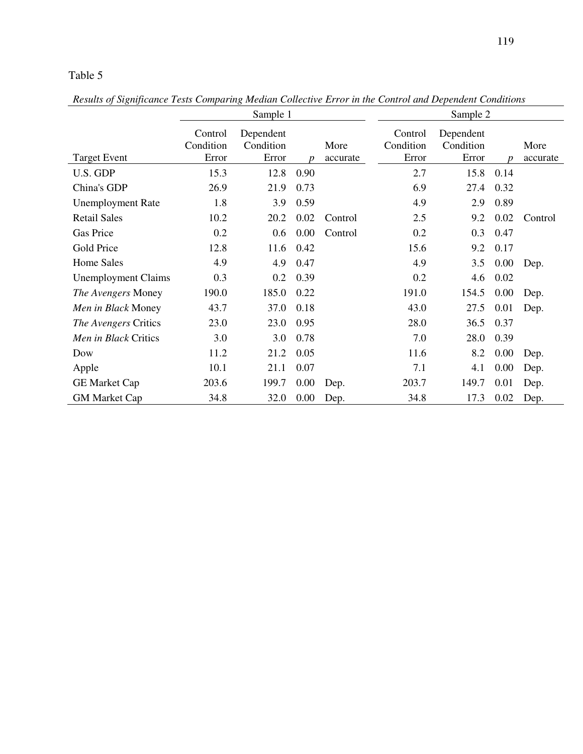Table 5

*Results of Significance Tests Comparing Median Collective Error in the Control and Dependent Conditions*

| | Sample 1 | | | | Sample 2 | | | |
|---|---|---|---|---|---|---|---|---|
| Target Event | Control Condition Error | Dependent Condition Error | *p* | More accurate | Control Condition Error | Dependent Condition Error | *p* | More accurate |
| U.S. GDP | 15.3 | 12.8 | 0.90 | | 2.7 | 15.8 | 0.14 | |
| China's GDP | 26.9 | 21.9 | 0.73 | | 6.9 | 27.4 | 0.32 | |
| Unemployment Rate | 1.8 | 3.9 | 0.59 | | 4.9 | 2.9 | 0.89 | |
| Retail Sales | 10.2 | 20.2 | 0.02 | Control | 2.5 | 9.2 | 0.02 | Control |
| Gas Price | 0.2 | 0.6 | 0.00 | Control | 0.2 | 0.3 | 0.47 | |
| Gold Price | 12.8 | 11.6 | 0.42 | | 15.6 | 9.2 | 0.17 | |
| Home Sales | 4.9 | 4.9 | 0.47 | | 4.9 | 3.5 | 0.00 | Dep. |
| Unemployment Claims | 0.3 | 0.2 | 0.39 | | 0.2 | 4.6 | 0.02 | |
| *The Avengers* Money | 190.0 | 185.0 | 0.22 | | 191.0 | 154.5 | 0.00 | Dep. |
| *Men in Black* Money | 43.7 | 37.0 | 0.18 | | 43.0 | 27.5 | 0.01 | Dep. |
| *The Avengers* Critics | 23.0 | 23.0 | 0.95 | | 28.0 | 36.5 | 0.37 | |
| *Men in Black* Critics | 3.0 | 3.0 | 0.78 | | 7.0 | 28.0 | 0.39 | |
| Dow | 11.2 | 21.2 | 0.05 | | 11.6 | 8.2 | 0.00 | Dep. |
| Apple | 10.1 | 21.1 | 0.07 | | 7.1 | 4.1 | 0.00 | Dep. |
| GE Market Cap | 203.6 | 199.7 | 0.00 | Dep. | 203.7 | 149.7 | 0.01 | Dep. |
| GM Market Cap | 34.8 | 32.0 | 0.00 | Dep. | 34.8 | 17.3 | 0.02 | Dep. |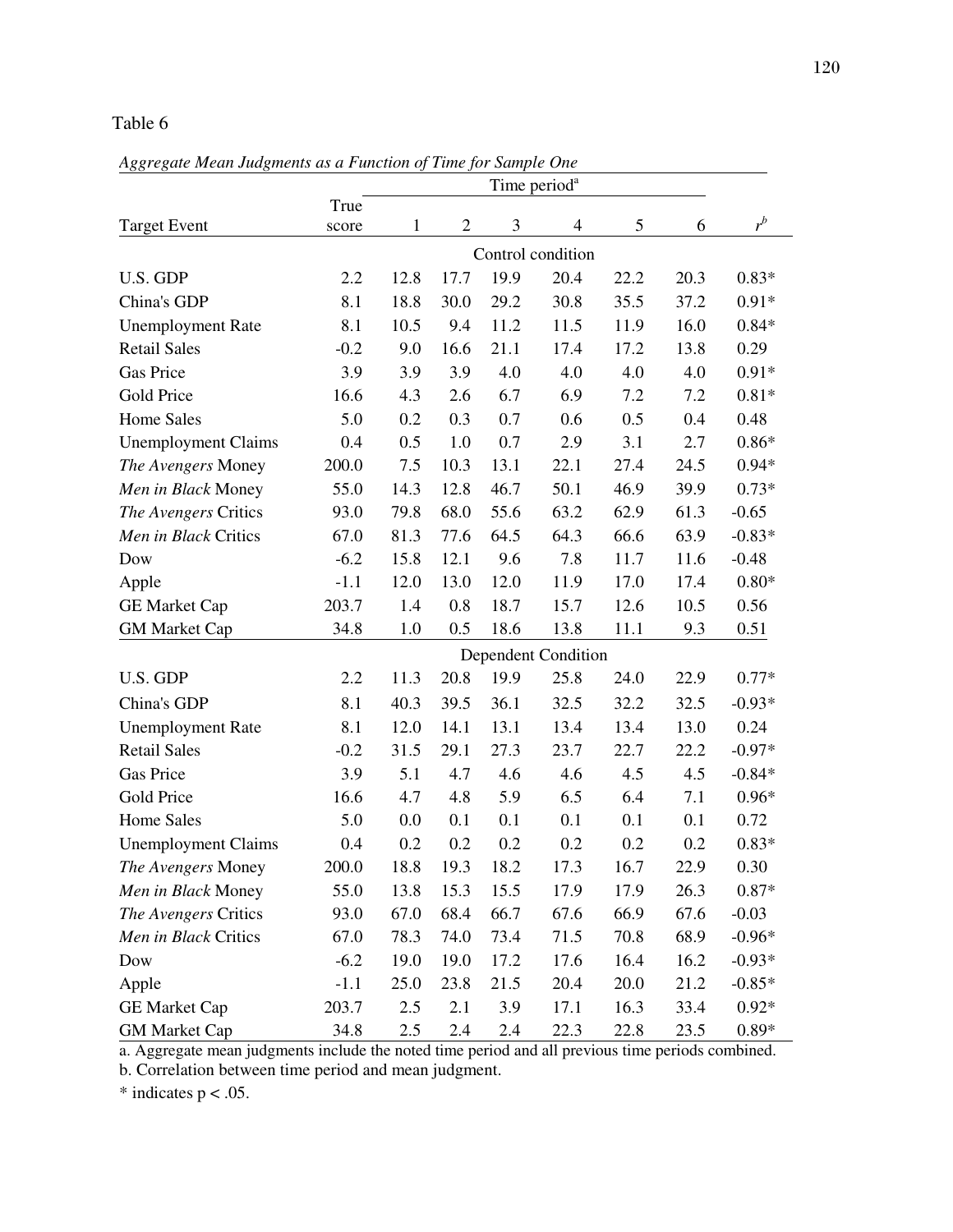Table 6

*Aggregate Mean Judgments as a Function of Time for Sample One*

| Target Event | True score | Time period[a] 1 | 2 | 3 | 4 | 5 | 6 | $r^b$ |
|---|---|---|---|---|---|---|---|---|
| | | Control condition | | | | | | |
| U.S. GDP | 2.2 | 12.8 | 17.7 | 19.9 | 20.4 | 22.2 | 20.3 | 0.83* |
| China's GDP | 8.1 | 18.8 | 30.0 | 29.2 | 30.8 | 35.5 | 37.2 | 0.91* |
| Unemployment Rate | 8.1 | 10.5 | 9.4 | 11.2 | 11.5 | 11.9 | 16.0 | 0.84* |
| Retail Sales | -0.2 | 9.0 | 16.6 | 21.1 | 17.4 | 17.2 | 13.8 | 0.29 |
| Gas Price | 3.9 | 3.9 | 3.9 | 4.0 | 4.0 | 4.0 | 4.0 | 0.91* |
| Gold Price | 16.6 | 4.3 | 2.6 | 6.7 | 6.9 | 7.2 | 7.2 | 0.81* |
| Home Sales | 5.0 | 0.2 | 0.3 | 0.7 | 0.6 | 0.5 | 0.4 | 0.48 |
| Unemployment Claims | 0.4 | 0.5 | 1.0 | 0.7 | 2.9 | 3.1 | 2.7 | 0.86* |
| *The Avengers* Money | 200.0 | 7.5 | 10.3 | 13.1 | 22.1 | 27.4 | 24.5 | 0.94* |
| *Men in Black* Money | 55.0 | 14.3 | 12.8 | 46.7 | 50.1 | 46.9 | 39.9 | 0.73* |
| *The Avengers* Critics | 93.0 | 79.8 | 68.0 | 55.6 | 63.2 | 62.9 | 61.3 | -0.65 |
| *Men in Black* Critics | 67.0 | 81.3 | 77.6 | 64.5 | 64.3 | 66.6 | 63.9 | -0.83* |
| Dow | -6.2 | 15.8 | 12.1 | 9.6 | 7.8 | 11.7 | 11.6 | -0.48 |
| Apple | -1.1 | 12.0 | 13.0 | 12.0 | 11.9 | 17.0 | 17.4 | 0.80* |
| GE Market Cap | 203.7 | 1.4 | 0.8 | 18.7 | 15.7 | 12.6 | 10.5 | 0.56 |
| GM Market Cap | 34.8 | 1.0 | 0.5 | 18.6 | 13.8 | 11.1 | 9.3 | 0.51 |
| | | Dependent Condition | | | | | | |
| U.S. GDP | 2.2 | 11.3 | 20.8 | 19.9 | 25.8 | 24.0 | 22.9 | 0.77* |
| China's GDP | 8.1 | 40.3 | 39.5 | 36.1 | 32.5 | 32.2 | 32.5 | -0.93* |
| Unemployment Rate | 8.1 | 12.0 | 14.1 | 13.1 | 13.4 | 13.4 | 13.0 | 0.24 |
| Retail Sales | -0.2 | 31.5 | 29.1 | 27.3 | 23.7 | 22.7 | 22.2 | -0.97* |
| Gas Price | 3.9 | 5.1 | 4.7 | 4.6 | 4.6 | 4.5 | 4.5 | -0.84* |
| Gold Price | 16.6 | 4.7 | 4.8 | 5.9 | 6.5 | 6.4 | 7.1 | 0.96* |
| Home Sales | 5.0 | 0.0 | 0.1 | 0.1 | 0.1 | 0.1 | 0.1 | 0.72 |
| Unemployment Claims | 0.4 | 0.2 | 0.2 | 0.2 | 0.2 | 0.2 | 0.2 | 0.83* |
| *The Avengers* Money | 200.0 | 18.8 | 19.3 | 18.2 | 17.3 | 16.7 | 22.9 | 0.30 |
| *Men in Black* Money | 55.0 | 13.8 | 15.3 | 15.5 | 17.9 | 17.9 | 26.3 | 0.87* |
| *The Avengers* Critics | 93.0 | 67.0 | 68.4 | 66.7 | 67.6 | 66.9 | 67.6 | -0.03 |
| *Men in Black* Critics | 67.0 | 78.3 | 74.0 | 73.4 | 71.5 | 70.8 | 68.9 | -0.96* |
| Dow | -6.2 | 19.0 | 19.0 | 17.2 | 17.6 | 16.4 | 16.2 | -0.93* |
| Apple | -1.1 | 25.0 | 23.8 | 21.5 | 20.4 | 20.0 | 21.2 | -0.85* |
| GE Market Cap | 203.7 | 2.5 | 2.1 | 3.9 | 17.1 | 16.3 | 33.4 | 0.92* |
| GM Market Cap | 34.8 | 2.5 | 2.4 | 2.4 | 22.3 | 22.8 | 23.5 | 0.89* |

a. Aggregate mean judgments include the noted time period and all previous time periods combined.

b. Correlation between time period and mean judgment.

\* indicates $p < .05$.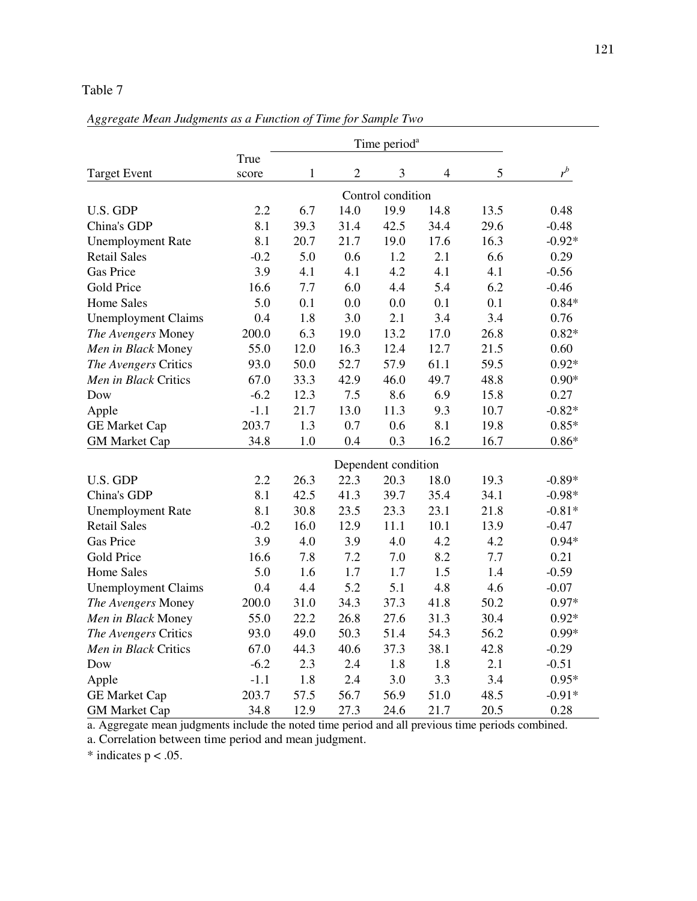Table 7

*Aggregate Mean Judgments as a Function of Time for Sample Two*

| Target Event | True score | Time period[a] 1 | 2 | 3 | 4 | 5 | $r^b$ |
|---|---|---|---|---|---|---|---|
| | | | | Control condition | | | |
| U.S. GDP | 2.2 | 6.7 | 14.0 | 19.9 | 14.8 | 13.5 | 0.48 |
| China's GDP | 8.1 | 39.3 | 31.4 | 42.5 | 34.4 | 29.6 | -0.48 |
| Unemployment Rate | 8.1 | 20.7 | 21.7 | 19.0 | 17.6 | 16.3 | -0.92* |
| Retail Sales | -0.2 | 5.0 | 0.6 | 1.2 | 2.1 | 6.6 | 0.29 |
| Gas Price | 3.9 | 4.1 | 4.1 | 4.2 | 4.1 | 4.1 | -0.56 |
| Gold Price | 16.6 | 7.7 | 6.0 | 4.4 | 5.4 | 6.2 | -0.46 |
| Home Sales | 5.0 | 0.1 | 0.0 | 0.0 | 0.1 | 0.1 | 0.84* |
| Unemployment Claims | 0.4 | 1.8 | 3.0 | 2.1 | 3.4 | 3.4 | 0.76 |
| *The Avengers* Money | 200.0 | 6.3 | 19.0 | 13.2 | 17.0 | 26.8 | 0.82* |
| *Men in Black* Money | 55.0 | 12.0 | 16.3 | 12.4 | 12.7 | 21.5 | 0.60 |
| *The Avengers* Critics | 93.0 | 50.0 | 52.7 | 57.9 | 61.1 | 59.5 | 0.92* |
| *Men in Black* Critics | 67.0 | 33.3 | 42.9 | 46.0 | 49.7 | 48.8 | 0.90* |
| Dow | -6.2 | 12.3 | 7.5 | 8.6 | 6.9 | 15.8 | 0.27 |
| Apple | -1.1 | 21.7 | 13.0 | 11.3 | 9.3 | 10.7 | -0.82* |
| GE Market Cap | 203.7 | 1.3 | 0.7 | 0.6 | 8.1 | 19.8 | 0.85* |
| GM Market Cap | 34.8 | 1.0 | 0.4 | 0.3 | 16.2 | 16.7 | 0.86* |
| | | | | Dependent condition | | | |
| U.S. GDP | 2.2 | 26.3 | 22.3 | 20.3 | 18.0 | 19.3 | -0.89* |
| China's GDP | 8.1 | 42.5 | 41.3 | 39.7 | 35.4 | 34.1 | -0.98* |
| Unemployment Rate | 8.1 | 30.8 | 23.5 | 23.3 | 23.1 | 21.8 | -0.81* |
| Retail Sales | -0.2 | 16.0 | 12.9 | 11.1 | 10.1 | 13.9 | -0.47 |
| Gas Price | 3.9 | 4.0 | 3.9 | 4.0 | 4.2 | 4.2 | 0.94* |
| Gold Price | 16.6 | 7.8 | 7.2 | 7.0 | 8.2 | 7.7 | 0.21 |
| Home Sales | 5.0 | 1.6 | 1.7 | 1.7 | 1.5 | 1.4 | -0.59 |
| Unemployment Claims | 0.4 | 4.4 | 5.2 | 5.1 | 4.8 | 4.6 | -0.07 |
| *The Avengers* Money | 200.0 | 31.0 | 34.3 | 37.3 | 41.8 | 50.2 | 0.97* |
| *Men in Black* Money | 55.0 | 22.2 | 26.8 | 27.6 | 31.3 | 30.4 | 0.92* |
| *The Avengers* Critics | 93.0 | 49.0 | 50.3 | 51.4 | 54.3 | 56.2 | 0.99* |
| *Men in Black* Critics | 67.0 | 44.3 | 40.6 | 37.3 | 38.1 | 42.8 | -0.29 |
| Dow | -6.2 | 2.3 | 2.4 | 1.8 | 1.8 | 2.1 | -0.51 |
| Apple | -1.1 | 1.8 | 2.4 | 3.0 | 3.3 | 3.4 | 0.95* |
| GE Market Cap | 203.7 | 57.5 | 56.7 | 56.9 | 51.0 | 48.5 | -0.91* |
| GM Market Cap | 34.8 | 12.9 | 27.3 | 24.6 | 21.7 | 20.5 | 0.28 |

a. Aggregate mean judgments include the noted time period and all previous time periods combined.

a. Correlation between time period and mean judgment.

\* indicates $p < .05$.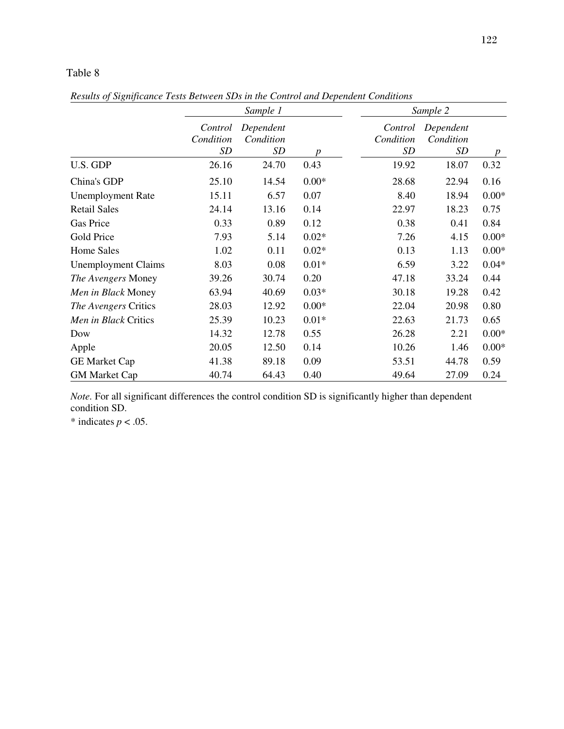Table 8

*Results of Significance Tests Between SDs in the Control and Dependent Conditions*

| | Sample 1 | | | Sample 2 | | |
|---|---|---|---|---|---|---|
| | *Control Condition SD* | *Dependent Condition SD* | *p* | *Control Condition SD* | *Dependent Condition SD* | *p* |
| U.S. GDP | 26.16 | 24.70 | 0.43 | 19.92 | 18.07 | 0.32 |
| China's GDP | 25.10 | 14.54 | 0.00* | 28.68 | 22.94 | 0.16 |
| Unemployment Rate | 15.11 | 6.57 | 0.07 | 8.40 | 18.94 | 0.00* |
| Retail Sales | 24.14 | 13.16 | 0.14 | 22.97 | 18.23 | 0.75 |
| Gas Price | 0.33 | 0.89 | 0.12 | 0.38 | 0.41 | 0.84 |
| Gold Price | 7.93 | 5.14 | 0.02* | 7.26 | 4.15 | 0.00* |
| Home Sales | 1.02 | 0.11 | 0.02* | 0.13 | 1.13 | 0.00* |
| Unemployment Claims | 8.03 | 0.08 | 0.01* | 6.59 | 3.22 | 0.04* |
| *The Avengers* Money | 39.26 | 30.74 | 0.20 | 47.18 | 33.24 | 0.44 |
| *Men in Black* Money | 63.94 | 40.69 | 0.03* | 30.18 | 19.28 | 0.42 |
| *The Avengers* Critics | 28.03 | 12.92 | 0.00* | 22.04 | 20.98 | 0.80 |
| *Men in Black* Critics | 25.39 | 10.23 | 0.01* | 22.63 | 21.73 | 0.65 |
| Dow | 14.32 | 12.78 | 0.55 | 26.28 | 2.21 | 0.00* |
| Apple | 20.05 | 12.50 | 0.14 | 10.26 | 1.46 | 0.00* |
| GE Market Cap | 41.38 | 89.18 | 0.09 | 53.51 | 44.78 | 0.59 |
| GM Market Cap | 40.74 | 64.43 | 0.40 | 49.64 | 27.09 | 0.24 |

*Note.* For all significant differences the control condition SD is significantly higher than dependent condition SD.

\* indicates $p < .05$.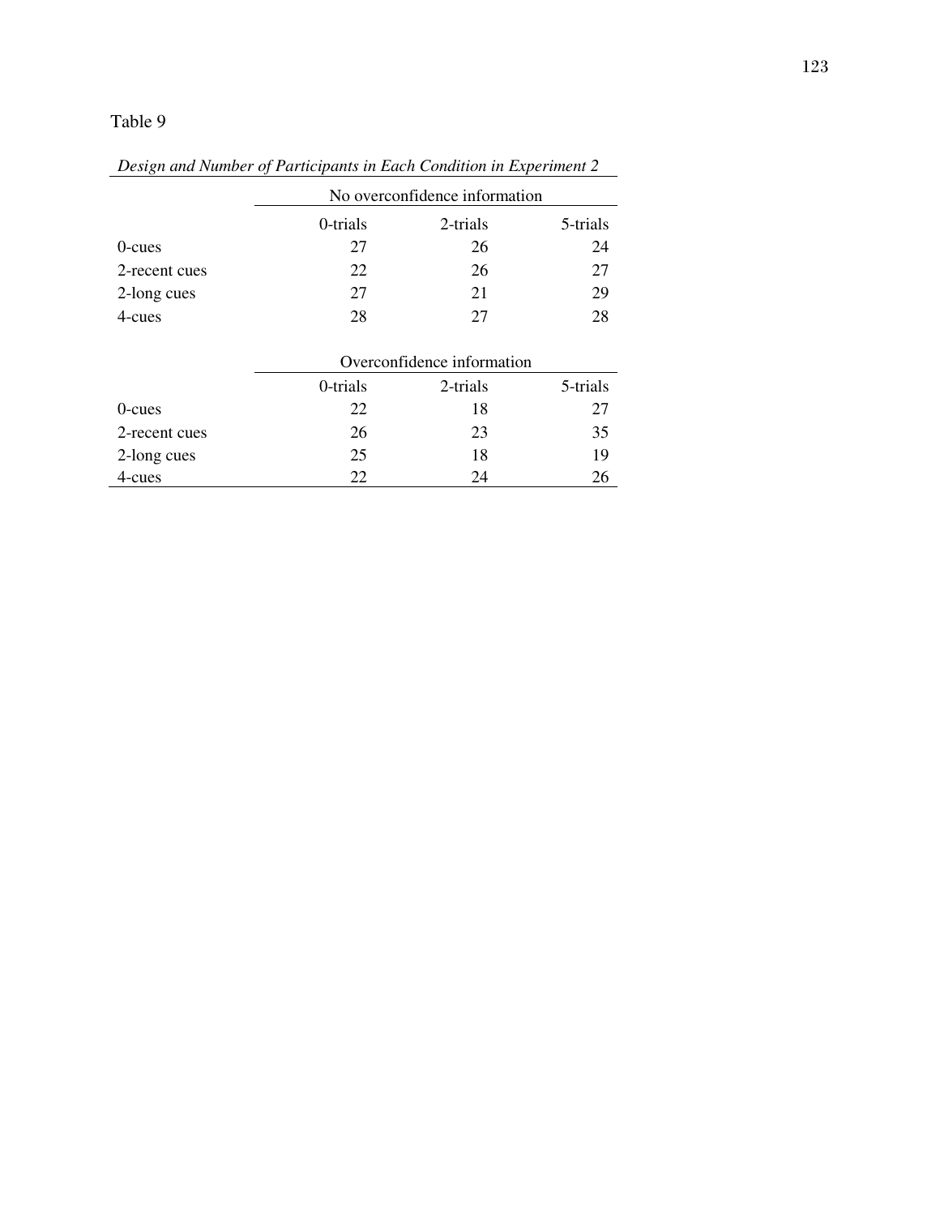Table 9

*Design and Number of Participants in Each Condition in Experiment 2*

| | No overconfidence information | | |
|---|---|---|---|
| | 0-trials | 2-trials | 5-trials |
| 0-cues | 27 | 26 | 24 |
| 2-recent cues | 22 | 26 | 27 |
| 2-long cues | 27 | 21 | 29 |
| 4-cues | 28 | 27 | 28 |
| | **Overconfidence information** | | |
| | 0-trials | 2-trials | 5-trials |
| 0-cues | 22 | 18 | 27 |
| 2-recent cues | 26 | 23 | 35 |
| 2-long cues | 25 | 18 | 19 |
| 4-cues | 22 | 24 | 26 |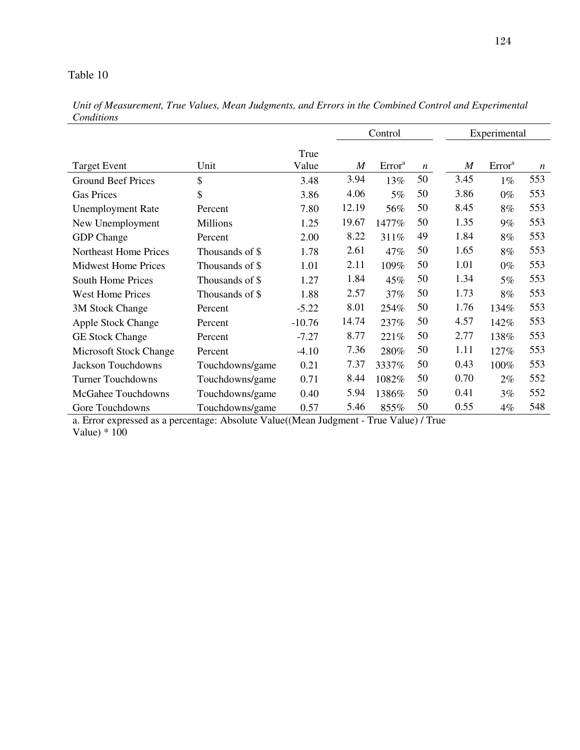Table 10

*Unit of Measurement, True Values, Mean Judgments, and Errors in the Combined Control and Experimental Conditions*

| | | | Control | | | Experimental | | |
|---|---|---|---|---|---|---|---|---|
| Target Event | Unit | True Value | *M* | Error[a] | *n* | *M* | Error[a] | *n* |
| Ground Beef Prices | $ | 3.48 | 3.94 | 13% | 50 | 3.45 | 1% | 553 |
| Gas Prices | $ | 3.86 | 4.06 | 5% | 50 | 3.86 | 0% | 553 |
| Unemployment Rate | Percent | 7.80 | 12.19 | 56% | 50 | 8.45 | 8% | 553 |
| New Unemployment | Millions | 1.25 | 19.67 | 1477% | 50 | 1.35 | 9% | 553 |
| GDP Change | Percent | 2.00 | 8.22 | 311% | 49 | 1.84 | 8% | 553 |
| Northeast Home Prices | Thousands of $ | 1.78 | 2.61 | 47% | 50 | 1.65 | 8% | 553 |
| Midwest Home Prices | Thousands of $ | 1.01 | 2.11 | 109% | 50 | 1.01 | 0% | 553 |
| South Home Prices | Thousands of $ | 1.27 | 1.84 | 45% | 50 | 1.34 | 5% | 553 |
| West Home Prices | Thousands of $ | 1.88 | 2.57 | 37% | 50 | 1.73 | 8% | 553 |
| 3M Stock Change | Percent | -5.22 | 8.01 | 254% | 50 | 1.76 | 134% | 553 |
| Apple Stock Change | Percent | -10.76 | 14.74 | 237% | 50 | 4.57 | 142% | 553 |
| GE Stock Change | Percent | -7.27 | 8.77 | 221% | 50 | 2.77 | 138% | 553 |
| Microsoft Stock Change | Percent | -4.10 | 7.36 | 280% | 50 | 1.11 | 127% | 553 |
| Jackson Touchdowns | Touchdowns/game | 0.21 | 7.37 | 3337% | 50 | 0.43 | 100% | 553 |
| Turner Touchdowns | Touchdowns/game | 0.71 | 8.44 | 1082% | 50 | 0.70 | 2% | 552 |
| McGahee Touchdowns | Touchdowns/game | 0.40 | 5.94 | 1386% | 50 | 0.41 | 3% | 552 |
| Gore Touchdowns | Touchdowns/game | 0.57 | 5.46 | 855% | 50 | 0.55 | 4% | 548 |

a. Error expressed as a percentage: Absolute Value((Mean Judgment - True Value) / True Value) * 100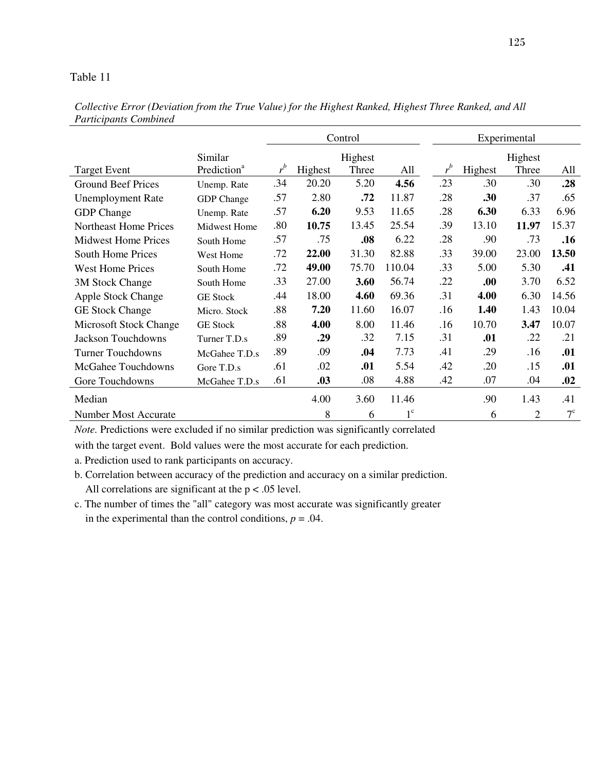Table 11

*Collective Error (Deviation from the True Value) for the Highest Ranked, Highest Three Ranked, and All Participants Combined*

| | | Control | | | | Experimental | | | |
|---|---|---|---|---|---|---|---|---|---|
| Target Event | Similar Prediction[a] | $r^b$ | Highest | Highest Three | All | $r^b$ | Highest | Highest Three | All |
| Ground Beef Prices | Unemp. Rate | .34 | 20.20 | 5.20 | **4.56** | .23 | .30 | .30 | **.28** |
| Unemployment Rate | GDP Change | .57 | 2.80 | **.72** | 11.87 | .28 | **.30** | .37 | .65 |
| GDP Change | Unemp. Rate | .57 | **6.20** | 9.53 | 11.65 | .28 | **6.30** | 6.33 | 6.96 |
| Northeast Home Prices | Midwest Home | .80 | **10.75** | 13.45 | 25.54 | .39 | 13.10 | **11.97** | 15.37 |
| Midwest Home Prices | South Home | .57 | .75 | **.08** | 6.22 | .28 | .90 | .73 | **.16** |
| South Home Prices | West Home | .72 | **22.00** | 31.30 | 82.88 | .33 | 39.00 | 23.00 | **13.50** |
| West Home Prices | South Home | .72 | **49.00** | 75.70 | 110.04 | .33 | 5.00 | 5.30 | **.41** |
| 3M Stock Change | South Home | .33 | 27.00 | **3.60** | 56.74 | .22 | **.00** | 3.70 | 6.52 |
| Apple Stock Change | GE Stock | .44 | 18.00 | **4.60** | 69.36 | .31 | **4.00** | 6.30 | 14.56 |
| GE Stock Change | Micro. Stock | .88 | **7.20** | 11.60 | 16.07 | .16 | **1.40** | 1.43 | 10.04 |
| Microsoft Stock Change | GE Stock | .88 | **4.00** | 8.00 | 11.46 | .16 | 10.70 | **3.47** | 10.07 |
| Jackson Touchdowns | Turner T.D.s | .89 | **.29** | .32 | 7.15 | .31 | **.01** | .22 | .21 |
| Turner Touchdowns | McGahee T.D.s | .89 | .09 | **.04** | 7.73 | .41 | .29 | .16 | **.01** |
| McGahee Touchdowns | Gore T.D.s | .61 | .02 | **.01** | 5.54 | .42 | .20 | .15 | **.01** |
| Gore Touchdowns | McGahee T.D.s | .61 | **.03** | .08 | 4.88 | .42 | .07 | .04 | **.02** |
| Median | | | 4.00 | 3.60 | 11.46 | | .90 | 1.43 | .41 |
| Number Most Accurate | | | 8 | 6 | 1[c] | | 6 | 2 | 7[c] |

*Note.* Predictions were excluded if no similar prediction was significantly correlated with the target event. Bold values were the most accurate for each prediction.

a. Prediction used to rank participants on accuracy.

b. Correlation between accuracy of the prediction and accuracy on a similar prediction. All correlations are significant at the $p < .05$ level.

c. The number of times the "all" category was most accurate was significantly greater in the experimental than the control conditions, $p = .04$.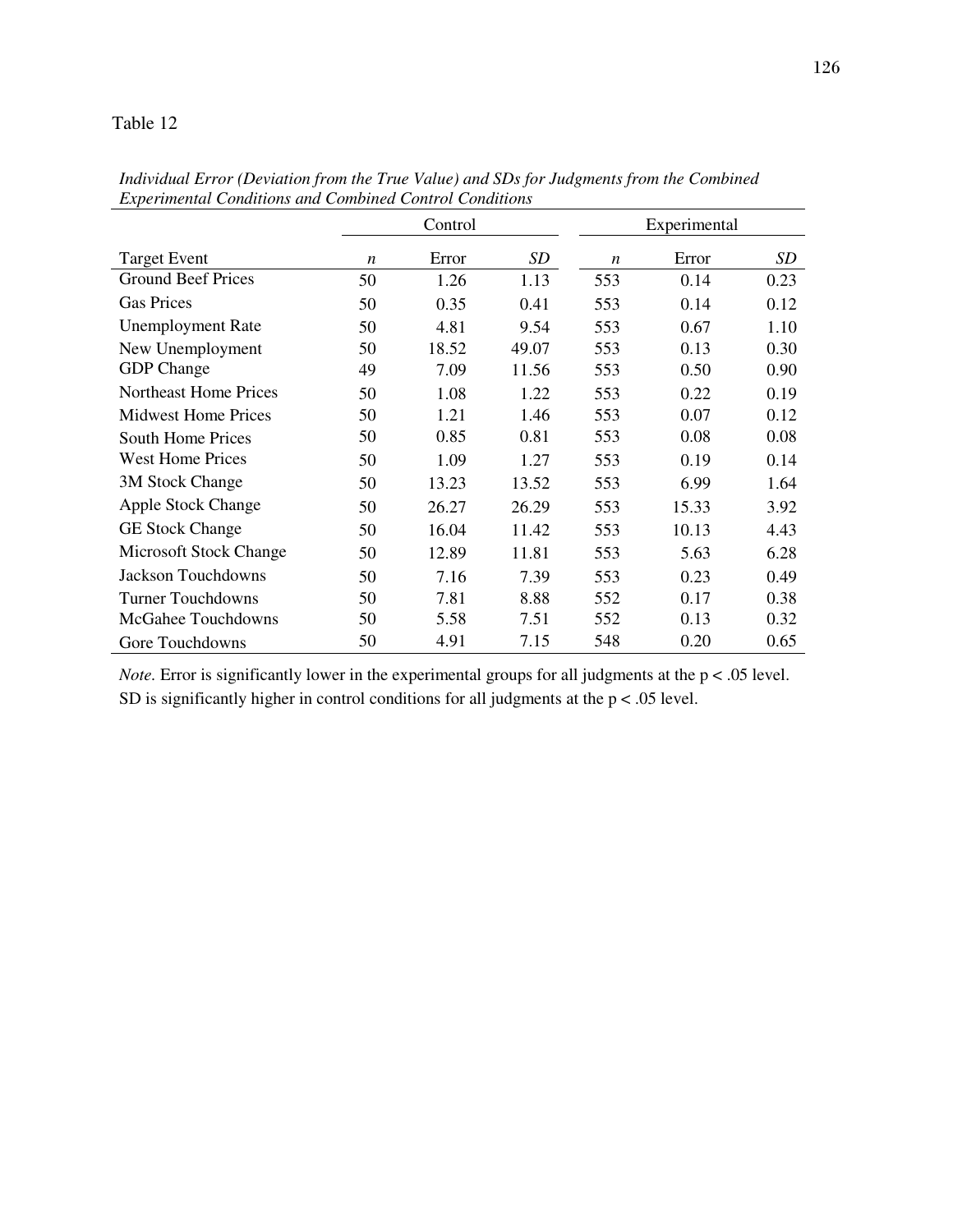Table 12

*Individual Error (Deviation from the True Value) and SDs for Judgments from the Combined Experimental Conditions and Combined Control Conditions*

| | Control | | | Experimental | | |
|---|---|---|---|---|---|---|
| Target Event | *n* | Error | *SD* | *n* | Error | *SD* |
| Ground Beef Prices | 50 | 1.26 | 1.13 | 553 | 0.14 | 0.23 |
| Gas Prices | 50 | 0.35 | 0.41 | 553 | 0.14 | 0.12 |
| Unemployment Rate | 50 | 4.81 | 9.54 | 553 | 0.67 | 1.10 |
| New Unemployment | 50 | 18.52 | 49.07 | 553 | 0.13 | 0.30 |
| GDP Change | 49 | 7.09 | 11.56 | 553 | 0.50 | 0.90 |
| Northeast Home Prices | 50 | 1.08 | 1.22 | 553 | 0.22 | 0.19 |
| Midwest Home Prices | 50 | 1.21 | 1.46 | 553 | 0.07 | 0.12 |
| South Home Prices | 50 | 0.85 | 0.81 | 553 | 0.08 | 0.08 |
| West Home Prices | 50 | 1.09 | 1.27 | 553 | 0.19 | 0.14 |
| 3M Stock Change | 50 | 13.23 | 13.52 | 553 | 6.99 | 1.64 |
| Apple Stock Change | 50 | 26.27 | 26.29 | 553 | 15.33 | 3.92 |
| GE Stock Change | 50 | 16.04 | 11.42 | 553 | 10.13 | 4.43 |
| Microsoft Stock Change | 50 | 12.89 | 11.81 | 553 | 5.63 | 6.28 |
| Jackson Touchdowns | 50 | 7.16 | 7.39 | 553 | 0.23 | 0.49 |
| Turner Touchdowns | 50 | 7.81 | 8.88 | 552 | 0.17 | 0.38 |
| McGahee Touchdowns | 50 | 5.58 | 7.51 | 552 | 0.13 | 0.32 |
| Gore Touchdowns | 50 | 4.91 | 7.15 | 548 | 0.20 | 0.65 |

*Note.* Error is significantly lower in the experimental groups for all judgments at the $p < .05$ level. SD is significantly higher in control conditions for all judgments at the $p < .05$ level.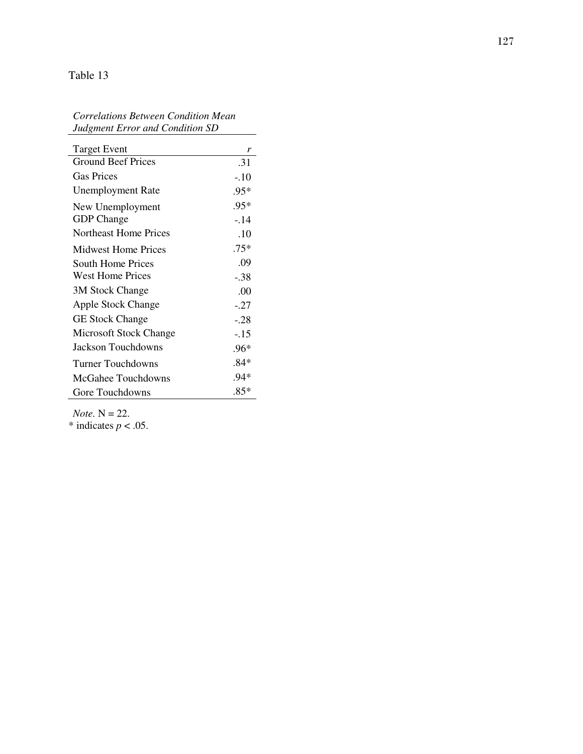Table 13

*Correlations Between Condition Mean Judgment Error and Condition SD*

| Target Event | $r$ |
|---|---|
| Ground Beef Prices | .31 |
| Gas Prices | -.10 |
| Unemployment Rate | .95* |
| New Unemployment | .95* |
| GDP Change | -.14 |
| Northeast Home Prices | .10 |
| Midwest Home Prices | .75* |
| South Home Prices | .09 |
| West Home Prices | -.38 |
| 3M Stock Change | .00 |
| Apple Stock Change | -.27 |
| GE Stock Change | -.28 |
| Microsoft Stock Change | -.15 |
| Jackson Touchdowns | .96* |
| Turner Touchdowns | .84* |
| McGahee Touchdowns | .94* |
| Gore Touchdowns | .85* |

*Note*. N = 22.
* indicates $p < .05$.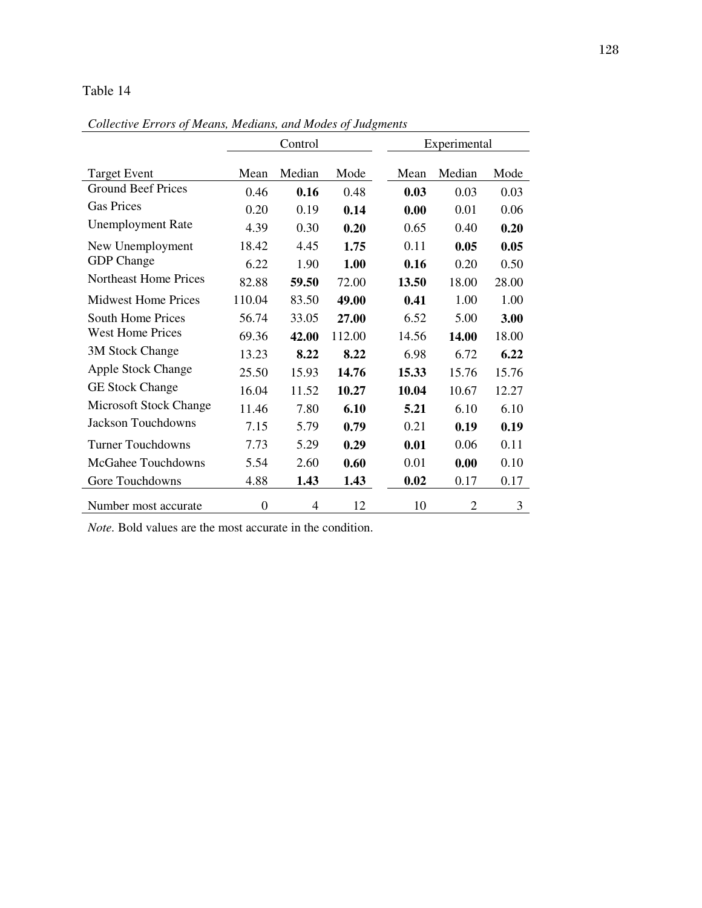Table 14

*Collective Errors of Means, Medians, and Modes of Judgments*

| | Control | | | Experimental | | |
|---|---|---|---|---|---|---|
| Target Event | Mean | Median | Mode | Mean | Median | Mode |
| Ground Beef Prices | 0.46 | **0.16** | 0.48 | **0.03** | 0.03 | 0.03 |
| Gas Prices | 0.20 | 0.19 | **0.14** | **0.00** | 0.01 | 0.06 |
| Unemployment Rate | 4.39 | 0.30 | **0.20** | 0.65 | 0.40 | **0.20** |
| New Unemployment | 18.42 | 4.45 | **1.75** | 0.11 | **0.05** | **0.05** |
| GDP Change | 6.22 | 1.90 | **1.00** | **0.16** | 0.20 | 0.50 |
| Northeast Home Prices | 82.88 | **59.50** | 72.00 | **13.50** | 18.00 | 28.00 |
| Midwest Home Prices | 110.04 | 83.50 | **49.00** | **0.41** | 1.00 | 1.00 |
| South Home Prices | 56.74 | 33.05 | **27.00** | 6.52 | 5.00 | **3.00** |
| West Home Prices | 69.36 | **42.00** | 112.00 | 14.56 | **14.00** | 18.00 |
| 3M Stock Change | 13.23 | **8.22** | **8.22** | 6.98 | 6.72 | **6.22** |
| Apple Stock Change | 25.50 | 15.93 | **14.76** | **15.33** | 15.76 | 15.76 |
| GE Stock Change | 16.04 | 11.52 | **10.27** | **10.04** | 10.67 | 12.27 |
| Microsoft Stock Change | 11.46 | 7.80 | **6.10** | **5.21** | 6.10 | 6.10 |
| Jackson Touchdowns | 7.15 | 5.79 | **0.79** | 0.21 | **0.19** | **0.19** |
| Turner Touchdowns | 7.73 | 5.29 | **0.29** | **0.01** | 0.06 | 0.11 |
| McGahee Touchdowns | 5.54 | 2.60 | **0.60** | 0.01 | **0.00** | 0.10 |
| Gore Touchdowns | 4.88 | **1.43** | **1.43** | **0.02** | 0.17 | 0.17 |
| Number most accurate | 0 | 4 | 12 | 10 | 2 | 3 |

*Note.* Bold values are the most accurate in the condition.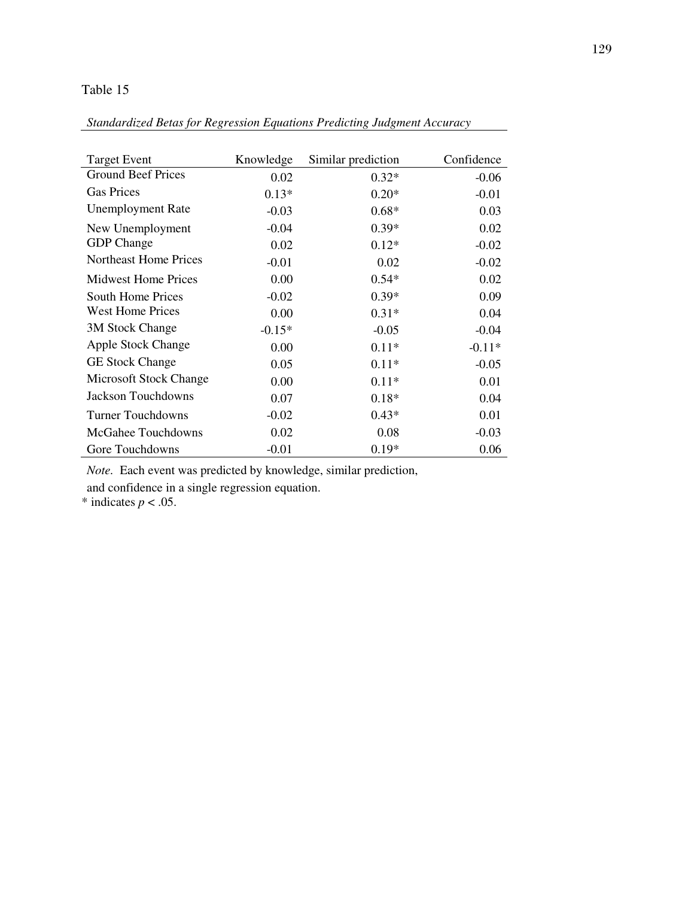Table 15

*Standardized Betas for Regression Equations Predicting Judgment Accuracy*

| Target Event | Knowledge | Similar prediction | Confidence |
|---|---|---|---|
| Ground Beef Prices | 0.02 | 0.32* | -0.06 |
| Gas Prices | 0.13* | 0.20* | -0.01 |
| Unemployment Rate | -0.03 | 0.68* | 0.03 |
| New Unemployment | -0.04 | 0.39* | 0.02 |
| GDP Change | 0.02 | 0.12* | -0.02 |
| Northeast Home Prices | -0.01 | 0.02 | -0.02 |
| Midwest Home Prices | 0.00 | 0.54* | 0.02 |
| South Home Prices | -0.02 | 0.39* | 0.09 |
| West Home Prices | 0.00 | 0.31* | 0.04 |
| 3M Stock Change | -0.15* | -0.05 | -0.04 |
| Apple Stock Change | 0.00 | 0.11* | -0.11* |
| GE Stock Change | 0.05 | 0.11* | -0.05 |
| Microsoft Stock Change | 0.00 | 0.11* | 0.01 |
| Jackson Touchdowns | 0.07 | 0.18* | 0.04 |
| Turner Touchdowns | -0.02 | 0.43* | 0.01 |
| McGahee Touchdowns | 0.02 | 0.08 | -0.03 |
| Gore Touchdowns | -0.01 | 0.19* | 0.06 |

*Note.* Each event was predicted by knowledge, similar prediction, and confidence in a single regression equation.
* indicates $p < .05$.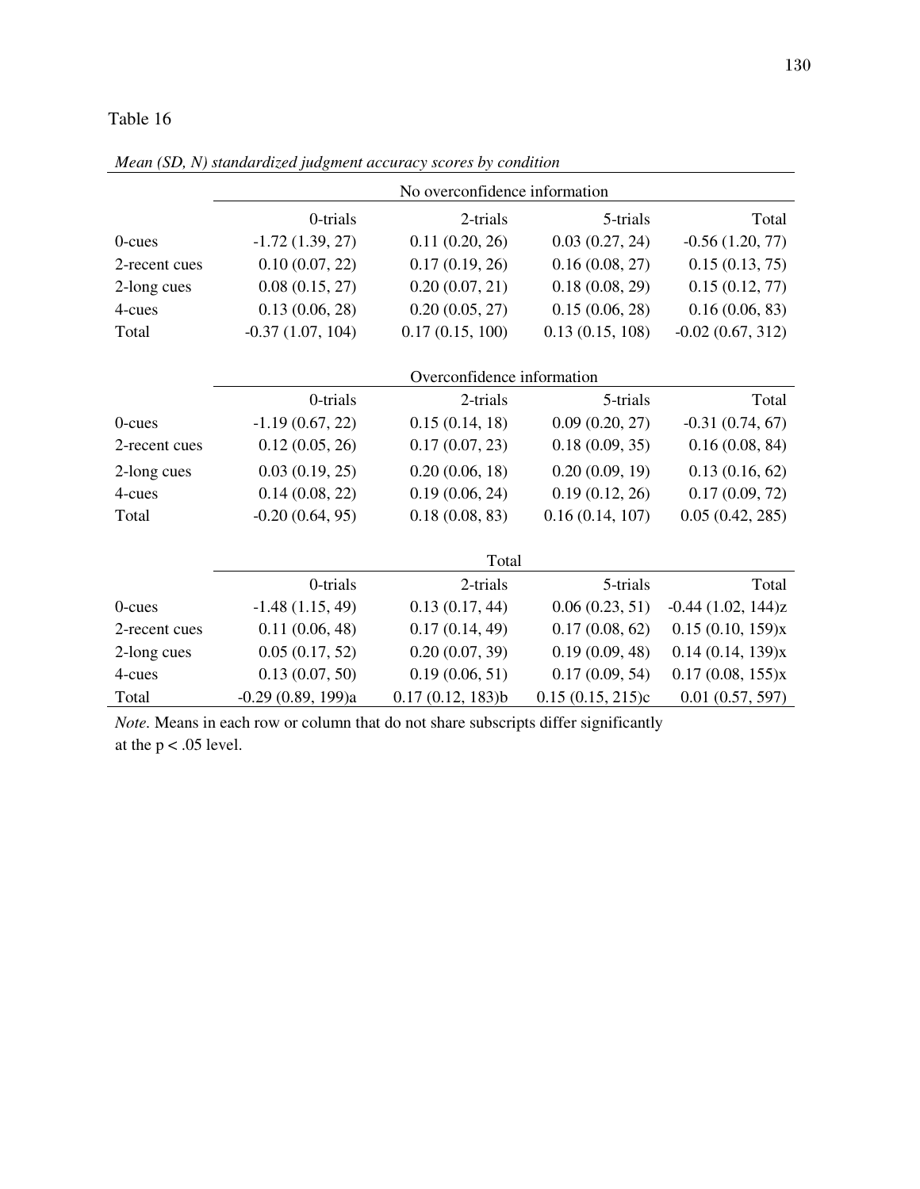Table 16

*Mean (SD, N) standardized judgment accuracy scores by condition*

| | No overconfidence information | | | |
|---|---|---|---|---|
| | 0-trials | 2-trials | 5-trials | Total |
| 0-cues | -1.72 (1.39, 27) | 0.11 (0.20, 26) | 0.03 (0.27, 24) | -0.56 (1.20, 77) |
| 2-recent cues | 0.10 (0.07, 22) | 0.17 (0.19, 26) | 0.16 (0.08, 27) | 0.15 (0.13, 75) |
| 2-long cues | 0.08 (0.15, 27) | 0.20 (0.07, 21) | 0.18 (0.08, 29) | 0.15 (0.12, 77) |
| 4-cues | 0.13 (0.06, 28) | 0.20 (0.05, 27) | 0.15 (0.06, 28) | 0.16 (0.06, 83) |
| Total | -0.37 (1.07, 104) | 0.17 (0.15, 100) | 0.13 (0.15, 108) | -0.02 (0.67, 312) |
| | **Overconfidence information** | | | |
| | 0-trials | 2-trials | 5-trials | Total |
| 0-cues | -1.19 (0.67, 22) | 0.15 (0.14, 18) | 0.09 (0.20, 27) | -0.31 (0.74, 67) |
| 2-recent cues | 0.12 (0.05, 26) | 0.17 (0.07, 23) | 0.18 (0.09, 35) | 0.16 (0.08, 84) |
| 2-long cues | 0.03 (0.19, 25) | 0.20 (0.06, 18) | 0.20 (0.09, 19) | 0.13 (0.16, 62) |
| 4-cues | 0.14 (0.08, 22) | 0.19 (0.06, 24) | 0.19 (0.12, 26) | 0.17 (0.09, 72) |
| Total | -0.20 (0.64, 95) | 0.18 (0.08, 83) | 0.16 (0.14, 107) | 0.05 (0.42, 285) |
| | **Total** | | | |
| | 0-trials | 2-trials | 5-trials | Total |
| 0-cues | -1.48 (1.15, 49) | 0.13 (0.17, 44) | 0.06 (0.23, 51) | -0.44 (1.02, 144)z |
| 2-recent cues | 0.11 (0.06, 48) | 0.17 (0.14, 49) | 0.17 (0.08, 62) | 0.15 (0.10, 159)x |
| 2-long cues | 0.05 (0.17, 52) | 0.20 (0.07, 39) | 0.19 (0.09, 48) | 0.14 (0.14, 139)x |
| 4-cues | 0.13 (0.07, 50) | 0.19 (0.06, 51) | 0.17 (0.09, 54) | 0.17 (0.08, 155)x |
| Total | -0.29 (0.89, 199)a | 0.17 (0.12, 183)b | 0.15 (0.15, 215)c | 0.01 (0.57, 597) |

*Note.* Means in each row or column that do not share subscripts differ significantly at the $p < .05$ level.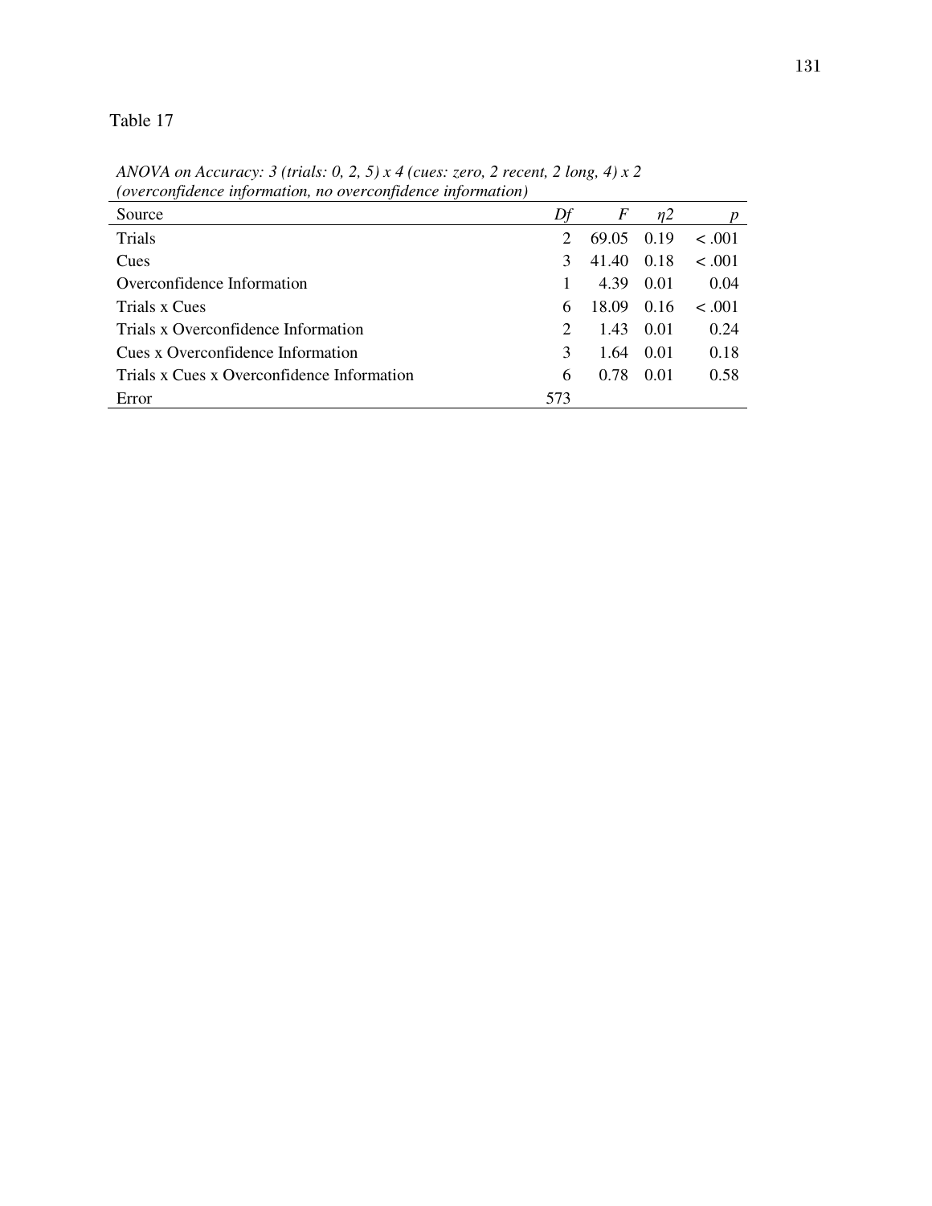Table 17

*ANOVA on Accuracy: 3 (trials: 0, 2, 5) x 4 (cues: zero, 2 recent, 2 long, 4) x 2 (overconfidence information, no overconfidence information)*

| Source | *Df* | *F* | *η2* | *p* |
|---|---|---|---|---|
| Trials | 2 | 69.05 | 0.19 | < .001 |
| Cues | 3 | 41.40 | 0.18 | < .001 |
| Overconfidence Information | 1 | 4.39 | 0.01 | 0.04 |
| Trials x Cues | 6 | 18.09 | 0.16 | < .001 |
| Trials x Overconfidence Information | 2 | 1.43 | 0.01 | 0.24 |
| Cues x Overconfidence Information | 3 | 1.64 | 0.01 | 0.18 |
| Trials x Cues x Overconfidence Information | 6 | 0.78 | 0.01 | 0.58 |
| Error | 573 | | | |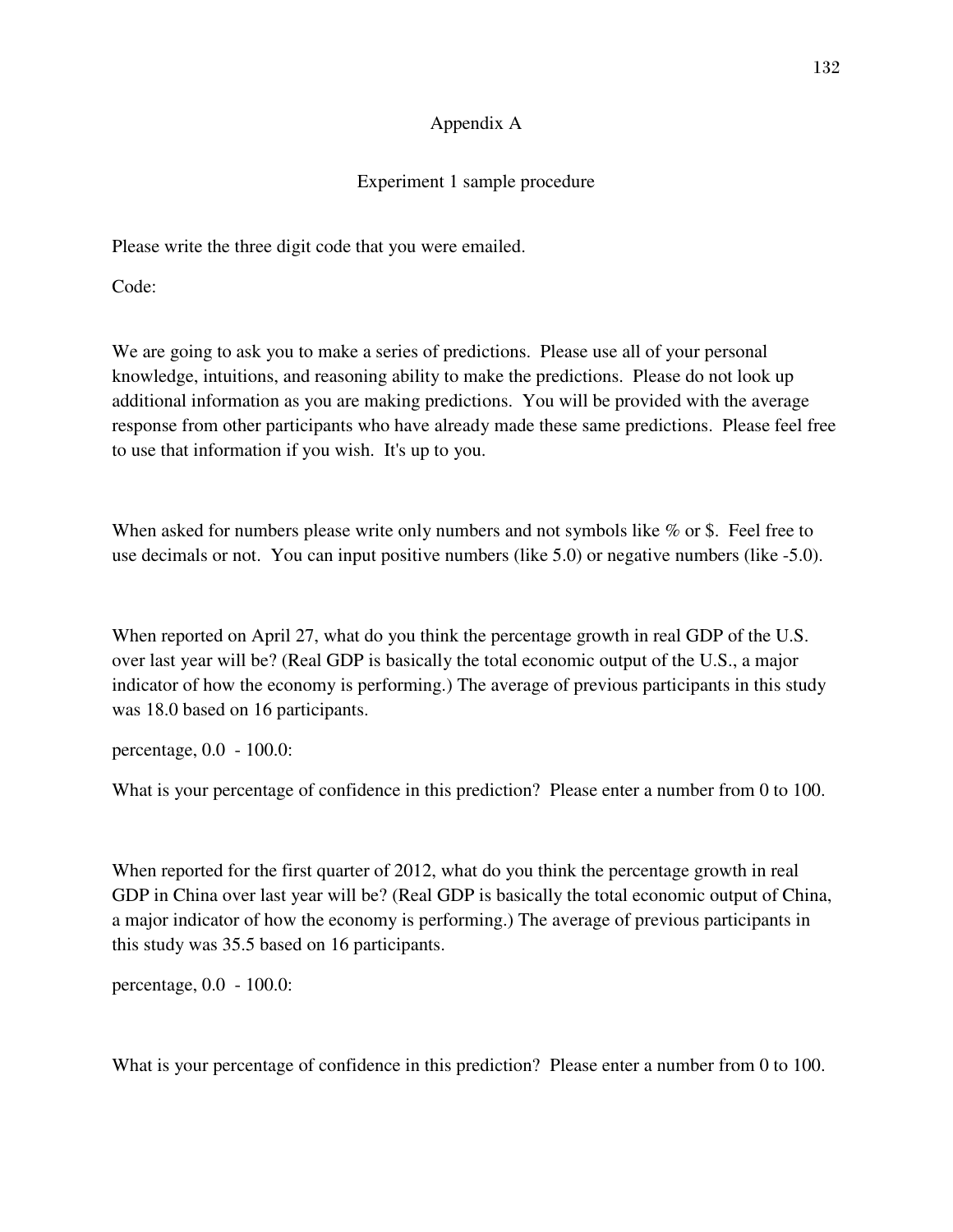# Appendix A

## Experiment 1 sample procedure

Please write the three digit code that you were emailed.

Code:

We are going to ask you to make a series of predictions. Please use all of your personal knowledge, intuitions, and reasoning ability to make the predictions. Please do not look up additional information as you are making predictions. You will be provided with the average response from other participants who have already made these same predictions. Please feel free to use that information if you wish. It's up to you.

When asked for numbers please write only numbers and not symbols like % or $. Feel free to use decimals or not. You can input positive numbers (like 5.0) or negative numbers (like -5.0).

When reported on April 27, what do you think the percentage growth in real GDP of the U.S. over last year will be? (Real GDP is basically the total economic output of the U.S., a major indicator of how the economy is performing.) The average of previous participants in this study was 18.0 based on 16 participants.

percentage, 0.0 - 100.0:

What is your percentage of confidence in this prediction? Please enter a number from 0 to 100.

When reported for the first quarter of 2012, what do you think the percentage growth in real GDP in China over last year will be? (Real GDP is basically the total economic output of China, a major indicator of how the economy is performing.) The average of previous participants in this study was 35.5 based on 16 participants.

percentage, 0.0 - 100.0:

What is your percentage of confidence in this prediction? Please enter a number from 0 to 100.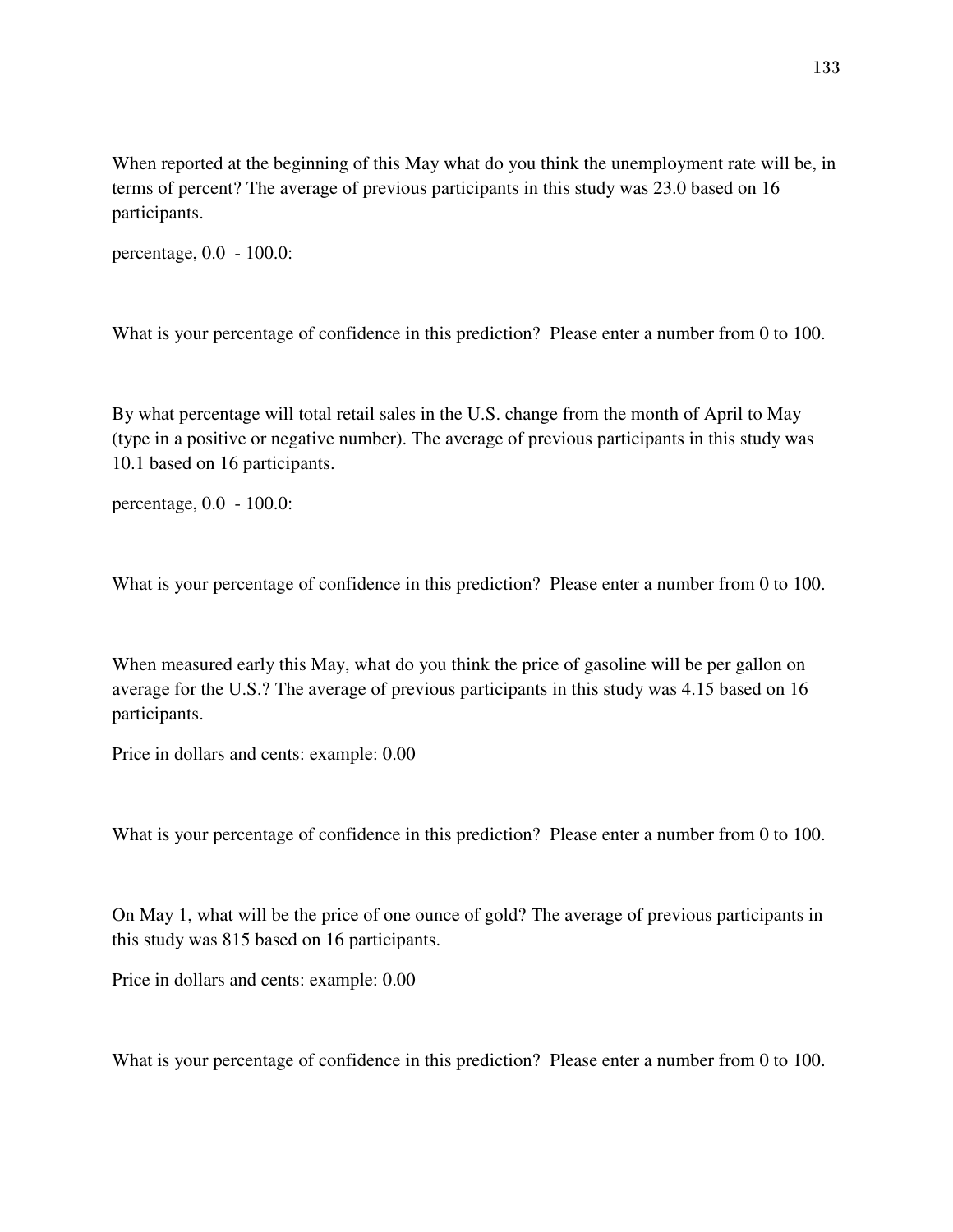When reported at the beginning of this May what do you think the unemployment rate will be, in terms of percent? The average of previous participants in this study was 23.0 based on 16 participants.

percentage, 0.0 - 100.0:

What is your percentage of confidence in this prediction? Please enter a number from 0 to 100.

By what percentage will total retail sales in the U.S. change from the month of April to May (type in a positive or negative number). The average of previous participants in this study was 10.1 based on 16 participants.

percentage, 0.0 - 100.0:

What is your percentage of confidence in this prediction? Please enter a number from 0 to 100.

When measured early this May, what do you think the price of gasoline will be per gallon on average for the U.S.? The average of previous participants in this study was 4.15 based on 16 participants.

Price in dollars and cents: example: 0.00

What is your percentage of confidence in this prediction? Please enter a number from 0 to 100.

On May 1, what will be the price of one ounce of gold? The average of previous participants in this study was 815 based on 16 participants.

Price in dollars and cents: example: 0.00

What is your percentage of confidence in this prediction? Please enter a number from 0 to 100.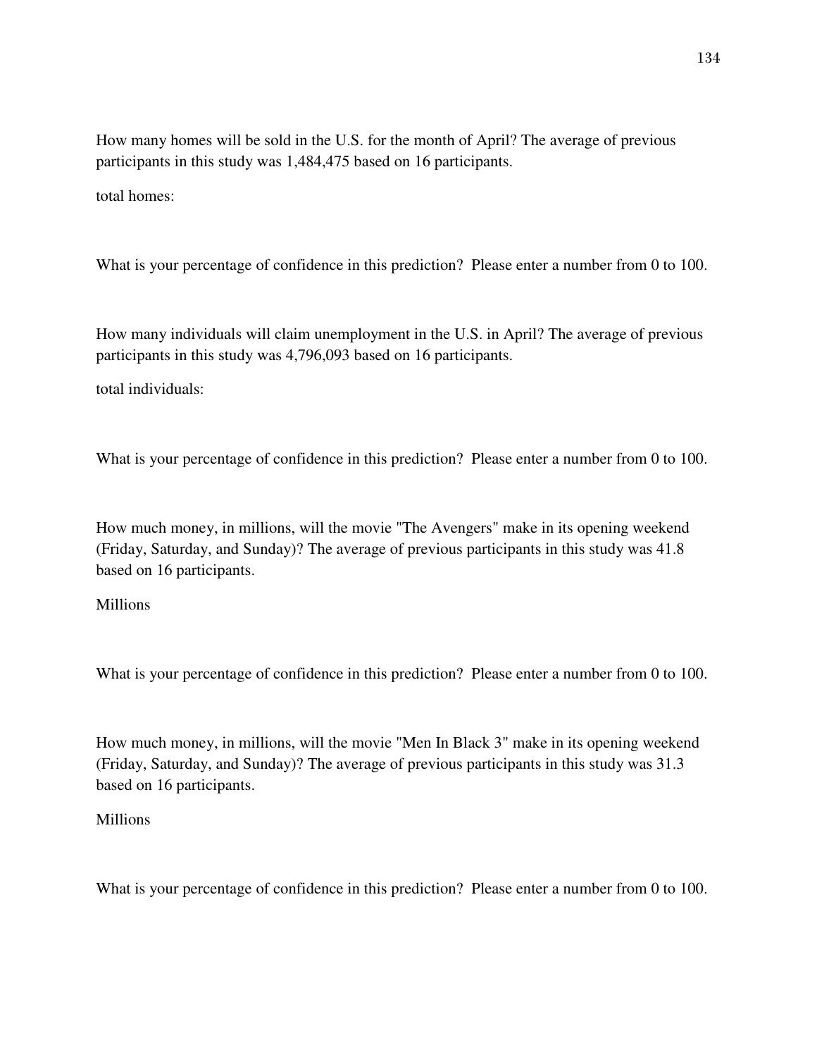How many homes will be sold in the U.S. for the month of April? The average of previous participants in this study was 1,484,475 based on 16 participants.

total homes:

What is your percentage of confidence in this prediction? Please enter a number from 0 to 100.

How many individuals will claim unemployment in the U.S. in April? The average of previous participants in this study was 4,796,093 based on 16 participants.

total individuals:

What is your percentage of confidence in this prediction? Please enter a number from 0 to 100.

How much money, in millions, will the movie "The Avengers" make in its opening weekend (Friday, Saturday, and Sunday)? The average of previous participants in this study was 41.8 based on 16 participants.

Millions

What is your percentage of confidence in this prediction? Please enter a number from 0 to 100.

How much money, in millions, will the movie "Men In Black 3" make in its opening weekend (Friday, Saturday, and Sunday)? The average of previous participants in this study was 31.3 based on 16 participants.

Millions

What is your percentage of confidence in this prediction? Please enter a number from 0 to 100.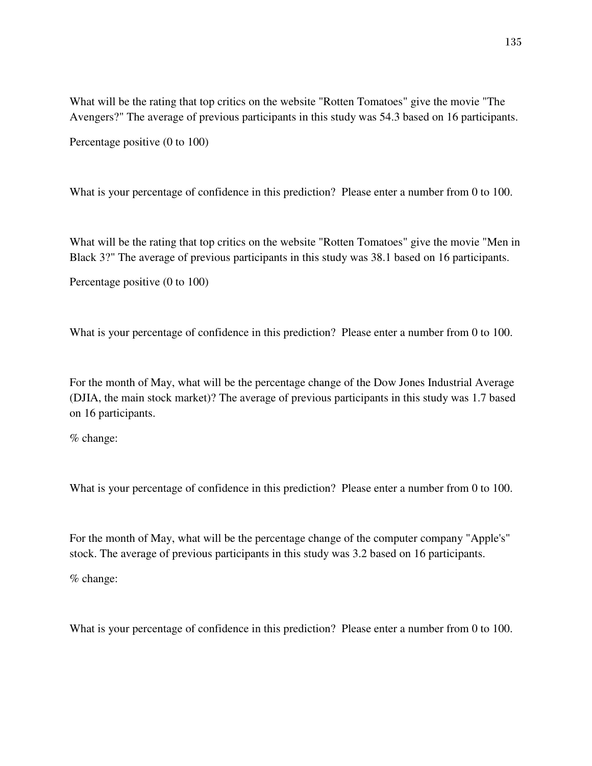What will be the rating that top critics on the website "Rotten Tomatoes" give the movie "The Avengers?" The average of previous participants in this study was 54.3 based on 16 participants.

Percentage positive (0 to 100)

What is your percentage of confidence in this prediction? Please enter a number from 0 to 100.

What will be the rating that top critics on the website "Rotten Tomatoes" give the movie "Men in Black 3?" The average of previous participants in this study was 38.1 based on 16 participants.

Percentage positive (0 to 100)

What is your percentage of confidence in this prediction? Please enter a number from 0 to 100.

For the month of May, what will be the percentage change of the Dow Jones Industrial Average (DJIA, the main stock market)? The average of previous participants in this study was 1.7 based on 16 participants.

% change:

What is your percentage of confidence in this prediction? Please enter a number from 0 to 100.

For the month of May, what will be the percentage change of the computer company "Apple's" stock. The average of previous participants in this study was 3.2 based on 16 participants.

% change:

What is your percentage of confidence in this prediction? Please enter a number from 0 to 100.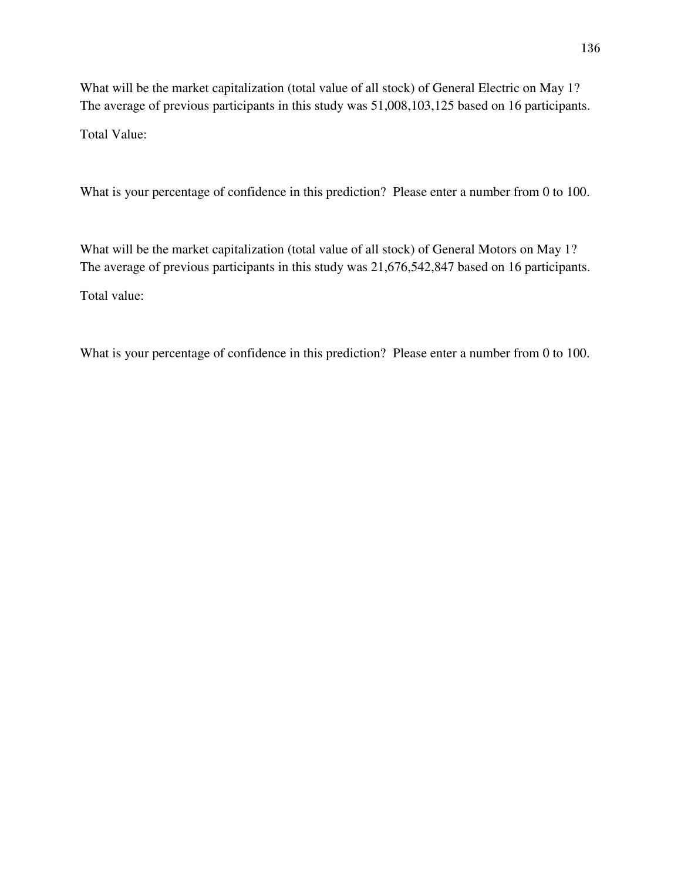What will be the market capitalization (total value of all stock) of General Electric on May 1? The average of previous participants in this study was 51,008,103,125 based on 16 participants.

Total Value:

What is your percentage of confidence in this prediction? Please enter a number from 0 to 100.

What will be the market capitalization (total value of all stock) of General Motors on May 1? The average of previous participants in this study was 21,676,542,847 based on 16 participants.

Total value:

What is your percentage of confidence in this prediction? Please enter a number from 0 to 100.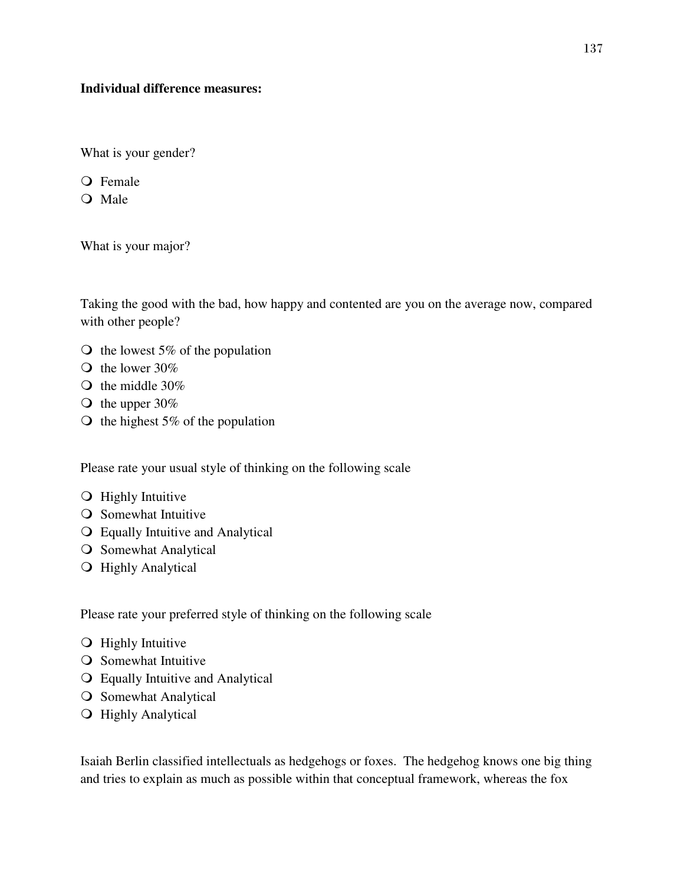**Individual difference measures:**

What is your gender?

- Female
- Male

What is your major?

Taking the good with the bad, how happy and contented are you on the average now, compared with other people?

- the lowest 5% of the population
- the lower 30%
- the middle 30%
- the upper 30%
- the highest 5% of the population

Please rate your usual style of thinking on the following scale

- Highly Intuitive
- Somewhat Intuitive
- Equally Intuitive and Analytical
- Somewhat Analytical
- Highly Analytical

Please rate your preferred style of thinking on the following scale

- Highly Intuitive
- Somewhat Intuitive
- Equally Intuitive and Analytical
- Somewhat Analytical
- Highly Analytical

Isaiah Berlin classified intellectuals as hedgehogs or foxes. The hedgehog knows one big thing and tries to explain as much as possible within that conceptual framework, whereas the fox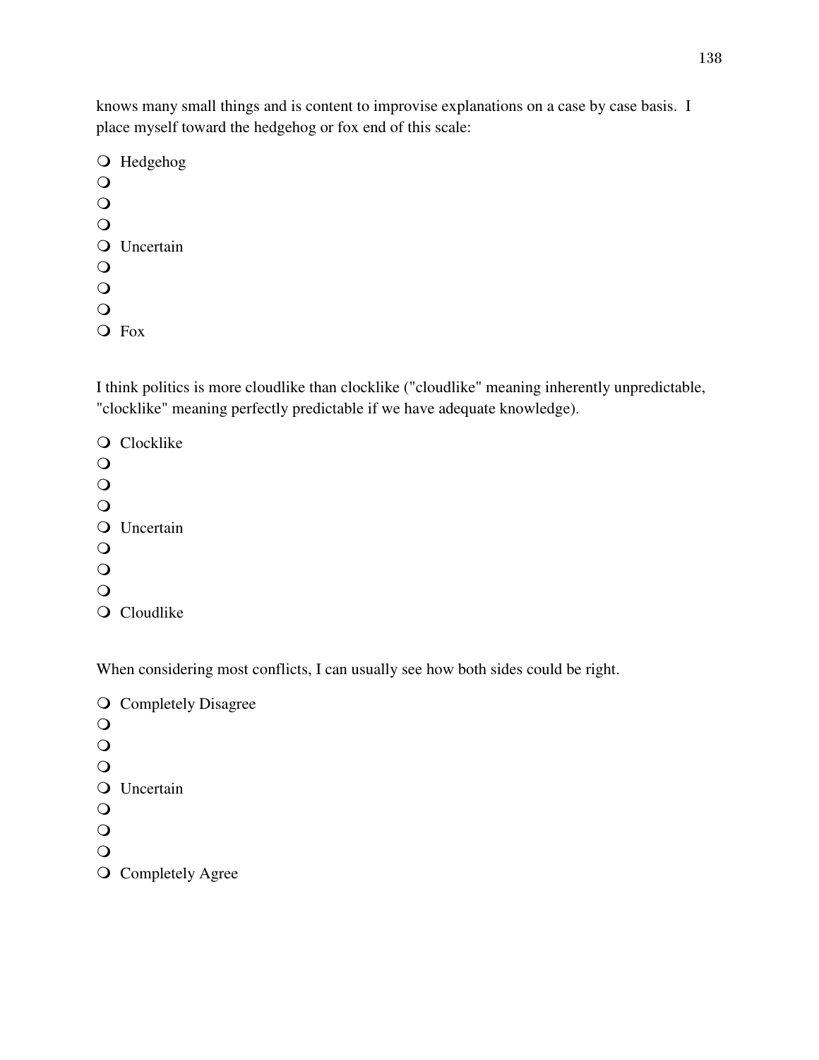knows many small things and is content to improvise explanations on a case by case basis. I place myself toward the hedgehog or fox end of this scale:

- ❍ Hedgehog
- ❍
- ❍
- ❍
- ❍ Uncertain
- ❍
- ❍
- ❍
- ❍ Fox

I think politics is more cloudlike than clocklike ("cloudlike" meaning inherently unpredictable, "clocklike" meaning perfectly predictable if we have adequate knowledge).

- ❍ Clocklike
- ❍
- ❍
- ❍
- ❍ Uncertain
- ❍
- ❍
- ❍
- ❍ Cloudlike

When considering most conflicts, I can usually see how both sides could be right.

- ❍ Completely Disagree
- ❍
- ❍
- ❍
- ❍ Uncertain
- ❍
- ❍
- ❍
- ❍ Completely Agree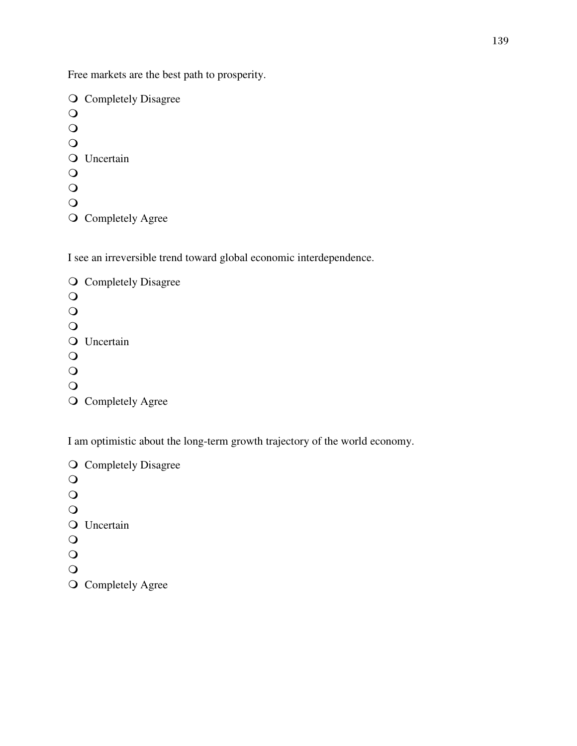Free markets are the best path to prosperity.

❍ Completely Disagree
❍
❍
❍
❍ Uncertain
❍
❍
❍
❍ Completely Agree

I see an irreversible trend toward global economic interdependence.

❍ Completely Disagree
❍
❍
❍
❍ Uncertain
❍
❍
❍
❍ Completely Agree

I am optimistic about the long-term growth trajectory of the world economy.

❍ Completely Disagree
❍
❍
❍
❍ Uncertain
❍
❍
❍
❍ Completely Agree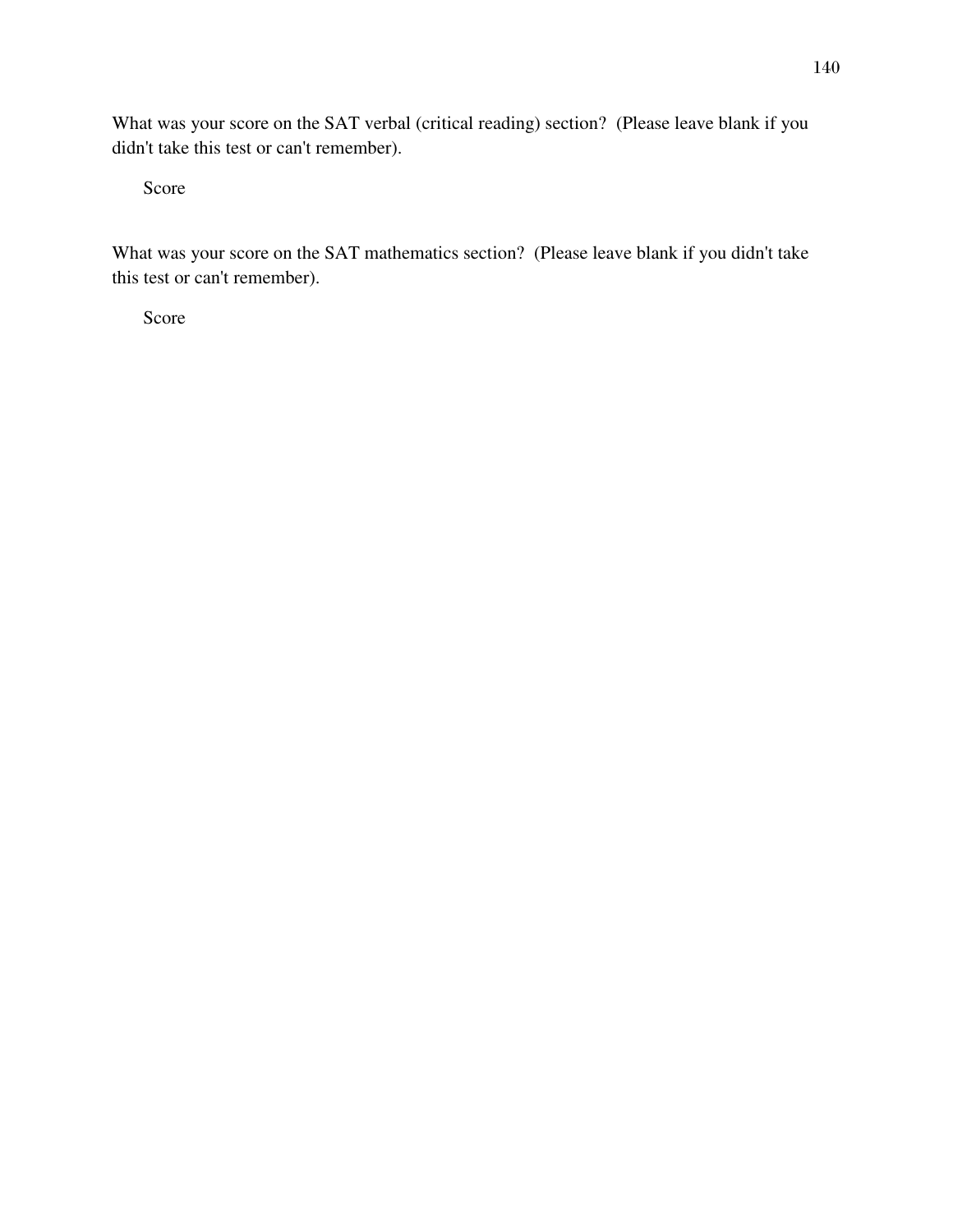What was your score on the SAT verbal (critical reading) section? (Please leave blank if you didn't take this test or can't remember).

Score

What was your score on the SAT mathematics section? (Please leave blank if you didn't take this test or can't remember).

Score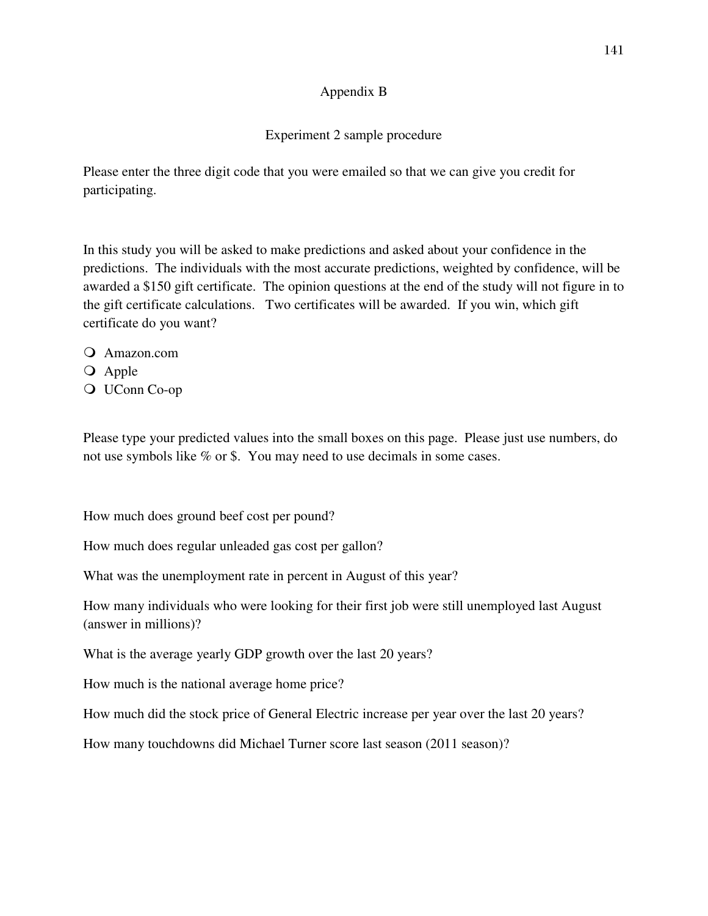# Appendix B

## Experiment 2 sample procedure

Please enter the three digit code that you were emailed so that we can give you credit for participating.

In this study you will be asked to make predictions and asked about your confidence in the predictions. The individuals with the most accurate predictions, weighted by confidence, will be awarded a $150 gift certificate. The opinion questions at the end of the study will not figure in to the gift certificate calculations. Two certificates will be awarded. If you win, which gift certificate do you want?

- Amazon.com
- Apple
- UConn Co-op

Please type your predicted values into the small boxes on this page. Please just use numbers, do not use symbols like % or $. You may need to use decimals in some cases.

How much does ground beef cost per pound?

How much does regular unleaded gas cost per gallon?

What was the unemployment rate in percent in August of this year?

How many individuals who were looking for their first job were still unemployed last August (answer in millions)?

What is the average yearly GDP growth over the last 20 years?

How much is the national average home price?

How much did the stock price of General Electric increase per year over the last 20 years?

How many touchdowns did Michael Turner score last season (2011 season)?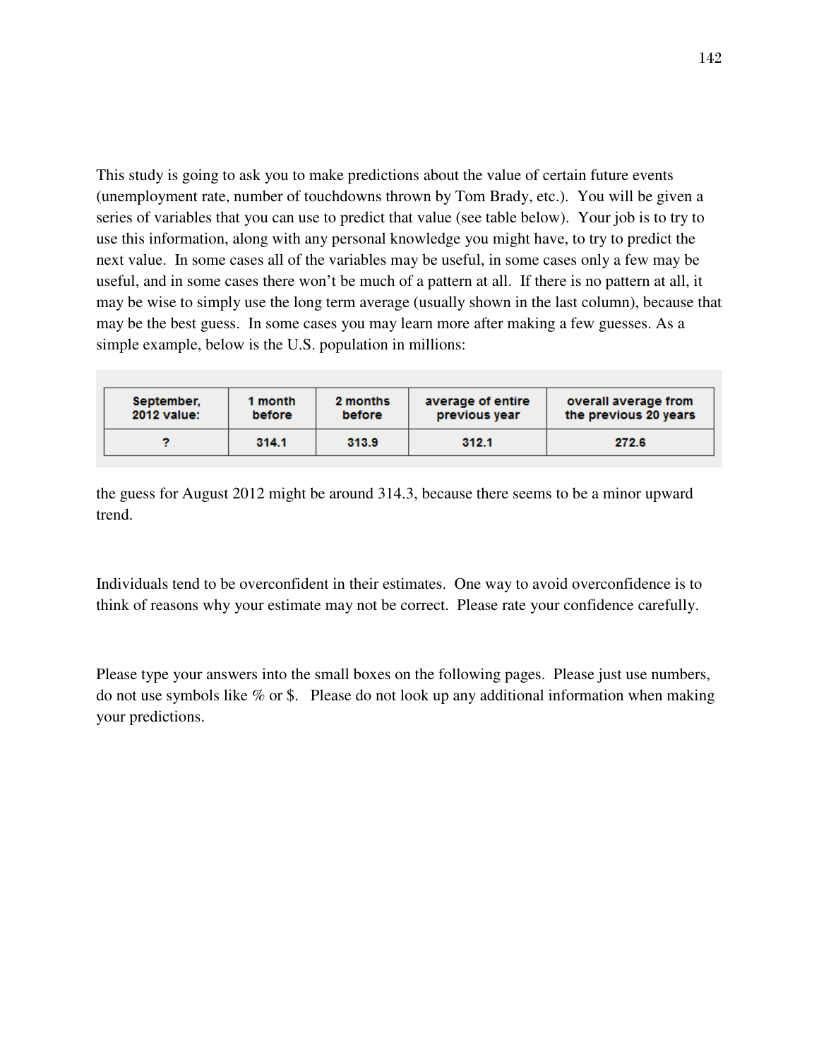This study is going to ask you to make predictions about the value of certain future events (unemployment rate, number of touchdowns thrown by Tom Brady, etc.). You will be given a series of variables that you can use to predict that value (see table below). Your job is to try to use this information, along with any personal knowledge you might have, to try to predict the next value. In some cases all of the variables may be useful, in some cases only a few may be useful, and in some cases there won't be much of a pattern at all. If there is no pattern at all, it may be wise to simply use the long term average (usually shown in the last column), because that may be the best guess. In some cases you may learn more after making a few guesses. As a simple example, below is the U.S. population in millions:

| September, 2012 value: | 1 month before | 2 months before | average of entire previous year | overall average from the previous 20 years |
|---|---|---|---|---|
| ? | 314.1 | 313.9 | 312.1 | 272.6 |

the guess for August 2012 might be around 314.3, because there seems to be a minor upward trend.

Individuals tend to be overconfident in their estimates. One way to avoid overconfidence is to think of reasons why your estimate may not be correct. Please rate your confidence carefully.

Please type your answers into the small boxes on the following pages. Please just use numbers, do not use symbols like % or $. Please do not look up any additional information when making your predictions.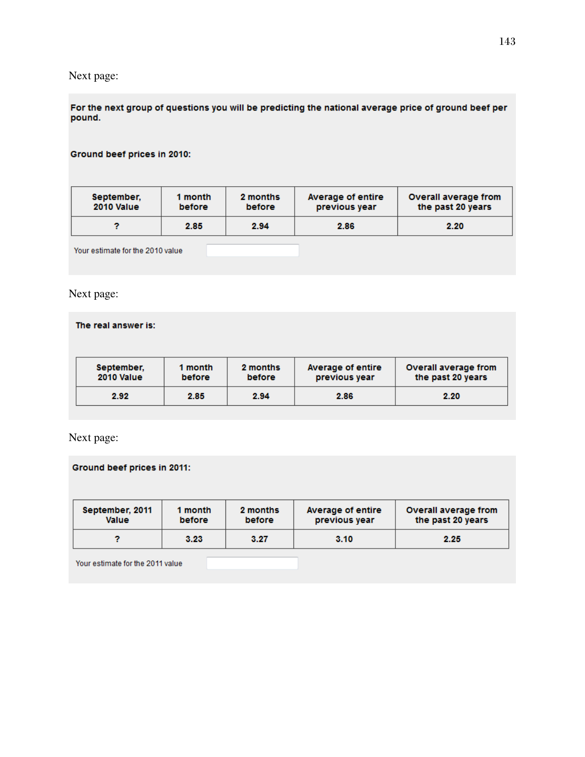Next page:

**For the next group of questions you will be predicting the national average price of ground beef per pound.**

**Ground beef prices in 2010:**

| September, 2010 Value | 1 month before | 2 months before | Average of entire previous year | Overall average from the past 20 years |
|---|---|---|---|---|
| ? | 2.85 | 2.94 | 2.86 | 2.20 |

Your estimate for the 2010 value

Next page:

**The real answer is:**

| September, 2010 Value | 1 month before | 2 months before | Average of entire previous year | Overall average from the past 20 years |
|---|---|---|---|---|
| 2.92 | 2.85 | 2.94 | 2.86 | 2.20 |

Next page:

**Ground beef prices in 2011:**

| September, 2011 Value | 1 month before | 2 months before | Average of entire previous year | Overall average from the past 20 years |
|---|---|---|---|---|
| ? | 3.23 | 3.27 | 3.10 | 2.25 |

Your estimate for the 2011 value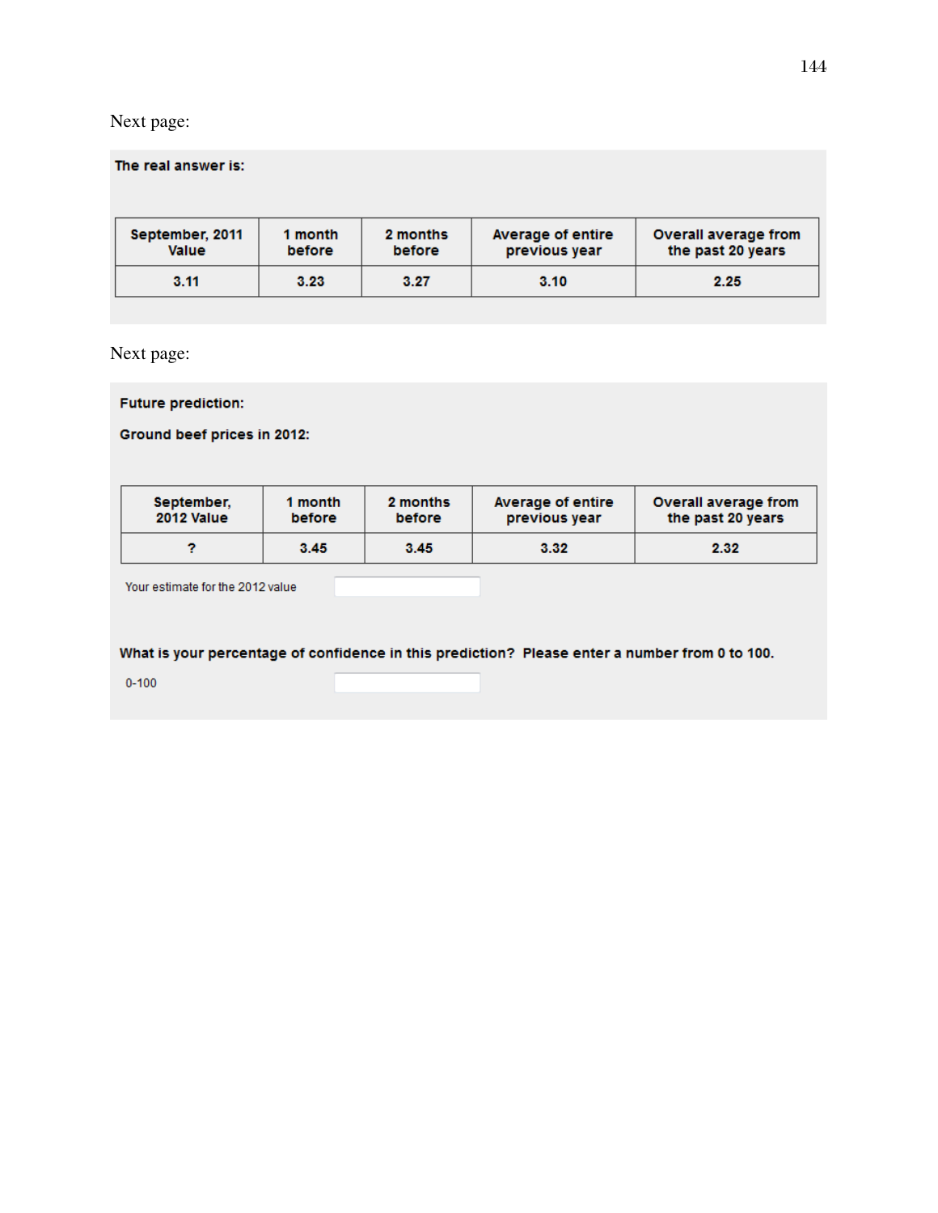Next page:

**The real answer is:**

| September, 2011 Value | 1 month before | 2 months before | Average of entire previous year | Overall average from the past 20 years |
|---|---|---|---|---|
| 3.11 | 3.23 | 3.27 | 3.10 | 2.25 |

Next page:

**Future prediction:**

**Ground beef prices in 2012:**

| September, 2012 Value | 1 month before | 2 months before | Average of entire previous year | Overall average from the past 20 years |
|---|---|---|---|---|
| ? | 3.45 | 3.45 | 3.32 | 2.32 |

Your estimate for the 2012 value

**What is your percentage of confidence in this prediction? Please enter a number from 0 to 100.**

0-100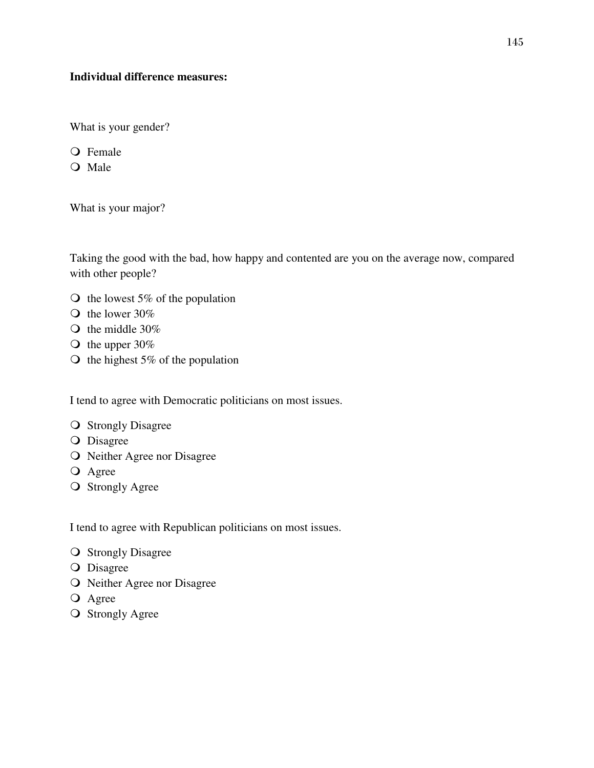**Individual difference measures:**

What is your gender?

- Female
- Male

What is your major?

Taking the good with the bad, how happy and contented are you on the average now, compared with other people?

- the lowest 5% of the population
- the lower 30%
- the middle 30%
- the upper 30%
- the highest 5% of the population

I tend to agree with Democratic politicians on most issues.

- Strongly Disagree
- Disagree
- Neither Agree nor Disagree
- Agree
- Strongly Agree

I tend to agree with Republican politicians on most issues.

- Strongly Disagree
- Disagree
- Neither Agree nor Disagree
- Agree
- Strongly Agree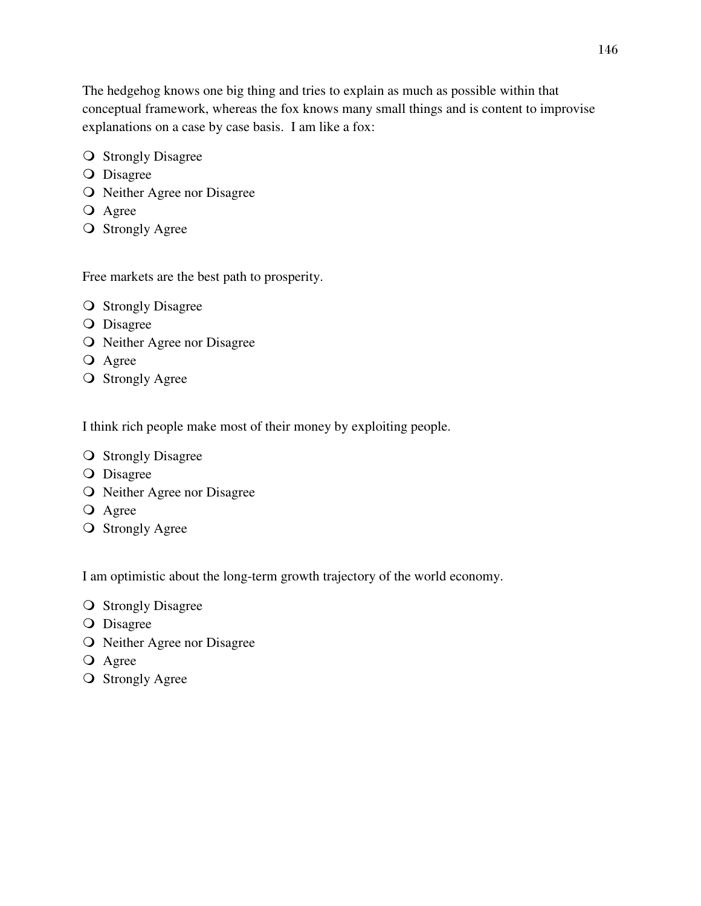The hedgehog knows one big thing and tries to explain as much as possible within that conceptual framework, whereas the fox knows many small things and is content to improvise explanations on a case by case basis. I am like a fox:

- Strongly Disagree
- Disagree
- Neither Agree nor Disagree
- Agree
- Strongly Agree

Free markets are the best path to prosperity.

- Strongly Disagree
- Disagree
- Neither Agree nor Disagree
- Agree
- Strongly Agree

I think rich people make most of their money by exploiting people.

- Strongly Disagree
- Disagree
- Neither Agree nor Disagree
- Agree
- Strongly Agree

I am optimistic about the long-term growth trajectory of the world economy.

- Strongly Disagree
- Disagree
- Neither Agree nor Disagree
- Agree
- Strongly Agree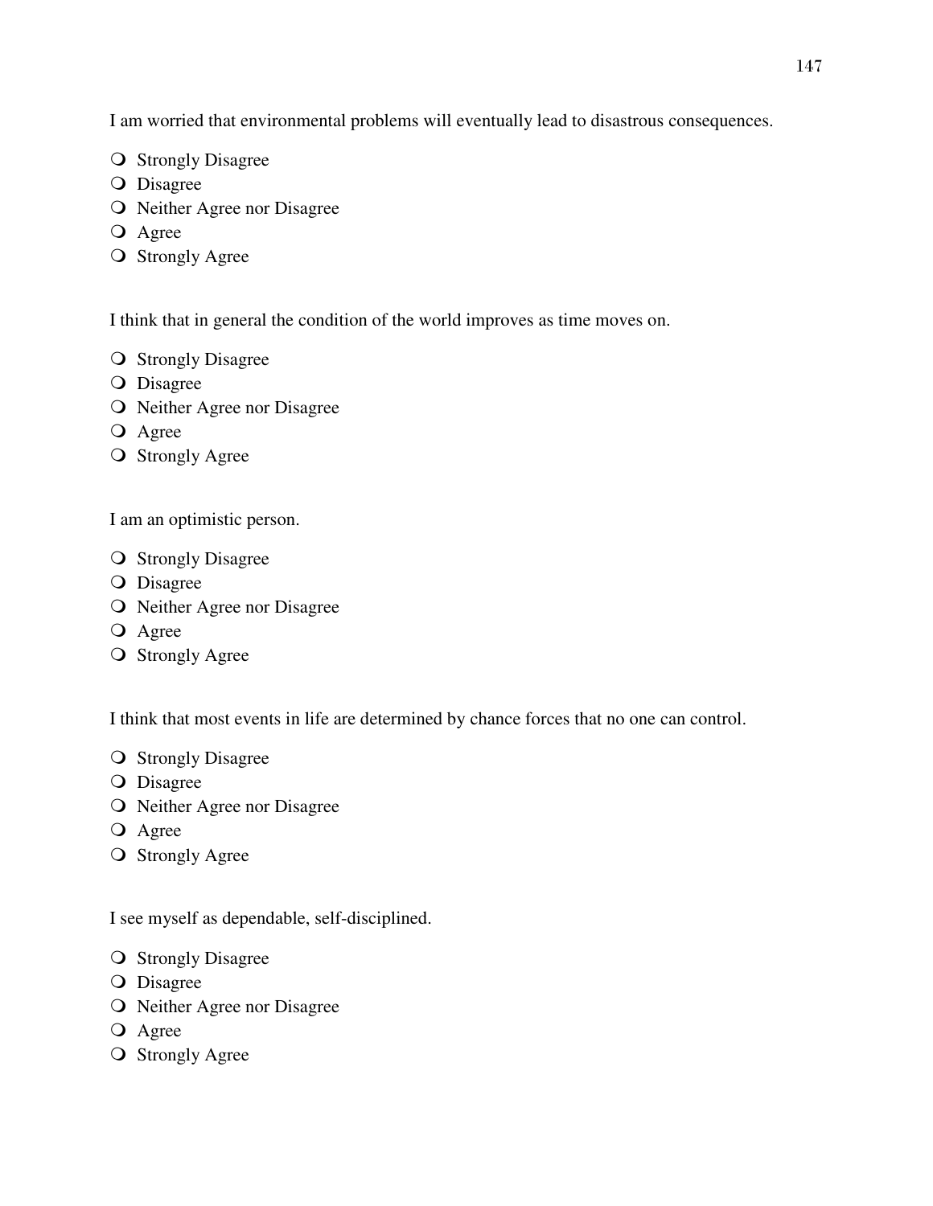I am worried that environmental problems will eventually lead to disastrous consequences.

- Strongly Disagree
- Disagree
- Neither Agree nor Disagree
- Agree
- Strongly Agree

I think that in general the condition of the world improves as time moves on.

- Strongly Disagree
- Disagree
- Neither Agree nor Disagree
- Agree
- Strongly Agree

I am an optimistic person.

- Strongly Disagree
- Disagree
- Neither Agree nor Disagree
- Agree
- Strongly Agree

I think that most events in life are determined by chance forces that no one can control.

- Strongly Disagree
- Disagree
- Neither Agree nor Disagree
- Agree
- Strongly Agree

I see myself as dependable, self-disciplined.

- Strongly Disagree
- Disagree
- Neither Agree nor Disagree
- Agree
- Strongly Agree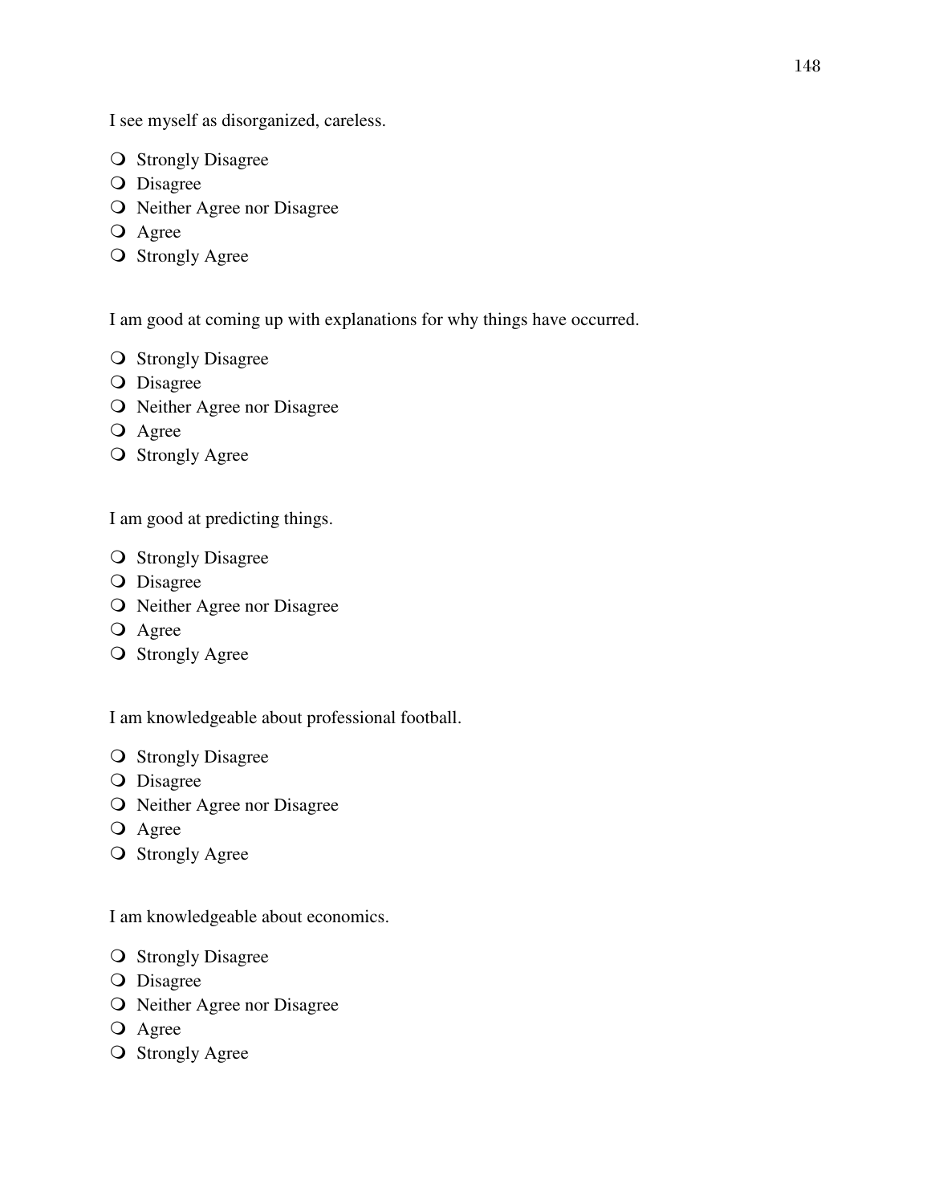I see myself as disorganized, careless.

- ❍ Strongly Disagree
- ❍ Disagree
- ❍ Neither Agree nor Disagree
- ❍ Agree
- ❍ Strongly Agree

I am good at coming up with explanations for why things have occurred.

- ❍ Strongly Disagree
- ❍ Disagree
- ❍ Neither Agree nor Disagree
- ❍ Agree
- ❍ Strongly Agree

I am good at predicting things.

- ❍ Strongly Disagree
- ❍ Disagree
- ❍ Neither Agree nor Disagree
- ❍ Agree
- ❍ Strongly Agree

I am knowledgeable about professional football.

- ❍ Strongly Disagree
- ❍ Disagree
- ❍ Neither Agree nor Disagree
- ❍ Agree
- ❍ Strongly Agree

I am knowledgeable about economics.

- ❍ Strongly Disagree
- ❍ Disagree
- ❍ Neither Agree nor Disagree
- ❍ Agree
- ❍ Strongly Agree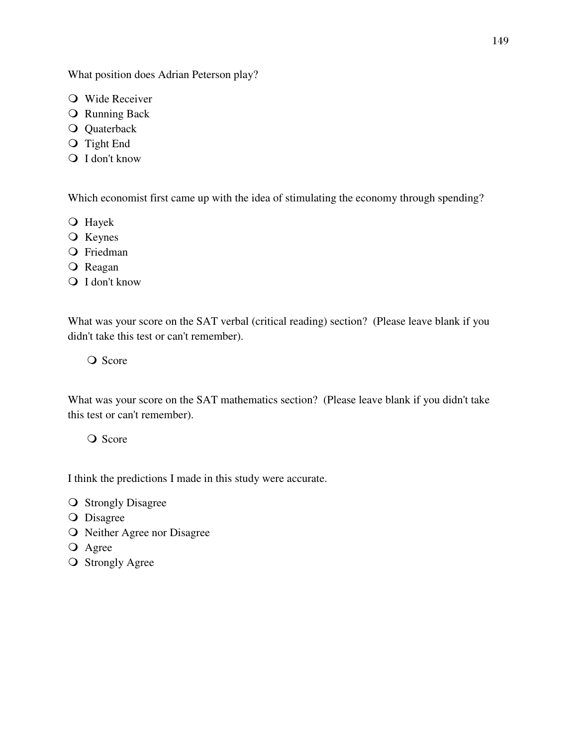What position does Adrian Peterson play?

- ❍ Wide Receiver
- ❍ Running Back
- ❍ Quaterback
- ❍ Tight End
- ❍ I don't know

Which economist first came up with the idea of stimulating the economy through spending?

- ❍ Hayek
- ❍ Keynes
- ❍ Friedman
- ❍ Reagan
- ❍ I don't know

What was your score on the SAT verbal (critical reading) section? (Please leave blank if you didn't take this test or can't remember).

- ❍ Score

What was your score on the SAT mathematics section? (Please leave blank if you didn't take this test or can't remember).

- ❍ Score

I think the predictions I made in this study were accurate.

- ❍ Strongly Disagree
- ❍ Disagree
- ❍ Neither Agree nor Disagree
- ❍ Agree
- ❍ Strongly Agree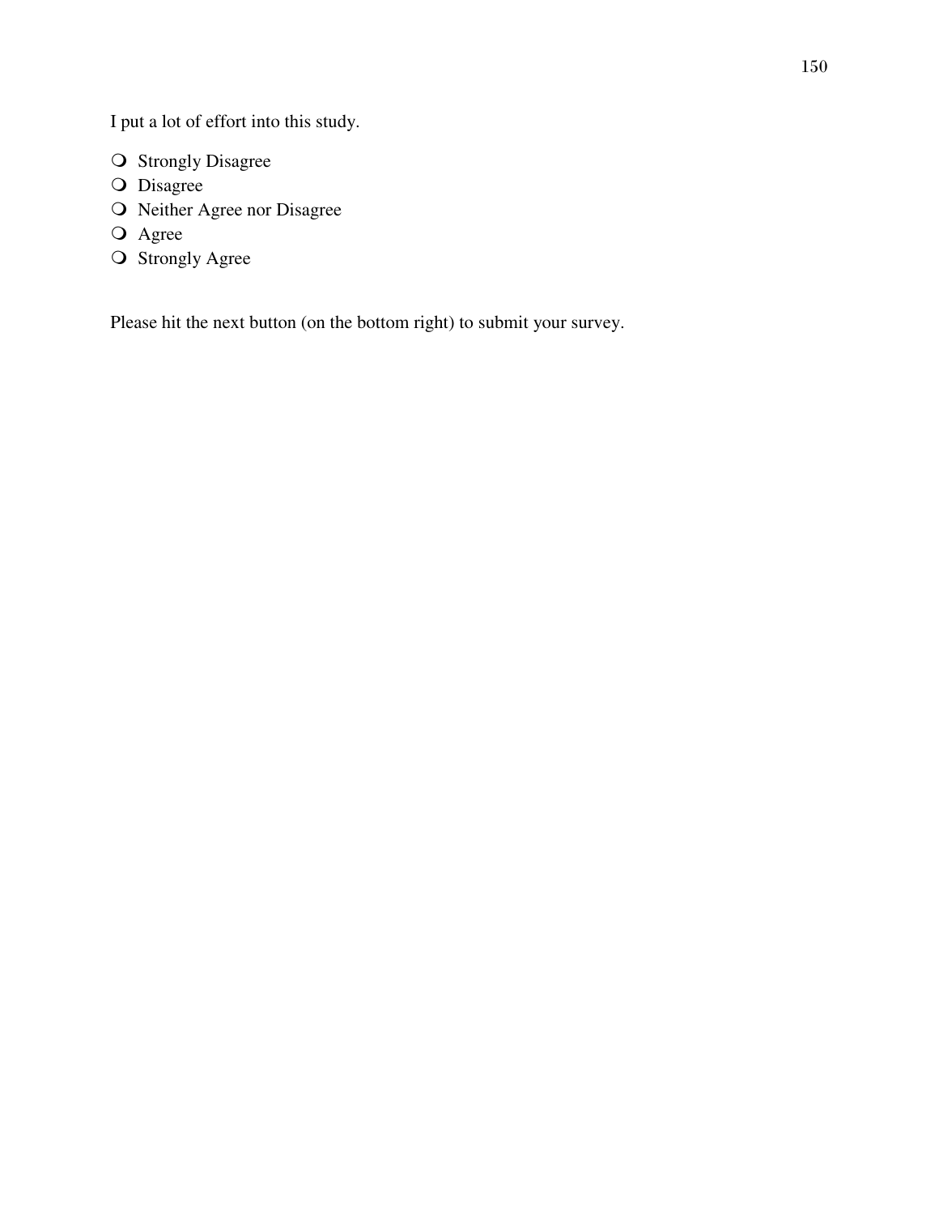I put a lot of effort into this study.

- Strongly Disagree
- Disagree
- Neither Agree nor Disagree
- Agree
- Strongly Agree

Please hit the next button (on the bottom right) to submit your survey.